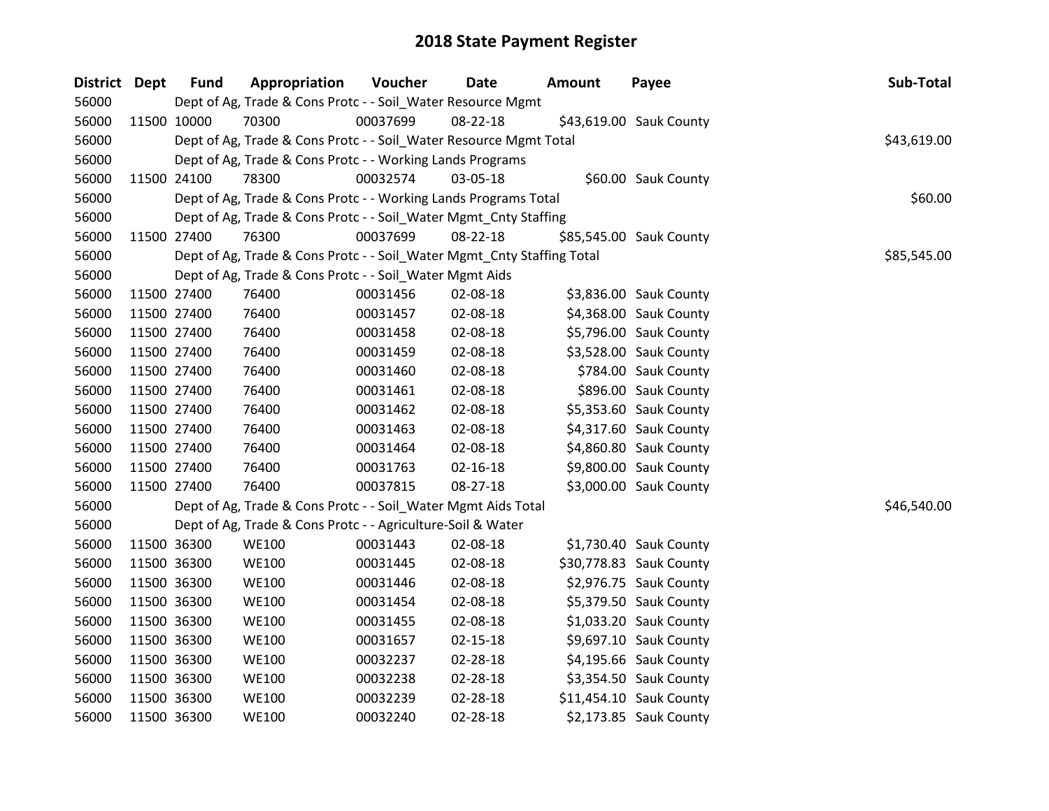# 2018 State Payment Register

| District | Dept | Fund | Appropriation | Voucher | Date | Amount | Payee | Sub-Total |
|---|---|---|---|---|---|---|---|---|
| 56000 | | Dept of Ag, Trade & Cons Protc - - Soil_Water Resource Mgmt | | | | | | |
| 56000 | 11500 | 10000 | 70300 | 00037699 | 08-22-18 | $43,619.00 | Sauk County | |
| 56000 | | Dept of Ag, Trade & Cons Protc - - Soil_Water Resource Mgmt Total | | | | | | $43,619.00 |
| 56000 | | Dept of Ag, Trade & Cons Protc - - Working Lands Programs | | | | | | |
| 56000 | 11500 | 24100 | 78300 | 00032574 | 03-05-18 | $60.00 | Sauk County | |
| 56000 | | Dept of Ag, Trade & Cons Protc - - Working Lands Programs Total | | | | | | $60.00 |
| 56000 | | Dept of Ag, Trade & Cons Protc - - Soil_Water Mgmt_Cnty Staffing | | | | | | |
| 56000 | 11500 | 27400 | 76300 | 00037699 | 08-22-18 | $85,545.00 | Sauk County | |
| 56000 | | Dept of Ag, Trade & Cons Protc - - Soil_Water Mgmt_Cnty Staffing Total | | | | | | $85,545.00 |
| 56000 | | Dept of Ag, Trade & Cons Protc - - Soil_Water Mgmt Aids | | | | | | |
| 56000 | 11500 | 27400 | 76400 | 00031456 | 02-08-18 | $3,836.00 | Sauk County | |
| 56000 | 11500 | 27400 | 76400 | 00031457 | 02-08-18 | $4,368.00 | Sauk County | |
| 56000 | 11500 | 27400 | 76400 | 00031458 | 02-08-18 | $5,796.00 | Sauk County | |
| 56000 | 11500 | 27400 | 76400 | 00031459 | 02-08-18 | $3,528.00 | Sauk County | |
| 56000 | 11500 | 27400 | 76400 | 00031460 | 02-08-18 | $784.00 | Sauk County | |
| 56000 | 11500 | 27400 | 76400 | 00031461 | 02-08-18 | $896.00 | Sauk County | |
| 56000 | 11500 | 27400 | 76400 | 00031462 | 02-08-18 | $5,353.60 | Sauk County | |
| 56000 | 11500 | 27400 | 76400 | 00031463 | 02-08-18 | $4,317.60 | Sauk County | |
| 56000 | 11500 | 27400 | 76400 | 00031464 | 02-08-18 | $4,860.80 | Sauk County | |
| 56000 | 11500 | 27400 | 76400 | 00031763 | 02-16-18 | $9,800.00 | Sauk County | |
| 56000 | 11500 | 27400 | 76400 | 00037815 | 08-27-18 | $3,000.00 | Sauk County | |
| 56000 | | Dept of Ag, Trade & Cons Protc - - Soil_Water Mgmt Aids Total | | | | | | $46,540.00 |
| 56000 | | Dept of Ag, Trade & Cons Protc - - Agriculture-Soil & Water | | | | | | |
| 56000 | 11500 | 36300 | WE100 | 00031443 | 02-08-18 | $1,730.40 | Sauk County | |
| 56000 | 11500 | 36300 | WE100 | 00031445 | 02-08-18 | $30,778.83 | Sauk County | |
| 56000 | 11500 | 36300 | WE100 | 00031446 | 02-08-18 | $2,976.75 | Sauk County | |
| 56000 | 11500 | 36300 | WE100 | 00031454 | 02-08-18 | $5,379.50 | Sauk County | |
| 56000 | 11500 | 36300 | WE100 | 00031455 | 02-08-18 | $1,033.20 | Sauk County | |
| 56000 | 11500 | 36300 | WE100 | 00031657 | 02-15-18 | $9,697.10 | Sauk County | |
| 56000 | 11500 | 36300 | WE100 | 00032237 | 02-28-18 | $4,195.66 | Sauk County | |
| 56000 | 11500 | 36300 | WE100 | 00032238 | 02-28-18 | $3,354.50 | Sauk County | |
| 56000 | 11500 | 36300 | WE100 | 00032239 | 02-28-18 | $11,454.10 | Sauk County | |
| 56000 | 11500 | 36300 | WE100 | 00032240 | 02-28-18 | $2,173.85 | Sauk County | |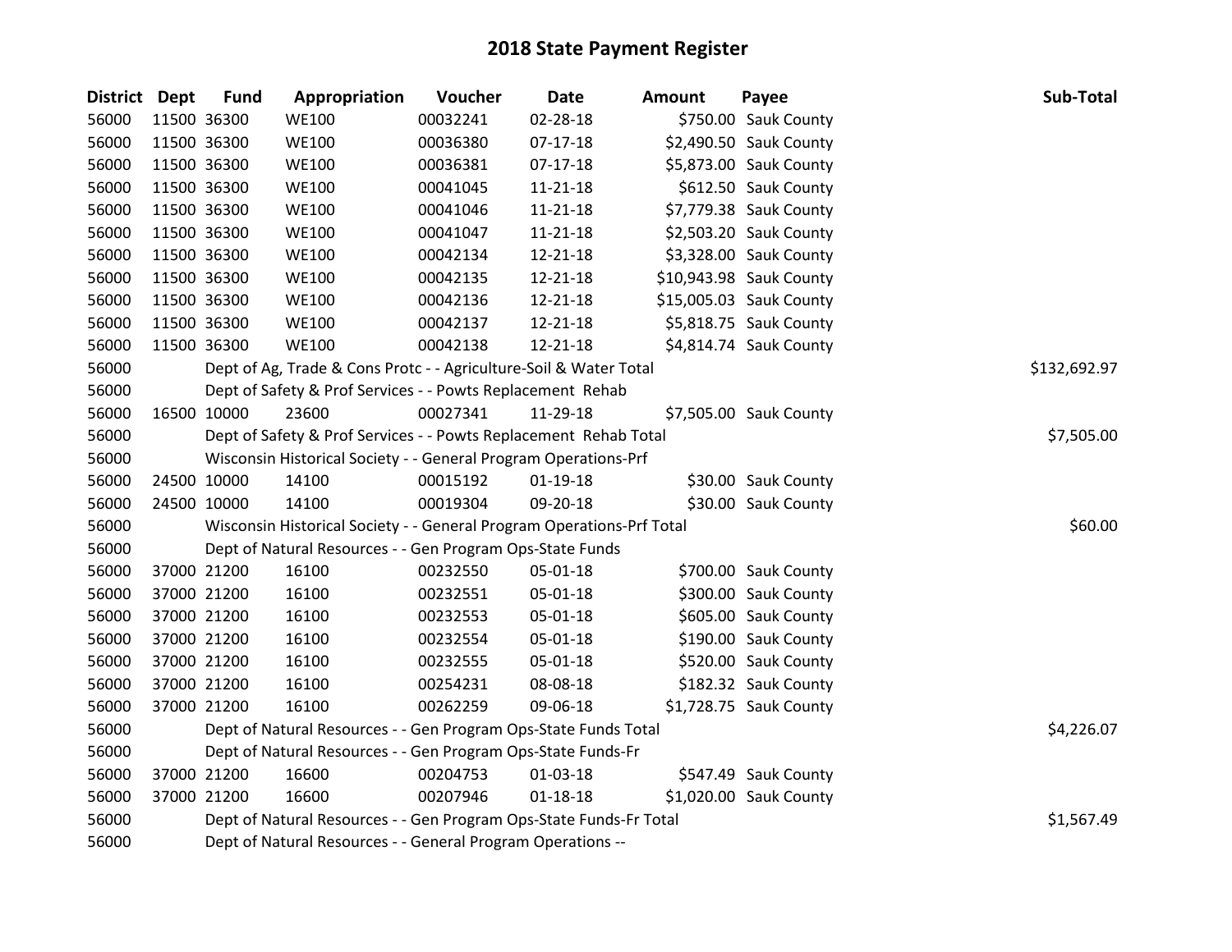# 2018 State Payment Register

| District | Dept | Fund | Appropriation | Voucher | Date | Amount | Payee | Sub-Total |
|---|---|---|---|---|---|---|---|---|
| 56000 | 11500 | 36300 | WE100 | 00032241 | 02-28-18 | $750.00 | Sauk County | |
| 56000 | 11500 | 36300 | WE100 | 00036380 | 07-17-18 | $2,490.50 | Sauk County | |
| 56000 | 11500 | 36300 | WE100 | 00036381 | 07-17-18 | $5,873.00 | Sauk County | |
| 56000 | 11500 | 36300 | WE100 | 00041045 | 11-21-18 | $612.50 | Sauk County | |
| 56000 | 11500 | 36300 | WE100 | 00041046 | 11-21-18 | $7,779.38 | Sauk County | |
| 56000 | 11500 | 36300 | WE100 | 00041047 | 11-21-18 | $2,503.20 | Sauk County | |
| 56000 | 11500 | 36300 | WE100 | 00042134 | 12-21-18 | $3,328.00 | Sauk County | |
| 56000 | 11500 | 36300 | WE100 | 00042135 | 12-21-18 | $10,943.98 | Sauk County | |
| 56000 | 11500 | 36300 | WE100 | 00042136 | 12-21-18 | $15,005.03 | Sauk County | |
| 56000 | 11500 | 36300 | WE100 | 00042137 | 12-21-18 | $5,818.75 | Sauk County | |
| 56000 | 11500 | 36300 | WE100 | 00042138 | 12-21-18 | $4,814.74 | Sauk County | |
| 56000 | | Dept of Ag, Trade & Cons Protc - - Agriculture-Soil & Water Total | | | | | | $132,692.97 |
| 56000 | | Dept of Safety & Prof Services - - Powts Replacement Rehab | | | | | | |
| 56000 | 16500 | 10000 | 23600 | 00027341 | 11-29-18 | $7,505.00 | Sauk County | |
| 56000 | | Dept of Safety & Prof Services - - Powts Replacement Rehab Total | | | | | | $7,505.00 |
| 56000 | | Wisconsin Historical Society - - General Program Operations-Prf | | | | | | |
| 56000 | 24500 | 10000 | 14100 | 00015192 | 01-19-18 | $30.00 | Sauk County | |
| 56000 | 24500 | 10000 | 14100 | 00019304 | 09-20-18 | $30.00 | Sauk County | |
| 56000 | | Wisconsin Historical Society - - General Program Operations-Prf Total | | | | | | $60.00 |
| 56000 | | Dept of Natural Resources - - Gen Program Ops-State Funds | | | | | | |
| 56000 | 37000 | 21200 | 16100 | 00232550 | 05-01-18 | $700.00 | Sauk County | |
| 56000 | 37000 | 21200 | 16100 | 00232551 | 05-01-18 | $300.00 | Sauk County | |
| 56000 | 37000 | 21200 | 16100 | 00232553 | 05-01-18 | $605.00 | Sauk County | |
| 56000 | 37000 | 21200 | 16100 | 00232554 | 05-01-18 | $190.00 | Sauk County | |
| 56000 | 37000 | 21200 | 16100 | 00232555 | 05-01-18 | $520.00 | Sauk County | |
| 56000 | 37000 | 21200 | 16100 | 00254231 | 08-08-18 | $182.32 | Sauk County | |
| 56000 | 37000 | 21200 | 16100 | 00262259 | 09-06-18 | $1,728.75 | Sauk County | |
| 56000 | | Dept of Natural Resources - - Gen Program Ops-State Funds Total | | | | | | $4,226.07 |
| 56000 | | Dept of Natural Resources - - Gen Program Ops-State Funds-Fr | | | | | | |
| 56000 | 37000 | 21200 | 16600 | 00204753 | 01-03-18 | $547.49 | Sauk County | |
| 56000 | 37000 | 21200 | 16600 | 00207946 | 01-18-18 | $1,020.00 | Sauk County | |
| 56000 | | Dept of Natural Resources - - Gen Program Ops-State Funds-Fr Total | | | | | | $1,567.49 |
| 56000 | | Dept of Natural Resources - - General Program Operations -- | | | | | | |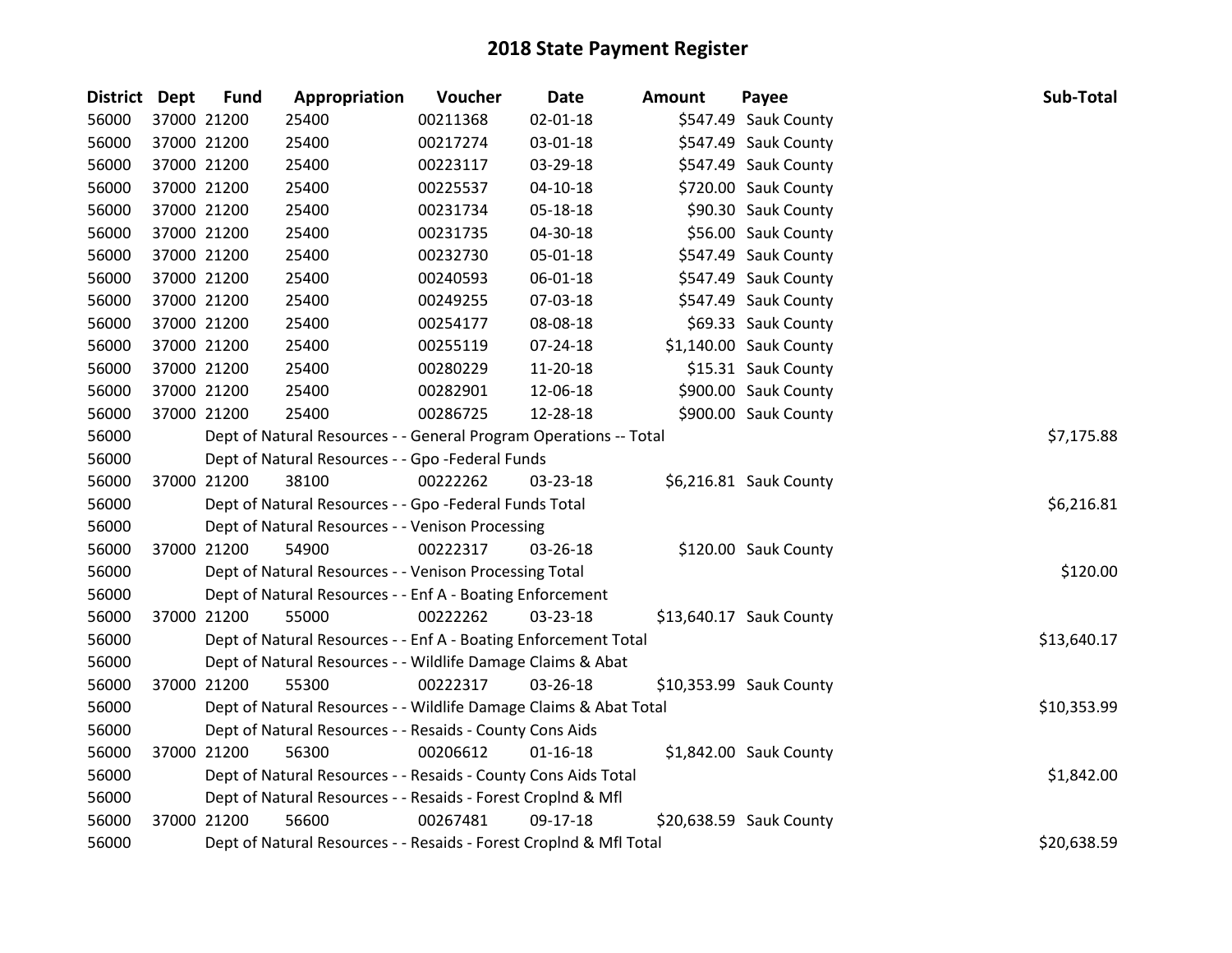# 2018 State Payment Register

| District | Dept | Fund | Appropriation | Voucher | Date | Amount | Payee | Sub-Total |
|---|---|---|---|---|---|---|---|---|
| 56000 | 37000 | 21200 | 25400 | 00211368 | 02-01-18 | $547.49 | Sauk County | |
| 56000 | 37000 | 21200 | 25400 | 00217274 | 03-01-18 | $547.49 | Sauk County | |
| 56000 | 37000 | 21200 | 25400 | 00223117 | 03-29-18 | $547.49 | Sauk County | |
| 56000 | 37000 | 21200 | 25400 | 00225537 | 04-10-18 | $720.00 | Sauk County | |
| 56000 | 37000 | 21200 | 25400 | 00231734 | 05-18-18 | $90.30 | Sauk County | |
| 56000 | 37000 | 21200 | 25400 | 00231735 | 04-30-18 | $56.00 | Sauk County | |
| 56000 | 37000 | 21200 | 25400 | 00232730 | 05-01-18 | $547.49 | Sauk County | |
| 56000 | 37000 | 21200 | 25400 | 00240593 | 06-01-18 | $547.49 | Sauk County | |
| 56000 | 37000 | 21200 | 25400 | 00249255 | 07-03-18 | $547.49 | Sauk County | |
| 56000 | 37000 | 21200 | 25400 | 00254177 | 08-08-18 | $69.33 | Sauk County | |
| 56000 | 37000 | 21200 | 25400 | 00255119 | 07-24-18 | $1,140.00 | Sauk County | |
| 56000 | 37000 | 21200 | 25400 | 00280229 | 11-20-18 | $15.31 | Sauk County | |
| 56000 | 37000 | 21200 | 25400 | 00282901 | 12-06-18 | $900.00 | Sauk County | |
| 56000 | 37000 | 21200 | 25400 | 00286725 | 12-28-18 | $900.00 | Sauk County | |
| 56000 | | Dept of Natural Resources - - General Program Operations -- Total | | | | | | $7,175.88 |
| 56000 | | Dept of Natural Resources - - Gpo -Federal Funds | | | | | | |
| 56000 | 37000 | 21200 | 38100 | 00222262 | 03-23-18 | $6,216.81 | Sauk County | |
| 56000 | | Dept of Natural Resources - - Gpo -Federal Funds Total | | | | | | $6,216.81 |
| 56000 | | Dept of Natural Resources - - Venison Processing | | | | | | |
| 56000 | 37000 | 21200 | 54900 | 00222317 | 03-26-18 | $120.00 | Sauk County | |
| 56000 | | Dept of Natural Resources - - Venison Processing Total | | | | | | $120.00 |
| 56000 | | Dept of Natural Resources - - Enf A - Boating Enforcement | | | | | | |
| 56000 | 37000 | 21200 | 55000 | 00222262 | 03-23-18 | $13,640.17 | Sauk County | |
| 56000 | | Dept of Natural Resources - - Enf A - Boating Enforcement Total | | | | | | $13,640.17 |
| 56000 | | Dept of Natural Resources - - Wildlife Damage Claims & Abat | | | | | | |
| 56000 | 37000 | 21200 | 55300 | 00222317 | 03-26-18 | $10,353.99 | Sauk County | |
| 56000 | | Dept of Natural Resources - - Wildlife Damage Claims & Abat Total | | | | | | $10,353.99 |
| 56000 | | Dept of Natural Resources - - Resaids - County Cons Aids | | | | | | |
| 56000 | 37000 | 21200 | 56300 | 00206612 | 01-16-18 | $1,842.00 | Sauk County | |
| 56000 | | Dept of Natural Resources - - Resaids - County Cons Aids Total | | | | | | $1,842.00 |
| 56000 | | Dept of Natural Resources - - Resaids - Forest Croplnd & Mfl | | | | | | |
| 56000 | 37000 | 21200 | 56600 | 00267481 | 09-17-18 | $20,638.59 | Sauk County | |
| 56000 | | Dept of Natural Resources - - Resaids - Forest Croplnd & Mfl Total | | | | | | $20,638.59 |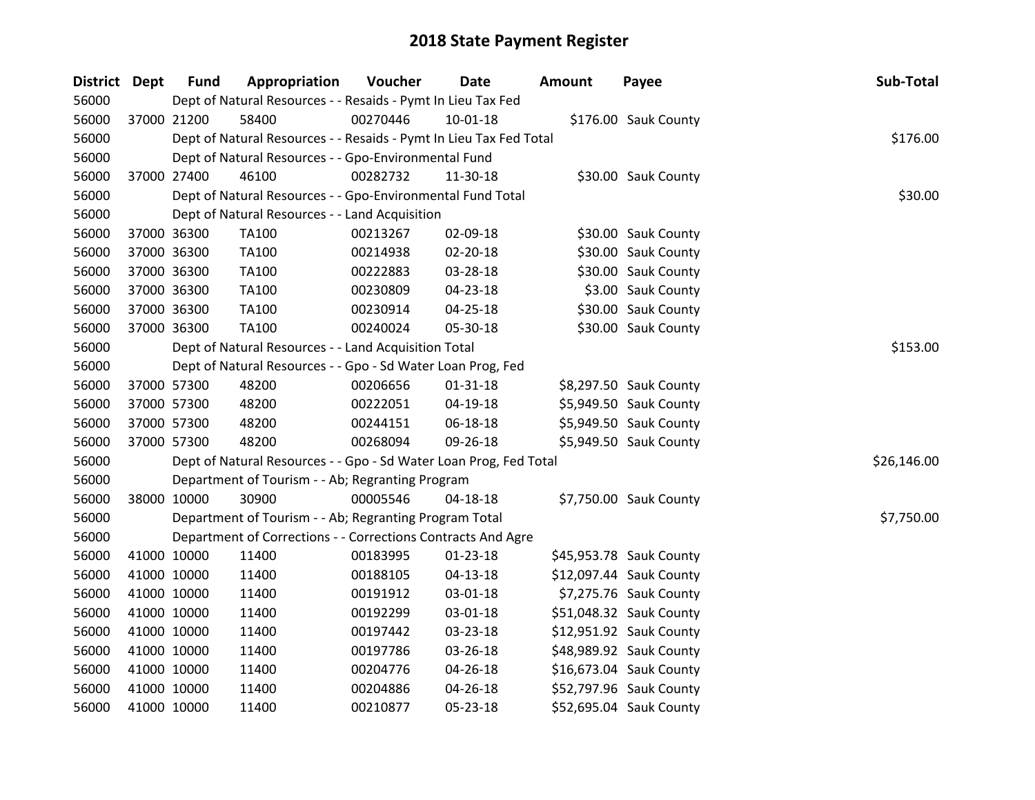# 2018 State Payment Register

| District | Dept | Fund | Appropriation | Voucher | Date | Amount | Payee | Sub-Total |
|---|---|---|---|---|---|---|---|---|
| 56000 | | Dept of Natural Resources - - Resaids - Pymt In Lieu Tax Fed | | | | | | |
| 56000 | 37000 | 21200 | 58400 | 00270446 | 10-01-18 | $176.00 | Sauk County | |
| 56000 | | Dept of Natural Resources - - Resaids - Pymt In Lieu Tax Fed Total | | | | | | $176.00 |
| 56000 | | Dept of Natural Resources - - Gpo-Environmental Fund | | | | | | |
| 56000 | 37000 | 27400 | 46100 | 00282732 | 11-30-18 | $30.00 | Sauk County | |
| 56000 | | Dept of Natural Resources - - Gpo-Environmental Fund Total | | | | | | $30.00 |
| 56000 | | Dept of Natural Resources - - Land Acquisition | | | | | | |
| 56000 | 37000 | 36300 | TA100 | 00213267 | 02-09-18 | $30.00 | Sauk County | |
| 56000 | 37000 | 36300 | TA100 | 00214938 | 02-20-18 | $30.00 | Sauk County | |
| 56000 | 37000 | 36300 | TA100 | 00222883 | 03-28-18 | $30.00 | Sauk County | |
| 56000 | 37000 | 36300 | TA100 | 00230809 | 04-23-18 | $3.00 | Sauk County | |
| 56000 | 37000 | 36300 | TA100 | 00230914 | 04-25-18 | $30.00 | Sauk County | |
| 56000 | 37000 | 36300 | TA100 | 00240024 | 05-30-18 | $30.00 | Sauk County | |
| 56000 | | Dept of Natural Resources - - Land Acquisition Total | | | | | | $153.00 |
| 56000 | | Dept of Natural Resources - - Gpo - Sd Water Loan Prog, Fed | | | | | | |
| 56000 | 37000 | 57300 | 48200 | 00206656 | 01-31-18 | $8,297.50 | Sauk County | |
| 56000 | 37000 | 57300 | 48200 | 00222051 | 04-19-18 | $5,949.50 | Sauk County | |
| 56000 | 37000 | 57300 | 48200 | 00244151 | 06-18-18 | $5,949.50 | Sauk County | |
| 56000 | 37000 | 57300 | 48200 | 00268094 | 09-26-18 | $5,949.50 | Sauk County | |
| 56000 | | Dept of Natural Resources - - Gpo - Sd Water Loan Prog, Fed Total | | | | | | $26,146.00 |
| 56000 | | Department of Tourism - - Ab; Regranting Program | | | | | | |
| 56000 | 38000 | 10000 | 30900 | 00005546 | 04-18-18 | $7,750.00 | Sauk County | |
| 56000 | | Department of Tourism - - Ab; Regranting Program Total | | | | | | $7,750.00 |
| 56000 | | Department of Corrections - - Corrections Contracts And Agre | | | | | | |
| 56000 | 41000 | 10000 | 11400 | 00183995 | 01-23-18 | $45,953.78 | Sauk County | |
| 56000 | 41000 | 10000 | 11400 | 00188105 | 04-13-18 | $12,097.44 | Sauk County | |
| 56000 | 41000 | 10000 | 11400 | 00191912 | 03-01-18 | $7,275.76 | Sauk County | |
| 56000 | 41000 | 10000 | 11400 | 00192299 | 03-01-18 | $51,048.32 | Sauk County | |
| 56000 | 41000 | 10000 | 11400 | 00197442 | 03-23-18 | $12,951.92 | Sauk County | |
| 56000 | 41000 | 10000 | 11400 | 00197786 | 03-26-18 | $48,989.92 | Sauk County | |
| 56000 | 41000 | 10000 | 11400 | 00204776 | 04-26-18 | $16,673.04 | Sauk County | |
| 56000 | 41000 | 10000 | 11400 | 00204886 | 04-26-18 | $52,797.96 | Sauk County | |
| 56000 | 41000 | 10000 | 11400 | 00210877 | 05-23-18 | $52,695.04 | Sauk County | |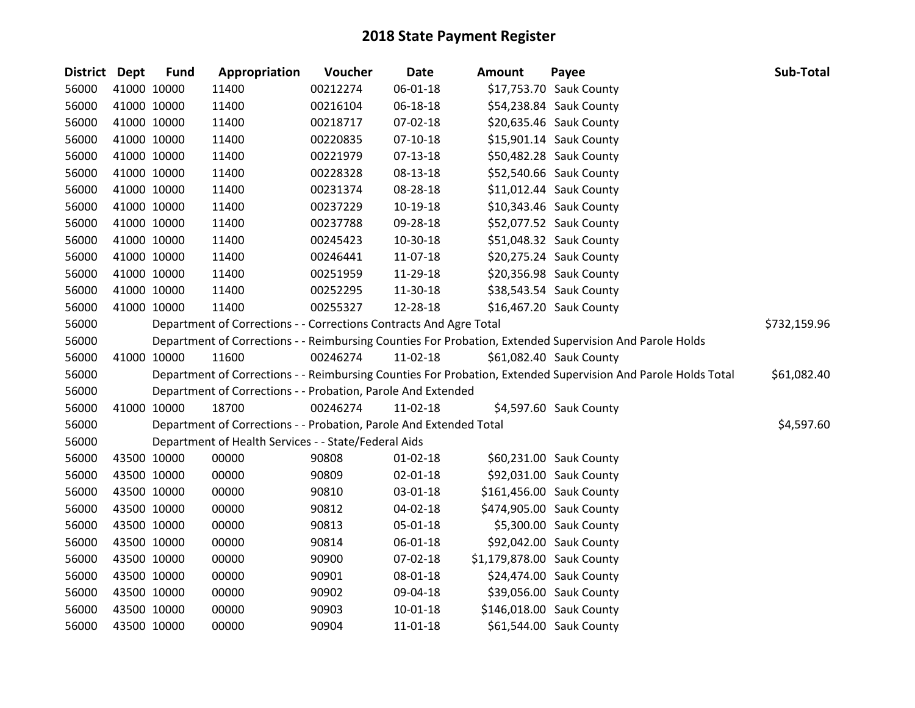# 2018 State Payment Register

| District | Dept | Fund | Appropriation | Voucher | Date | Amount | Payee | Sub-Total |
|---|---|---|---|---|---|---|---|---|
| 56000 | 41000 | 10000 | 11400 | 00212274 | 06-01-18 | $17,753.70 | Sauk County | |
| 56000 | 41000 | 10000 | 11400 | 00216104 | 06-18-18 | $54,238.84 | Sauk County | |
| 56000 | 41000 | 10000 | 11400 | 00218717 | 07-02-18 | $20,635.46 | Sauk County | |
| 56000 | 41000 | 10000 | 11400 | 00220835 | 07-10-18 | $15,901.14 | Sauk County | |
| 56000 | 41000 | 10000 | 11400 | 00221979 | 07-13-18 | $50,482.28 | Sauk County | |
| 56000 | 41000 | 10000 | 11400 | 00228328 | 08-13-18 | $52,540.66 | Sauk County | |
| 56000 | 41000 | 10000 | 11400 | 00231374 | 08-28-18 | $11,012.44 | Sauk County | |
| 56000 | 41000 | 10000 | 11400 | 00237229 | 10-19-18 | $10,343.46 | Sauk County | |
| 56000 | 41000 | 10000 | 11400 | 00237788 | 09-28-18 | $52,077.52 | Sauk County | |
| 56000 | 41000 | 10000 | 11400 | 00245423 | 10-30-18 | $51,048.32 | Sauk County | |
| 56000 | 41000 | 10000 | 11400 | 00246441 | 11-07-18 | $20,275.24 | Sauk County | |
| 56000 | 41000 | 10000 | 11400 | 00251959 | 11-29-18 | $20,356.98 | Sauk County | |
| 56000 | 41000 | 10000 | 11400 | 00252295 | 11-30-18 | $38,543.54 | Sauk County | |
| 56000 | 41000 | 10000 | 11400 | 00255327 | 12-28-18 | $16,467.20 | Sauk County | |
| 56000 | | Department of Corrections - - Corrections Contracts And Agre Total | | | | | | $732,159.96 |
| 56000 | | Department of Corrections - - Reimbursing Counties For Probation, Extended Supervision And Parole Holds | | | | | | |
| 56000 | 41000 | 10000 | 11600 | 00246274 | 11-02-18 | $61,082.40 | Sauk County | |
| 56000 | | Department of Corrections - - Reimbursing Counties For Probation, Extended Supervision And Parole Holds Total | | | | | | $61,082.40 |
| 56000 | | Department of Corrections - - Probation, Parole And Extended | | | | | | |
| 56000 | 41000 | 10000 | 18700 | 00246274 | 11-02-18 | $4,597.60 | Sauk County | |
| 56000 | | Department of Corrections - - Probation, Parole And Extended Total | | | | | | $4,597.60 |
| 56000 | | Department of Health Services - - State/Federal Aids | | | | | | |
| 56000 | 43500 | 10000 | 00000 | 90808 | 01-02-18 | $60,231.00 | Sauk County | |
| 56000 | 43500 | 10000 | 00000 | 90809 | 02-01-18 | $92,031.00 | Sauk County | |
| 56000 | 43500 | 10000 | 00000 | 90810 | 03-01-18 | $161,456.00 | Sauk County | |
| 56000 | 43500 | 10000 | 00000 | 90812 | 04-02-18 | $474,905.00 | Sauk County | |
| 56000 | 43500 | 10000 | 00000 | 90813 | 05-01-18 | $5,300.00 | Sauk County | |
| 56000 | 43500 | 10000 | 00000 | 90814 | 06-01-18 | $92,042.00 | Sauk County | |
| 56000 | 43500 | 10000 | 00000 | 90900 | 07-02-18 | $1,179,878.00 | Sauk County | |
| 56000 | 43500 | 10000 | 00000 | 90901 | 08-01-18 | $24,474.00 | Sauk County | |
| 56000 | 43500 | 10000 | 00000 | 90902 | 09-04-18 | $39,056.00 | Sauk County | |
| 56000 | 43500 | 10000 | 00000 | 90903 | 10-01-18 | $146,018.00 | Sauk County | |
| 56000 | 43500 | 10000 | 00000 | 90904 | 11-01-18 | $61,544.00 | Sauk County | |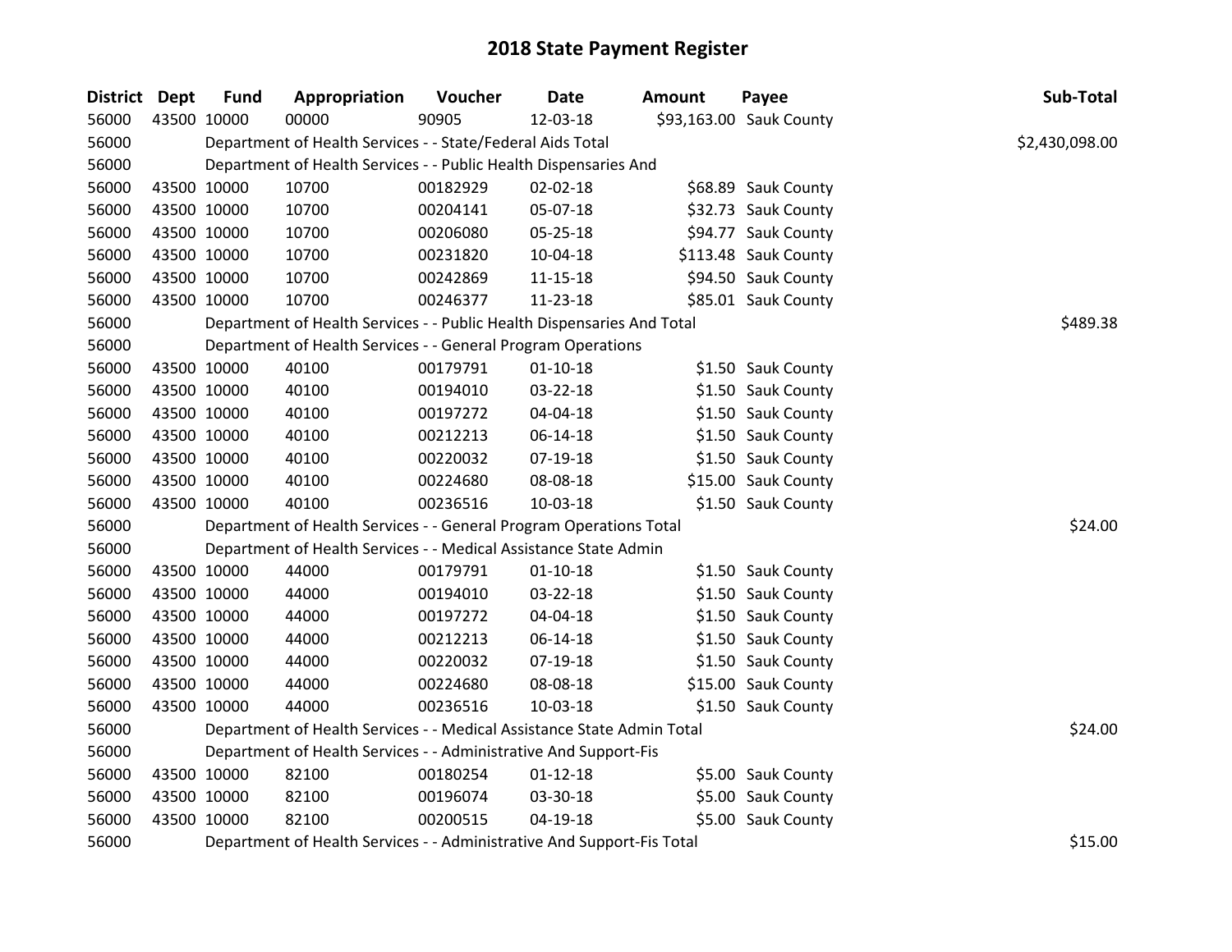# 2018 State Payment Register

| District | Dept | Fund | Appropriation | Voucher | Date | Amount | Payee | Sub-Total |
|---|---|---|---|---|---|---|---|---|
| 56000 | 43500 | 10000 | 00000 | 90905 | 12-03-18 | $93,163.00 | Sauk County | |
| 56000 | | Department of Health Services - - State/Federal Aids Total | | | | | | $2,430,098.00 |
| 56000 | | Department of Health Services - - Public Health Dispensaries And | | | | | | |
| 56000 | 43500 | 10000 | 10700 | 00182929 | 02-02-18 | $68.89 | Sauk County | |
| 56000 | 43500 | 10000 | 10700 | 00204141 | 05-07-18 | $32.73 | Sauk County | |
| 56000 | 43500 | 10000 | 10700 | 00206080 | 05-25-18 | $94.77 | Sauk County | |
| 56000 | 43500 | 10000 | 10700 | 00231820 | 10-04-18 | $113.48 | Sauk County | |
| 56000 | 43500 | 10000 | 10700 | 00242869 | 11-15-18 | $94.50 | Sauk County | |
| 56000 | 43500 | 10000 | 10700 | 00246377 | 11-23-18 | $85.01 | Sauk County | |
| 56000 | | Department of Health Services - - Public Health Dispensaries And Total | | | | | | $489.38 |
| 56000 | | Department of Health Services - - General Program Operations | | | | | | |
| 56000 | 43500 | 10000 | 40100 | 00179791 | 01-10-18 | $1.50 | Sauk County | |
| 56000 | 43500 | 10000 | 40100 | 00194010 | 03-22-18 | $1.50 | Sauk County | |
| 56000 | 43500 | 10000 | 40100 | 00197272 | 04-04-18 | $1.50 | Sauk County | |
| 56000 | 43500 | 10000 | 40100 | 00212213 | 06-14-18 | $1.50 | Sauk County | |
| 56000 | 43500 | 10000 | 40100 | 00220032 | 07-19-18 | $1.50 | Sauk County | |
| 56000 | 43500 | 10000 | 40100 | 00224680 | 08-08-18 | $15.00 | Sauk County | |
| 56000 | 43500 | 10000 | 40100 | 00236516 | 10-03-18 | $1.50 | Sauk County | |
| 56000 | | Department of Health Services - - General Program Operations Total | | | | | | $24.00 |
| 56000 | | Department of Health Services - - Medical Assistance State Admin | | | | | | |
| 56000 | 43500 | 10000 | 44000 | 00179791 | 01-10-18 | $1.50 | Sauk County | |
| 56000 | 43500 | 10000 | 44000 | 00194010 | 03-22-18 | $1.50 | Sauk County | |
| 56000 | 43500 | 10000 | 44000 | 00197272 | 04-04-18 | $1.50 | Sauk County | |
| 56000 | 43500 | 10000 | 44000 | 00212213 | 06-14-18 | $1.50 | Sauk County | |
| 56000 | 43500 | 10000 | 44000 | 00220032 | 07-19-18 | $1.50 | Sauk County | |
| 56000 | 43500 | 10000 | 44000 | 00224680 | 08-08-18 | $15.00 | Sauk County | |
| 56000 | 43500 | 10000 | 44000 | 00236516 | 10-03-18 | $1.50 | Sauk County | |
| 56000 | | Department of Health Services - - Medical Assistance State Admin Total | | | | | | $24.00 |
| 56000 | | Department of Health Services - - Administrative And Support-Fis | | | | | | |
| 56000 | 43500 | 10000 | 82100 | 00180254 | 01-12-18 | $5.00 | Sauk County | |
| 56000 | 43500 | 10000 | 82100 | 00196074 | 03-30-18 | $5.00 | Sauk County | |
| 56000 | 43500 | 10000 | 82100 | 00200515 | 04-19-18 | $5.00 | Sauk County | |
| 56000 | | Department of Health Services - - Administrative And Support-Fis Total | | | | | | $15.00 |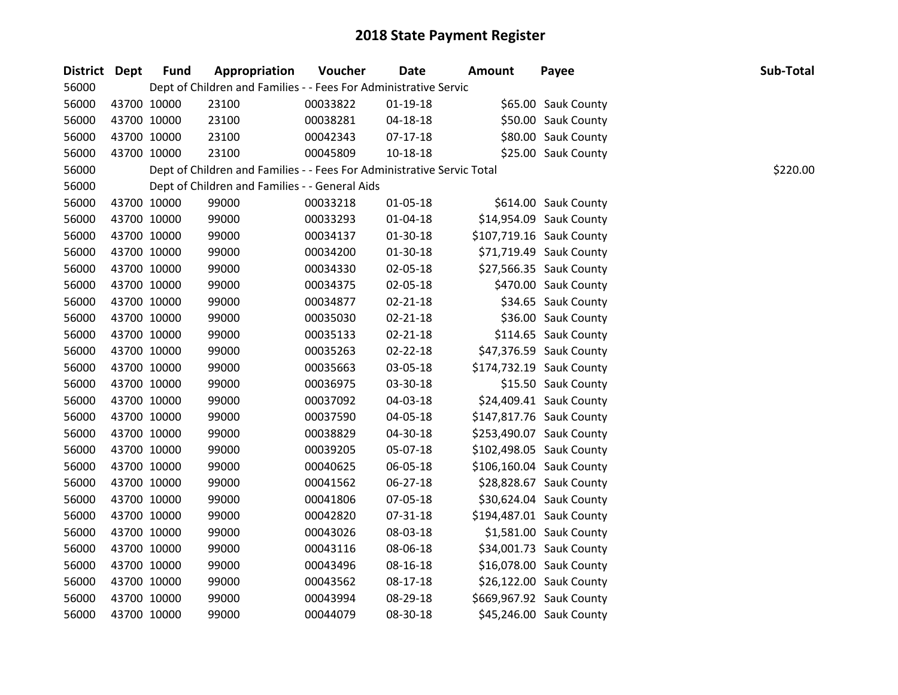# 2018 State Payment Register

| District | Dept | Fund | Appropriation | Voucher | Date | Amount | Payee | Sub-Total |
|---|---|---|---|---|---|---|---|---|
| 56000 | | Dept of Children and Families - - Fees For Administrative Servic | | | | | | |
| 56000 | 43700 | 10000 | 23100 | 00033822 | 01-19-18 | $65.00 | Sauk County | |
| 56000 | 43700 | 10000 | 23100 | 00038281 | 04-18-18 | $50.00 | Sauk County | |
| 56000 | 43700 | 10000 | 23100 | 00042343 | 07-17-18 | $80.00 | Sauk County | |
| 56000 | 43700 | 10000 | 23100 | 00045809 | 10-18-18 | $25.00 | Sauk County | |
| 56000 | | Dept of Children and Families - - Fees For Administrative Servic Total | | | | | | $220.00 |
| 56000 | | Dept of Children and Families - - General Aids | | | | | | |
| 56000 | 43700 | 10000 | 99000 | 00033218 | 01-05-18 | $614.00 | Sauk County | |
| 56000 | 43700 | 10000 | 99000 | 00033293 | 01-04-18 | $14,954.09 | Sauk County | |
| 56000 | 43700 | 10000 | 99000 | 00034137 | 01-30-18 | $107,719.16 | Sauk County | |
| 56000 | 43700 | 10000 | 99000 | 00034200 | 01-30-18 | $71,719.49 | Sauk County | |
| 56000 | 43700 | 10000 | 99000 | 00034330 | 02-05-18 | $27,566.35 | Sauk County | |
| 56000 | 43700 | 10000 | 99000 | 00034375 | 02-05-18 | $470.00 | Sauk County | |
| 56000 | 43700 | 10000 | 99000 | 00034877 | 02-21-18 | $34.65 | Sauk County | |
| 56000 | 43700 | 10000 | 99000 | 00035030 | 02-21-18 | $36.00 | Sauk County | |
| 56000 | 43700 | 10000 | 99000 | 00035133 | 02-21-18 | $114.65 | Sauk County | |
| 56000 | 43700 | 10000 | 99000 | 00035263 | 02-22-18 | $47,376.59 | Sauk County | |
| 56000 | 43700 | 10000 | 99000 | 00035663 | 03-05-18 | $174,732.19 | Sauk County | |
| 56000 | 43700 | 10000 | 99000 | 00036975 | 03-30-18 | $15.50 | Sauk County | |
| 56000 | 43700 | 10000 | 99000 | 00037092 | 04-03-18 | $24,409.41 | Sauk County | |
| 56000 | 43700 | 10000 | 99000 | 00037590 | 04-05-18 | $147,817.76 | Sauk County | |
| 56000 | 43700 | 10000 | 99000 | 00038829 | 04-30-18 | $253,490.07 | Sauk County | |
| 56000 | 43700 | 10000 | 99000 | 00039205 | 05-07-18 | $102,498.05 | Sauk County | |
| 56000 | 43700 | 10000 | 99000 | 00040625 | 06-05-18 | $106,160.04 | Sauk County | |
| 56000 | 43700 | 10000 | 99000 | 00041562 | 06-27-18 | $28,828.67 | Sauk County | |
| 56000 | 43700 | 10000 | 99000 | 00041806 | 07-05-18 | $30,624.04 | Sauk County | |
| 56000 | 43700 | 10000 | 99000 | 00042820 | 07-31-18 | $194,487.01 | Sauk County | |
| 56000 | 43700 | 10000 | 99000 | 00043026 | 08-03-18 | $1,581.00 | Sauk County | |
| 56000 | 43700 | 10000 | 99000 | 00043116 | 08-06-18 | $34,001.73 | Sauk County | |
| 56000 | 43700 | 10000 | 99000 | 00043496 | 08-16-18 | $16,078.00 | Sauk County | |
| 56000 | 43700 | 10000 | 99000 | 00043562 | 08-17-18 | $26,122.00 | Sauk County | |
| 56000 | 43700 | 10000 | 99000 | 00043994 | 08-29-18 | $669,967.92 | Sauk County | |
| 56000 | 43700 | 10000 | 99000 | 00044079 | 08-30-18 | $45,246.00 | Sauk County | |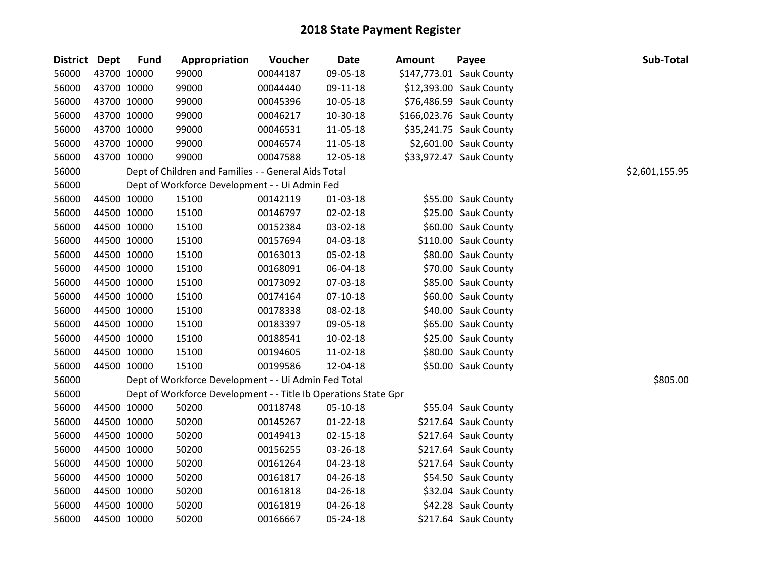# 2018 State Payment Register

| District | Dept | Fund | Appropriation | Voucher | Date | Amount | Payee | Sub-Total |
|---|---|---|---|---|---|---|---|---|
| 56000 | 43700 | 10000 | 99000 | 00044187 | 09-05-18 | $147,773.01 | Sauk County | |
| 56000 | 43700 | 10000 | 99000 | 00044440 | 09-11-18 | $12,393.00 | Sauk County | |
| 56000 | 43700 | 10000 | 99000 | 00045396 | 10-05-18 | $76,486.59 | Sauk County | |
| 56000 | 43700 | 10000 | 99000 | 00046217 | 10-30-18 | $166,023.76 | Sauk County | |
| 56000 | 43700 | 10000 | 99000 | 00046531 | 11-05-18 | $35,241.75 | Sauk County | |
| 56000 | 43700 | 10000 | 99000 | 00046574 | 11-05-18 | $2,601.00 | Sauk County | |
| 56000 | 43700 | 10000 | 99000 | 00047588 | 12-05-18 | $33,972.47 | Sauk County | |
| 56000 | | Dept of Children and Families - - General Aids Total | | | | | | $2,601,155.95 |
| 56000 | | Dept of Workforce Development - - Ui Admin Fed | | | | | | |
| 56000 | 44500 | 10000 | 15100 | 00142119 | 01-03-18 | $55.00 | Sauk County | |
| 56000 | 44500 | 10000 | 15100 | 00146797 | 02-02-18 | $25.00 | Sauk County | |
| 56000 | 44500 | 10000 | 15100 | 00152384 | 03-02-18 | $60.00 | Sauk County | |
| 56000 | 44500 | 10000 | 15100 | 00157694 | 04-03-18 | $110.00 | Sauk County | |
| 56000 | 44500 | 10000 | 15100 | 00163013 | 05-02-18 | $80.00 | Sauk County | |
| 56000 | 44500 | 10000 | 15100 | 00168091 | 06-04-18 | $70.00 | Sauk County | |
| 56000 | 44500 | 10000 | 15100 | 00173092 | 07-03-18 | $85.00 | Sauk County | |
| 56000 | 44500 | 10000 | 15100 | 00174164 | 07-10-18 | $60.00 | Sauk County | |
| 56000 | 44500 | 10000 | 15100 | 00178338 | 08-02-18 | $40.00 | Sauk County | |
| 56000 | 44500 | 10000 | 15100 | 00183397 | 09-05-18 | $65.00 | Sauk County | |
| 56000 | 44500 | 10000 | 15100 | 00188541 | 10-02-18 | $25.00 | Sauk County | |
| 56000 | 44500 | 10000 | 15100 | 00194605 | 11-02-18 | $80.00 | Sauk County | |
| 56000 | 44500 | 10000 | 15100 | 00199586 | 12-04-18 | $50.00 | Sauk County | |
| 56000 | | Dept of Workforce Development - - Ui Admin Fed Total | | | | | | $805.00 |
| 56000 | | Dept of Workforce Development - - Title Ib Operations State Gpr | | | | | | |
| 56000 | 44500 | 10000 | 50200 | 00118748 | 05-10-18 | $55.04 | Sauk County | |
| 56000 | 44500 | 10000 | 50200 | 00145267 | 01-22-18 | $217.64 | Sauk County | |
| 56000 | 44500 | 10000 | 50200 | 00149413 | 02-15-18 | $217.64 | Sauk County | |
| 56000 | 44500 | 10000 | 50200 | 00156255 | 03-26-18 | $217.64 | Sauk County | |
| 56000 | 44500 | 10000 | 50200 | 00161264 | 04-23-18 | $217.64 | Sauk County | |
| 56000 | 44500 | 10000 | 50200 | 00161817 | 04-26-18 | $54.50 | Sauk County | |
| 56000 | 44500 | 10000 | 50200 | 00161818 | 04-26-18 | $32.04 | Sauk County | |
| 56000 | 44500 | 10000 | 50200 | 00161819 | 04-26-18 | $42.28 | Sauk County | |
| 56000 | 44500 | 10000 | 50200 | 00166667 | 05-24-18 | $217.64 | Sauk County | |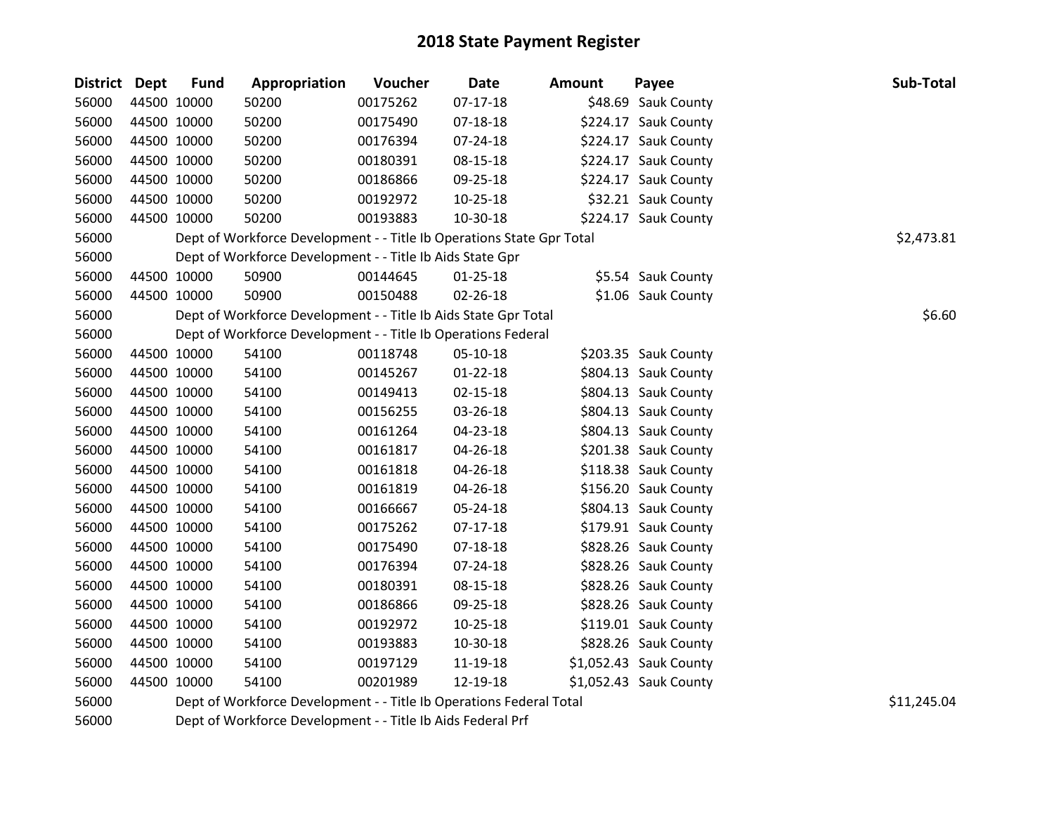# 2018 State Payment Register

| District | Dept | Fund | Appropriation | Voucher | Date | Amount | Payee | Sub-Total |
|---|---|---|---|---|---|---|---|---|
| 56000 | 44500 | 10000 | 50200 | 00175262 | 07-17-18 | $48.69 | Sauk County | |
| 56000 | 44500 | 10000 | 50200 | 00175490 | 07-18-18 | $224.17 | Sauk County | |
| 56000 | 44500 | 10000 | 50200 | 00176394 | 07-24-18 | $224.17 | Sauk County | |
| 56000 | 44500 | 10000 | 50200 | 00180391 | 08-15-18 | $224.17 | Sauk County | |
| 56000 | 44500 | 10000 | 50200 | 00186866 | 09-25-18 | $224.17 | Sauk County | |
| 56000 | 44500 | 10000 | 50200 | 00192972 | 10-25-18 | $32.21 | Sauk County | |
| 56000 | 44500 | 10000 | 50200 | 00193883 | 10-30-18 | $224.17 | Sauk County | |
| 56000 | | Dept of Workforce Development - - Title Ib Operations State Gpr Total | | | | | | $2,473.81 |
| 56000 | | Dept of Workforce Development - - Title Ib Aids State Gpr | | | | | | |
| 56000 | 44500 | 10000 | 50900 | 00144645 | 01-25-18 | $5.54 | Sauk County | |
| 56000 | 44500 | 10000 | 50900 | 00150488 | 02-26-18 | $1.06 | Sauk County | |
| 56000 | | Dept of Workforce Development - - Title Ib Aids State Gpr Total | | | | | | $6.60 |
| 56000 | | Dept of Workforce Development - - Title Ib Operations Federal | | | | | | |
| 56000 | 44500 | 10000 | 54100 | 00118748 | 05-10-18 | $203.35 | Sauk County | |
| 56000 | 44500 | 10000 | 54100 | 00145267 | 01-22-18 | $804.13 | Sauk County | |
| 56000 | 44500 | 10000 | 54100 | 00149413 | 02-15-18 | $804.13 | Sauk County | |
| 56000 | 44500 | 10000 | 54100 | 00156255 | 03-26-18 | $804.13 | Sauk County | |
| 56000 | 44500 | 10000 | 54100 | 00161264 | 04-23-18 | $804.13 | Sauk County | |
| 56000 | 44500 | 10000 | 54100 | 00161817 | 04-26-18 | $201.38 | Sauk County | |
| 56000 | 44500 | 10000 | 54100 | 00161818 | 04-26-18 | $118.38 | Sauk County | |
| 56000 | 44500 | 10000 | 54100 | 00161819 | 04-26-18 | $156.20 | Sauk County | |
| 56000 | 44500 | 10000 | 54100 | 00166667 | 05-24-18 | $804.13 | Sauk County | |
| 56000 | 44500 | 10000 | 54100 | 00175262 | 07-17-18 | $179.91 | Sauk County | |
| 56000 | 44500 | 10000 | 54100 | 00175490 | 07-18-18 | $828.26 | Sauk County | |
| 56000 | 44500 | 10000 | 54100 | 00176394 | 07-24-18 | $828.26 | Sauk County | |
| 56000 | 44500 | 10000 | 54100 | 00180391 | 08-15-18 | $828.26 | Sauk County | |
| 56000 | 44500 | 10000 | 54100 | 00186866 | 09-25-18 | $828.26 | Sauk County | |
| 56000 | 44500 | 10000 | 54100 | 00192972 | 10-25-18 | $119.01 | Sauk County | |
| 56000 | 44500 | 10000 | 54100 | 00193883 | 10-30-18 | $828.26 | Sauk County | |
| 56000 | 44500 | 10000 | 54100 | 00197129 | 11-19-18 | $1,052.43 | Sauk County | |
| 56000 | 44500 | 10000 | 54100 | 00201989 | 12-19-18 | $1,052.43 | Sauk County | |
| 56000 | | Dept of Workforce Development - - Title Ib Operations Federal Total | | | | | | $11,245.04 |
| 56000 | | Dept of Workforce Development - - Title Ib Aids Federal Prf | | | | | | |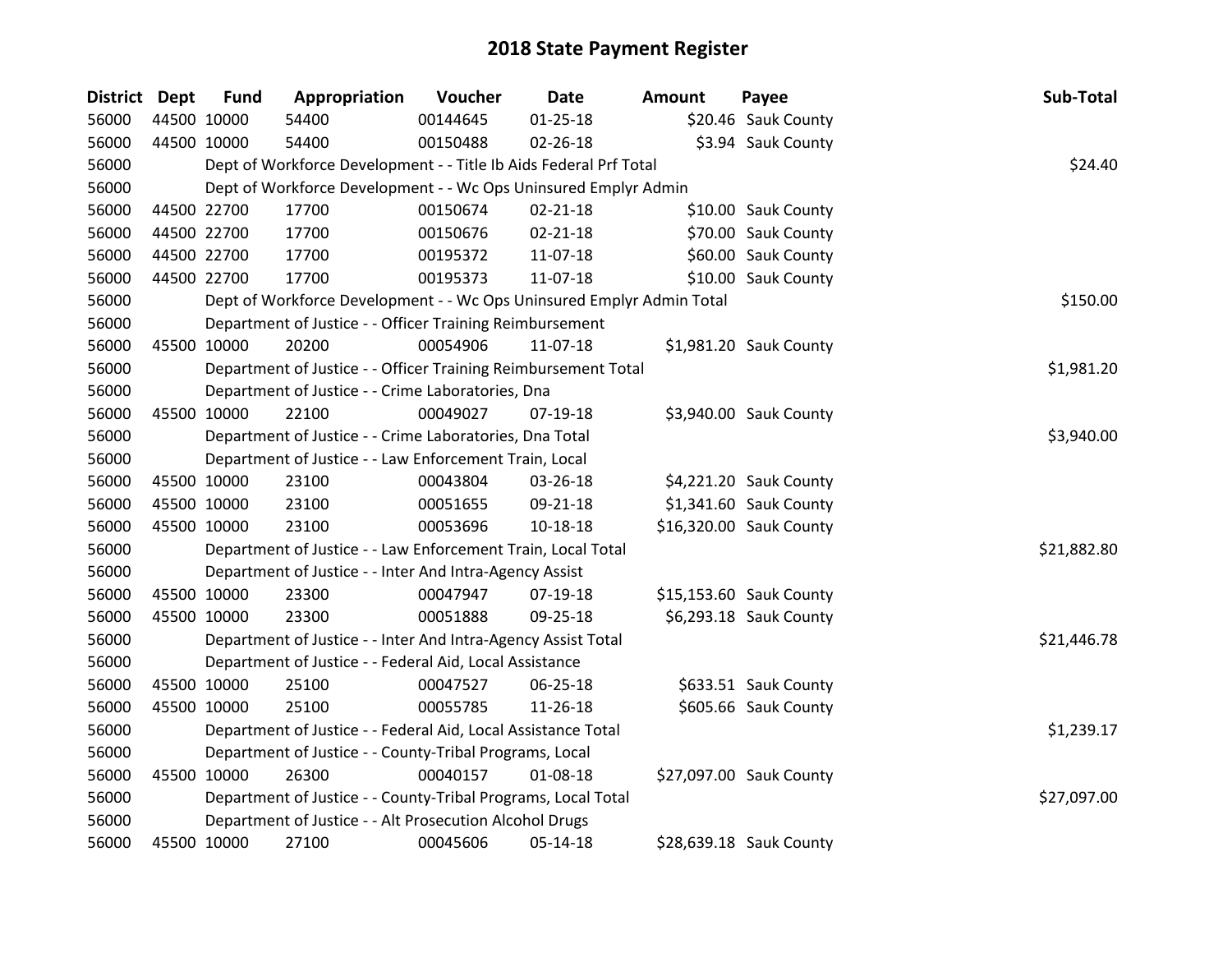# 2018 State Payment Register

| District | Dept | Fund | Appropriation | Voucher | Date | Amount | Payee | Sub-Total |
|---|---|---|---|---|---|---|---|---|
| 56000 | 44500 | 10000 | 54400 | 00144645 | 01-25-18 | $20.46 | Sauk County | |
| 56000 | 44500 | 10000 | 54400 | 00150488 | 02-26-18 | $3.94 | Sauk County | |
| 56000 | | | Dept of Workforce Development - - Title Ib Aids Federal Prf Total | | | | | $24.40 |
| 56000 | | | Dept of Workforce Development - - Wc Ops Uninsured Emplyr Admin | | | | | |
| 56000 | 44500 | 22700 | 17700 | 00150674 | 02-21-18 | $10.00 | Sauk County | |
| 56000 | 44500 | 22700 | 17700 | 00150676 | 02-21-18 | $70.00 | Sauk County | |
| 56000 | 44500 | 22700 | 17700 | 00195372 | 11-07-18 | $60.00 | Sauk County | |
| 56000 | 44500 | 22700 | 17700 | 00195373 | 11-07-18 | $10.00 | Sauk County | |
| 56000 | | | Dept of Workforce Development - - Wc Ops Uninsured Emplyr Admin Total | | | | | $150.00 |
| 56000 | | | Department of Justice - - Officer Training Reimbursement | | | | | |
| 56000 | 45500 | 10000 | 20200 | 00054906 | 11-07-18 | $1,981.20 | Sauk County | |
| 56000 | | | Department of Justice - - Officer Training Reimbursement Total | | | | | $1,981.20 |
| 56000 | | | Department of Justice - - Crime Laboratories, Dna | | | | | |
| 56000 | 45500 | 10000 | 22100 | 00049027 | 07-19-18 | $3,940.00 | Sauk County | |
| 56000 | | | Department of Justice - - Crime Laboratories, Dna Total | | | | | $3,940.00 |
| 56000 | | | Department of Justice - - Law Enforcement Train, Local | | | | | |
| 56000 | 45500 | 10000 | 23100 | 00043804 | 03-26-18 | $4,221.20 | Sauk County | |
| 56000 | 45500 | 10000 | 23100 | 00051655 | 09-21-18 | $1,341.60 | Sauk County | |
| 56000 | 45500 | 10000 | 23100 | 00053696 | 10-18-18 | $16,320.00 | Sauk County | |
| 56000 | | | Department of Justice - - Law Enforcement Train, Local Total | | | | | $21,882.80 |
| 56000 | | | Department of Justice - - Inter And Intra-Agency Assist | | | | | |
| 56000 | 45500 | 10000 | 23300 | 00047947 | 07-19-18 | $15,153.60 | Sauk County | |
| 56000 | 45500 | 10000 | 23300 | 00051888 | 09-25-18 | $6,293.18 | Sauk County | |
| 56000 | | | Department of Justice - - Inter And Intra-Agency Assist Total | | | | | $21,446.78 |
| 56000 | | | Department of Justice - - Federal Aid, Local Assistance | | | | | |
| 56000 | 45500 | 10000 | 25100 | 00047527 | 06-25-18 | $633.51 | Sauk County | |
| 56000 | 45500 | 10000 | 25100 | 00055785 | 11-26-18 | $605.66 | Sauk County | |
| 56000 | | | Department of Justice - - Federal Aid, Local Assistance Total | | | | | $1,239.17 |
| 56000 | | | Department of Justice - - County-Tribal Programs, Local | | | | | |
| 56000 | 45500 | 10000 | 26300 | 00040157 | 01-08-18 | $27,097.00 | Sauk County | |
| 56000 | | | Department of Justice - - County-Tribal Programs, Local Total | | | | | $27,097.00 |
| 56000 | | | Department of Justice - - Alt Prosecution Alcohol Drugs | | | | | |
| 56000 | 45500 | 10000 | 27100 | 00045606 | 05-14-18 | $28,639.18 | Sauk County | |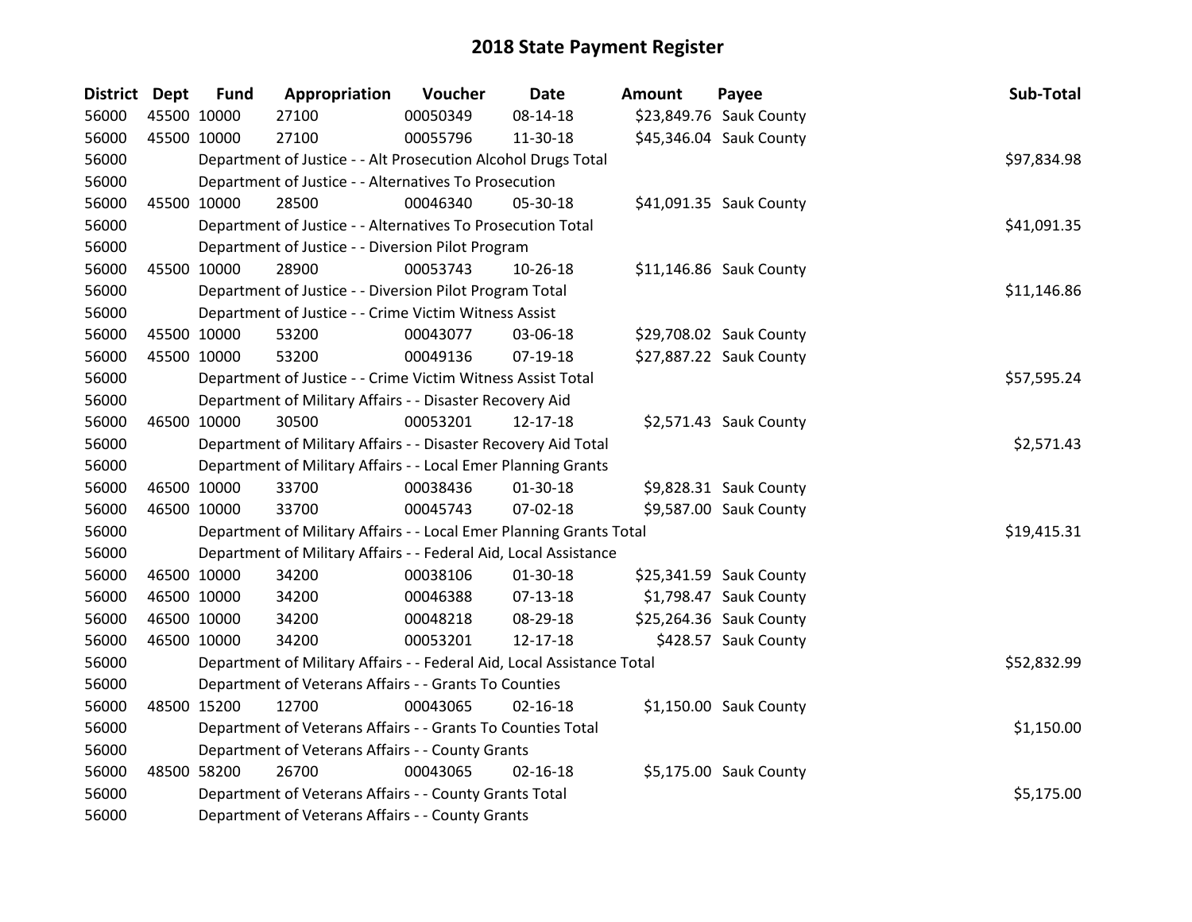# 2018 State Payment Register

| District | Dept | Fund | Appropriation | Voucher | Date | Amount | Payee | Sub-Total |
|---|---|---|---|---|---|---|---|---|
| 56000 | 45500 | 10000 | 27100 | 00050349 | 08-14-18 | $23,849.76 | Sauk County | |
| 56000 | 45500 | 10000 | 27100 | 00055796 | 11-30-18 | $45,346.04 | Sauk County | |
| 56000 | | Department of Justice - - Alt Prosecution Alcohol Drugs Total | | | | | | $97,834.98 |
| 56000 | | Department of Justice - - Alternatives To Prosecution | | | | | | |
| 56000 | 45500 | 10000 | 28500 | 00046340 | 05-30-18 | $41,091.35 | Sauk County | |
| 56000 | | Department of Justice - - Alternatives To Prosecution Total | | | | | | $41,091.35 |
| 56000 | | Department of Justice - - Diversion Pilot Program | | | | | | |
| 56000 | 45500 | 10000 | 28900 | 00053743 | 10-26-18 | $11,146.86 | Sauk County | |
| 56000 | | Department of Justice - - Diversion Pilot Program Total | | | | | | $11,146.86 |
| 56000 | | Department of Justice - - Crime Victim Witness Assist | | | | | | |
| 56000 | 45500 | 10000 | 53200 | 00043077 | 03-06-18 | $29,708.02 | Sauk County | |
| 56000 | 45500 | 10000 | 53200 | 00049136 | 07-19-18 | $27,887.22 | Sauk County | |
| 56000 | | Department of Justice - - Crime Victim Witness Assist Total | | | | | | $57,595.24 |
| 56000 | | Department of Military Affairs - - Disaster Recovery Aid | | | | | | |
| 56000 | 46500 | 10000 | 30500 | 00053201 | 12-17-18 | $2,571.43 | Sauk County | |
| 56000 | | Department of Military Affairs - - Disaster Recovery Aid Total | | | | | | $2,571.43 |
| 56000 | | Department of Military Affairs - - Local Emer Planning Grants | | | | | | |
| 56000 | 46500 | 10000 | 33700 | 00038436 | 01-30-18 | $9,828.31 | Sauk County | |
| 56000 | 46500 | 10000 | 33700 | 00045743 | 07-02-18 | $9,587.00 | Sauk County | |
| 56000 | | Department of Military Affairs - - Local Emer Planning Grants Total | | | | | | $19,415.31 |
| 56000 | | Department of Military Affairs - - Federal Aid, Local Assistance | | | | | | |
| 56000 | 46500 | 10000 | 34200 | 00038106 | 01-30-18 | $25,341.59 | Sauk County | |
| 56000 | 46500 | 10000 | 34200 | 00046388 | 07-13-18 | $1,798.47 | Sauk County | |
| 56000 | 46500 | 10000 | 34200 | 00048218 | 08-29-18 | $25,264.36 | Sauk County | |
| 56000 | 46500 | 10000 | 34200 | 00053201 | 12-17-18 | $428.57 | Sauk County | |
| 56000 | | Department of Military Affairs - - Federal Aid, Local Assistance Total | | | | | | $52,832.99 |
| 56000 | | Department of Veterans Affairs - - Grants To Counties | | | | | | |
| 56000 | 48500 | 15200 | 12700 | 00043065 | 02-16-18 | $1,150.00 | Sauk County | |
| 56000 | | Department of Veterans Affairs - - Grants To Counties Total | | | | | | $1,150.00 |
| 56000 | | Department of Veterans Affairs - - County Grants | | | | | | |
| 56000 | 48500 | 58200 | 26700 | 00043065 | 02-16-18 | $5,175.00 | Sauk County | |
| 56000 | | Department of Veterans Affairs - - County Grants Total | | | | | | $5,175.00 |
| 56000 | | Department of Veterans Affairs - - County Grants | | | | | | |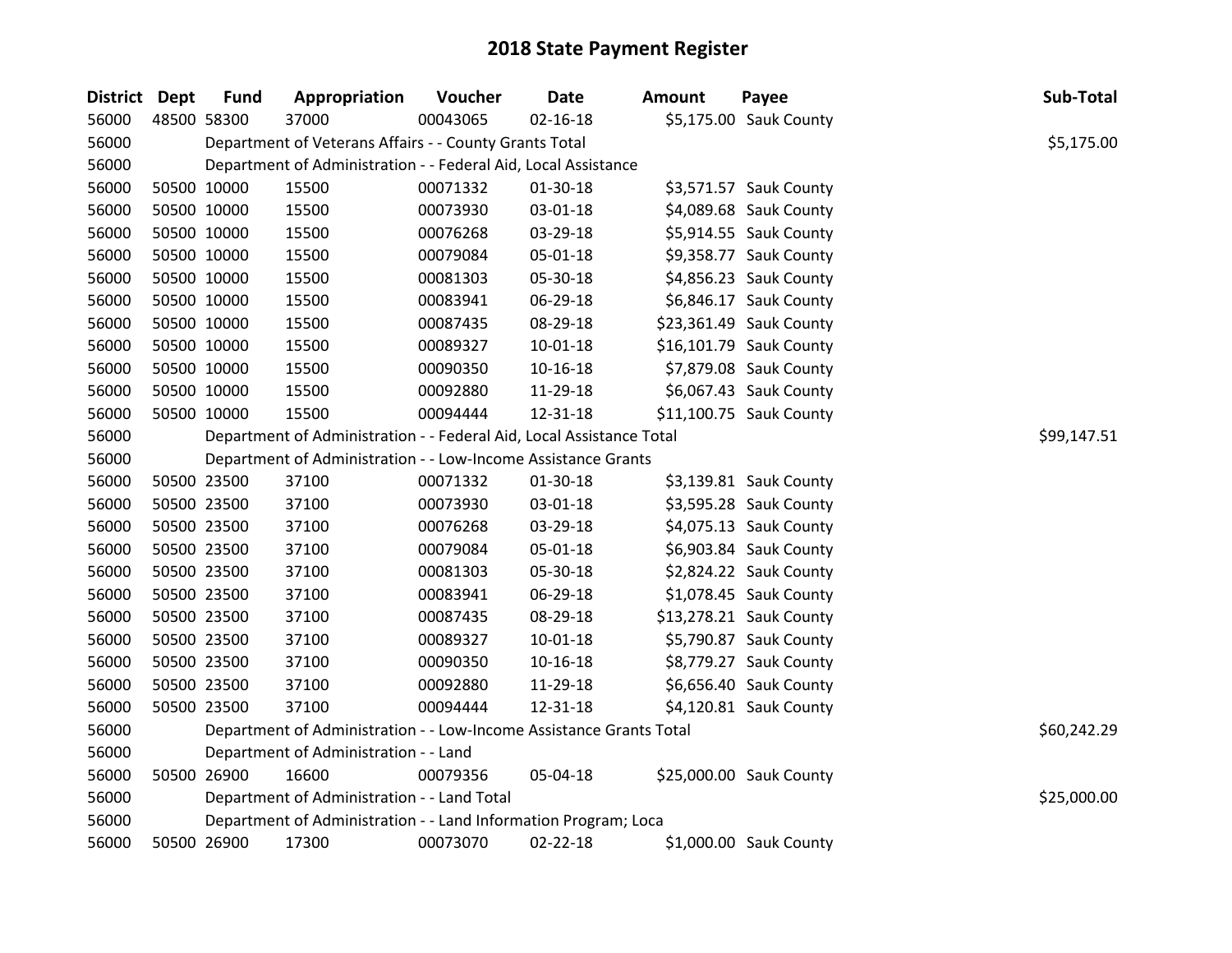# 2018 State Payment Register

| District | Dept | Fund | Appropriation | Voucher | Date | Amount | Payee | Sub-Total |
|---|---|---|---|---|---|---|---|---|
| 56000 | 48500 | 58300 | 37000 | 00043065 | 02-16-18 | $5,175.00 | Sauk County | |
| 56000 | | Department of Veterans Affairs - - County Grants Total | | | | | | $5,175.00 |
| 56000 | | Department of Administration - - Federal Aid, Local Assistance | | | | | | |
| 56000 | 50500 | 10000 | 15500 | 00071332 | 01-30-18 | $3,571.57 | Sauk County | |
| 56000 | 50500 | 10000 | 15500 | 00073930 | 03-01-18 | $4,089.68 | Sauk County | |
| 56000 | 50500 | 10000 | 15500 | 00076268 | 03-29-18 | $5,914.55 | Sauk County | |
| 56000 | 50500 | 10000 | 15500 | 00079084 | 05-01-18 | $9,358.77 | Sauk County | |
| 56000 | 50500 | 10000 | 15500 | 00081303 | 05-30-18 | $4,856.23 | Sauk County | |
| 56000 | 50500 | 10000 | 15500 | 00083941 | 06-29-18 | $6,846.17 | Sauk County | |
| 56000 | 50500 | 10000 | 15500 | 00087435 | 08-29-18 | $23,361.49 | Sauk County | |
| 56000 | 50500 | 10000 | 15500 | 00089327 | 10-01-18 | $16,101.79 | Sauk County | |
| 56000 | 50500 | 10000 | 15500 | 00090350 | 10-16-18 | $7,879.08 | Sauk County | |
| 56000 | 50500 | 10000 | 15500 | 00092880 | 11-29-18 | $6,067.43 | Sauk County | |
| 56000 | 50500 | 10000 | 15500 | 00094444 | 12-31-18 | $11,100.75 | Sauk County | |
| 56000 | | Department of Administration - - Federal Aid, Local Assistance Total | | | | | | $99,147.51 |
| 56000 | | Department of Administration - - Low-Income Assistance Grants | | | | | | |
| 56000 | 50500 | 23500 | 37100 | 00071332 | 01-30-18 | $3,139.81 | Sauk County | |
| 56000 | 50500 | 23500 | 37100 | 00073930 | 03-01-18 | $3,595.28 | Sauk County | |
| 56000 | 50500 | 23500 | 37100 | 00076268 | 03-29-18 | $4,075.13 | Sauk County | |
| 56000 | 50500 | 23500 | 37100 | 00079084 | 05-01-18 | $6,903.84 | Sauk County | |
| 56000 | 50500 | 23500 | 37100 | 00081303 | 05-30-18 | $2,824.22 | Sauk County | |
| 56000 | 50500 | 23500 | 37100 | 00083941 | 06-29-18 | $1,078.45 | Sauk County | |
| 56000 | 50500 | 23500 | 37100 | 00087435 | 08-29-18 | $13,278.21 | Sauk County | |
| 56000 | 50500 | 23500 | 37100 | 00089327 | 10-01-18 | $5,790.87 | Sauk County | |
| 56000 | 50500 | 23500 | 37100 | 00090350 | 10-16-18 | $8,779.27 | Sauk County | |
| 56000 | 50500 | 23500 | 37100 | 00092880 | 11-29-18 | $6,656.40 | Sauk County | |
| 56000 | 50500 | 23500 | 37100 | 00094444 | 12-31-18 | $4,120.81 | Sauk County | |
| 56000 | | Department of Administration - - Low-Income Assistance Grants Total | | | | | | $60,242.29 |
| 56000 | | Department of Administration - - Land | | | | | | |
| 56000 | 50500 | 26900 | 16600 | 00079356 | 05-04-18 | $25,000.00 | Sauk County | |
| 56000 | | Department of Administration - - Land Total | | | | | | $25,000.00 |
| 56000 | | Department of Administration - - Land Information Program; Loca | | | | | | |
| 56000 | 50500 | 26900 | 17300 | 00073070 | 02-22-18 | $1,000.00 | Sauk County | |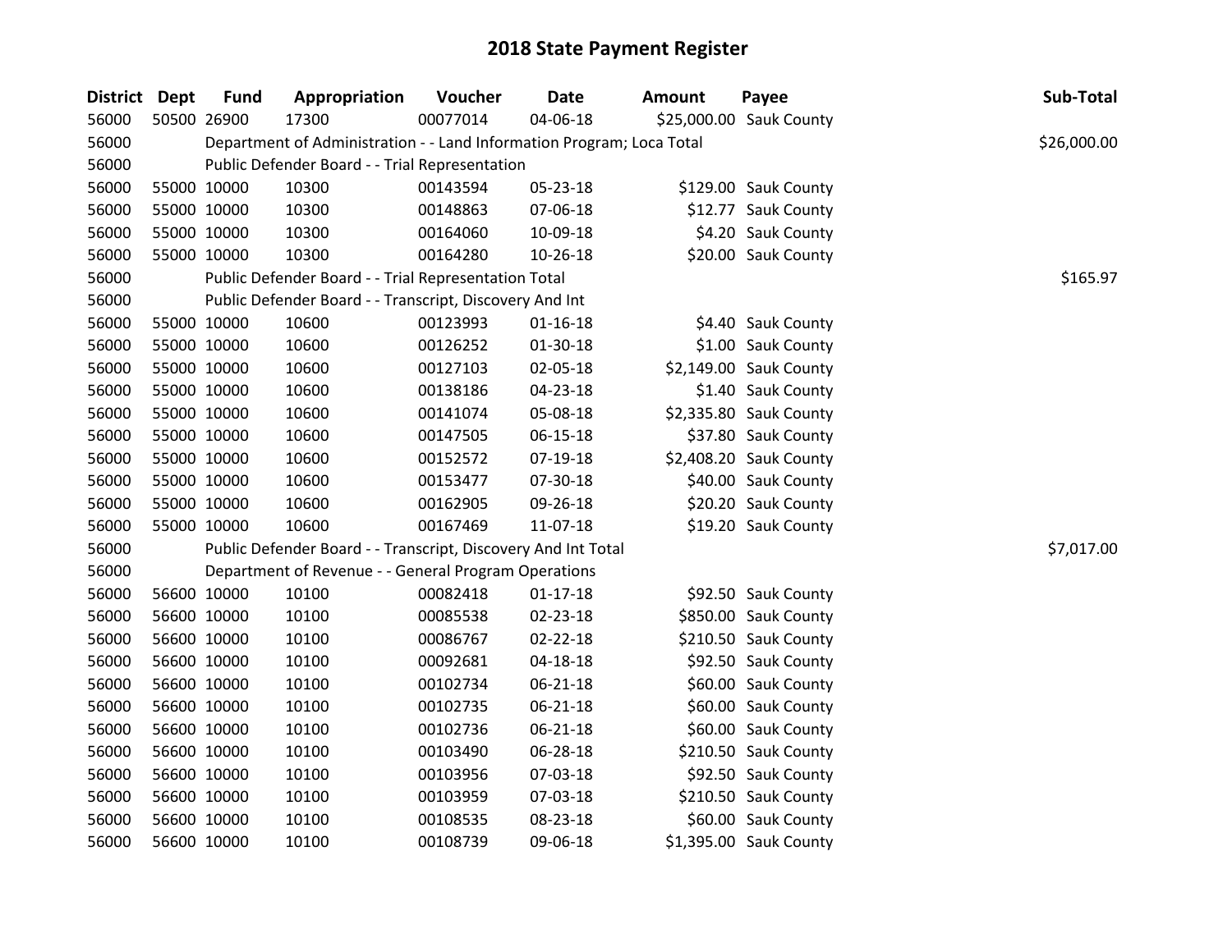# 2018 State Payment Register

| District | Dept | Fund | Appropriation | Voucher | Date | Amount | Payee | Sub-Total |
|---|---|---|---|---|---|---|---|---|
| 56000 | 50500 | 26900 | 17300 | 00077014 | 04-06-18 | $25,000.00 | Sauk County | |
| 56000 | | Department of Administration - - Land Information Program; Loca Total | | | | | | $26,000.00 |
| 56000 | | Public Defender Board - - Trial Representation | | | | | | |
| 56000 | 55000 | 10000 | 10300 | 00143594 | 05-23-18 | $129.00 | Sauk County | |
| 56000 | 55000 | 10000 | 10300 | 00148863 | 07-06-18 | $12.77 | Sauk County | |
| 56000 | 55000 | 10000 | 10300 | 00164060 | 10-09-18 | $4.20 | Sauk County | |
| 56000 | 55000 | 10000 | 10300 | 00164280 | 10-26-18 | $20.00 | Sauk County | |
| 56000 | | Public Defender Board - - Trial Representation Total | | | | | | $165.97 |
| 56000 | | Public Defender Board - - Transcript, Discovery And Int | | | | | | |
| 56000 | 55000 | 10000 | 10600 | 00123993 | 01-16-18 | $4.40 | Sauk County | |
| 56000 | 55000 | 10000 | 10600 | 00126252 | 01-30-18 | $1.00 | Sauk County | |
| 56000 | 55000 | 10000 | 10600 | 00127103 | 02-05-18 | $2,149.00 | Sauk County | |
| 56000 | 55000 | 10000 | 10600 | 00138186 | 04-23-18 | $1.40 | Sauk County | |
| 56000 | 55000 | 10000 | 10600 | 00141074 | 05-08-18 | $2,335.80 | Sauk County | |
| 56000 | 55000 | 10000 | 10600 | 00147505 | 06-15-18 | $37.80 | Sauk County | |
| 56000 | 55000 | 10000 | 10600 | 00152572 | 07-19-18 | $2,408.20 | Sauk County | |
| 56000 | 55000 | 10000 | 10600 | 00153477 | 07-30-18 | $40.00 | Sauk County | |
| 56000 | 55000 | 10000 | 10600 | 00162905 | 09-26-18 | $20.20 | Sauk County | |
| 56000 | 55000 | 10000 | 10600 | 00167469 | 11-07-18 | $19.20 | Sauk County | |
| 56000 | | Public Defender Board - - Transcript, Discovery And Int Total | | | | | | $7,017.00 |
| 56000 | | Department of Revenue - - General Program Operations | | | | | | |
| 56000 | 56600 | 10000 | 10100 | 00082418 | 01-17-18 | $92.50 | Sauk County | |
| 56000 | 56600 | 10000 | 10100 | 00085538 | 02-23-18 | $850.00 | Sauk County | |
| 56000 | 56600 | 10000 | 10100 | 00086767 | 02-22-18 | $210.50 | Sauk County | |
| 56000 | 56600 | 10000 | 10100 | 00092681 | 04-18-18 | $92.50 | Sauk County | |
| 56000 | 56600 | 10000 | 10100 | 00102734 | 06-21-18 | $60.00 | Sauk County | |
| 56000 | 56600 | 10000 | 10100 | 00102735 | 06-21-18 | $60.00 | Sauk County | |
| 56000 | 56600 | 10000 | 10100 | 00102736 | 06-21-18 | $60.00 | Sauk County | |
| 56000 | 56600 | 10000 | 10100 | 00103490 | 06-28-18 | $210.50 | Sauk County | |
| 56000 | 56600 | 10000 | 10100 | 00103956 | 07-03-18 | $92.50 | Sauk County | |
| 56000 | 56600 | 10000 | 10100 | 00103959 | 07-03-18 | $210.50 | Sauk County | |
| 56000 | 56600 | 10000 | 10100 | 00108535 | 08-23-18 | $60.00 | Sauk County | |
| 56000 | 56600 | 10000 | 10100 | 00108739 | 09-06-18 | $1,395.00 | Sauk County | |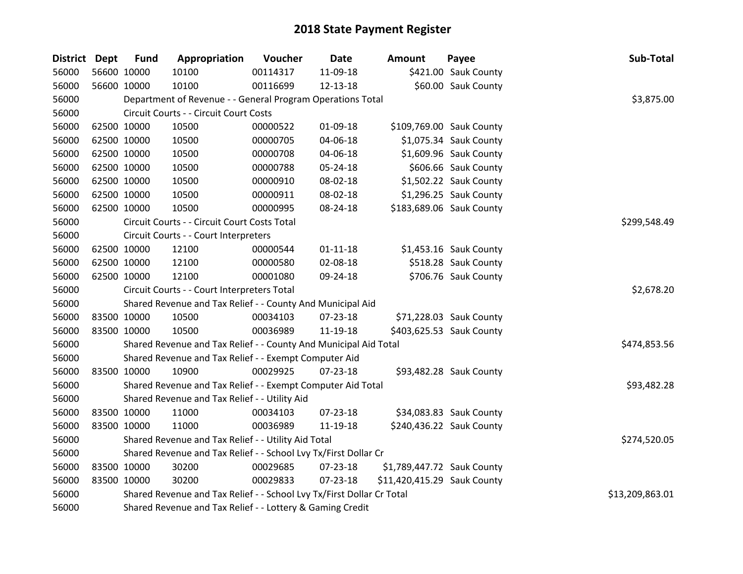# 2018 State Payment Register

| District | Dept | Fund | Appropriation | Voucher | Date | Amount | Payee | Sub-Total |
|---|---|---|---|---|---|---|---|---|
| 56000 | 56600 | 10000 | 10100 | 00114317 | 11-09-18 | $421.00 | Sauk County | |
| 56000 | 56600 | 10000 | 10100 | 00116699 | 12-13-18 | $60.00 | Sauk County | |
| 56000 | | Department of Revenue - - General Program Operations Total | | | | | | $3,875.00 |
| 56000 | | Circuit Courts - - Circuit Court Costs | | | | | | |
| 56000 | 62500 | 10000 | 10500 | 00000522 | 01-09-18 | $109,769.00 | Sauk County | |
| 56000 | 62500 | 10000 | 10500 | 00000705 | 04-06-18 | $1,075.34 | Sauk County | |
| 56000 | 62500 | 10000 | 10500 | 00000708 | 04-06-18 | $1,609.96 | Sauk County | |
| 56000 | 62500 | 10000 | 10500 | 00000788 | 05-24-18 | $606.66 | Sauk County | |
| 56000 | 62500 | 10000 | 10500 | 00000910 | 08-02-18 | $1,502.22 | Sauk County | |
| 56000 | 62500 | 10000 | 10500 | 00000911 | 08-02-18 | $1,296.25 | Sauk County | |
| 56000 | 62500 | 10000 | 10500 | 00000995 | 08-24-18 | $183,689.06 | Sauk County | |
| 56000 | | Circuit Courts - - Circuit Court Costs Total | | | | | | $299,548.49 |
| 56000 | | Circuit Courts - - Court Interpreters | | | | | | |
| 56000 | 62500 | 10000 | 12100 | 00000544 | 01-11-18 | $1,453.16 | Sauk County | |
| 56000 | 62500 | 10000 | 12100 | 00000580 | 02-08-18 | $518.28 | Sauk County | |
| 56000 | 62500 | 10000 | 12100 | 00001080 | 09-24-18 | $706.76 | Sauk County | |
| 56000 | | Circuit Courts - - Court Interpreters Total | | | | | | $2,678.20 |
| 56000 | | Shared Revenue and Tax Relief - - County And Municipal Aid | | | | | | |
| 56000 | 83500 | 10000 | 10500 | 00034103 | 07-23-18 | $71,228.03 | Sauk County | |
| 56000 | 83500 | 10000 | 10500 | 00036989 | 11-19-18 | $403,625.53 | Sauk County | |
| 56000 | | Shared Revenue and Tax Relief - - County And Municipal Aid Total | | | | | | $474,853.56 |
| 56000 | | Shared Revenue and Tax Relief - - Exempt Computer Aid | | | | | | |
| 56000 | 83500 | 10000 | 10900 | 00029925 | 07-23-18 | $93,482.28 | Sauk County | |
| 56000 | | Shared Revenue and Tax Relief - - Exempt Computer Aid Total | | | | | | $93,482.28 |
| 56000 | | Shared Revenue and Tax Relief - - Utility Aid | | | | | | |
| 56000 | 83500 | 10000 | 11000 | 00034103 | 07-23-18 | $34,083.83 | Sauk County | |
| 56000 | 83500 | 10000 | 11000 | 00036989 | 11-19-18 | $240,436.22 | Sauk County | |
| 56000 | | Shared Revenue and Tax Relief - - Utility Aid Total | | | | | | $274,520.05 |
| 56000 | | Shared Revenue and Tax Relief - - School Lvy Tx/First Dollar Cr | | | | | | |
| 56000 | 83500 | 10000 | 30200 | 00029685 | 07-23-18 | $1,789,447.72 | Sauk County | |
| 56000 | 83500 | 10000 | 30200 | 00029833 | 07-23-18 | $11,420,415.29 | Sauk County | |
| 56000 | | Shared Revenue and Tax Relief - - School Lvy Tx/First Dollar Cr Total | | | | | | $13,209,863.01 |
| 56000 | | Shared Revenue and Tax Relief - - Lottery & Gaming Credit | | | | | | |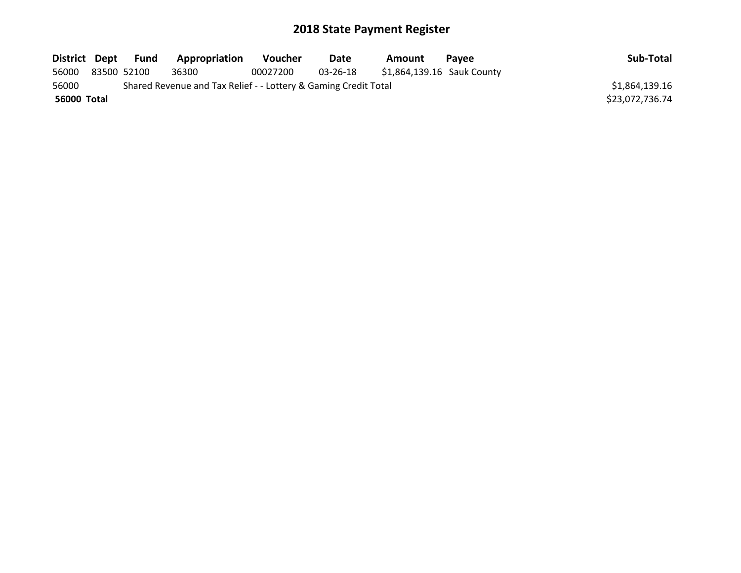# 2018 State Payment Register

| District | Dept | Fund | Appropriation | Voucher | Date | Amount | Payee | Sub-Total |
|---|---|---|---|---|---|---|---|---|
| 56000 | 83500 | 52100 | 36300 | 00027200 | 03-26-18 | $1,864,139.16 | Sauk County | |
| 56000 | | Shared Revenue and Tax Relief - - Lottery & Gaming Credit Total | | | | | | $1,864,139.16 |
| **56000** | **Total** | | | | | | | $23,072,736.74 |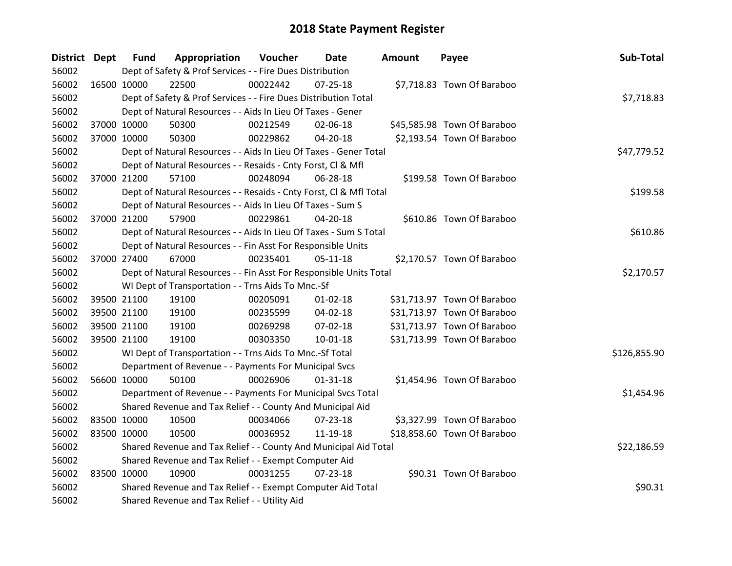# 2018 State Payment Register

| District | Dept | Fund | Appropriation | Voucher | Date | Amount | Payee | Sub-Total |
|---|---|---|---|---|---|---|---|---|
| 56002 | | Dept of Safety & Prof Services - - Fire Dues Distribution | | | | | | |
| 56002 | 16500 | 10000 | 22500 | 00022442 | 07-25-18 | $7,718.83 | Town Of Baraboo | |
| 56002 | | Dept of Safety & Prof Services - - Fire Dues Distribution Total | | | | | | $7,718.83 |
| 56002 | | Dept of Natural Resources - - Aids In Lieu Of Taxes - Gener | | | | | | |
| 56002 | 37000 | 10000 | 50300 | 00212549 | 02-06-18 | $45,585.98 | Town Of Baraboo | |
| 56002 | 37000 | 10000 | 50300 | 00229862 | 04-20-18 | $2,193.54 | Town Of Baraboo | |
| 56002 | | Dept of Natural Resources - - Aids In Lieu Of Taxes - Gener Total | | | | | | $47,779.52 |
| 56002 | | Dept of Natural Resources - - Resaids - Cnty Forst, Cl & Mfl | | | | | | |
| 56002 | 37000 | 21200 | 57100 | 00248094 | 06-28-18 | $199.58 | Town Of Baraboo | |
| 56002 | | Dept of Natural Resources - - Resaids - Cnty Forst, Cl & Mfl Total | | | | | | $199.58 |
| 56002 | | Dept of Natural Resources - - Aids In Lieu Of Taxes - Sum S | | | | | | |
| 56002 | 37000 | 21200 | 57900 | 00229861 | 04-20-18 | $610.86 | Town Of Baraboo | |
| 56002 | | Dept of Natural Resources - - Aids In Lieu Of Taxes - Sum S Total | | | | | | $610.86 |
| 56002 | | Dept of Natural Resources - - Fin Asst For Responsible Units | | | | | | |
| 56002 | 37000 | 27400 | 67000 | 00235401 | 05-11-18 | $2,170.57 | Town Of Baraboo | |
| 56002 | | Dept of Natural Resources - - Fin Asst For Responsible Units Total | | | | | | $2,170.57 |
| 56002 | | WI Dept of Transportation - - Trns Aids To Mnc.-Sf | | | | | | |
| 56002 | 39500 | 21100 | 19100 | 00205091 | 01-02-18 | $31,713.97 | Town Of Baraboo | |
| 56002 | 39500 | 21100 | 19100 | 00235599 | 04-02-18 | $31,713.97 | Town Of Baraboo | |
| 56002 | 39500 | 21100 | 19100 | 00269298 | 07-02-18 | $31,713.97 | Town Of Baraboo | |
| 56002 | 39500 | 21100 | 19100 | 00303350 | 10-01-18 | $31,713.99 | Town Of Baraboo | |
| 56002 | | WI Dept of Transportation - - Trns Aids To Mnc.-Sf Total | | | | | | $126,855.90 |
| 56002 | | Department of Revenue - - Payments For Municipal Svcs | | | | | | |
| 56002 | 56600 | 10000 | 50100 | 00026906 | 01-31-18 | $1,454.96 | Town Of Baraboo | |
| 56002 | | Department of Revenue - - Payments For Municipal Svcs Total | | | | | | $1,454.96 |
| 56002 | | Shared Revenue and Tax Relief - - County And Municipal Aid | | | | | | |
| 56002 | 83500 | 10000 | 10500 | 00034066 | 07-23-18 | $3,327.99 | Town Of Baraboo | |
| 56002 | 83500 | 10000 | 10500 | 00036952 | 11-19-18 | $18,858.60 | Town Of Baraboo | |
| 56002 | | Shared Revenue and Tax Relief - - County And Municipal Aid Total | | | | | | $22,186.59 |
| 56002 | | Shared Revenue and Tax Relief - - Exempt Computer Aid | | | | | | |
| 56002 | 83500 | 10000 | 10900 | 00031255 | 07-23-18 | $90.31 | Town Of Baraboo | |
| 56002 | | Shared Revenue and Tax Relief - - Exempt Computer Aid Total | | | | | | $90.31 |
| 56002 | | Shared Revenue and Tax Relief - - Utility Aid | | | | | | |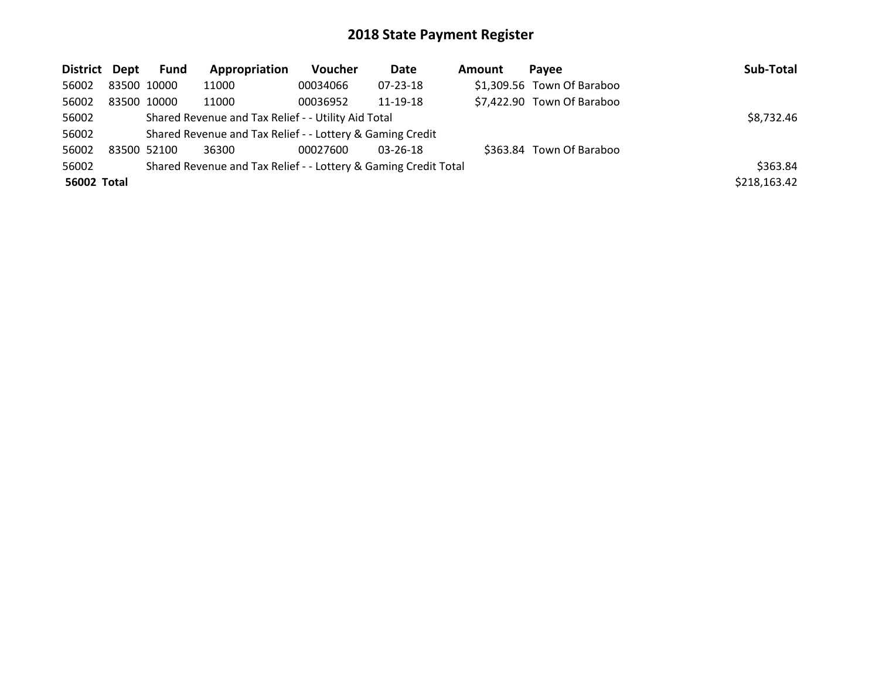# 2018 State Payment Register

| District | Dept | Fund | Appropriation | Voucher | Date | Amount | Payee | Sub-Total |
|---|---|---|---|---|---|---|---|---|
| 56002 | 83500 | 10000 | 11000 | 00034066 | 07-23-18 | $1,309.56 | Town Of Baraboo | |
| 56002 | 83500 | 10000 | 11000 | 00036952 | 11-19-18 | $7,422.90 | Town Of Baraboo | |
| 56002 | | Shared Revenue and Tax Relief - - Utility Aid Total | | | | | | $8,732.46 |
| 56002 | | Shared Revenue and Tax Relief - - Lottery & Gaming Credit | | | | | | |
| 56002 | 83500 | 52100 | 36300 | 00027600 | 03-26-18 | $363.84 | Town Of Baraboo | |
| 56002 | | Shared Revenue and Tax Relief - - Lottery & Gaming Credit Total | | | | | | $363.84 |
| **56002** | **Total** | | | | | | | $218,163.42 |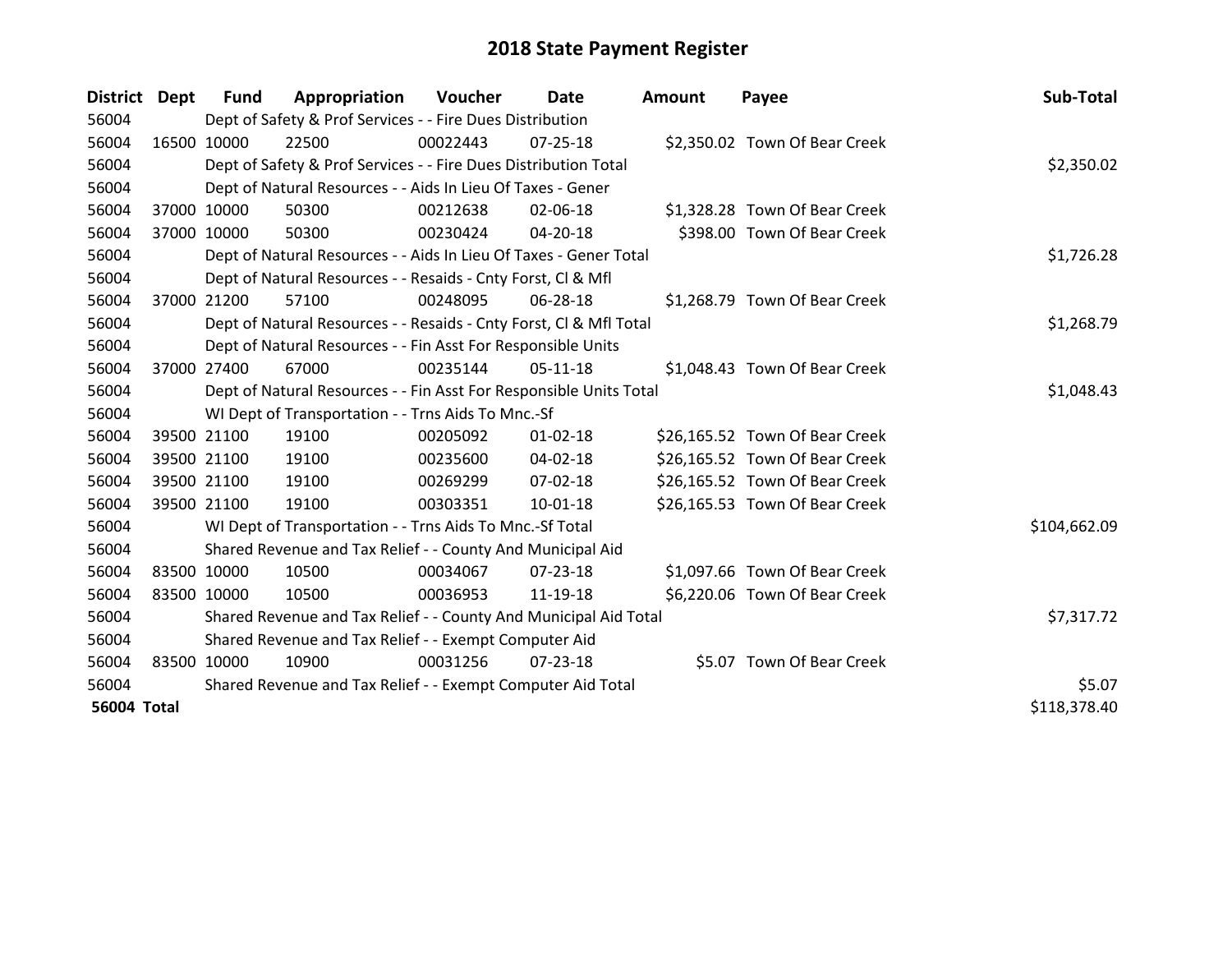# 2018 State Payment Register

| District | Dept | Fund | Appropriation | Voucher | Date | Amount | Payee | Sub-Total |
|---|---|---|---|---|---|---|---|---|
| 56004 | | Dept of Safety & Prof Services - - Fire Dues Distribution | | | | | | |
| 56004 | 16500 | 10000 | 22500 | 00022443 | 07-25-18 | $2,350.02 | Town Of Bear Creek | |
| 56004 | | Dept of Safety & Prof Services - - Fire Dues Distribution Total | | | | | | $2,350.02 |
| 56004 | | Dept of Natural Resources - - Aids In Lieu Of Taxes - Gener | | | | | | |
| 56004 | 37000 | 10000 | 50300 | 00212638 | 02-06-18 | $1,328.28 | Town Of Bear Creek | |
| 56004 | 37000 | 10000 | 50300 | 00230424 | 04-20-18 | $398.00 | Town Of Bear Creek | |
| 56004 | | Dept of Natural Resources - - Aids In Lieu Of Taxes - Gener Total | | | | | | $1,726.28 |
| 56004 | | Dept of Natural Resources - - Resaids - Cnty Forst, Cl & Mfl | | | | | | |
| 56004 | 37000 | 21200 | 57100 | 00248095 | 06-28-18 | $1,268.79 | Town Of Bear Creek | |
| 56004 | | Dept of Natural Resources - - Resaids - Cnty Forst, Cl & Mfl Total | | | | | | $1,268.79 |
| 56004 | | Dept of Natural Resources - - Fin Asst For Responsible Units | | | | | | |
| 56004 | 37000 | 27400 | 67000 | 00235144 | 05-11-18 | $1,048.43 | Town Of Bear Creek | |
| 56004 | | Dept of Natural Resources - - Fin Asst For Responsible Units Total | | | | | | $1,048.43 |
| 56004 | | WI Dept of Transportation - - Trns Aids To Mnc.-Sf | | | | | | |
| 56004 | 39500 | 21100 | 19100 | 00205092 | 01-02-18 | $26,165.52 | Town Of Bear Creek | |
| 56004 | 39500 | 21100 | 19100 | 00235600 | 04-02-18 | $26,165.52 | Town Of Bear Creek | |
| 56004 | 39500 | 21100 | 19100 | 00269299 | 07-02-18 | $26,165.52 | Town Of Bear Creek | |
| 56004 | 39500 | 21100 | 19100 | 00303351 | 10-01-18 | $26,165.53 | Town Of Bear Creek | |
| 56004 | | WI Dept of Transportation - - Trns Aids To Mnc.-Sf Total | | | | | | $104,662.09 |
| 56004 | | Shared Revenue and Tax Relief - - County And Municipal Aid | | | | | | |
| 56004 | 83500 | 10000 | 10500 | 00034067 | 07-23-18 | $1,097.66 | Town Of Bear Creek | |
| 56004 | 83500 | 10000 | 10500 | 00036953 | 11-19-18 | $6,220.06 | Town Of Bear Creek | |
| 56004 | | Shared Revenue and Tax Relief - - County And Municipal Aid Total | | | | | | $7,317.72 |
| 56004 | | Shared Revenue and Tax Relief - - Exempt Computer Aid | | | | | | |
| 56004 | 83500 | 10000 | 10900 | 00031256 | 07-23-18 | $5.07 | Town Of Bear Creek | |
| 56004 | | Shared Revenue and Tax Relief - - Exempt Computer Aid Total | | | | | | $5.07 |
| **56004 Total** | | | | | | | | $118,378.40 |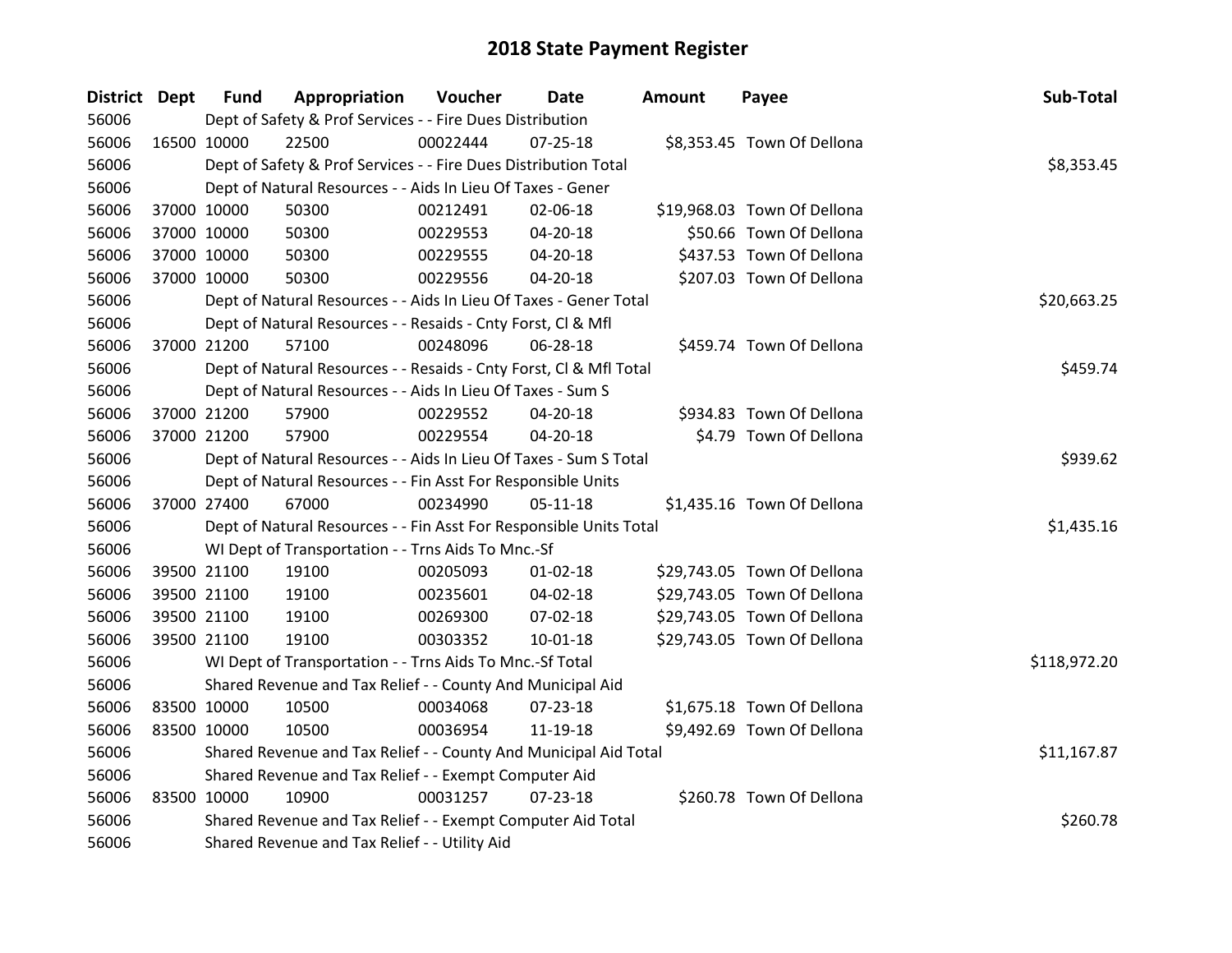# 2018 State Payment Register

| District | Dept | Fund | Appropriation | Voucher | Date | Amount | Payee | Sub-Total |
|---|---|---|---|---|---|---|---|---|
| 56006 | | Dept of Safety & Prof Services - - Fire Dues Distribution | | | | | | |
| 56006 | 16500 | 10000 | 22500 | 00022444 | 07-25-18 | $8,353.45 | Town Of Dellona | |
| 56006 | | Dept of Safety & Prof Services - - Fire Dues Distribution Total | | | | | | $8,353.45 |
| 56006 | | Dept of Natural Resources - - Aids In Lieu Of Taxes - Gener | | | | | | |
| 56006 | 37000 | 10000 | 50300 | 00212491 | 02-06-18 | $19,968.03 | Town Of Dellona | |
| 56006 | 37000 | 10000 | 50300 | 00229553 | 04-20-18 | $50.66 | Town Of Dellona | |
| 56006 | 37000 | 10000 | 50300 | 00229555 | 04-20-18 | $437.53 | Town Of Dellona | |
| 56006 | 37000 | 10000 | 50300 | 00229556 | 04-20-18 | $207.03 | Town Of Dellona | |
| 56006 | | Dept of Natural Resources - - Aids In Lieu Of Taxes - Gener Total | | | | | | $20,663.25 |
| 56006 | | Dept of Natural Resources - - Resaids - Cnty Forst, Cl & Mfl | | | | | | |
| 56006 | 37000 | 21200 | 57100 | 00248096 | 06-28-18 | $459.74 | Town Of Dellona | |
| 56006 | | Dept of Natural Resources - - Resaids - Cnty Forst, Cl & Mfl Total | | | | | | $459.74 |
| 56006 | | Dept of Natural Resources - - Aids In Lieu Of Taxes - Sum S | | | | | | |
| 56006 | 37000 | 21200 | 57900 | 00229552 | 04-20-18 | $934.83 | Town Of Dellona | |
| 56006 | 37000 | 21200 | 57900 | 00229554 | 04-20-18 | $4.79 | Town Of Dellona | |
| 56006 | | Dept of Natural Resources - - Aids In Lieu Of Taxes - Sum S Total | | | | | | $939.62 |
| 56006 | | Dept of Natural Resources - - Fin Asst For Responsible Units | | | | | | |
| 56006 | 37000 | 27400 | 67000 | 00234990 | 05-11-18 | $1,435.16 | Town Of Dellona | |
| 56006 | | Dept of Natural Resources - - Fin Asst For Responsible Units Total | | | | | | $1,435.16 |
| 56006 | | WI Dept of Transportation - - Trns Aids To Mnc.-Sf | | | | | | |
| 56006 | 39500 | 21100 | 19100 | 00205093 | 01-02-18 | $29,743.05 | Town Of Dellona | |
| 56006 | 39500 | 21100 | 19100 | 00235601 | 04-02-18 | $29,743.05 | Town Of Dellona | |
| 56006 | 39500 | 21100 | 19100 | 00269300 | 07-02-18 | $29,743.05 | Town Of Dellona | |
| 56006 | 39500 | 21100 | 19100 | 00303352 | 10-01-18 | $29,743.05 | Town Of Dellona | |
| 56006 | | WI Dept of Transportation - - Trns Aids To Mnc.-Sf Total | | | | | | $118,972.20 |
| 56006 | | Shared Revenue and Tax Relief - - County And Municipal Aid | | | | | | |
| 56006 | 83500 | 10000 | 10500 | 00034068 | 07-23-18 | $1,675.18 | Town Of Dellona | |
| 56006 | 83500 | 10000 | 10500 | 00036954 | 11-19-18 | $9,492.69 | Town Of Dellona | |
| 56006 | | Shared Revenue and Tax Relief - - County And Municipal Aid Total | | | | | | $11,167.87 |
| 56006 | | Shared Revenue and Tax Relief - - Exempt Computer Aid | | | | | | |
| 56006 | 83500 | 10000 | 10900 | 00031257 | 07-23-18 | $260.78 | Town Of Dellona | |
| 56006 | | Shared Revenue and Tax Relief - - Exempt Computer Aid Total | | | | | | $260.78 |
| 56006 | | Shared Revenue and Tax Relief - - Utility Aid | | | | | | |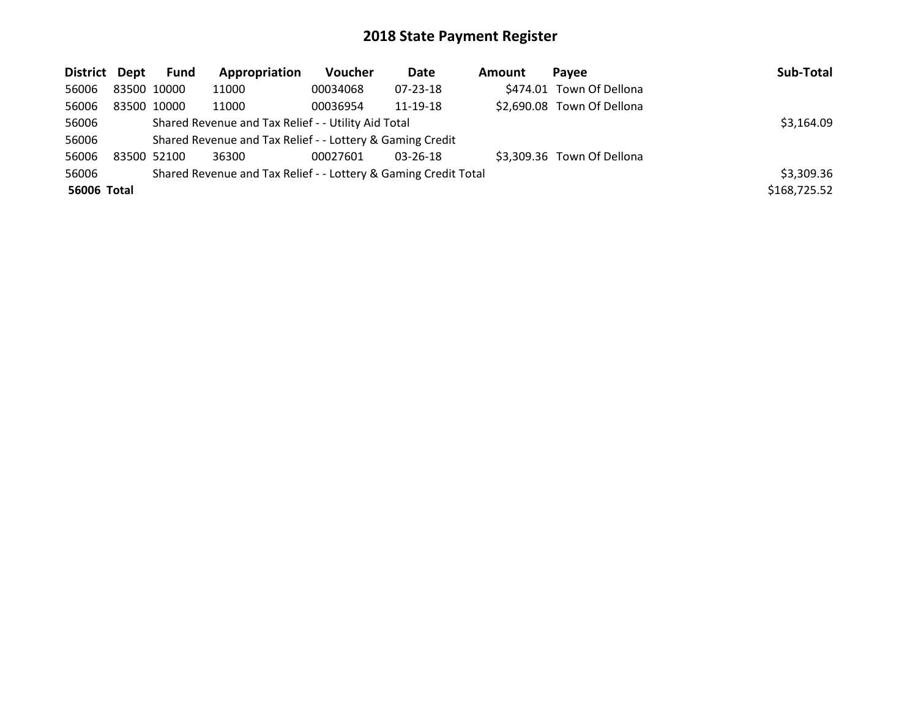# 2018 State Payment Register

| District | Dept | Fund | Appropriation | Voucher | Date | Amount | Payee | Sub-Total |
|---|---|---|---|---|---|---|---|---|
| 56006 | 83500 | 10000 | 11000 | 00034068 | 07-23-18 | $474.01 | Town Of Dellona | |
| 56006 | 83500 | 10000 | 11000 | 00036954 | 11-19-18 | $2,690.08 | Town Of Dellona | |
| 56006 | | Shared Revenue and Tax Relief - - Utility Aid Total | | | | | | $3,164.09 |
| 56006 | | Shared Revenue and Tax Relief - - Lottery & Gaming Credit | | | | | | |
| 56006 | 83500 | 52100 | 36300 | 00027601 | 03-26-18 | $3,309.36 | Town Of Dellona | |
| 56006 | | Shared Revenue and Tax Relief - - Lottery & Gaming Credit Total | | | | | | $3,309.36 |
| **56006** | **Total** | | | | | | | $168,725.52 |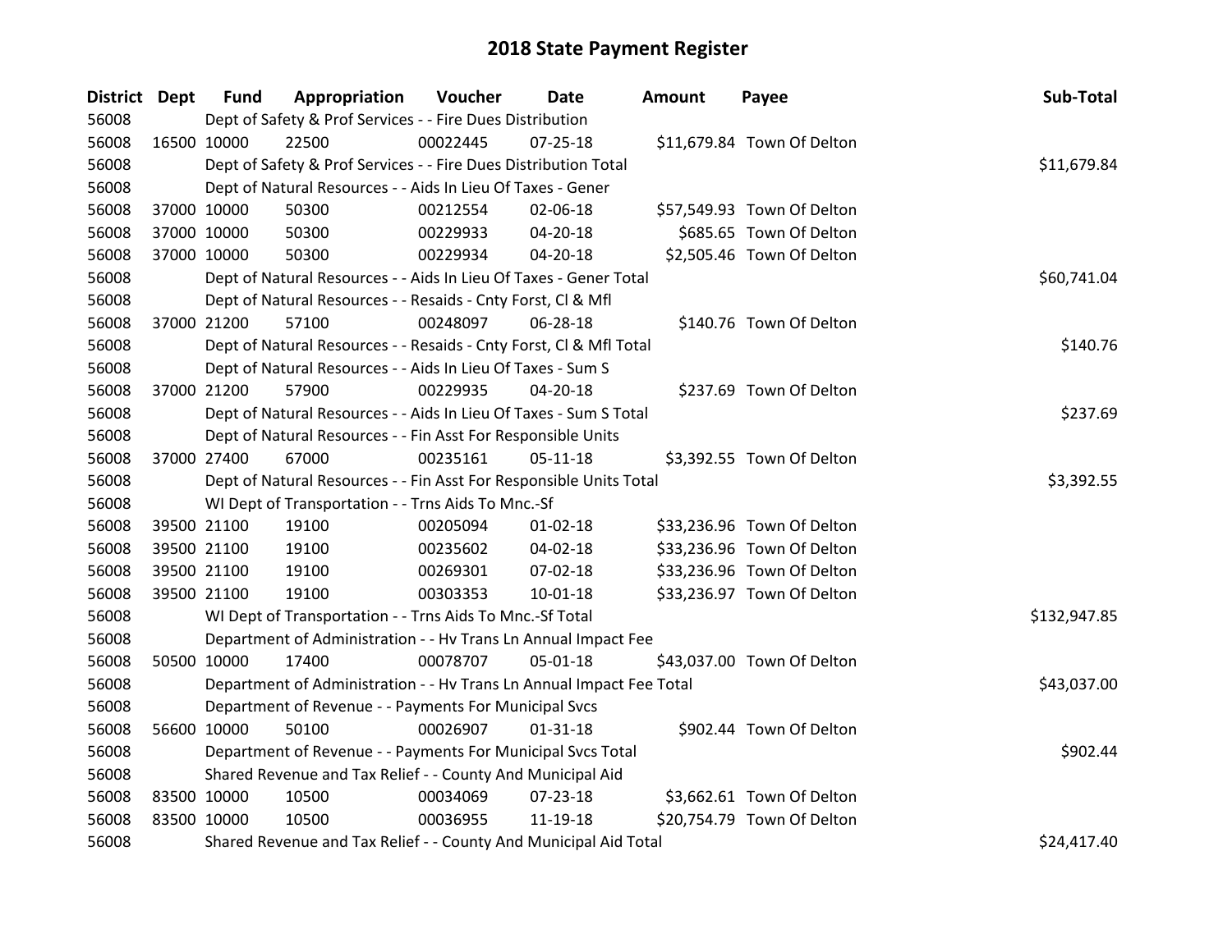# 2018 State Payment Register

| District | Dept | Fund | Appropriation | Voucher | Date | Amount | Payee | Sub-Total |
|---|---|---|---|---|---|---|---|---|
| 56008 | | Dept of Safety & Prof Services - - Fire Dues Distribution | | | | | | |
| 56008 | 16500 | 10000 | 22500 | 00022445 | 07-25-18 | $11,679.84 | Town Of Delton | |
| 56008 | | Dept of Safety & Prof Services - - Fire Dues Distribution Total | | | | | | $11,679.84 |
| 56008 | | Dept of Natural Resources - - Aids In Lieu Of Taxes - Gener | | | | | | |
| 56008 | 37000 | 10000 | 50300 | 00212554 | 02-06-18 | $57,549.93 | Town Of Delton | |
| 56008 | 37000 | 10000 | 50300 | 00229933 | 04-20-18 | $685.65 | Town Of Delton | |
| 56008 | 37000 | 10000 | 50300 | 00229934 | 04-20-18 | $2,505.46 | Town Of Delton | |
| 56008 | | Dept of Natural Resources - - Aids In Lieu Of Taxes - Gener Total | | | | | | $60,741.04 |
| 56008 | | Dept of Natural Resources - - Resaids - Cnty Forst, Cl & Mfl | | | | | | |
| 56008 | 37000 | 21200 | 57100 | 00248097 | 06-28-18 | $140.76 | Town Of Delton | |
| 56008 | | Dept of Natural Resources - - Resaids - Cnty Forst, Cl & Mfl Total | | | | | | $140.76 |
| 56008 | | Dept of Natural Resources - - Aids In Lieu Of Taxes - Sum S | | | | | | |
| 56008 | 37000 | 21200 | 57900 | 00229935 | 04-20-18 | $237.69 | Town Of Delton | |
| 56008 | | Dept of Natural Resources - - Aids In Lieu Of Taxes - Sum S Total | | | | | | $237.69 |
| 56008 | | Dept of Natural Resources - - Fin Asst For Responsible Units | | | | | | |
| 56008 | 37000 | 27400 | 67000 | 00235161 | 05-11-18 | $3,392.55 | Town Of Delton | |
| 56008 | | Dept of Natural Resources - - Fin Asst For Responsible Units Total | | | | | | $3,392.55 |
| 56008 | | WI Dept of Transportation - - Trns Aids To Mnc.-Sf | | | | | | |
| 56008 | 39500 | 21100 | 19100 | 00205094 | 01-02-18 | $33,236.96 | Town Of Delton | |
| 56008 | 39500 | 21100 | 19100 | 00235602 | 04-02-18 | $33,236.96 | Town Of Delton | |
| 56008 | 39500 | 21100 | 19100 | 00269301 | 07-02-18 | $33,236.96 | Town Of Delton | |
| 56008 | 39500 | 21100 | 19100 | 00303353 | 10-01-18 | $33,236.97 | Town Of Delton | |
| 56008 | | WI Dept of Transportation - - Trns Aids To Mnc.-Sf Total | | | | | | $132,947.85 |
| 56008 | | Department of Administration - - Hv Trans Ln Annual Impact Fee | | | | | | |
| 56008 | 50500 | 10000 | 17400 | 00078707 | 05-01-18 | $43,037.00 | Town Of Delton | |
| 56008 | | Department of Administration - - Hv Trans Ln Annual Impact Fee Total | | | | | | $43,037.00 |
| 56008 | | Department of Revenue - - Payments For Municipal Svcs | | | | | | |
| 56008 | 56600 | 10000 | 50100 | 00026907 | 01-31-18 | $902.44 | Town Of Delton | |
| 56008 | | Department of Revenue - - Payments For Municipal Svcs Total | | | | | | $902.44 |
| 56008 | | Shared Revenue and Tax Relief - - County And Municipal Aid | | | | | | |
| 56008 | 83500 | 10000 | 10500 | 00034069 | 07-23-18 | $3,662.61 | Town Of Delton | |
| 56008 | 83500 | 10000 | 10500 | 00036955 | 11-19-18 | $20,754.79 | Town Of Delton | |
| 56008 | | Shared Revenue and Tax Relief - - County And Municipal Aid Total | | | | | | $24,417.40 |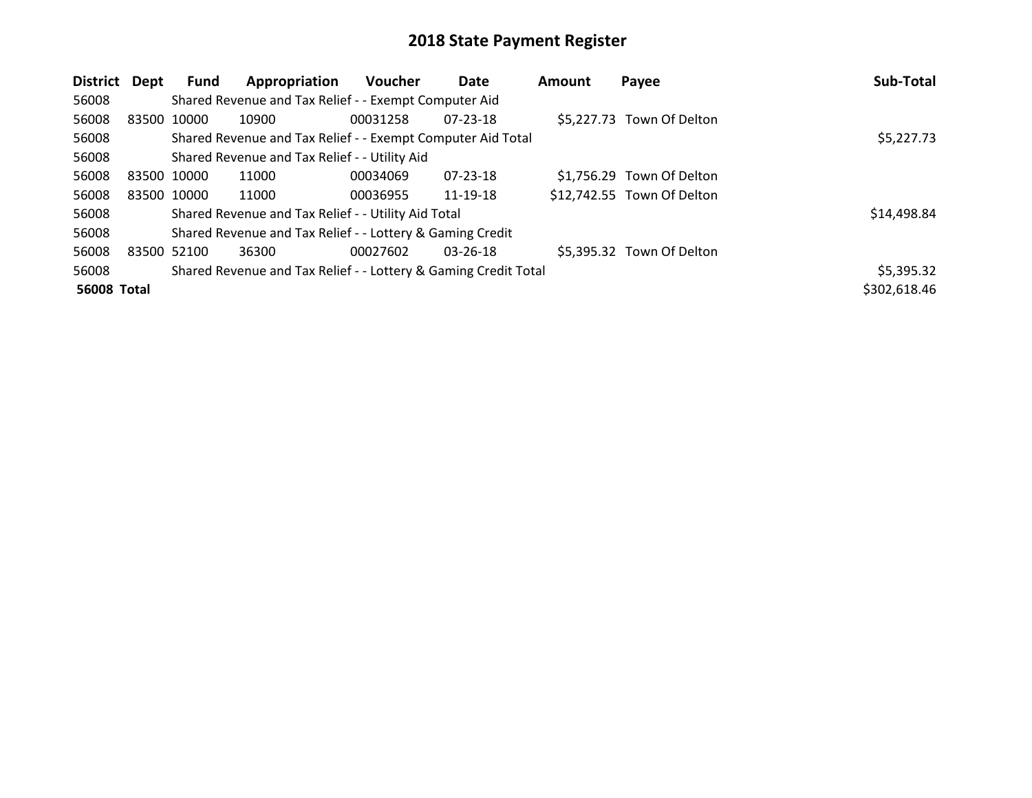# 2018 State Payment Register

| District | Dept | Fund | Appropriation | Voucher | Date | Amount | Payee | Sub-Total |
|---|---|---|---|---|---|---|---|---|
| 56008 | | Shared Revenue and Tax Relief - - Exempt Computer Aid | | | | | | |
| 56008 | 83500 | 10000 | 10900 | 00031258 | 07-23-18 | $5,227.73 | Town Of Delton | |
| 56008 | | Shared Revenue and Tax Relief - - Exempt Computer Aid Total | | | | | | $5,227.73 |
| 56008 | | Shared Revenue and Tax Relief - - Utility Aid | | | | | | |
| 56008 | 83500 | 10000 | 11000 | 00034069 | 07-23-18 | $1,756.29 | Town Of Delton | |
| 56008 | 83500 | 10000 | 11000 | 00036955 | 11-19-18 | $12,742.55 | Town Of Delton | |
| 56008 | | Shared Revenue and Tax Relief - - Utility Aid Total | | | | | | $14,498.84 |
| 56008 | | Shared Revenue and Tax Relief - - Lottery & Gaming Credit | | | | | | |
| 56008 | 83500 | 52100 | 36300 | 00027602 | 03-26-18 | $5,395.32 | Town Of Delton | |
| 56008 | | Shared Revenue and Tax Relief - - Lottery & Gaming Credit Total | | | | | | $5,395.32 |
| **56008 Total** | | | | | | | | $302,618.46 |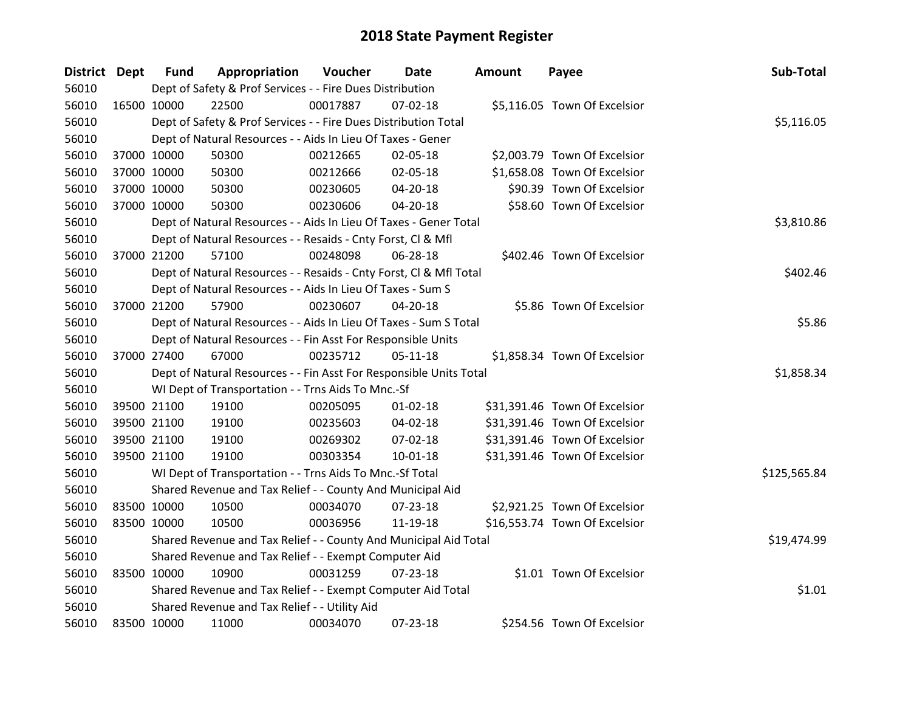# 2018 State Payment Register

| District | Dept | Fund | Appropriation | Voucher | Date | Amount | Payee | Sub-Total |
|---|---|---|---|---|---|---|---|---|
| 56010 | | Dept of Safety & Prof Services - - Fire Dues Distribution | | | | | | |
| 56010 | 16500 | 10000 | 22500 | 00017887 | 07-02-18 | $5,116.05 | Town Of Excelsior | |
| 56010 | | Dept of Safety & Prof Services - - Fire Dues Distribution Total | | | | | | $5,116.05 |
| 56010 | | Dept of Natural Resources - - Aids In Lieu Of Taxes - Gener | | | | | | |
| 56010 | 37000 | 10000 | 50300 | 00212665 | 02-05-18 | $2,003.79 | Town Of Excelsior | |
| 56010 | 37000 | 10000 | 50300 | 00212666 | 02-05-18 | $1,658.08 | Town Of Excelsior | |
| 56010 | 37000 | 10000 | 50300 | 00230605 | 04-20-18 | $90.39 | Town Of Excelsior | |
| 56010 | 37000 | 10000 | 50300 | 00230606 | 04-20-18 | $58.60 | Town Of Excelsior | |
| 56010 | | Dept of Natural Resources - - Aids In Lieu Of Taxes - Gener Total | | | | | | $3,810.86 |
| 56010 | | Dept of Natural Resources - - Resaids - Cnty Forst, Cl & Mfl | | | | | | |
| 56010 | 37000 | 21200 | 57100 | 00248098 | 06-28-18 | $402.46 | Town Of Excelsior | |
| 56010 | | Dept of Natural Resources - - Resaids - Cnty Forst, Cl & Mfl Total | | | | | | $402.46 |
| 56010 | | Dept of Natural Resources - - Aids In Lieu Of Taxes - Sum S | | | | | | |
| 56010 | 37000 | 21200 | 57900 | 00230607 | 04-20-18 | $5.86 | Town Of Excelsior | |
| 56010 | | Dept of Natural Resources - - Aids In Lieu Of Taxes - Sum S Total | | | | | | $5.86 |
| 56010 | | Dept of Natural Resources - - Fin Asst For Responsible Units | | | | | | |
| 56010 | 37000 | 27400 | 67000 | 00235712 | 05-11-18 | $1,858.34 | Town Of Excelsior | |
| 56010 | | Dept of Natural Resources - - Fin Asst For Responsible Units Total | | | | | | $1,858.34 |
| 56010 | | WI Dept of Transportation - - Trns Aids To Mnc.-Sf | | | | | | |
| 56010 | 39500 | 21100 | 19100 | 00205095 | 01-02-18 | $31,391.46 | Town Of Excelsior | |
| 56010 | 39500 | 21100 | 19100 | 00235603 | 04-02-18 | $31,391.46 | Town Of Excelsior | |
| 56010 | 39500 | 21100 | 19100 | 00269302 | 07-02-18 | $31,391.46 | Town Of Excelsior | |
| 56010 | 39500 | 21100 | 19100 | 00303354 | 10-01-18 | $31,391.46 | Town Of Excelsior | |
| 56010 | | WI Dept of Transportation - - Trns Aids To Mnc.-Sf Total | | | | | | $125,565.84 |
| 56010 | | Shared Revenue and Tax Relief - - County And Municipal Aid | | | | | | |
| 56010 | 83500 | 10000 | 10500 | 00034070 | 07-23-18 | $2,921.25 | Town Of Excelsior | |
| 56010 | 83500 | 10000 | 10500 | 00036956 | 11-19-18 | $16,553.74 | Town Of Excelsior | |
| 56010 | | Shared Revenue and Tax Relief - - County And Municipal Aid Total | | | | | | $19,474.99 |
| 56010 | | Shared Revenue and Tax Relief - - Exempt Computer Aid | | | | | | |
| 56010 | 83500 | 10000 | 10900 | 00031259 | 07-23-18 | $1.01 | Town Of Excelsior | |
| 56010 | | Shared Revenue and Tax Relief - - Exempt Computer Aid Total | | | | | | $1.01 |
| 56010 | | Shared Revenue and Tax Relief - - Utility Aid | | | | | | |
| 56010 | 83500 | 10000 | 11000 | 00034070 | 07-23-18 | $254.56 | Town Of Excelsior | |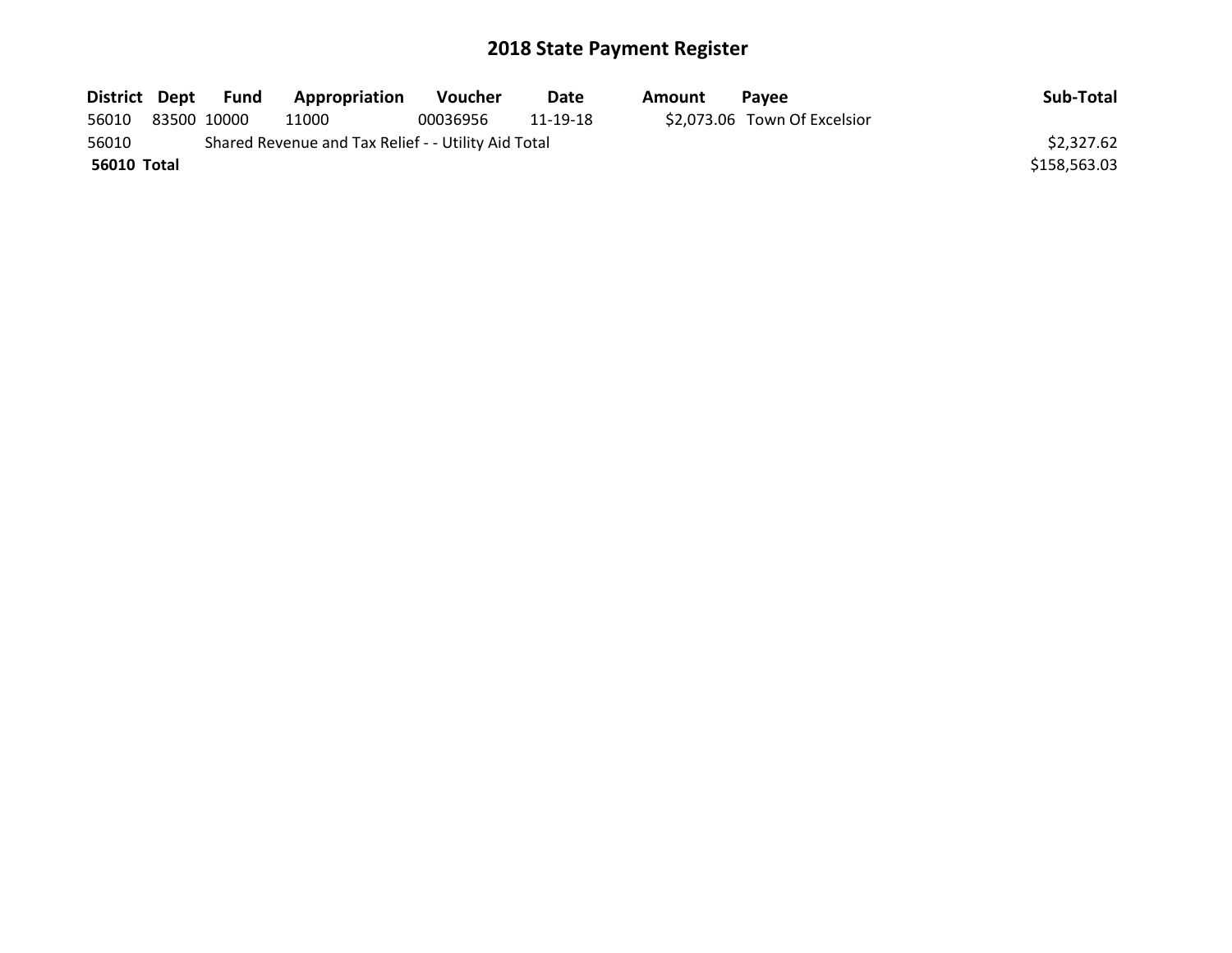# 2018 State Payment Register

| District | Dept | Fund | Appropriation | Voucher | Date | Amount | Payee | Sub-Total |
|---|---|---|---|---|---|---|---|---|
| 56010 | 83500 | 10000 | 11000 | 00036956 | 11-19-18 | $2,073.06 | Town Of Excelsior | |
| 56010 | | Shared Revenue and Tax Relief - - Utility Aid Total | | | | | | $2,327.62 |
| **56010 Total** | | | | | | | | $158,563.03 |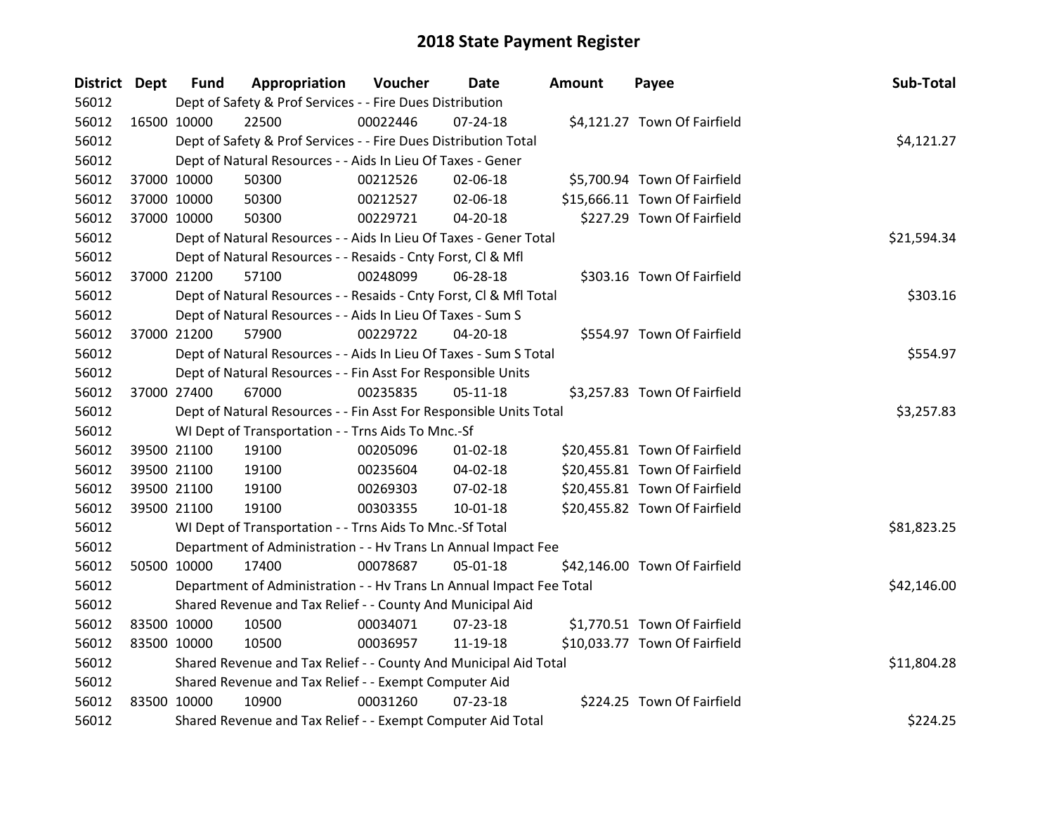# 2018 State Payment Register

| District | Dept | Fund | Appropriation | Voucher | Date | Amount | Payee | Sub-Total |
|---|---|---|---|---|---|---|---|---|
| 56012 | | Dept of Safety & Prof Services - - Fire Dues Distribution | | | | | | |
| 56012 | 16500 | 10000 | 22500 | 00022446 | 07-24-18 | $4,121.27 | Town Of Fairfield | |
| 56012 | | Dept of Safety & Prof Services - - Fire Dues Distribution Total | | | | | | $4,121.27 |
| 56012 | | Dept of Natural Resources - - Aids In Lieu Of Taxes - Gener | | | | | | |
| 56012 | 37000 | 10000 | 50300 | 00212526 | 02-06-18 | $5,700.94 | Town Of Fairfield | |
| 56012 | 37000 | 10000 | 50300 | 00212527 | 02-06-18 | $15,666.11 | Town Of Fairfield | |
| 56012 | 37000 | 10000 | 50300 | 00229721 | 04-20-18 | $227.29 | Town Of Fairfield | |
| 56012 | | Dept of Natural Resources - - Aids In Lieu Of Taxes - Gener Total | | | | | | $21,594.34 |
| 56012 | | Dept of Natural Resources - - Resaids - Cnty Forst, Cl & Mfl | | | | | | |
| 56012 | 37000 | 21200 | 57100 | 00248099 | 06-28-18 | $303.16 | Town Of Fairfield | |
| 56012 | | Dept of Natural Resources - - Resaids - Cnty Forst, Cl & Mfl Total | | | | | | $303.16 |
| 56012 | | Dept of Natural Resources - - Aids In Lieu Of Taxes - Sum S | | | | | | |
| 56012 | 37000 | 21200 | 57900 | 00229722 | 04-20-18 | $554.97 | Town Of Fairfield | |
| 56012 | | Dept of Natural Resources - - Aids In Lieu Of Taxes - Sum S Total | | | | | | $554.97 |
| 56012 | | Dept of Natural Resources - - Fin Asst For Responsible Units | | | | | | |
| 56012 | 37000 | 27400 | 67000 | 00235835 | 05-11-18 | $3,257.83 | Town Of Fairfield | |
| 56012 | | Dept of Natural Resources - - Fin Asst For Responsible Units Total | | | | | | $3,257.83 |
| 56012 | | WI Dept of Transportation - - Trns Aids To Mnc.-Sf | | | | | | |
| 56012 | 39500 | 21100 | 19100 | 00205096 | 01-02-18 | $20,455.81 | Town Of Fairfield | |
| 56012 | 39500 | 21100 | 19100 | 00235604 | 04-02-18 | $20,455.81 | Town Of Fairfield | |
| 56012 | 39500 | 21100 | 19100 | 00269303 | 07-02-18 | $20,455.81 | Town Of Fairfield | |
| 56012 | 39500 | 21100 | 19100 | 00303355 | 10-01-18 | $20,455.82 | Town Of Fairfield | |
| 56012 | | WI Dept of Transportation - - Trns Aids To Mnc.-Sf Total | | | | | | $81,823.25 |
| 56012 | | Department of Administration - - Hv Trans Ln Annual Impact Fee | | | | | | |
| 56012 | 50500 | 10000 | 17400 | 00078687 | 05-01-18 | $42,146.00 | Town Of Fairfield | |
| 56012 | | Department of Administration - - Hv Trans Ln Annual Impact Fee Total | | | | | | $42,146.00 |
| 56012 | | Shared Revenue and Tax Relief - - County And Municipal Aid | | | | | | |
| 56012 | 83500 | 10000 | 10500 | 00034071 | 07-23-18 | $1,770.51 | Town Of Fairfield | |
| 56012 | 83500 | 10000 | 10500 | 00036957 | 11-19-18 | $10,033.77 | Town Of Fairfield | |
| 56012 | | Shared Revenue and Tax Relief - - County And Municipal Aid Total | | | | | | $11,804.28 |
| 56012 | | Shared Revenue and Tax Relief - - Exempt Computer Aid | | | | | | |
| 56012 | 83500 | 10000 | 10900 | 00031260 | 07-23-18 | $224.25 | Town Of Fairfield | |
| 56012 | | Shared Revenue and Tax Relief - - Exempt Computer Aid Total | | | | | | $224.25 |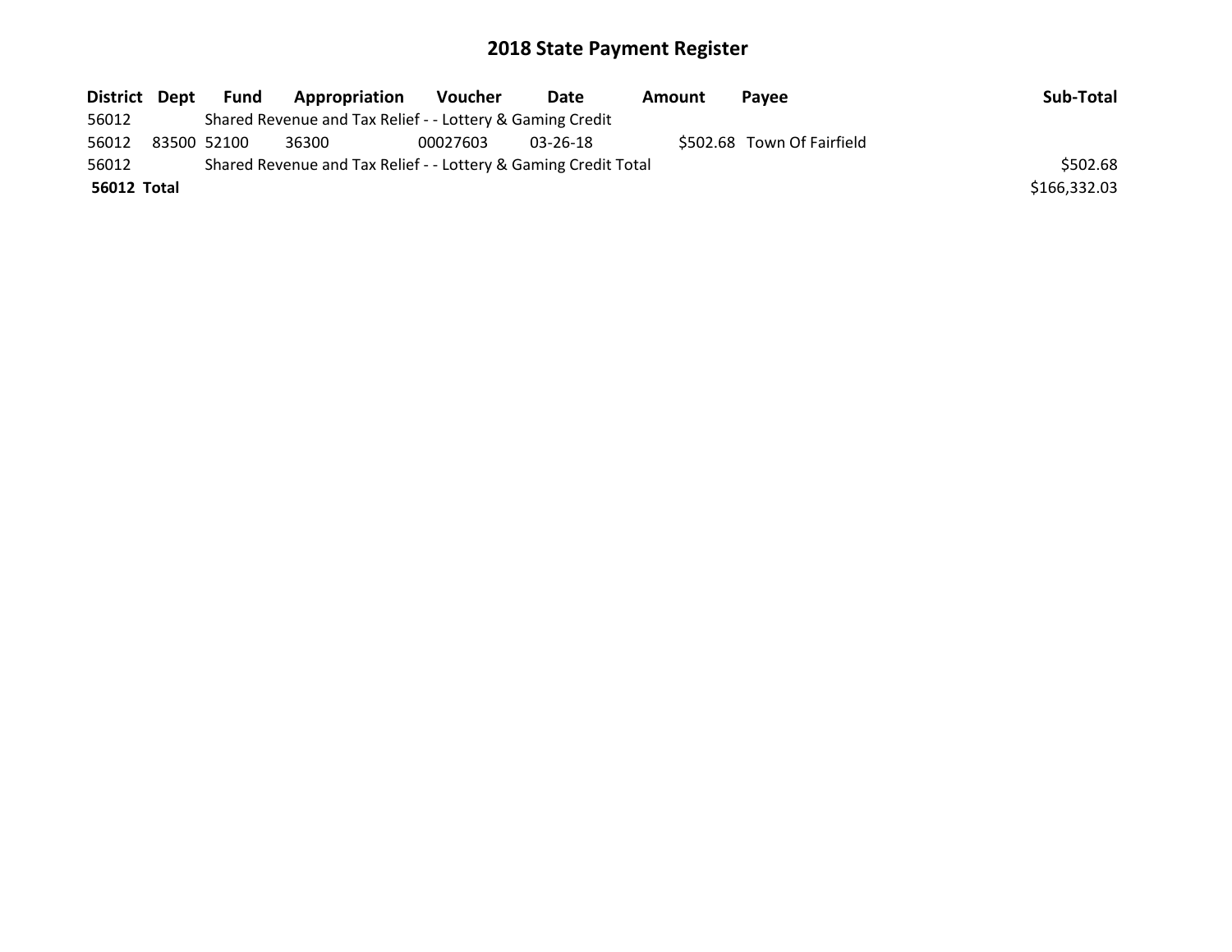# 2018 State Payment Register

| District | Dept | Fund | Appropriation | Voucher | Date | Amount | Payee | Sub-Total |
|---|---|---|---|---|---|---|---|---|
| 56012 | | Shared Revenue and Tax Relief - - Lottery & Gaming Credit | | | | | | |
| 56012 | 83500 | 52100 | 36300 | 00027603 | 03-26-18 | $502.68 | Town Of Fairfield | |
| 56012 | | Shared Revenue and Tax Relief - - Lottery & Gaming Credit Total | | | | | | $502.68 |
| **56012** | **Total** | | | | | | | $166,332.03 |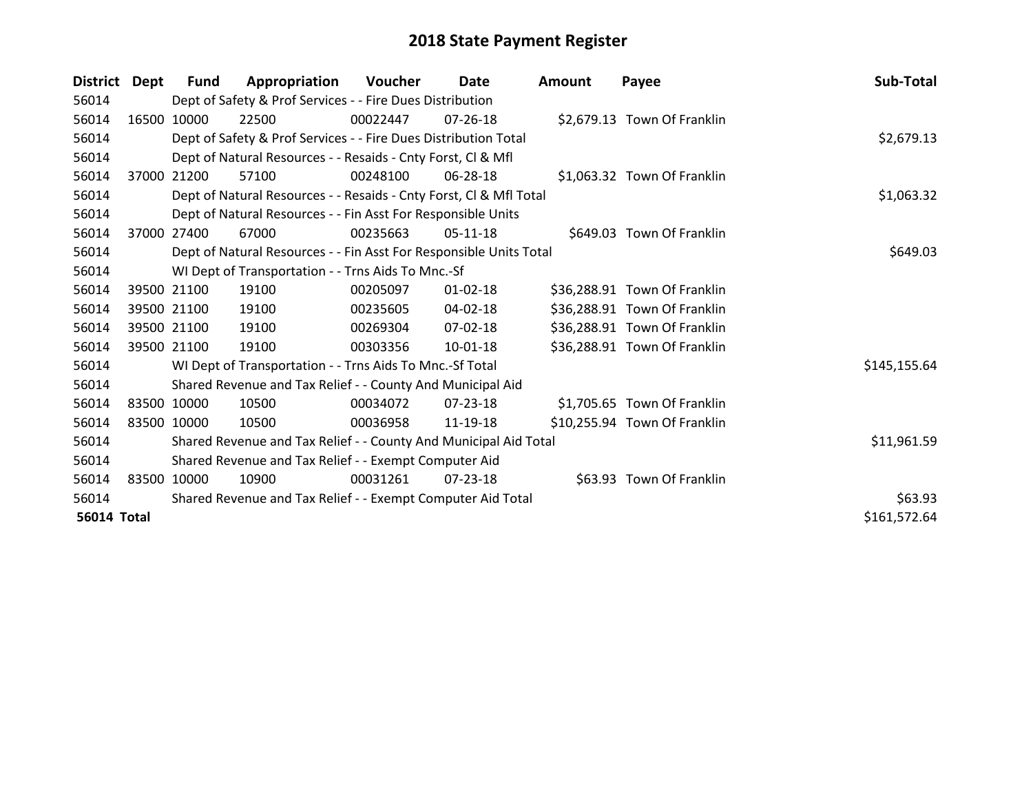# 2018 State Payment Register

| District | Dept | Fund | Appropriation | Voucher | Date | Amount | Payee | Sub-Total |
|---|---|---|---|---|---|---|---|---|
| 56014 | | Dept of Safety & Prof Services - - Fire Dues Distribution | | | | | | |
| 56014 | 16500 | 10000 | 22500 | 00022447 | 07-26-18 | $2,679.13 | Town Of Franklin | |
| 56014 | | Dept of Safety & Prof Services - - Fire Dues Distribution Total | | | | | | $2,679.13 |
| 56014 | | Dept of Natural Resources - - Resaids - Cnty Forst, Cl & Mfl | | | | | | |
| 56014 | 37000 | 21200 | 57100 | 00248100 | 06-28-18 | $1,063.32 | Town Of Franklin | |
| 56014 | | Dept of Natural Resources - - Resaids - Cnty Forst, Cl & Mfl Total | | | | | | $1,063.32 |
| 56014 | | Dept of Natural Resources - - Fin Asst For Responsible Units | | | | | | |
| 56014 | 37000 | 27400 | 67000 | 00235663 | 05-11-18 | $649.03 | Town Of Franklin | |
| 56014 | | Dept of Natural Resources - - Fin Asst For Responsible Units Total | | | | | | $649.03 |
| 56014 | | WI Dept of Transportation - - Trns Aids To Mnc.-Sf | | | | | | |
| 56014 | 39500 | 21100 | 19100 | 00205097 | 01-02-18 | $36,288.91 | Town Of Franklin | |
| 56014 | 39500 | 21100 | 19100 | 00235605 | 04-02-18 | $36,288.91 | Town Of Franklin | |
| 56014 | 39500 | 21100 | 19100 | 00269304 | 07-02-18 | $36,288.91 | Town Of Franklin | |
| 56014 | 39500 | 21100 | 19100 | 00303356 | 10-01-18 | $36,288.91 | Town Of Franklin | |
| 56014 | | WI Dept of Transportation - - Trns Aids To Mnc.-Sf Total | | | | | | $145,155.64 |
| 56014 | | Shared Revenue and Tax Relief - - County And Municipal Aid | | | | | | |
| 56014 | 83500 | 10000 | 10500 | 00034072 | 07-23-18 | $1,705.65 | Town Of Franklin | |
| 56014 | 83500 | 10000 | 10500 | 00036958 | 11-19-18 | $10,255.94 | Town Of Franklin | |
| 56014 | | Shared Revenue and Tax Relief - - County And Municipal Aid Total | | | | | | $11,961.59 |
| 56014 | | Shared Revenue and Tax Relief - - Exempt Computer Aid | | | | | | |
| 56014 | 83500 | 10000 | 10900 | 00031261 | 07-23-18 | $63.93 | Town Of Franklin | |
| 56014 | | Shared Revenue and Tax Relief - - Exempt Computer Aid Total | | | | | | $63.93 |
| **56014 Total** | | | | | | | | $161,572.64 |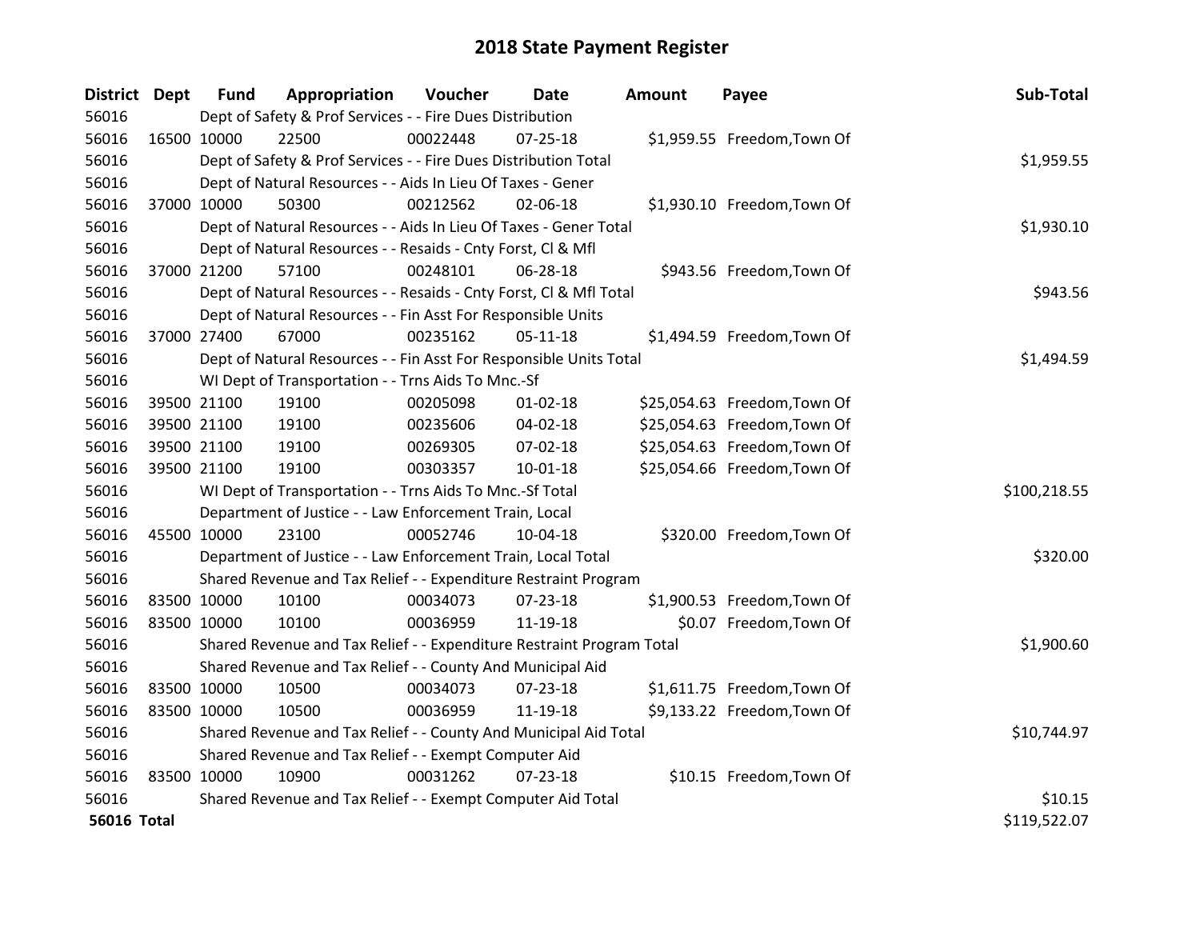# 2018 State Payment Register

| District | Dept | Fund | Appropriation | Voucher | Date | Amount | Payee | Sub-Total |
|---|---|---|---|---|---|---|---|---|
| 56016 | | Dept of Safety & Prof Services - - Fire Dues Distribution | | | | | | |
| 56016 | 16500 | 10000 | 22500 | 00022448 | 07-25-18 | $1,959.55 | Freedom,Town Of | |
| 56016 | | Dept of Safety & Prof Services - - Fire Dues Distribution Total | | | | | | $1,959.55 |
| 56016 | | Dept of Natural Resources - - Aids In Lieu Of Taxes - Gener | | | | | | |
| 56016 | 37000 | 10000 | 50300 | 00212562 | 02-06-18 | $1,930.10 | Freedom,Town Of | |
| 56016 | | Dept of Natural Resources - - Aids In Lieu Of Taxes - Gener Total | | | | | | $1,930.10 |
| 56016 | | Dept of Natural Resources - - Resaids - Cnty Forst, Cl & Mfl | | | | | | |
| 56016 | 37000 | 21200 | 57100 | 00248101 | 06-28-18 | $943.56 | Freedom,Town Of | |
| 56016 | | Dept of Natural Resources - - Resaids - Cnty Forst, Cl & Mfl Total | | | | | | $943.56 |
| 56016 | | Dept of Natural Resources - - Fin Asst For Responsible Units | | | | | | |
| 56016 | 37000 | 27400 | 67000 | 00235162 | 05-11-18 | $1,494.59 | Freedom,Town Of | |
| 56016 | | Dept of Natural Resources - - Fin Asst For Responsible Units Total | | | | | | $1,494.59 |
| 56016 | | WI Dept of Transportation - - Trns Aids To Mnc.-Sf | | | | | | |
| 56016 | 39500 | 21100 | 19100 | 00205098 | 01-02-18 | $25,054.63 | Freedom,Town Of | |
| 56016 | 39500 | 21100 | 19100 | 00235606 | 04-02-18 | $25,054.63 | Freedom,Town Of | |
| 56016 | 39500 | 21100 | 19100 | 00269305 | 07-02-18 | $25,054.63 | Freedom,Town Of | |
| 56016 | 39500 | 21100 | 19100 | 00303357 | 10-01-18 | $25,054.66 | Freedom,Town Of | |
| 56016 | | WI Dept of Transportation - - Trns Aids To Mnc.-Sf Total | | | | | | $100,218.55 |
| 56016 | | Department of Justice - - Law Enforcement Train, Local | | | | | | |
| 56016 | 45500 | 10000 | 23100 | 00052746 | 10-04-18 | $320.00 | Freedom,Town Of | |
| 56016 | | Department of Justice - - Law Enforcement Train, Local Total | | | | | | $320.00 |
| 56016 | | Shared Revenue and Tax Relief - - Expenditure Restraint Program | | | | | | |
| 56016 | 83500 | 10000 | 10100 | 00034073 | 07-23-18 | $1,900.53 | Freedom,Town Of | |
| 56016 | 83500 | 10000 | 10100 | 00036959 | 11-19-18 | $0.07 | Freedom,Town Of | |
| 56016 | | Shared Revenue and Tax Relief - - Expenditure Restraint Program Total | | | | | | $1,900.60 |
| 56016 | | Shared Revenue and Tax Relief - - County And Municipal Aid | | | | | | |
| 56016 | 83500 | 10000 | 10500 | 00034073 | 07-23-18 | $1,611.75 | Freedom,Town Of | |
| 56016 | 83500 | 10000 | 10500 | 00036959 | 11-19-18 | $9,133.22 | Freedom,Town Of | |
| 56016 | | Shared Revenue and Tax Relief - - County And Municipal Aid Total | | | | | | $10,744.97 |
| 56016 | | Shared Revenue and Tax Relief - - Exempt Computer Aid | | | | | | |
| 56016 | 83500 | 10000 | 10900 | 00031262 | 07-23-18 | $10.15 | Freedom,Town Of | |
| 56016 | | Shared Revenue and Tax Relief - - Exempt Computer Aid Total | | | | | | $10.15 |
| **56016 Total** | | | | | | | | $119,522.07 |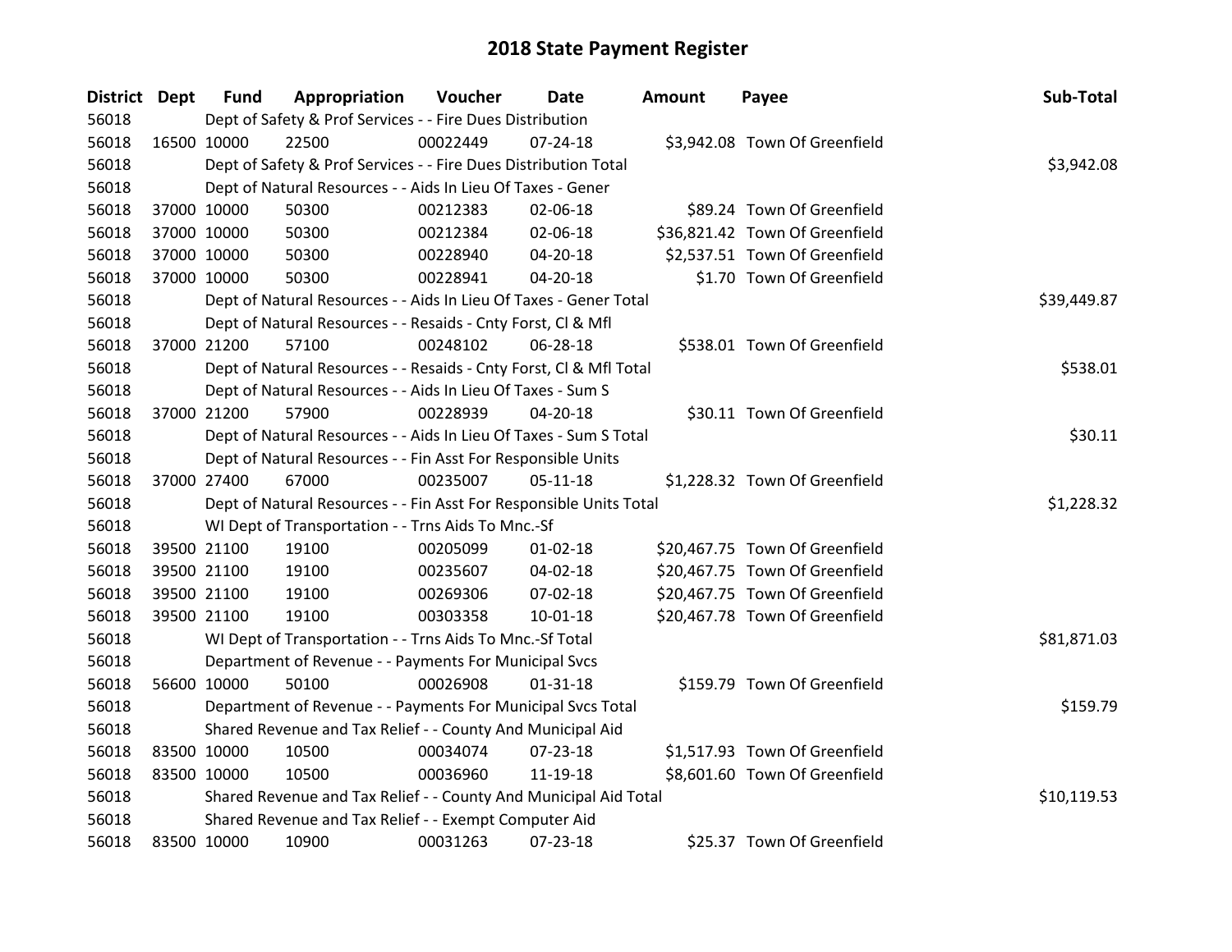# 2018 State Payment Register

| District | Dept | Fund | Appropriation | Voucher | Date | Amount | Payee | Sub-Total |
|---|---|---|---|---|---|---|---|---|
| 56018 | | Dept of Safety & Prof Services - - Fire Dues Distribution | | | | | | |
| 56018 | 16500 | 10000 | 22500 | 00022449 | 07-24-18 | $3,942.08 | Town Of Greenfield | |
| 56018 | | Dept of Safety & Prof Services - - Fire Dues Distribution Total | | | | | | $3,942.08 |
| 56018 | | Dept of Natural Resources - - Aids In Lieu Of Taxes - Gener | | | | | | |
| 56018 | 37000 | 10000 | 50300 | 00212383 | 02-06-18 | $89.24 | Town Of Greenfield | |
| 56018 | 37000 | 10000 | 50300 | 00212384 | 02-06-18 | $36,821.42 | Town Of Greenfield | |
| 56018 | 37000 | 10000 | 50300 | 00228940 | 04-20-18 | $2,537.51 | Town Of Greenfield | |
| 56018 | 37000 | 10000 | 50300 | 00228941 | 04-20-18 | $1.70 | Town Of Greenfield | |
| 56018 | | Dept of Natural Resources - - Aids In Lieu Of Taxes - Gener Total | | | | | | $39,449.87 |
| 56018 | | Dept of Natural Resources - - Resaids - Cnty Forst, Cl & Mfl | | | | | | |
| 56018 | 37000 | 21200 | 57100 | 00248102 | 06-28-18 | $538.01 | Town Of Greenfield | |
| 56018 | | Dept of Natural Resources - - Resaids - Cnty Forst, Cl & Mfl Total | | | | | | $538.01 |
| 56018 | | Dept of Natural Resources - - Aids In Lieu Of Taxes - Sum S | | | | | | |
| 56018 | 37000 | 21200 | 57900 | 00228939 | 04-20-18 | $30.11 | Town Of Greenfield | |
| 56018 | | Dept of Natural Resources - - Aids In Lieu Of Taxes - Sum S Total | | | | | | $30.11 |
| 56018 | | Dept of Natural Resources - - Fin Asst For Responsible Units | | | | | | |
| 56018 | 37000 | 27400 | 67000 | 00235007 | 05-11-18 | $1,228.32 | Town Of Greenfield | |
| 56018 | | Dept of Natural Resources - - Fin Asst For Responsible Units Total | | | | | | $1,228.32 |
| 56018 | | WI Dept of Transportation - - Trns Aids To Mnc.-Sf | | | | | | |
| 56018 | 39500 | 21100 | 19100 | 00205099 | 01-02-18 | $20,467.75 | Town Of Greenfield | |
| 56018 | 39500 | 21100 | 19100 | 00235607 | 04-02-18 | $20,467.75 | Town Of Greenfield | |
| 56018 | 39500 | 21100 | 19100 | 00269306 | 07-02-18 | $20,467.75 | Town Of Greenfield | |
| 56018 | 39500 | 21100 | 19100 | 00303358 | 10-01-18 | $20,467.78 | Town Of Greenfield | |
| 56018 | | WI Dept of Transportation - - Trns Aids To Mnc.-Sf Total | | | | | | $81,871.03 |
| 56018 | | Department of Revenue - - Payments For Municipal Svcs | | | | | | |
| 56018 | 56600 | 10000 | 50100 | 00026908 | 01-31-18 | $159.79 | Town Of Greenfield | |
| 56018 | | Department of Revenue - - Payments For Municipal Svcs Total | | | | | | $159.79 |
| 56018 | | Shared Revenue and Tax Relief - - County And Municipal Aid | | | | | | |
| 56018 | 83500 | 10000 | 10500 | 00034074 | 07-23-18 | $1,517.93 | Town Of Greenfield | |
| 56018 | 83500 | 10000 | 10500 | 00036960 | 11-19-18 | $8,601.60 | Town Of Greenfield | |
| 56018 | | Shared Revenue and Tax Relief - - County And Municipal Aid Total | | | | | | $10,119.53 |
| 56018 | | Shared Revenue and Tax Relief - - Exempt Computer Aid | | | | | | |
| 56018 | 83500 | 10000 | 10900 | 00031263 | 07-23-18 | $25.37 | Town Of Greenfield | |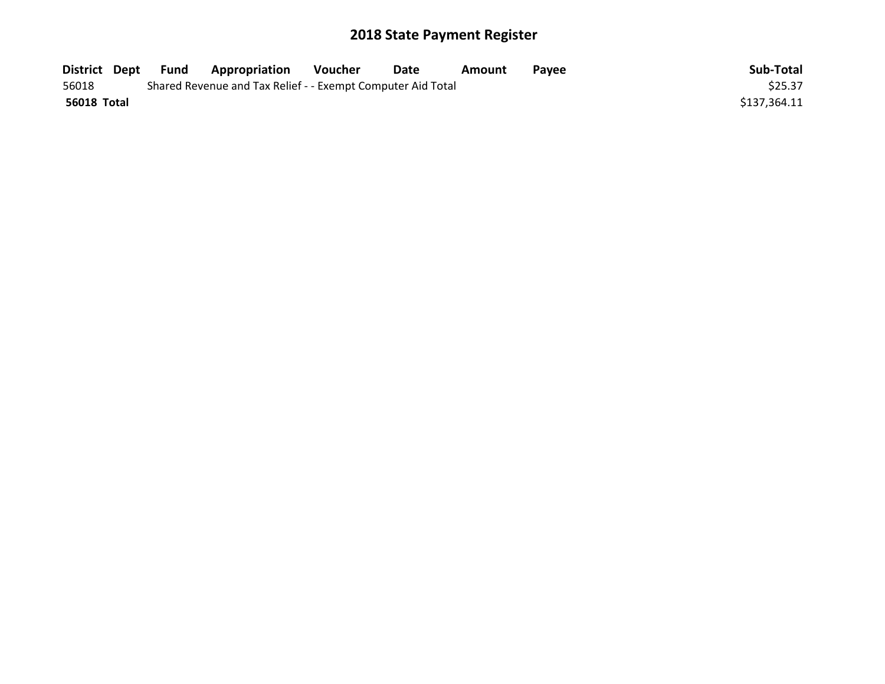# 2018 State Payment Register

| District | Dept | Fund | Appropriation | Voucher | Date | Amount | Payee | Sub-Total |
| --- | --- | --- | --- | --- | --- | --- | --- | --- |
| 56018 | | Shared Revenue and Tax Relief - - Exempt Computer Aid Total | | | | | | $25.37 |
| **56018 Total** | | | | | | | | $137,364.11 |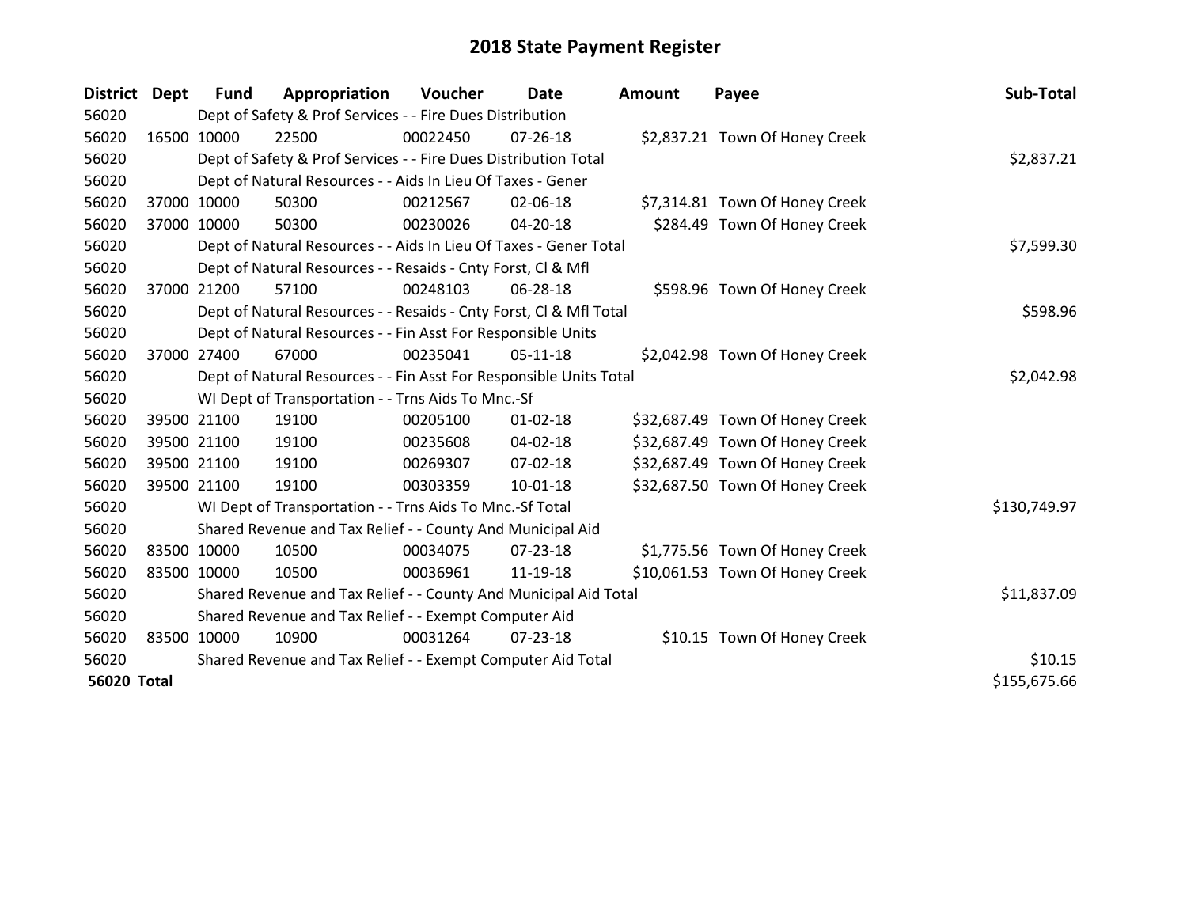# 2018 State Payment Register

| District | Dept | Fund | Appropriation | Voucher | Date | Amount | Payee | Sub-Total |
|---|---|---|---|---|---|---|---|---|
| 56020 | | Dept of Safety & Prof Services - - Fire Dues Distribution | | | | | | |
| 56020 | 16500 | 10000 | 22500 | 00022450 | 07-26-18 | $2,837.21 | Town Of Honey Creek | |
| 56020 | | Dept of Safety & Prof Services - - Fire Dues Distribution Total | | | | | | $2,837.21 |
| 56020 | | Dept of Natural Resources - - Aids In Lieu Of Taxes - Gener | | | | | | |
| 56020 | 37000 | 10000 | 50300 | 00212567 | 02-06-18 | $7,314.81 | Town Of Honey Creek | |
| 56020 | 37000 | 10000 | 50300 | 00230026 | 04-20-18 | $284.49 | Town Of Honey Creek | |
| 56020 | | Dept of Natural Resources - - Aids In Lieu Of Taxes - Gener Total | | | | | | $7,599.30 |
| 56020 | | Dept of Natural Resources - - Resaids - Cnty Forst, Cl & Mfl | | | | | | |
| 56020 | 37000 | 21200 | 57100 | 00248103 | 06-28-18 | $598.96 | Town Of Honey Creek | |
| 56020 | | Dept of Natural Resources - - Resaids - Cnty Forst, Cl & Mfl Total | | | | | | $598.96 |
| 56020 | | Dept of Natural Resources - - Fin Asst For Responsible Units | | | | | | |
| 56020 | 37000 | 27400 | 67000 | 00235041 | 05-11-18 | $2,042.98 | Town Of Honey Creek | |
| 56020 | | Dept of Natural Resources - - Fin Asst For Responsible Units Total | | | | | | $2,042.98 |
| 56020 | | WI Dept of Transportation - - Trns Aids To Mnc.-Sf | | | | | | |
| 56020 | 39500 | 21100 | 19100 | 00205100 | 01-02-18 | $32,687.49 | Town Of Honey Creek | |
| 56020 | 39500 | 21100 | 19100 | 00235608 | 04-02-18 | $32,687.49 | Town Of Honey Creek | |
| 56020 | 39500 | 21100 | 19100 | 00269307 | 07-02-18 | $32,687.49 | Town Of Honey Creek | |
| 56020 | 39500 | 21100 | 19100 | 00303359 | 10-01-18 | $32,687.50 | Town Of Honey Creek | |
| 56020 | | WI Dept of Transportation - - Trns Aids To Mnc.-Sf Total | | | | | | $130,749.97 |
| 56020 | | Shared Revenue and Tax Relief - - County And Municipal Aid | | | | | | |
| 56020 | 83500 | 10000 | 10500 | 00034075 | 07-23-18 | $1,775.56 | Town Of Honey Creek | |
| 56020 | 83500 | 10000 | 10500 | 00036961 | 11-19-18 | $10,061.53 | Town Of Honey Creek | |
| 56020 | | Shared Revenue and Tax Relief - - County And Municipal Aid Total | | | | | | $11,837.09 |
| 56020 | | Shared Revenue and Tax Relief - - Exempt Computer Aid | | | | | | |
| 56020 | 83500 | 10000 | 10900 | 00031264 | 07-23-18 | $10.15 | Town Of Honey Creek | |
| 56020 | | Shared Revenue and Tax Relief - - Exempt Computer Aid Total | | | | | | $10.15 |
| **56020 Total** | | | | | | | | $155,675.66 |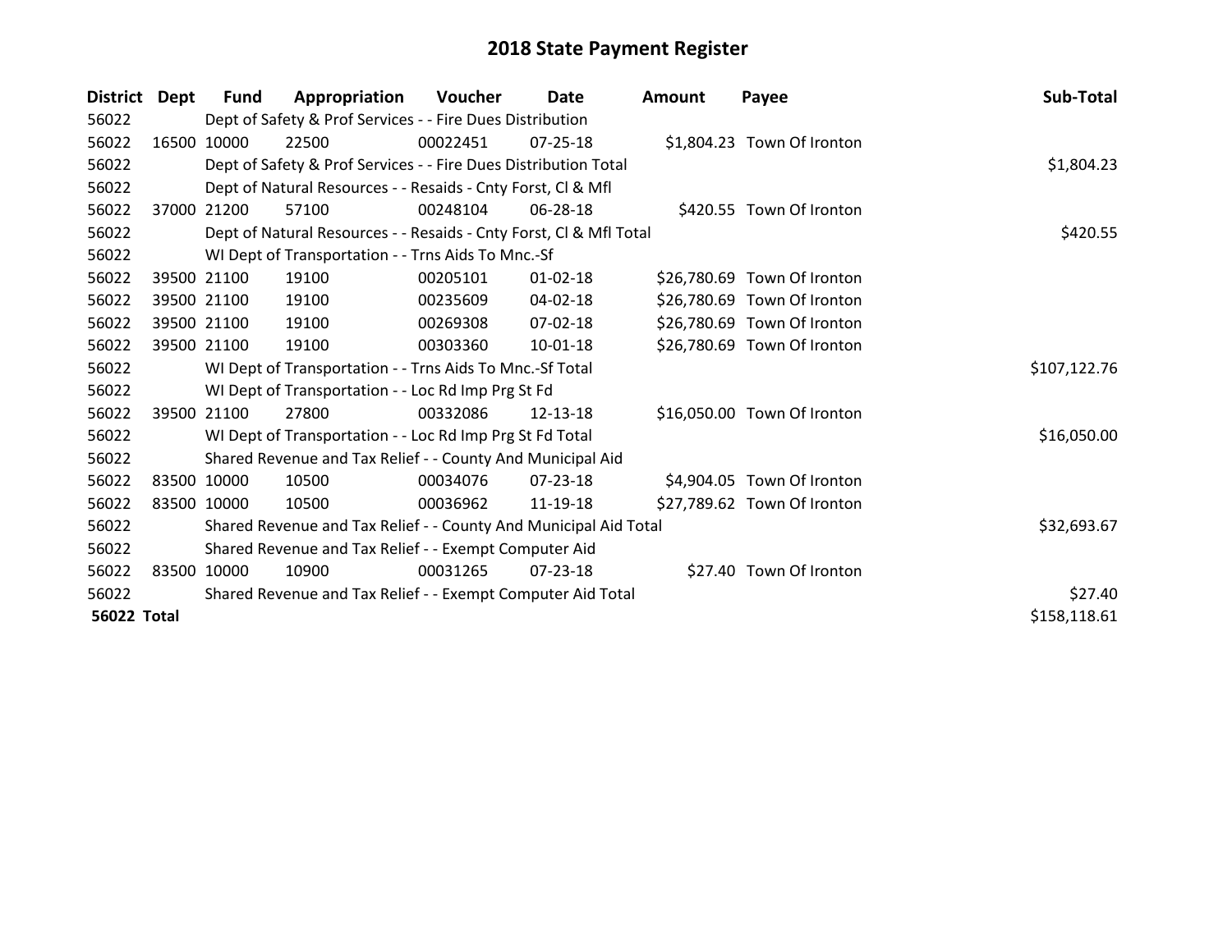# 2018 State Payment Register

| District | Dept | Fund | Appropriation | Voucher | Date | Amount | Payee | Sub-Total |
|---|---|---|---|---|---|---|---|---|
| 56022 | | Dept of Safety & Prof Services - - Fire Dues Distribution | | | | | | |
| 56022 | 16500 | 10000 | 22500 | 00022451 | 07-25-18 | $1,804.23 | Town Of Ironton | |
| 56022 | | Dept of Safety & Prof Services - - Fire Dues Distribution Total | | | | | | $1,804.23 |
| 56022 | | Dept of Natural Resources - - Resaids - Cnty Forst, Cl & Mfl | | | | | | |
| 56022 | 37000 | 21200 | 57100 | 00248104 | 06-28-18 | $420.55 | Town Of Ironton | |
| 56022 | | Dept of Natural Resources - - Resaids - Cnty Forst, Cl & Mfl Total | | | | | | $420.55 |
| 56022 | | WI Dept of Transportation - - Trns Aids To Mnc.-Sf | | | | | | |
| 56022 | 39500 | 21100 | 19100 | 00205101 | 01-02-18 | $26,780.69 | Town Of Ironton | |
| 56022 | 39500 | 21100 | 19100 | 00235609 | 04-02-18 | $26,780.69 | Town Of Ironton | |
| 56022 | 39500 | 21100 | 19100 | 00269308 | 07-02-18 | $26,780.69 | Town Of Ironton | |
| 56022 | 39500 | 21100 | 19100 | 00303360 | 10-01-18 | $26,780.69 | Town Of Ironton | |
| 56022 | | WI Dept of Transportation - - Trns Aids To Mnc.-Sf Total | | | | | | $107,122.76 |
| 56022 | | WI Dept of Transportation - - Loc Rd Imp Prg St Fd | | | | | | |
| 56022 | 39500 | 21100 | 27800 | 00332086 | 12-13-18 | $16,050.00 | Town Of Ironton | |
| 56022 | | WI Dept of Transportation - - Loc Rd Imp Prg St Fd Total | | | | | | $16,050.00 |
| 56022 | | Shared Revenue and Tax Relief - - County And Municipal Aid | | | | | | |
| 56022 | 83500 | 10000 | 10500 | 00034076 | 07-23-18 | $4,904.05 | Town Of Ironton | |
| 56022 | 83500 | 10000 | 10500 | 00036962 | 11-19-18 | $27,789.62 | Town Of Ironton | |
| 56022 | | Shared Revenue and Tax Relief - - County And Municipal Aid Total | | | | | | $32,693.67 |
| 56022 | | Shared Revenue and Tax Relief - - Exempt Computer Aid | | | | | | |
| 56022 | 83500 | 10000 | 10900 | 00031265 | 07-23-18 | $27.40 | Town Of Ironton | |
| 56022 | | Shared Revenue and Tax Relief - - Exempt Computer Aid Total | | | | | | $27.40 |
| **56022 Total** | | | | | | | | $158,118.61 |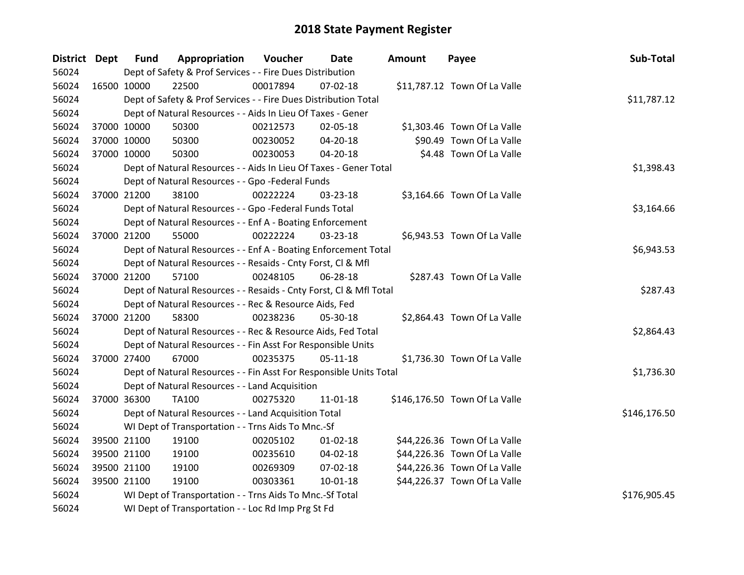# 2018 State Payment Register

| District | Dept | Fund | Appropriation | Voucher | Date | Amount | Payee | Sub-Total |
|---|---|---|---|---|---|---|---|---|
| 56024 | | Dept of Safety & Prof Services - - Fire Dues Distribution | | | | | | |
| 56024 | 16500 | 10000 | 22500 | 00017894 | 07-02-18 | $11,787.12 | Town Of La Valle | |
| 56024 | | Dept of Safety & Prof Services - - Fire Dues Distribution Total | | | | | | $11,787.12 |
| 56024 | | Dept of Natural Resources - - Aids In Lieu Of Taxes - Gener | | | | | | |
| 56024 | 37000 | 10000 | 50300 | 00212573 | 02-05-18 | $1,303.46 | Town Of La Valle | |
| 56024 | 37000 | 10000 | 50300 | 00230052 | 04-20-18 | $90.49 | Town Of La Valle | |
| 56024 | 37000 | 10000 | 50300 | 00230053 | 04-20-18 | $4.48 | Town Of La Valle | |
| 56024 | | Dept of Natural Resources - - Aids In Lieu Of Taxes - Gener Total | | | | | | $1,398.43 |
| 56024 | | Dept of Natural Resources - - Gpo -Federal Funds | | | | | | |
| 56024 | 37000 | 21200 | 38100 | 00222224 | 03-23-18 | $3,164.66 | Town Of La Valle | |
| 56024 | | Dept of Natural Resources - - Gpo -Federal Funds Total | | | | | | $3,164.66 |
| 56024 | | Dept of Natural Resources - - Enf A - Boating Enforcement | | | | | | |
| 56024 | 37000 | 21200 | 55000 | 00222224 | 03-23-18 | $6,943.53 | Town Of La Valle | |
| 56024 | | Dept of Natural Resources - - Enf A - Boating Enforcement Total | | | | | | $6,943.53 |
| 56024 | | Dept of Natural Resources - - Resaids - Cnty Forst, Cl & Mfl | | | | | | |
| 56024 | 37000 | 21200 | 57100 | 00248105 | 06-28-18 | $287.43 | Town Of La Valle | |
| 56024 | | Dept of Natural Resources - - Resaids - Cnty Forst, Cl & Mfl Total | | | | | | $287.43 |
| 56024 | | Dept of Natural Resources - - Rec & Resource Aids, Fed | | | | | | |
| 56024 | 37000 | 21200 | 58300 | 00238236 | 05-30-18 | $2,864.43 | Town Of La Valle | |
| 56024 | | Dept of Natural Resources - - Rec & Resource Aids, Fed Total | | | | | | $2,864.43 |
| 56024 | | Dept of Natural Resources - - Fin Asst For Responsible Units | | | | | | |
| 56024 | 37000 | 27400 | 67000 | 00235375 | 05-11-18 | $1,736.30 | Town Of La Valle | |
| 56024 | | Dept of Natural Resources - - Fin Asst For Responsible Units Total | | | | | | $1,736.30 |
| 56024 | | Dept of Natural Resources - - Land Acquisition | | | | | | |
| 56024 | 37000 | 36300 | TA100 | 00275320 | 11-01-18 | $146,176.50 | Town Of La Valle | |
| 56024 | | Dept of Natural Resources - - Land Acquisition Total | | | | | | $146,176.50 |
| 56024 | | WI Dept of Transportation - - Trns Aids To Mnc.-Sf | | | | | | |
| 56024 | 39500 | 21100 | 19100 | 00205102 | 01-02-18 | $44,226.36 | Town Of La Valle | |
| 56024 | 39500 | 21100 | 19100 | 00235610 | 04-02-18 | $44,226.36 | Town Of La Valle | |
| 56024 | 39500 | 21100 | 19100 | 00269309 | 07-02-18 | $44,226.36 | Town Of La Valle | |
| 56024 | 39500 | 21100 | 19100 | 00303361 | 10-01-18 | $44,226.37 | Town Of La Valle | |
| 56024 | | WI Dept of Transportation - - Trns Aids To Mnc.-Sf Total | | | | | | $176,905.45 |
| 56024 | | WI Dept of Transportation - - Loc Rd Imp Prg St Fd | | | | | | |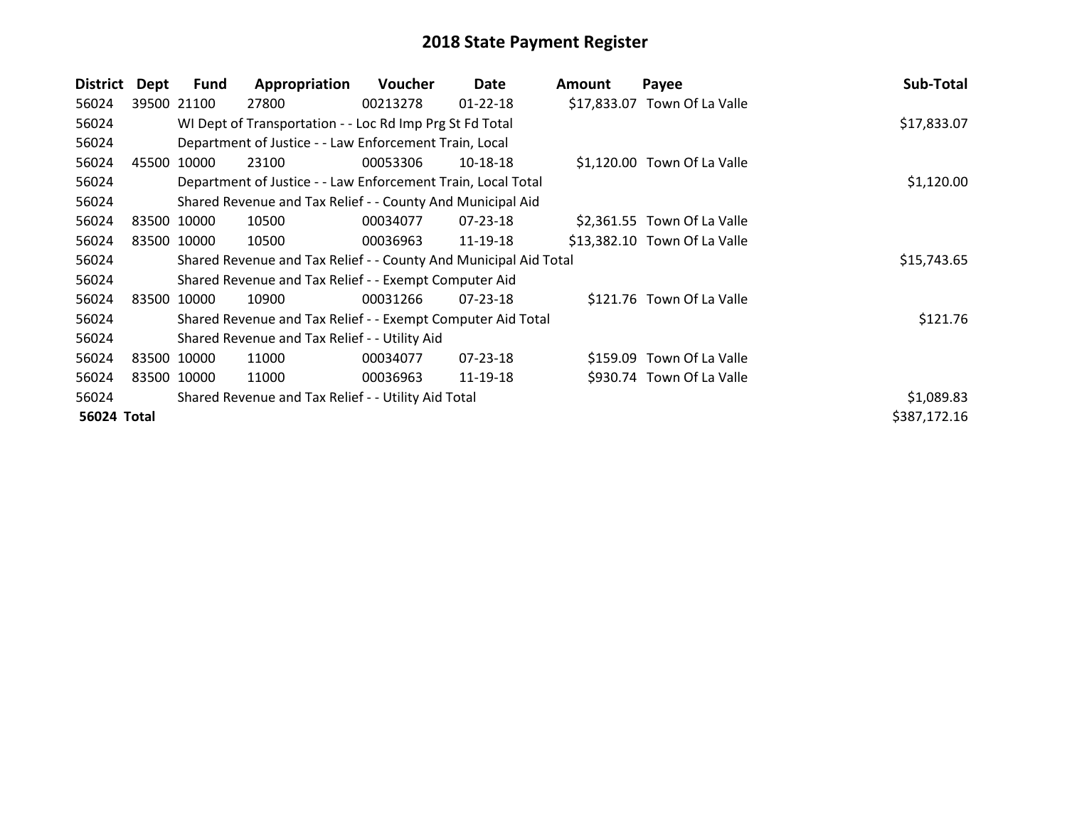# 2018 State Payment Register

| District | Dept | Fund | Appropriation | Voucher | Date | Amount | Payee | Sub-Total |
|---|---|---|---|---|---|---|---|---|
| 56024 | 39500 | 21100 | 27800 | 00213278 | 01-22-18 | $17,833.07 | Town Of La Valle | |
| 56024 | | WI Dept of Transportation - - Loc Rd Imp Prg St Fd Total | | | | | | $17,833.07 |
| 56024 | | Department of Justice - - Law Enforcement Train, Local | | | | | | |
| 56024 | 45500 | 10000 | 23100 | 00053306 | 10-18-18 | $1,120.00 | Town Of La Valle | |
| 56024 | | Department of Justice - - Law Enforcement Train, Local Total | | | | | | $1,120.00 |
| 56024 | | Shared Revenue and Tax Relief - - County And Municipal Aid | | | | | | |
| 56024 | 83500 | 10000 | 10500 | 00034077 | 07-23-18 | $2,361.55 | Town Of La Valle | |
| 56024 | 83500 | 10000 | 10500 | 00036963 | 11-19-18 | $13,382.10 | Town Of La Valle | |
| 56024 | | Shared Revenue and Tax Relief - - County And Municipal Aid Total | | | | | | $15,743.65 |
| 56024 | | Shared Revenue and Tax Relief - - Exempt Computer Aid | | | | | | |
| 56024 | 83500 | 10000 | 10900 | 00031266 | 07-23-18 | $121.76 | Town Of La Valle | |
| 56024 | | Shared Revenue and Tax Relief - - Exempt Computer Aid Total | | | | | | $121.76 |
| 56024 | | Shared Revenue and Tax Relief - - Utility Aid | | | | | | |
| 56024 | 83500 | 10000 | 11000 | 00034077 | 07-23-18 | $159.09 | Town Of La Valle | |
| 56024 | 83500 | 10000 | 11000 | 00036963 | 11-19-18 | $930.74 | Town Of La Valle | |
| 56024 | | Shared Revenue and Tax Relief - - Utility Aid Total | | | | | | $1,089.83 |
| **56024 Total** | | | | | | | | $387,172.16 |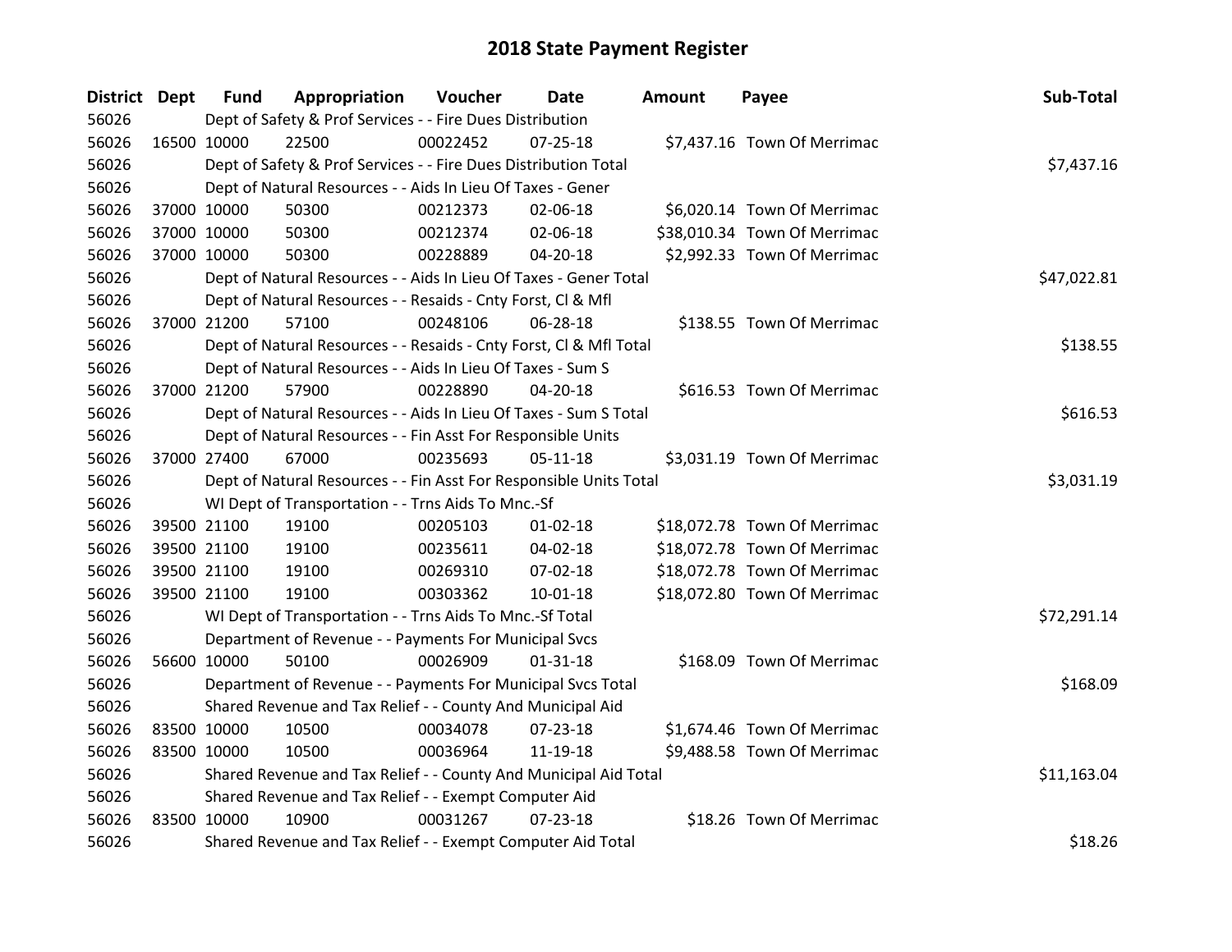# 2018 State Payment Register

| District | Dept | Fund | Appropriation | Voucher | Date | Amount | Payee | Sub-Total |
|---|---|---|---|---|---|---|---|---|
| 56026 | Dept of Safety & Prof Services - - Fire Dues Distribution | | | | | | | |
| 56026 | 16500 | 10000 | 22500 | 00022452 | 07-25-18 | $7,437.16 | Town Of Merrimac | |
| 56026 | Dept of Safety & Prof Services - - Fire Dues Distribution Total | | | | | | | $7,437.16 |
| 56026 | Dept of Natural Resources - - Aids In Lieu Of Taxes - Gener | | | | | | | |
| 56026 | 37000 | 10000 | 50300 | 00212373 | 02-06-18 | $6,020.14 | Town Of Merrimac | |
| 56026 | 37000 | 10000 | 50300 | 00212374 | 02-06-18 | $38,010.34 | Town Of Merrimac | |
| 56026 | 37000 | 10000 | 50300 | 00228889 | 04-20-18 | $2,992.33 | Town Of Merrimac | |
| 56026 | Dept of Natural Resources - - Aids In Lieu Of Taxes - Gener Total | | | | | | | $47,022.81 |
| 56026 | Dept of Natural Resources - - Resaids - Cnty Forst, Cl & Mfl | | | | | | | |
| 56026 | 37000 | 21200 | 57100 | 00248106 | 06-28-18 | $138.55 | Town Of Merrimac | |
| 56026 | Dept of Natural Resources - - Resaids - Cnty Forst, Cl & Mfl Total | | | | | | | $138.55 |
| 56026 | Dept of Natural Resources - - Aids In Lieu Of Taxes - Sum S | | | | | | | |
| 56026 | 37000 | 21200 | 57900 | 00228890 | 04-20-18 | $616.53 | Town Of Merrimac | |
| 56026 | Dept of Natural Resources - - Aids In Lieu Of Taxes - Sum S Total | | | | | | | $616.53 |
| 56026 | Dept of Natural Resources - - Fin Asst For Responsible Units | | | | | | | |
| 56026 | 37000 | 27400 | 67000 | 00235693 | 05-11-18 | $3,031.19 | Town Of Merrimac | |
| 56026 | Dept of Natural Resources - - Fin Asst For Responsible Units Total | | | | | | | $3,031.19 |
| 56026 | WI Dept of Transportation - - Trns Aids To Mnc.-Sf | | | | | | | |
| 56026 | 39500 | 21100 | 19100 | 00205103 | 01-02-18 | $18,072.78 | Town Of Merrimac | |
| 56026 | 39500 | 21100 | 19100 | 00235611 | 04-02-18 | $18,072.78 | Town Of Merrimac | |
| 56026 | 39500 | 21100 | 19100 | 00269310 | 07-02-18 | $18,072.78 | Town Of Merrimac | |
| 56026 | 39500 | 21100 | 19100 | 00303362 | 10-01-18 | $18,072.80 | Town Of Merrimac | |
| 56026 | WI Dept of Transportation - - Trns Aids To Mnc.-Sf Total | | | | | | | $72,291.14 |
| 56026 | Department of Revenue - - Payments For Municipal Svcs | | | | | | | |
| 56026 | 56600 | 10000 | 50100 | 00026909 | 01-31-18 | $168.09 | Town Of Merrimac | |
| 56026 | Department of Revenue - - Payments For Municipal Svcs Total | | | | | | | $168.09 |
| 56026 | Shared Revenue and Tax Relief - - County And Municipal Aid | | | | | | | |
| 56026 | 83500 | 10000 | 10500 | 00034078 | 07-23-18 | $1,674.46 | Town Of Merrimac | |
| 56026 | 83500 | 10000 | 10500 | 00036964 | 11-19-18 | $9,488.58 | Town Of Merrimac | |
| 56026 | Shared Revenue and Tax Relief - - County And Municipal Aid Total | | | | | | | $11,163.04 |
| 56026 | Shared Revenue and Tax Relief - - Exempt Computer Aid | | | | | | | |
| 56026 | 83500 | 10000 | 10900 | 00031267 | 07-23-18 | $18.26 | Town Of Merrimac | |
| 56026 | Shared Revenue and Tax Relief - - Exempt Computer Aid Total | | | | | | | $18.26 |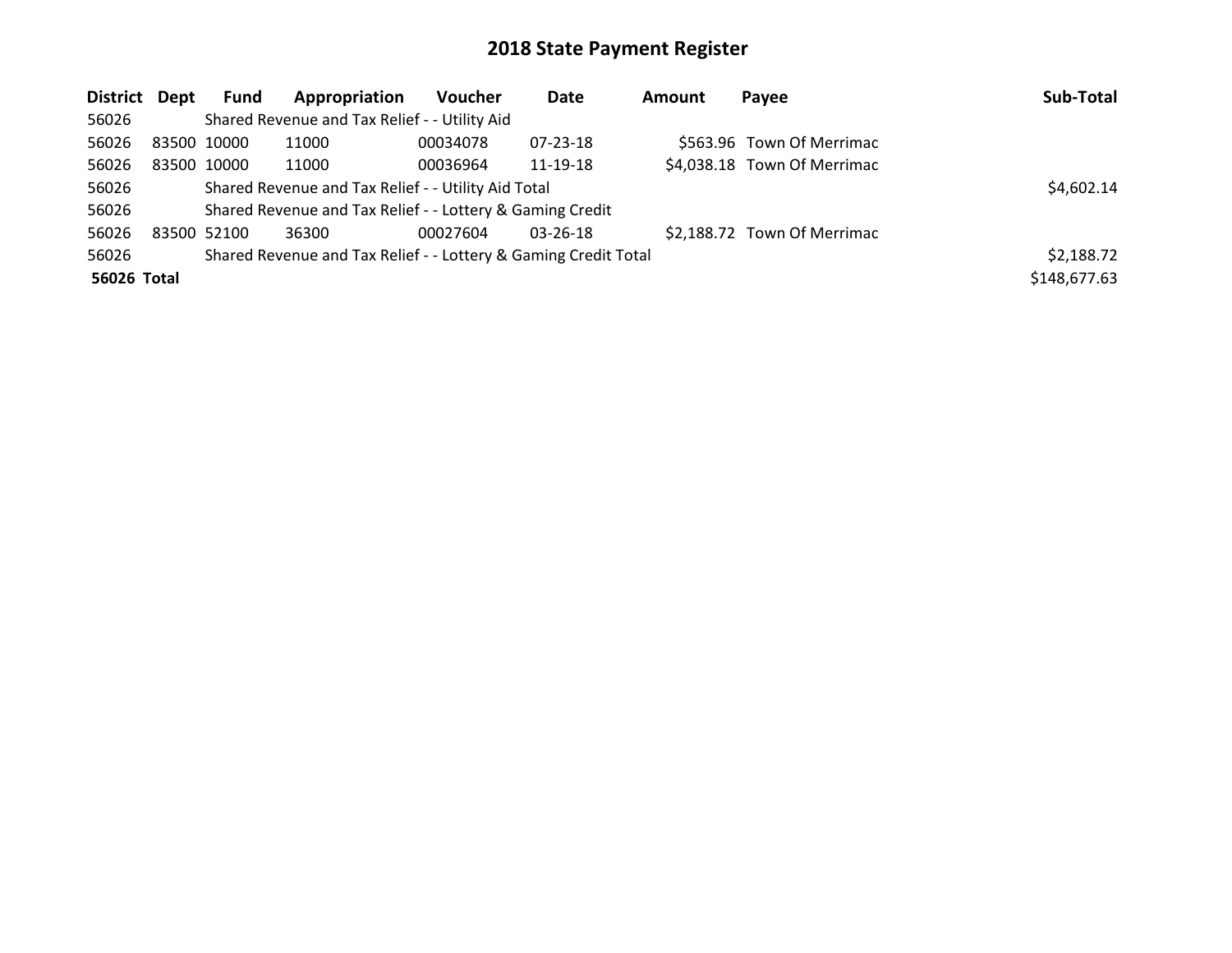# 2018 State Payment Register

| District | Dept | Fund | Appropriation | Voucher | Date | Amount | Payee | Sub-Total |
|---|---|---|---|---|---|---|---|---|
| 56026 | | Shared Revenue and Tax Relief - - Utility Aid | | | | | | |
| 56026 | 83500 | 10000 | 11000 | 00034078 | 07-23-18 | $563.96 | Town Of Merrimac | |
| 56026 | 83500 | 10000 | 11000 | 00036964 | 11-19-18 | $4,038.18 | Town Of Merrimac | |
| 56026 | | Shared Revenue and Tax Relief - - Utility Aid Total | | | | | | $4,602.14 |
| 56026 | | Shared Revenue and Tax Relief - - Lottery & Gaming Credit | | | | | | |
| 56026 | 83500 | 52100 | 36300 | 00027604 | 03-26-18 | $2,188.72 | Town Of Merrimac | |
| 56026 | | Shared Revenue and Tax Relief - - Lottery & Gaming Credit Total | | | | | | $2,188.72 |
| **56026 Total** | | | | | | | | $148,677.63 |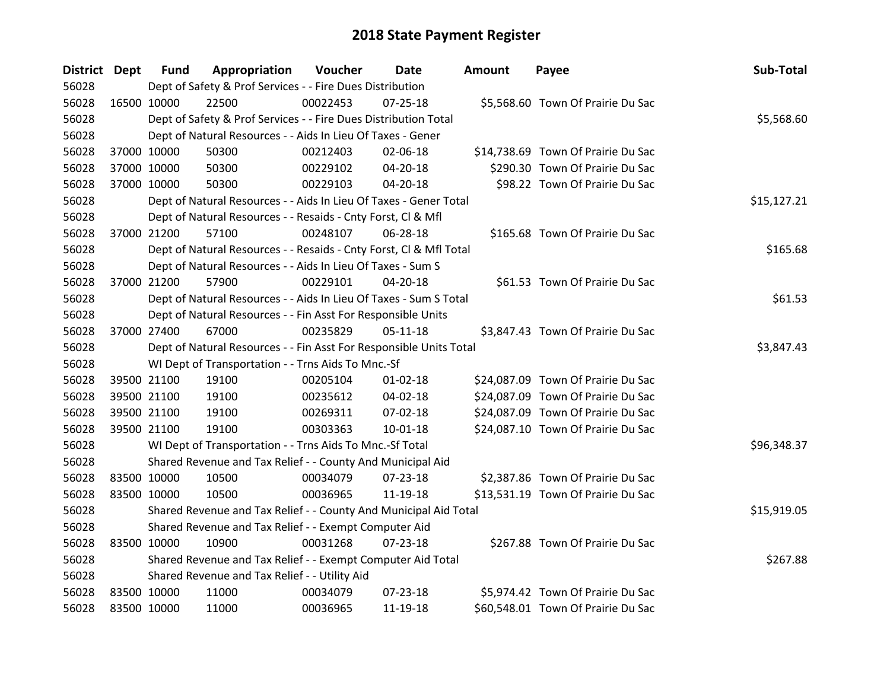# 2018 State Payment Register

| District | Dept | Fund | Appropriation | Voucher | Date | Amount | Payee | Sub-Total |
|---|---|---|---|---|---|---|---|---|
| 56028 | | Dept of Safety & Prof Services - - Fire Dues Distribution | | | | | | |
| 56028 | 16500 | 10000 | 22500 | 00022453 | 07-25-18 | $5,568.60 | Town Of Prairie Du Sac | |
| 56028 | | Dept of Safety & Prof Services - - Fire Dues Distribution Total | | | | | | $5,568.60 |
| 56028 | | Dept of Natural Resources - - Aids In Lieu Of Taxes - Gener | | | | | | |
| 56028 | 37000 | 10000 | 50300 | 00212403 | 02-06-18 | $14,738.69 | Town Of Prairie Du Sac | |
| 56028 | 37000 | 10000 | 50300 | 00229102 | 04-20-18 | $290.30 | Town Of Prairie Du Sac | |
| 56028 | 37000 | 10000 | 50300 | 00229103 | 04-20-18 | $98.22 | Town Of Prairie Du Sac | |
| 56028 | | Dept of Natural Resources - - Aids In Lieu Of Taxes - Gener Total | | | | | | $15,127.21 |
| 56028 | | Dept of Natural Resources - - Resaids - Cnty Forst, Cl & Mfl | | | | | | |
| 56028 | 37000 | 21200 | 57100 | 00248107 | 06-28-18 | $165.68 | Town Of Prairie Du Sac | |
| 56028 | | Dept of Natural Resources - - Resaids - Cnty Forst, Cl & Mfl Total | | | | | | $165.68 |
| 56028 | | Dept of Natural Resources - - Aids In Lieu Of Taxes - Sum S | | | | | | |
| 56028 | 37000 | 21200 | 57900 | 00229101 | 04-20-18 | $61.53 | Town Of Prairie Du Sac | |
| 56028 | | Dept of Natural Resources - - Aids In Lieu Of Taxes - Sum S Total | | | | | | $61.53 |
| 56028 | | Dept of Natural Resources - - Fin Asst For Responsible Units | | | | | | |
| 56028 | 37000 | 27400 | 67000 | 00235829 | 05-11-18 | $3,847.43 | Town Of Prairie Du Sac | |
| 56028 | | Dept of Natural Resources - - Fin Asst For Responsible Units Total | | | | | | $3,847.43 |
| 56028 | | WI Dept of Transportation - - Trns Aids To Mnc.-Sf | | | | | | |
| 56028 | 39500 | 21100 | 19100 | 00205104 | 01-02-18 | $24,087.09 | Town Of Prairie Du Sac | |
| 56028 | 39500 | 21100 | 19100 | 00235612 | 04-02-18 | $24,087.09 | Town Of Prairie Du Sac | |
| 56028 | 39500 | 21100 | 19100 | 00269311 | 07-02-18 | $24,087.09 | Town Of Prairie Du Sac | |
| 56028 | 39500 | 21100 | 19100 | 00303363 | 10-01-18 | $24,087.10 | Town Of Prairie Du Sac | |
| 56028 | | WI Dept of Transportation - - Trns Aids To Mnc.-Sf Total | | | | | | $96,348.37 |
| 56028 | | Shared Revenue and Tax Relief - - County And Municipal Aid | | | | | | |
| 56028 | 83500 | 10000 | 10500 | 00034079 | 07-23-18 | $2,387.86 | Town Of Prairie Du Sac | |
| 56028 | 83500 | 10000 | 10500 | 00036965 | 11-19-18 | $13,531.19 | Town Of Prairie Du Sac | |
| 56028 | | Shared Revenue and Tax Relief - - County And Municipal Aid Total | | | | | | $15,919.05 |
| 56028 | | Shared Revenue and Tax Relief - - Exempt Computer Aid | | | | | | |
| 56028 | 83500 | 10000 | 10900 | 00031268 | 07-23-18 | $267.88 | Town Of Prairie Du Sac | |
| 56028 | | Shared Revenue and Tax Relief - - Exempt Computer Aid Total | | | | | | $267.88 |
| 56028 | | Shared Revenue and Tax Relief - - Utility Aid | | | | | | |
| 56028 | 83500 | 10000 | 11000 | 00034079 | 07-23-18 | $5,974.42 | Town Of Prairie Du Sac | |
| 56028 | 83500 | 10000 | 11000 | 00036965 | 11-19-18 | $60,548.01 | Town Of Prairie Du Sac | |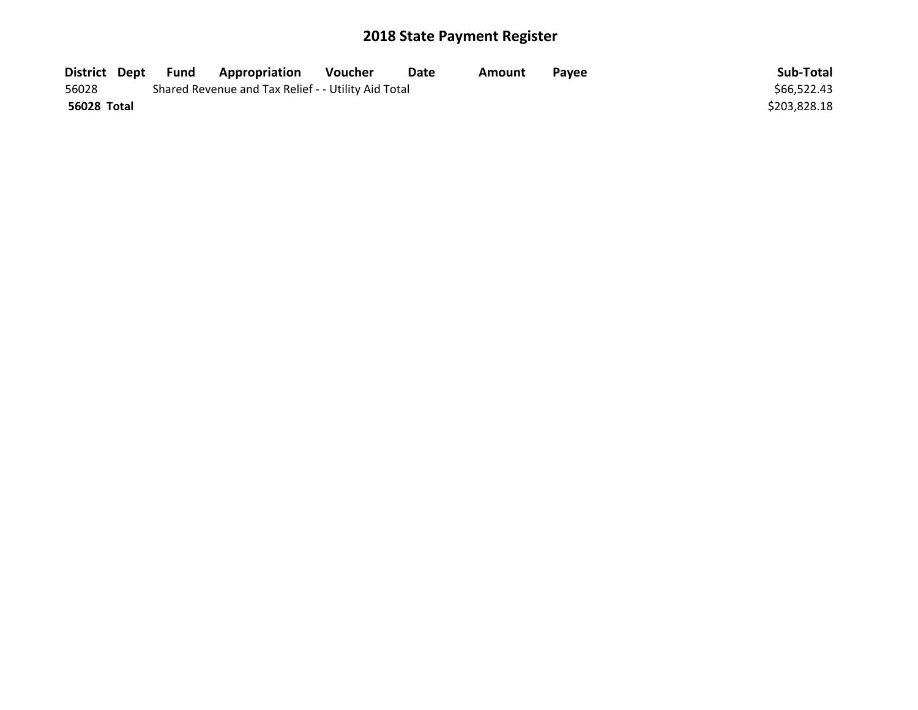# 2018 State Payment Register

| District | Dept | Fund | Appropriation | Voucher | Date | Amount | Payee | Sub-Total |
|---|---|---|---|---|---|---|---|---|
| 56028 | | Shared Revenue and Tax Relief - - Utility Aid Total | | | | | | $66,522.43 |
| **56028 Total** | | | | | | | | $203,828.18 |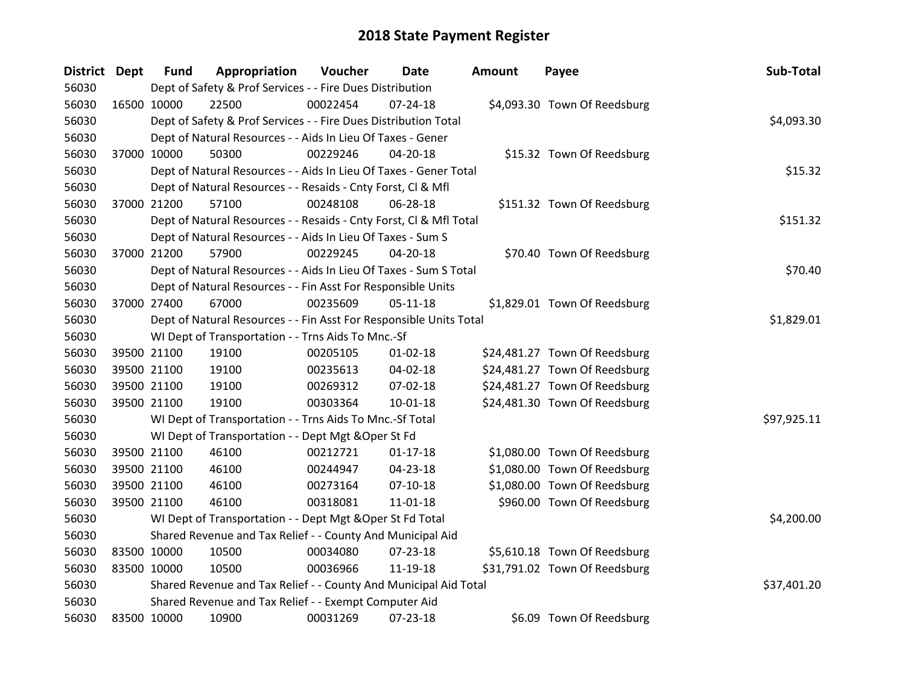# 2018 State Payment Register

| District | Dept | Fund | Appropriation | Voucher | Date | Amount | Payee | Sub-Total |
|---|---|---|---|---|---|---|---|---|
| 56030 | | Dept of Safety & Prof Services - - Fire Dues Distribution | | | | | | |
| 56030 | 16500 | 10000 | 22500 | 00022454 | 07-24-18 | $4,093.30 | Town Of Reedsburg | |
| 56030 | | Dept of Safety & Prof Services - - Fire Dues Distribution Total | | | | | | $4,093.30 |
| 56030 | | Dept of Natural Resources - - Aids In Lieu Of Taxes - Gener | | | | | | |
| 56030 | 37000 | 10000 | 50300 | 00229246 | 04-20-18 | $15.32 | Town Of Reedsburg | |
| 56030 | | Dept of Natural Resources - - Aids In Lieu Of Taxes - Gener Total | | | | | | $15.32 |
| 56030 | | Dept of Natural Resources - - Resaids - Cnty Forst, Cl & Mfl | | | | | | |
| 56030 | 37000 | 21200 | 57100 | 00248108 | 06-28-18 | $151.32 | Town Of Reedsburg | |
| 56030 | | Dept of Natural Resources - - Resaids - Cnty Forst, Cl & Mfl Total | | | | | | $151.32 |
| 56030 | | Dept of Natural Resources - - Aids In Lieu Of Taxes - Sum S | | | | | | |
| 56030 | 37000 | 21200 | 57900 | 00229245 | 04-20-18 | $70.40 | Town Of Reedsburg | |
| 56030 | | Dept of Natural Resources - - Aids In Lieu Of Taxes - Sum S Total | | | | | | $70.40 |
| 56030 | | Dept of Natural Resources - - Fin Asst For Responsible Units | | | | | | |
| 56030 | 37000 | 27400 | 67000 | 00235609 | 05-11-18 | $1,829.01 | Town Of Reedsburg | |
| 56030 | | Dept of Natural Resources - - Fin Asst For Responsible Units Total | | | | | | $1,829.01 |
| 56030 | | WI Dept of Transportation - - Trns Aids To Mnc.-Sf | | | | | | |
| 56030 | 39500 | 21100 | 19100 | 00205105 | 01-02-18 | $24,481.27 | Town Of Reedsburg | |
| 56030 | 39500 | 21100 | 19100 | 00235613 | 04-02-18 | $24,481.27 | Town Of Reedsburg | |
| 56030 | 39500 | 21100 | 19100 | 00269312 | 07-02-18 | $24,481.27 | Town Of Reedsburg | |
| 56030 | 39500 | 21100 | 19100 | 00303364 | 10-01-18 | $24,481.30 | Town Of Reedsburg | |
| 56030 | | WI Dept of Transportation - - Trns Aids To Mnc.-Sf Total | | | | | | $97,925.11 |
| 56030 | | WI Dept of Transportation - - Dept Mgt &Oper St Fd | | | | | | |
| 56030 | 39500 | 21100 | 46100 | 00212721 | 01-17-18 | $1,080.00 | Town Of Reedsburg | |
| 56030 | 39500 | 21100 | 46100 | 00244947 | 04-23-18 | $1,080.00 | Town Of Reedsburg | |
| 56030 | 39500 | 21100 | 46100 | 00273164 | 07-10-18 | $1,080.00 | Town Of Reedsburg | |
| 56030 | 39500 | 21100 | 46100 | 00318081 | 11-01-18 | $960.00 | Town Of Reedsburg | |
| 56030 | | WI Dept of Transportation - - Dept Mgt &Oper St Fd Total | | | | | | $4,200.00 |
| 56030 | | Shared Revenue and Tax Relief - - County And Municipal Aid | | | | | | |
| 56030 | 83500 | 10000 | 10500 | 00034080 | 07-23-18 | $5,610.18 | Town Of Reedsburg | |
| 56030 | 83500 | 10000 | 10500 | 00036966 | 11-19-18 | $31,791.02 | Town Of Reedsburg | |
| 56030 | | Shared Revenue and Tax Relief - - County And Municipal Aid Total | | | | | | $37,401.20 |
| 56030 | | Shared Revenue and Tax Relief - - Exempt Computer Aid | | | | | | |
| 56030 | 83500 | 10000 | 10900 | 00031269 | 07-23-18 | $6.09 | Town Of Reedsburg | |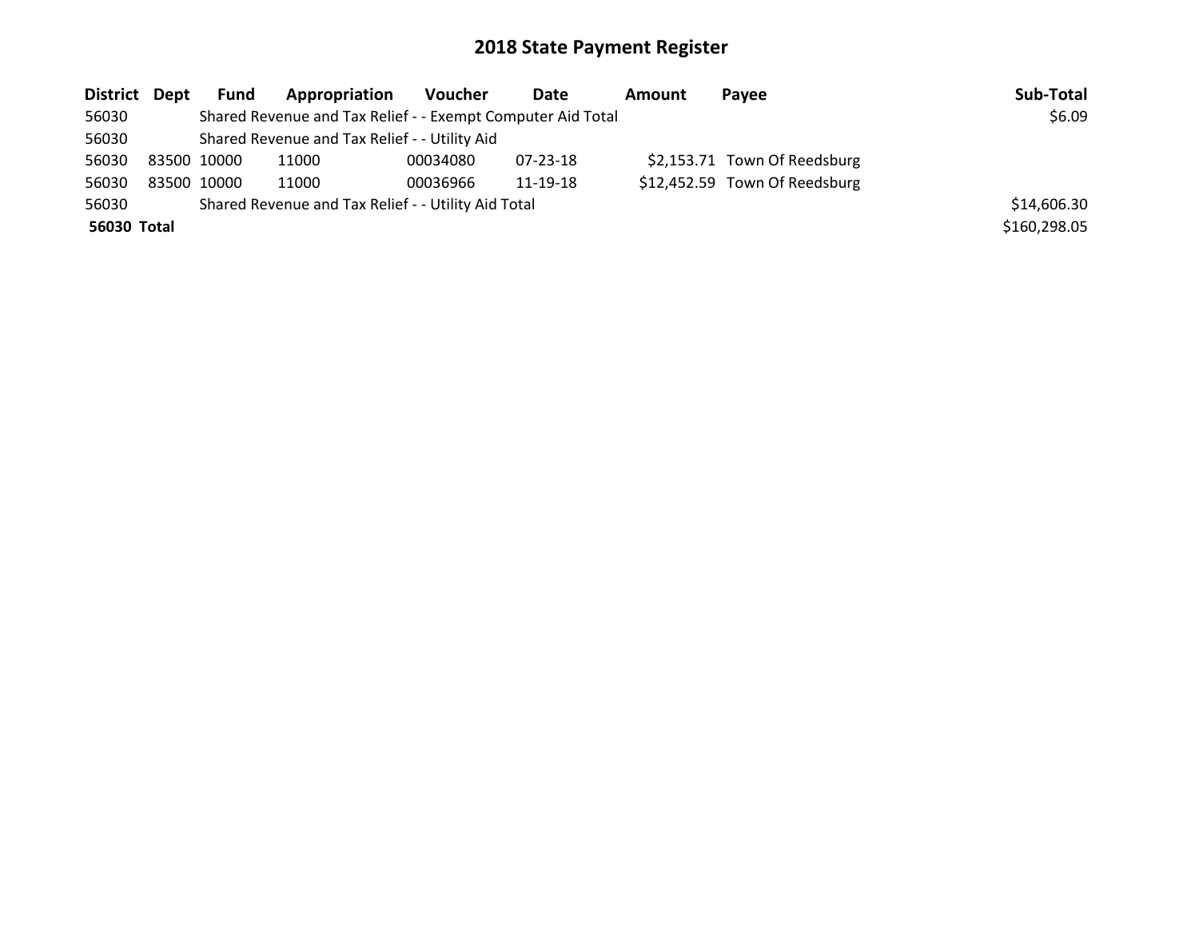# 2018 State Payment Register

| District | Dept | Fund | Appropriation | Voucher | Date | Amount | Payee | Sub-Total |
|---|---|---|---|---|---|---|---|---|
| 56030 | | Shared Revenue and Tax Relief - - Exempt Computer Aid Total | | | | | | $6.09 |
| 56030 | | Shared Revenue and Tax Relief - - Utility Aid | | | | | | |
| 56030 | 83500 | 10000 | 11000 | 00034080 | 07-23-18 | $2,153.71 | Town Of Reedsburg | |
| 56030 | 83500 | 10000 | 11000 | 00036966 | 11-19-18 | $12,452.59 | Town Of Reedsburg | |
| 56030 | | Shared Revenue and Tax Relief - - Utility Aid Total | | | | | | $14,606.30 |
| **56030 Total** | | | | | | | | $160,298.05 |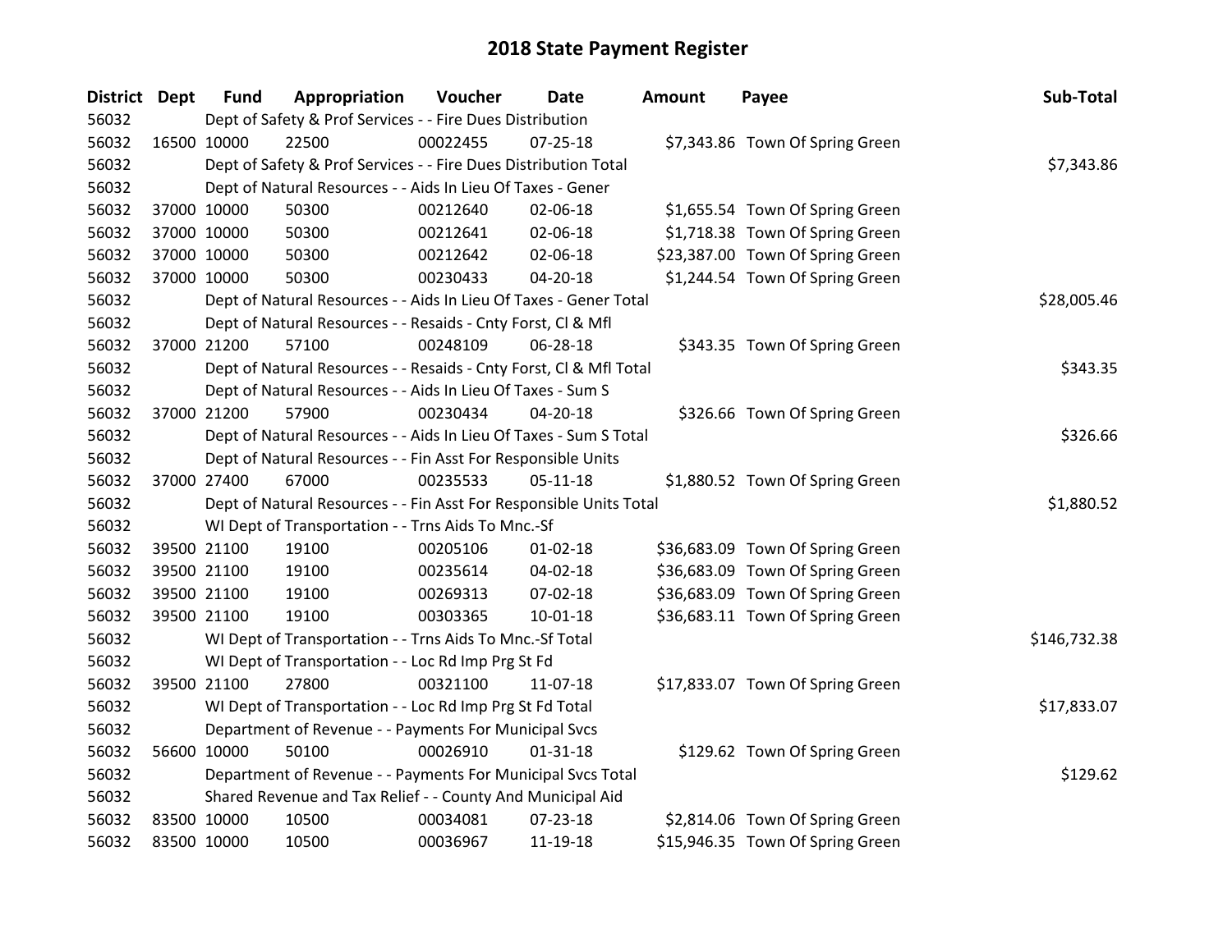# 2018 State Payment Register

| District | Dept | Fund | Appropriation | Voucher | Date | Amount | Payee | Sub-Total |
|---|---|---|---|---|---|---|---|---|
| 56032 | | Dept of Safety & Prof Services - - Fire Dues Distribution | | | | | | |
| 56032 | 16500 | 10000 | 22500 | 00022455 | 07-25-18 | $7,343.86 | Town Of Spring Green | |
| 56032 | | Dept of Safety & Prof Services - - Fire Dues Distribution Total | | | | | | $7,343.86 |
| 56032 | | Dept of Natural Resources - - Aids In Lieu Of Taxes - Gener | | | | | | |
| 56032 | 37000 | 10000 | 50300 | 00212640 | 02-06-18 | $1,655.54 | Town Of Spring Green | |
| 56032 | 37000 | 10000 | 50300 | 00212641 | 02-06-18 | $1,718.38 | Town Of Spring Green | |
| 56032 | 37000 | 10000 | 50300 | 00212642 | 02-06-18 | $23,387.00 | Town Of Spring Green | |
| 56032 | 37000 | 10000 | 50300 | 00230433 | 04-20-18 | $1,244.54 | Town Of Spring Green | |
| 56032 | | Dept of Natural Resources - - Aids In Lieu Of Taxes - Gener Total | | | | | | $28,005.46 |
| 56032 | | Dept of Natural Resources - - Resaids - Cnty Forst, Cl & Mfl | | | | | | |
| 56032 | 37000 | 21200 | 57100 | 00248109 | 06-28-18 | $343.35 | Town Of Spring Green | |
| 56032 | | Dept of Natural Resources - - Resaids - Cnty Forst, Cl & Mfl Total | | | | | | $343.35 |
| 56032 | | Dept of Natural Resources - - Aids In Lieu Of Taxes - Sum S | | | | | | |
| 56032 | 37000 | 21200 | 57900 | 00230434 | 04-20-18 | $326.66 | Town Of Spring Green | |
| 56032 | | Dept of Natural Resources - - Aids In Lieu Of Taxes - Sum S Total | | | | | | $326.66 |
| 56032 | | Dept of Natural Resources - - Fin Asst For Responsible Units | | | | | | |
| 56032 | 37000 | 27400 | 67000 | 00235533 | 05-11-18 | $1,880.52 | Town Of Spring Green | |
| 56032 | | Dept of Natural Resources - - Fin Asst For Responsible Units Total | | | | | | $1,880.52 |
| 56032 | | WI Dept of Transportation - - Trns Aids To Mnc.-Sf | | | | | | |
| 56032 | 39500 | 21100 | 19100 | 00205106 | 01-02-18 | $36,683.09 | Town Of Spring Green | |
| 56032 | 39500 | 21100 | 19100 | 00235614 | 04-02-18 | $36,683.09 | Town Of Spring Green | |
| 56032 | 39500 | 21100 | 19100 | 00269313 | 07-02-18 | $36,683.09 | Town Of Spring Green | |
| 56032 | 39500 | 21100 | 19100 | 00303365 | 10-01-18 | $36,683.11 | Town Of Spring Green | |
| 56032 | | WI Dept of Transportation - - Trns Aids To Mnc.-Sf Total | | | | | | $146,732.38 |
| 56032 | | WI Dept of Transportation - - Loc Rd Imp Prg St Fd | | | | | | |
| 56032 | 39500 | 21100 | 27800 | 00321100 | 11-07-18 | $17,833.07 | Town Of Spring Green | |
| 56032 | | WI Dept of Transportation - - Loc Rd Imp Prg St Fd Total | | | | | | $17,833.07 |
| 56032 | | Department of Revenue - - Payments For Municipal Svcs | | | | | | |
| 56032 | 56600 | 10000 | 50100 | 00026910 | 01-31-18 | $129.62 | Town Of Spring Green | |
| 56032 | | Department of Revenue - - Payments For Municipal Svcs Total | | | | | | $129.62 |
| 56032 | | Shared Revenue and Tax Relief - - County And Municipal Aid | | | | | | |
| 56032 | 83500 | 10000 | 10500 | 00034081 | 07-23-18 | $2,814.06 | Town Of Spring Green | |
| 56032 | 83500 | 10000 | 10500 | 00036967 | 11-19-18 | $15,946.35 | Town Of Spring Green | |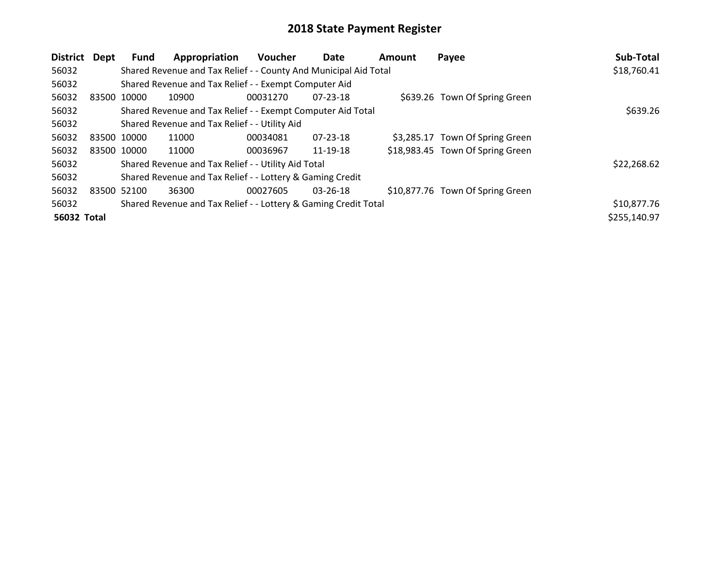# 2018 State Payment Register

| District | Dept | Fund | Appropriation | Voucher | Date | Amount | Payee | Sub-Total |
|---|---|---|---|---|---|---|---|---|
| 56032 | | Shared Revenue and Tax Relief - - County And Municipal Aid Total | | | | | | $18,760.41 |
| 56032 | | Shared Revenue and Tax Relief - - Exempt Computer Aid | | | | | | |
| 56032 | 83500 | 10000 | 10900 | 00031270 | 07-23-18 | $639.26 | Town Of Spring Green | |
| 56032 | | Shared Revenue and Tax Relief - - Exempt Computer Aid Total | | | | | | $639.26 |
| 56032 | | Shared Revenue and Tax Relief - - Utility Aid | | | | | | |
| 56032 | 83500 | 10000 | 11000 | 00034081 | 07-23-18 | $3,285.17 | Town Of Spring Green | |
| 56032 | 83500 | 10000 | 11000 | 00036967 | 11-19-18 | $18,983.45 | Town Of Spring Green | |
| 56032 | | Shared Revenue and Tax Relief - - Utility Aid Total | | | | | | $22,268.62 |
| 56032 | | Shared Revenue and Tax Relief - - Lottery & Gaming Credit | | | | | | |
| 56032 | 83500 | 52100 | 36300 | 00027605 | 03-26-18 | $10,877.76 | Town Of Spring Green | |
| 56032 | | Shared Revenue and Tax Relief - - Lottery & Gaming Credit Total | | | | | | $10,877.76 |
| **56032 Total** | | | | | | | | $255,140.97 |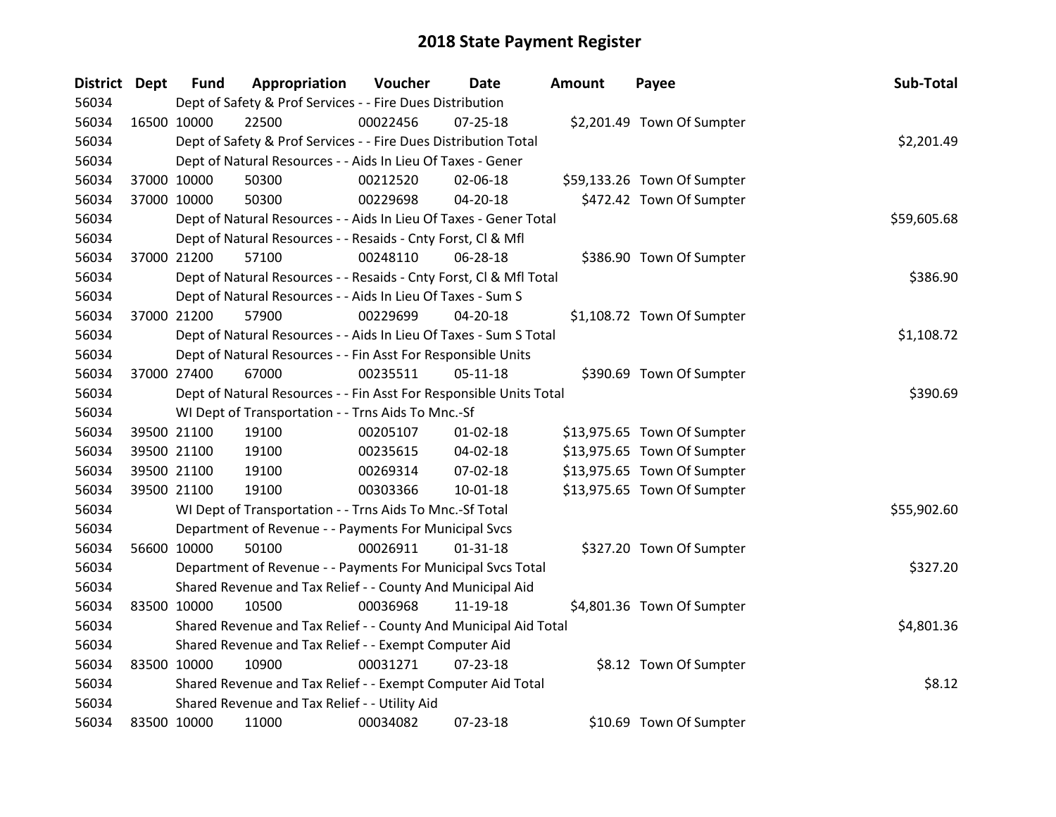# 2018 State Payment Register

| District | Dept | Fund | Appropriation | Voucher | Date | Amount | Payee | Sub-Total |
|---|---|---|---|---|---|---|---|---|
| 56034 | | Dept of Safety & Prof Services - - Fire Dues Distribution | | | | | | |
| 56034 | 16500 | 10000 | 22500 | 00022456 | 07-25-18 | $2,201.49 | Town Of Sumpter | |
| 56034 | | Dept of Safety & Prof Services - - Fire Dues Distribution Total | | | | | | $2,201.49 |
| 56034 | | Dept of Natural Resources - - Aids In Lieu Of Taxes - Gener | | | | | | |
| 56034 | 37000 | 10000 | 50300 | 00212520 | 02-06-18 | $59,133.26 | Town Of Sumpter | |
| 56034 | 37000 | 10000 | 50300 | 00229698 | 04-20-18 | $472.42 | Town Of Sumpter | |
| 56034 | | Dept of Natural Resources - - Aids In Lieu Of Taxes - Gener Total | | | | | | $59,605.68 |
| 56034 | | Dept of Natural Resources - - Resaids - Cnty Forst, Cl & Mfl | | | | | | |
| 56034 | 37000 | 21200 | 57100 | 00248110 | 06-28-18 | $386.90 | Town Of Sumpter | |
| 56034 | | Dept of Natural Resources - - Resaids - Cnty Forst, Cl & Mfl Total | | | | | | $386.90 |
| 56034 | | Dept of Natural Resources - - Aids In Lieu Of Taxes - Sum S | | | | | | |
| 56034 | 37000 | 21200 | 57900 | 00229699 | 04-20-18 | $1,108.72 | Town Of Sumpter | |
| 56034 | | Dept of Natural Resources - - Aids In Lieu Of Taxes - Sum S Total | | | | | | $1,108.72 |
| 56034 | | Dept of Natural Resources - - Fin Asst For Responsible Units | | | | | | |
| 56034 | 37000 | 27400 | 67000 | 00235511 | 05-11-18 | $390.69 | Town Of Sumpter | |
| 56034 | | Dept of Natural Resources - - Fin Asst For Responsible Units Total | | | | | | $390.69 |
| 56034 | | WI Dept of Transportation - - Trns Aids To Mnc.-Sf | | | | | | |
| 56034 | 39500 | 21100 | 19100 | 00205107 | 01-02-18 | $13,975.65 | Town Of Sumpter | |
| 56034 | 39500 | 21100 | 19100 | 00235615 | 04-02-18 | $13,975.65 | Town Of Sumpter | |
| 56034 | 39500 | 21100 | 19100 | 00269314 | 07-02-18 | $13,975.65 | Town Of Sumpter | |
| 56034 | 39500 | 21100 | 19100 | 00303366 | 10-01-18 | $13,975.65 | Town Of Sumpter | |
| 56034 | | WI Dept of Transportation - - Trns Aids To Mnc.-Sf Total | | | | | | $55,902.60 |
| 56034 | | Department of Revenue - - Payments For Municipal Svcs | | | | | | |
| 56034 | 56600 | 10000 | 50100 | 00026911 | 01-31-18 | $327.20 | Town Of Sumpter | |
| 56034 | | Department of Revenue - - Payments For Municipal Svcs Total | | | | | | $327.20 |
| 56034 | | Shared Revenue and Tax Relief - - County And Municipal Aid | | | | | | |
| 56034 | 83500 | 10000 | 10500 | 00036968 | 11-19-18 | $4,801.36 | Town Of Sumpter | |
| 56034 | | Shared Revenue and Tax Relief - - County And Municipal Aid Total | | | | | | $4,801.36 |
| 56034 | | Shared Revenue and Tax Relief - - Exempt Computer Aid | | | | | | |
| 56034 | 83500 | 10000 | 10900 | 00031271 | 07-23-18 | $8.12 | Town Of Sumpter | |
| 56034 | | Shared Revenue and Tax Relief - - Exempt Computer Aid Total | | | | | | $8.12 |
| 56034 | | Shared Revenue and Tax Relief - - Utility Aid | | | | | | |
| 56034 | 83500 | 10000 | 11000 | 00034082 | 07-23-18 | $10.69 | Town Of Sumpter | |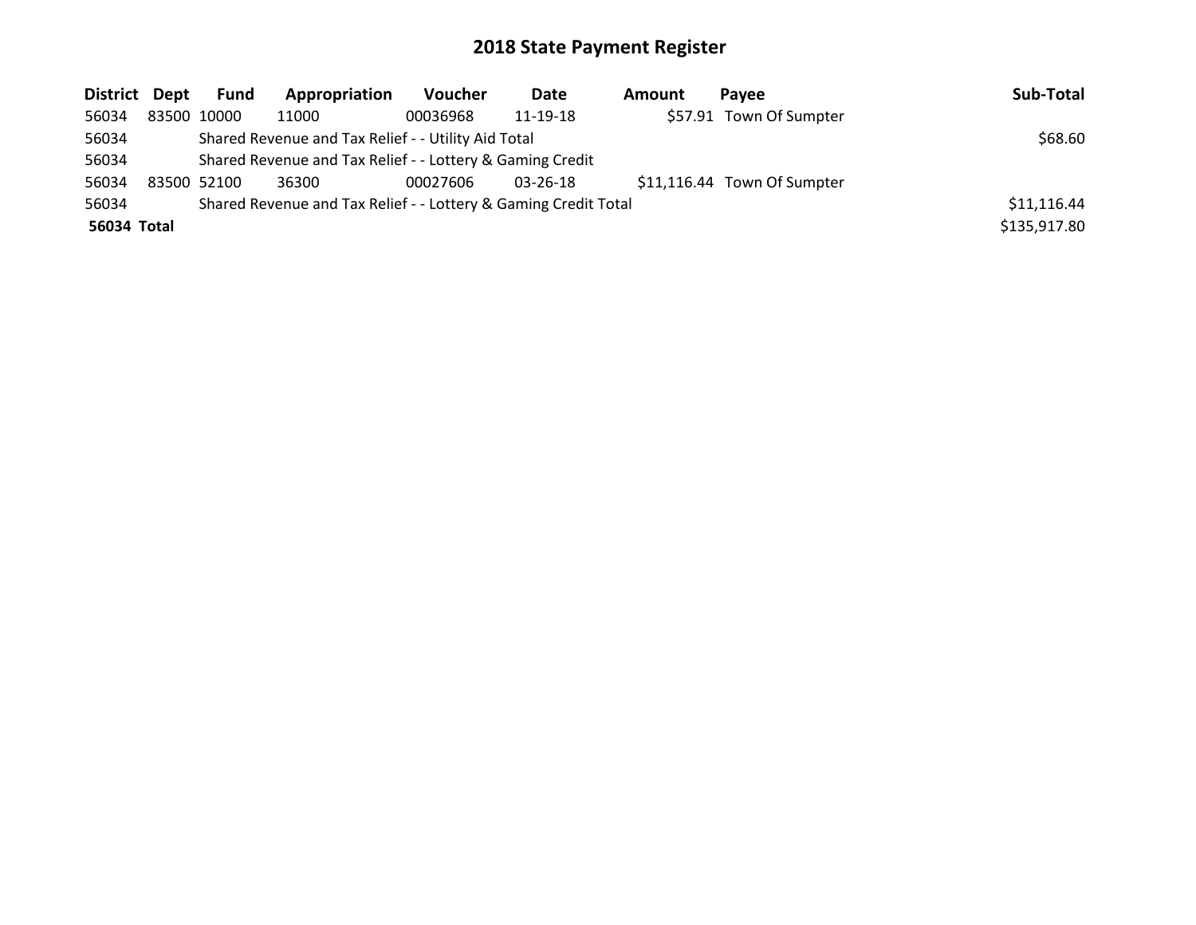# 2018 State Payment Register

| District | Dept | Fund | Appropriation | Voucher | Date | Amount | Payee | Sub-Total |
|---|---|---|---|---|---|---|---|---|
| 56034 | 83500 | 10000 | 11000 | 00036968 | 11-19-18 | $57.91 | Town Of Sumpter | |
| 56034 | | Shared Revenue and Tax Relief - - Utility Aid Total | | | | | | $68.60 |
| 56034 | | Shared Revenue and Tax Relief - - Lottery & Gaming Credit | | | | | | |
| 56034 | 83500 | 52100 | 36300 | 00027606 | 03-26-18 | $11,116.44 | Town Of Sumpter | |
| 56034 | | Shared Revenue and Tax Relief - - Lottery & Gaming Credit Total | | | | | | $11,116.44 |
| **56034 Total** | | | | | | | | $135,917.80 |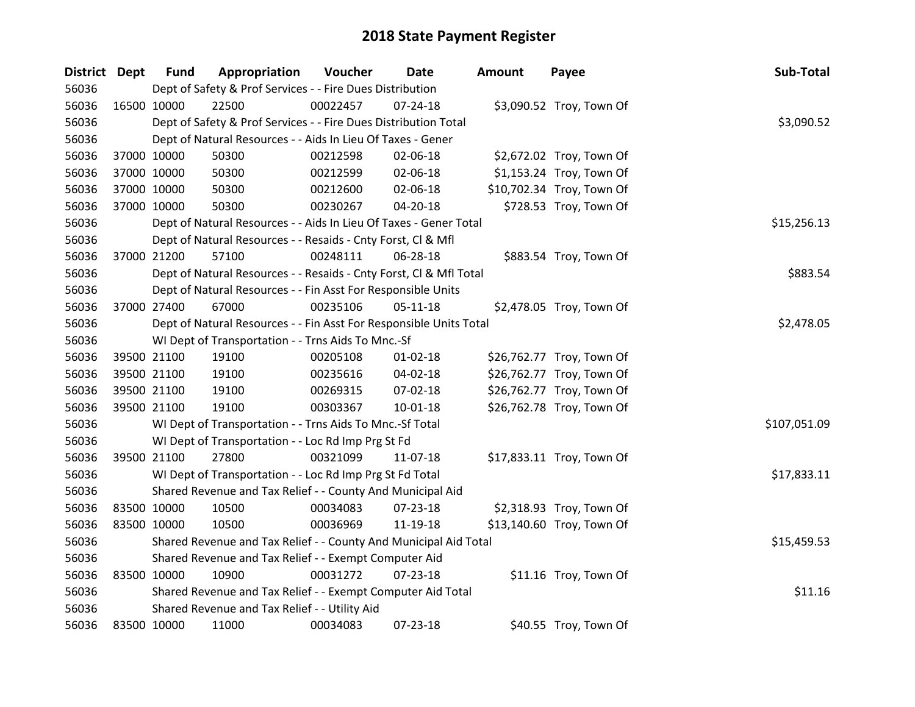# 2018 State Payment Register

| District | Dept | Fund | Appropriation | Voucher | Date | Amount | Payee | Sub-Total |
|---|---|---|---|---|---|---|---|---|
| 56036 | | Dept of Safety & Prof Services - - Fire Dues Distribution | | | | | | |
| 56036 | 16500 | 10000 | 22500 | 00022457 | 07-24-18 | $3,090.52 | Troy, Town Of | |
| 56036 | | Dept of Safety & Prof Services - - Fire Dues Distribution Total | | | | | | $3,090.52 |
| 56036 | | Dept of Natural Resources - - Aids In Lieu Of Taxes - Gener | | | | | | |
| 56036 | 37000 | 10000 | 50300 | 00212598 | 02-06-18 | $2,672.02 | Troy, Town Of | |
| 56036 | 37000 | 10000 | 50300 | 00212599 | 02-06-18 | $1,153.24 | Troy, Town Of | |
| 56036 | 37000 | 10000 | 50300 | 00212600 | 02-06-18 | $10,702.34 | Troy, Town Of | |
| 56036 | 37000 | 10000 | 50300 | 00230267 | 04-20-18 | $728.53 | Troy, Town Of | |
| 56036 | | Dept of Natural Resources - - Aids In Lieu Of Taxes - Gener Total | | | | | | $15,256.13 |
| 56036 | | Dept of Natural Resources - - Resaids - Cnty Forst, Cl & Mfl | | | | | | |
| 56036 | 37000 | 21200 | 57100 | 00248111 | 06-28-18 | $883.54 | Troy, Town Of | |
| 56036 | | Dept of Natural Resources - - Resaids - Cnty Forst, Cl & Mfl Total | | | | | | $883.54 |
| 56036 | | Dept of Natural Resources - - Fin Asst For Responsible Units | | | | | | |
| 56036 | 37000 | 27400 | 67000 | 00235106 | 05-11-18 | $2,478.05 | Troy, Town Of | |
| 56036 | | Dept of Natural Resources - - Fin Asst For Responsible Units Total | | | | | | $2,478.05 |
| 56036 | | WI Dept of Transportation - - Trns Aids To Mnc.-Sf | | | | | | |
| 56036 | 39500 | 21100 | 19100 | 00205108 | 01-02-18 | $26,762.77 | Troy, Town Of | |
| 56036 | 39500 | 21100 | 19100 | 00235616 | 04-02-18 | $26,762.77 | Troy, Town Of | |
| 56036 | 39500 | 21100 | 19100 | 00269315 | 07-02-18 | $26,762.77 | Troy, Town Of | |
| 56036 | 39500 | 21100 | 19100 | 00303367 | 10-01-18 | $26,762.78 | Troy, Town Of | |
| 56036 | | WI Dept of Transportation - - Trns Aids To Mnc.-Sf Total | | | | | | $107,051.09 |
| 56036 | | WI Dept of Transportation - - Loc Rd Imp Prg St Fd | | | | | | |
| 56036 | 39500 | 21100 | 27800 | 00321099 | 11-07-18 | $17,833.11 | Troy, Town Of | |
| 56036 | | WI Dept of Transportation - - Loc Rd Imp Prg St Fd Total | | | | | | $17,833.11 |
| 56036 | | Shared Revenue and Tax Relief - - County And Municipal Aid | | | | | | |
| 56036 | 83500 | 10000 | 10500 | 00034083 | 07-23-18 | $2,318.93 | Troy, Town Of | |
| 56036 | 83500 | 10000 | 10500 | 00036969 | 11-19-18 | $13,140.60 | Troy, Town Of | |
| 56036 | | Shared Revenue and Tax Relief - - County And Municipal Aid Total | | | | | | $15,459.53 |
| 56036 | | Shared Revenue and Tax Relief - - Exempt Computer Aid | | | | | | |
| 56036 | 83500 | 10000 | 10900 | 00031272 | 07-23-18 | $11.16 | Troy, Town Of | |
| 56036 | | Shared Revenue and Tax Relief - - Exempt Computer Aid Total | | | | | | $11.16 |
| 56036 | | Shared Revenue and Tax Relief - - Utility Aid | | | | | | |
| 56036 | 83500 | 10000 | 11000 | 00034083 | 07-23-18 | $40.55 | Troy, Town Of | |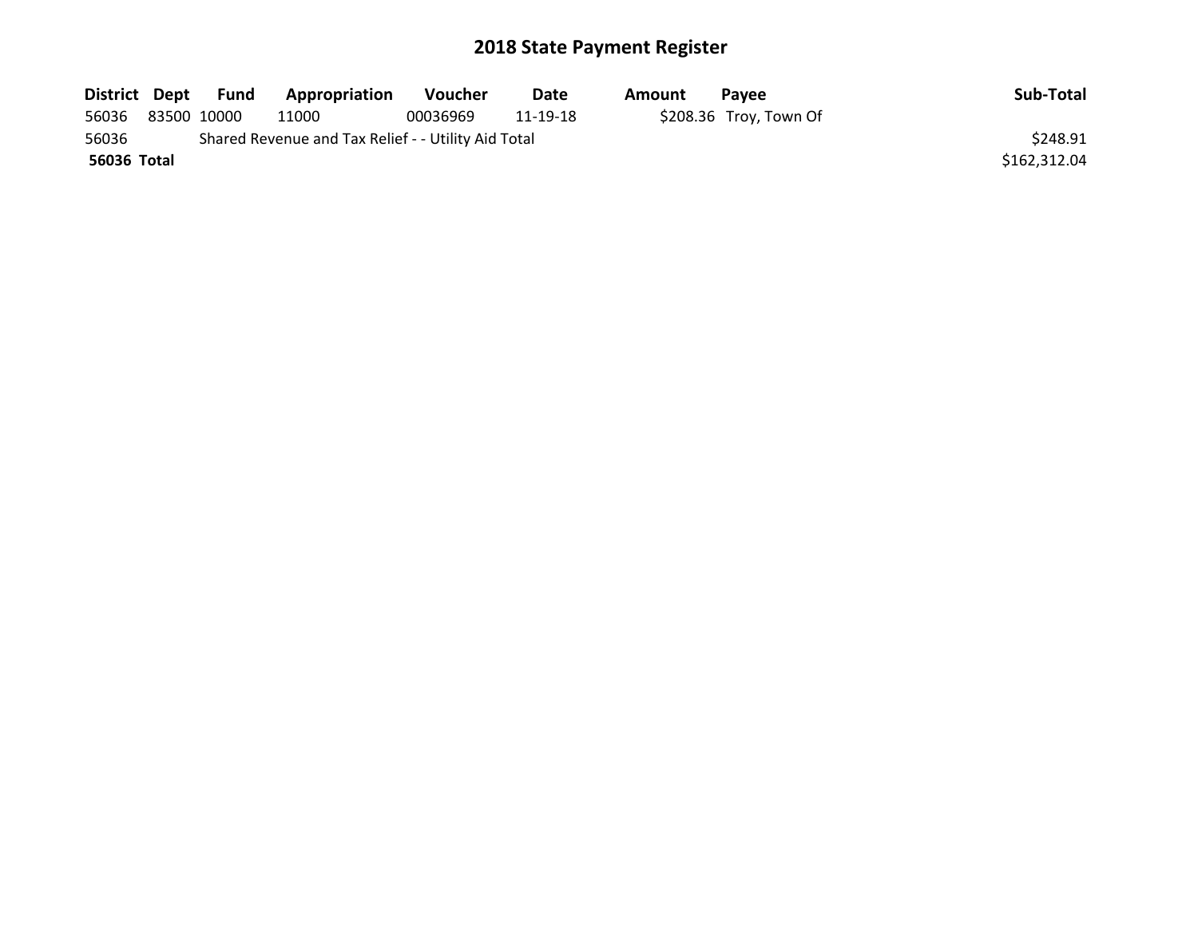## 2018 State Payment Register

| District | Dept | Fund | Appropriation | Voucher | Date | Amount | Payee | Sub-Total |
|---|---|---|---|---|---|---|---|---|
| 56036 | 83500 | 10000 | 11000 | 00036969 | 11-19-18 | $208.36 | Troy, Town Of | |
| 56036 | | Shared Revenue and Tax Relief - - Utility Aid Total | | | | | | $248.91 |
| **56036 Total** | | | | | | | | $162,312.04 |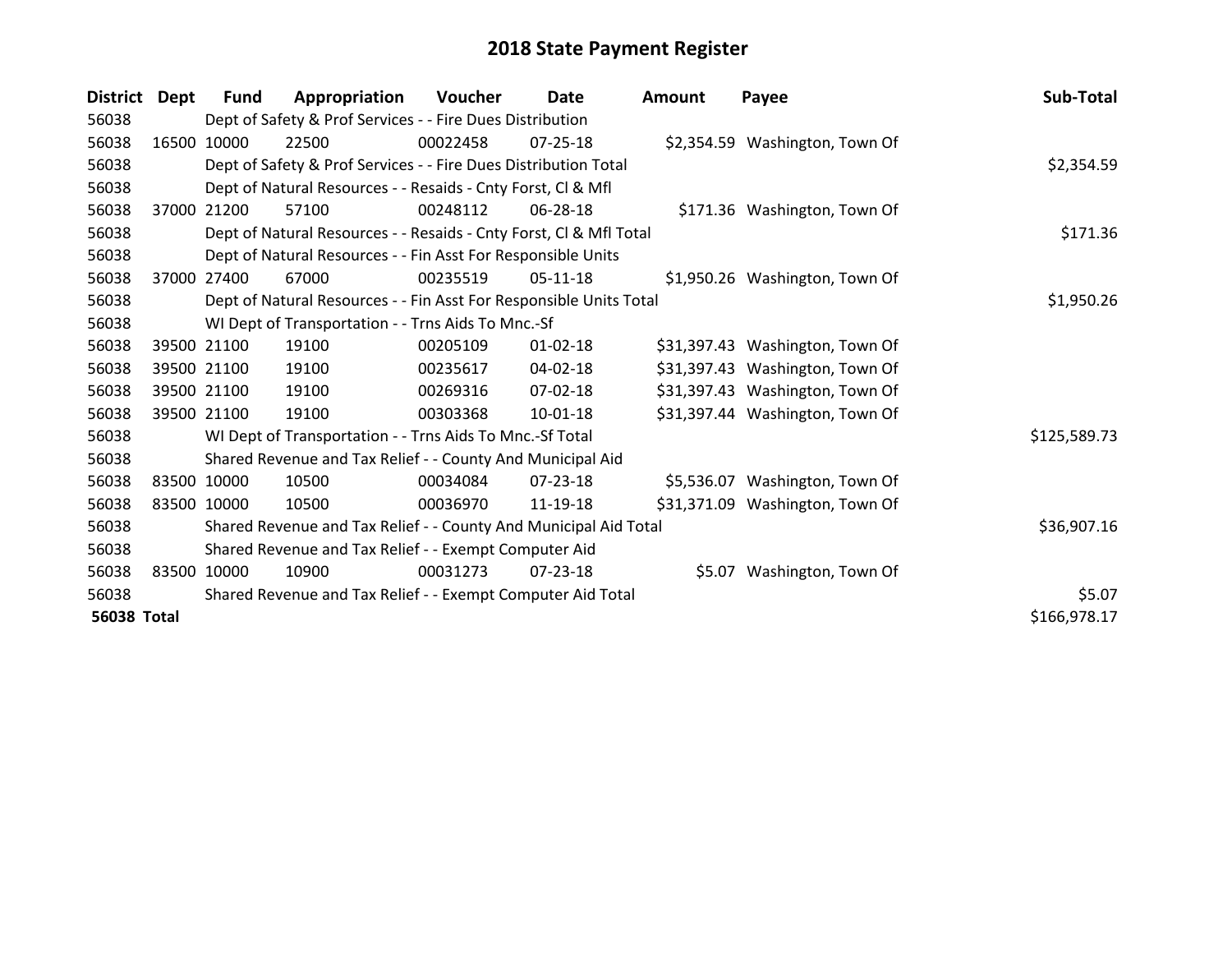# 2018 State Payment Register

| District | Dept | Fund | Appropriation | Voucher | Date | Amount | Payee | Sub-Total |
|---|---|---|---|---|---|---|---|---|
| 56038 | | Dept of Safety & Prof Services - - Fire Dues Distribution | | | | | | |
| 56038 | 16500 | 10000 | 22500 | 00022458 | 07-25-18 | $2,354.59 | Washington, Town Of | |
| 56038 | | Dept of Safety & Prof Services - - Fire Dues Distribution Total | | | | | | $2,354.59 |
| 56038 | | Dept of Natural Resources - - Resaids - Cnty Forst, Cl & Mfl | | | | | | |
| 56038 | 37000 | 21200 | 57100 | 00248112 | 06-28-18 | $171.36 | Washington, Town Of | |
| 56038 | | Dept of Natural Resources - - Resaids - Cnty Forst, Cl & Mfl Total | | | | | | $171.36 |
| 56038 | | Dept of Natural Resources - - Fin Asst For Responsible Units | | | | | | |
| 56038 | 37000 | 27400 | 67000 | 00235519 | 05-11-18 | $1,950.26 | Washington, Town Of | |
| 56038 | | Dept of Natural Resources - - Fin Asst For Responsible Units Total | | | | | | $1,950.26 |
| 56038 | | WI Dept of Transportation - - Trns Aids To Mnc.-Sf | | | | | | |
| 56038 | 39500 | 21100 | 19100 | 00205109 | 01-02-18 | $31,397.43 | Washington, Town Of | |
| 56038 | 39500 | 21100 | 19100 | 00235617 | 04-02-18 | $31,397.43 | Washington, Town Of | |
| 56038 | 39500 | 21100 | 19100 | 00269316 | 07-02-18 | $31,397.43 | Washington, Town Of | |
| 56038 | 39500 | 21100 | 19100 | 00303368 | 10-01-18 | $31,397.44 | Washington, Town Of | |
| 56038 | | WI Dept of Transportation - - Trns Aids To Mnc.-Sf Total | | | | | | $125,589.73 |
| 56038 | | Shared Revenue and Tax Relief - - County And Municipal Aid | | | | | | |
| 56038 | 83500 | 10000 | 10500 | 00034084 | 07-23-18 | $5,536.07 | Washington, Town Of | |
| 56038 | 83500 | 10000 | 10500 | 00036970 | 11-19-18 | $31,371.09 | Washington, Town Of | |
| 56038 | | Shared Revenue and Tax Relief - - County And Municipal Aid Total | | | | | | $36,907.16 |
| 56038 | | Shared Revenue and Tax Relief - - Exempt Computer Aid | | | | | | |
| 56038 | 83500 | 10000 | 10900 | 00031273 | 07-23-18 | $5.07 | Washington, Town Of | |
| 56038 | | Shared Revenue and Tax Relief - - Exempt Computer Aid Total | | | | | | $5.07 |
| **56038 Total** | | | | | | | | $166,978.17 |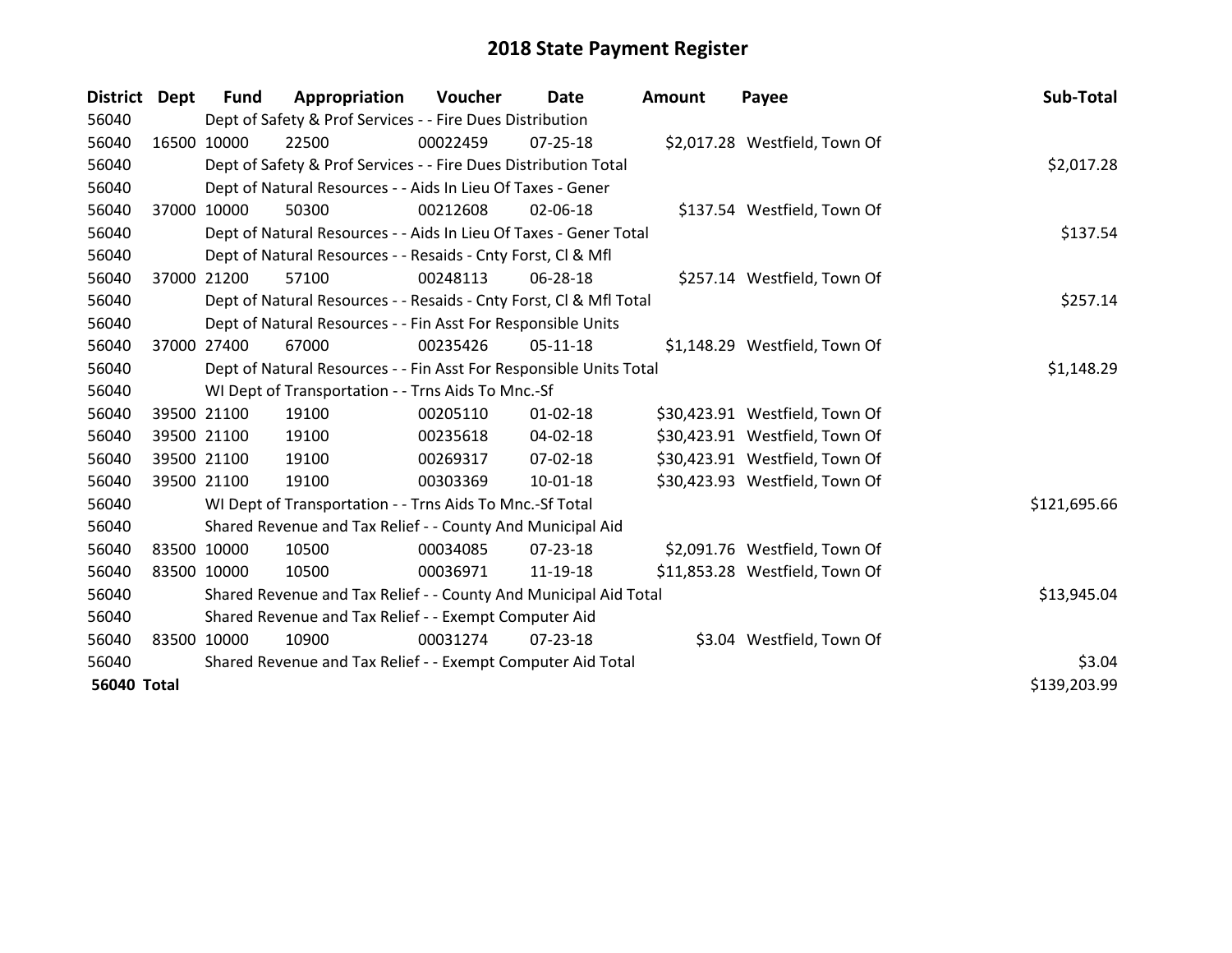# 2018 State Payment Register

| District | Dept | Fund | Appropriation | Voucher | Date | Amount | Payee | Sub-Total |
|---|---|---|---|---|---|---|---|---|
| 56040 | | Dept of Safety & Prof Services - - Fire Dues Distribution | | | | | | |
| 56040 | 16500 | 10000 | 22500 | 00022459 | 07-25-18 | $2,017.28 | Westfield, Town Of | |
| 56040 | | Dept of Safety & Prof Services - - Fire Dues Distribution Total | | | | | | $2,017.28 |
| 56040 | | Dept of Natural Resources - - Aids In Lieu Of Taxes - Gener | | | | | | |
| 56040 | 37000 | 10000 | 50300 | 00212608 | 02-06-18 | $137.54 | Westfield, Town Of | |
| 56040 | | Dept of Natural Resources - - Aids In Lieu Of Taxes - Gener Total | | | | | | $137.54 |
| 56040 | | Dept of Natural Resources - - Resaids - Cnty Forst, Cl & Mfl | | | | | | |
| 56040 | 37000 | 21200 | 57100 | 00248113 | 06-28-18 | $257.14 | Westfield, Town Of | |
| 56040 | | Dept of Natural Resources - - Resaids - Cnty Forst, Cl & Mfl Total | | | | | | $257.14 |
| 56040 | | Dept of Natural Resources - - Fin Asst For Responsible Units | | | | | | |
| 56040 | 37000 | 27400 | 67000 | 00235426 | 05-11-18 | $1,148.29 | Westfield, Town Of | |
| 56040 | | Dept of Natural Resources - - Fin Asst For Responsible Units Total | | | | | | $1,148.29 |
| 56040 | | WI Dept of Transportation - - Trns Aids To Mnc.-Sf | | | | | | |
| 56040 | 39500 | 21100 | 19100 | 00205110 | 01-02-18 | $30,423.91 | Westfield, Town Of | |
| 56040 | 39500 | 21100 | 19100 | 00235618 | 04-02-18 | $30,423.91 | Westfield, Town Of | |
| 56040 | 39500 | 21100 | 19100 | 00269317 | 07-02-18 | $30,423.91 | Westfield, Town Of | |
| 56040 | 39500 | 21100 | 19100 | 00303369 | 10-01-18 | $30,423.93 | Westfield, Town Of | |
| 56040 | | WI Dept of Transportation - - Trns Aids To Mnc.-Sf Total | | | | | | $121,695.66 |
| 56040 | | Shared Revenue and Tax Relief - - County And Municipal Aid | | | | | | |
| 56040 | 83500 | 10000 | 10500 | 00034085 | 07-23-18 | $2,091.76 | Westfield, Town Of | |
| 56040 | 83500 | 10000 | 10500 | 00036971 | 11-19-18 | $11,853.28 | Westfield, Town Of | |
| 56040 | | Shared Revenue and Tax Relief - - County And Municipal Aid Total | | | | | | $13,945.04 |
| 56040 | | Shared Revenue and Tax Relief - - Exempt Computer Aid | | | | | | |
| 56040 | 83500 | 10000 | 10900 | 00031274 | 07-23-18 | $3.04 | Westfield, Town Of | |
| 56040 | | Shared Revenue and Tax Relief - - Exempt Computer Aid Total | | | | | | $3.04 |
| **56040 Total** | | | | | | | | $139,203.99 |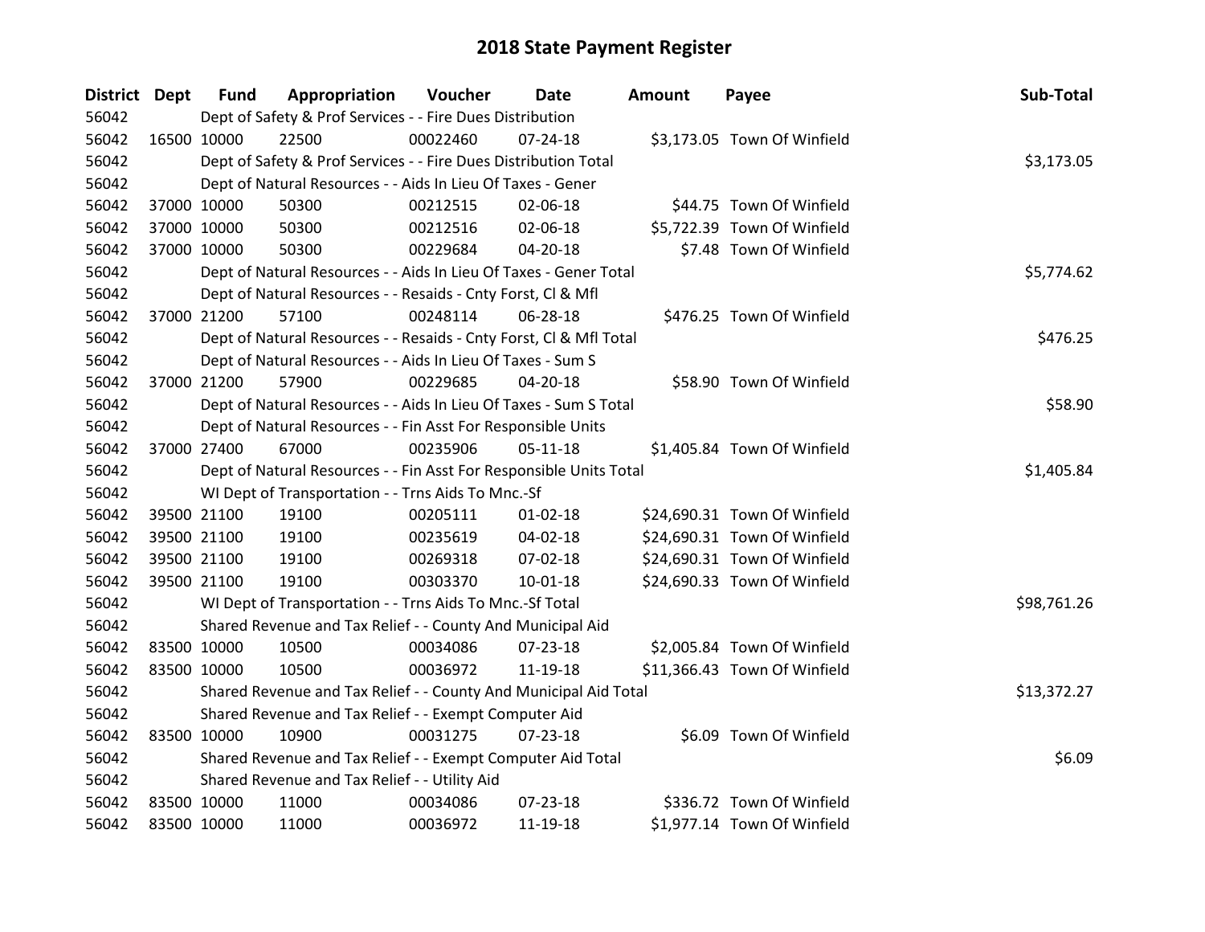# 2018 State Payment Register

| District | Dept | Fund | Appropriation | Voucher | Date | Amount | Payee | Sub-Total |
|---|---|---|---|---|---|---|---|---|
| 56042 | | Dept of Safety & Prof Services - - Fire Dues Distribution | | | | | | |
| 56042 | 16500 | 10000 | 22500 | 00022460 | 07-24-18 | $3,173.05 | Town Of Winfield | |
| 56042 | | Dept of Safety & Prof Services - - Fire Dues Distribution Total | | | | | | $3,173.05 |
| 56042 | | Dept of Natural Resources - - Aids In Lieu Of Taxes - Gener | | | | | | |
| 56042 | 37000 | 10000 | 50300 | 00212515 | 02-06-18 | $44.75 | Town Of Winfield | |
| 56042 | 37000 | 10000 | 50300 | 00212516 | 02-06-18 | $5,722.39 | Town Of Winfield | |
| 56042 | 37000 | 10000 | 50300 | 00229684 | 04-20-18 | $7.48 | Town Of Winfield | |
| 56042 | | Dept of Natural Resources - - Aids In Lieu Of Taxes - Gener Total | | | | | | $5,774.62 |
| 56042 | | Dept of Natural Resources - - Resaids - Cnty Forst, Cl & Mfl | | | | | | |
| 56042 | 37000 | 21200 | 57100 | 00248114 | 06-28-18 | $476.25 | Town Of Winfield | |
| 56042 | | Dept of Natural Resources - - Resaids - Cnty Forst, Cl & Mfl Total | | | | | | $476.25 |
| 56042 | | Dept of Natural Resources - - Aids In Lieu Of Taxes - Sum S | | | | | | |
| 56042 | 37000 | 21200 | 57900 | 00229685 | 04-20-18 | $58.90 | Town Of Winfield | |
| 56042 | | Dept of Natural Resources - - Aids In Lieu Of Taxes - Sum S Total | | | | | | $58.90 |
| 56042 | | Dept of Natural Resources - - Fin Asst For Responsible Units | | | | | | |
| 56042 | 37000 | 27400 | 67000 | 00235906 | 05-11-18 | $1,405.84 | Town Of Winfield | |
| 56042 | | Dept of Natural Resources - - Fin Asst For Responsible Units Total | | | | | | $1,405.84 |
| 56042 | | WI Dept of Transportation - - Trns Aids To Mnc.-Sf | | | | | | |
| 56042 | 39500 | 21100 | 19100 | 00205111 | 01-02-18 | $24,690.31 | Town Of Winfield | |
| 56042 | 39500 | 21100 | 19100 | 00235619 | 04-02-18 | $24,690.31 | Town Of Winfield | |
| 56042 | 39500 | 21100 | 19100 | 00269318 | 07-02-18 | $24,690.31 | Town Of Winfield | |
| 56042 | 39500 | 21100 | 19100 | 00303370 | 10-01-18 | $24,690.33 | Town Of Winfield | |
| 56042 | | WI Dept of Transportation - - Trns Aids To Mnc.-Sf Total | | | | | | $98,761.26 |
| 56042 | | Shared Revenue and Tax Relief - - County And Municipal Aid | | | | | | |
| 56042 | 83500 | 10000 | 10500 | 00034086 | 07-23-18 | $2,005.84 | Town Of Winfield | |
| 56042 | 83500 | 10000 | 10500 | 00036972 | 11-19-18 | $11,366.43 | Town Of Winfield | |
| 56042 | | Shared Revenue and Tax Relief - - County And Municipal Aid Total | | | | | | $13,372.27 |
| 56042 | | Shared Revenue and Tax Relief - - Exempt Computer Aid | | | | | | |
| 56042 | 83500 | 10000 | 10900 | 00031275 | 07-23-18 | $6.09 | Town Of Winfield | |
| 56042 | | Shared Revenue and Tax Relief - - Exempt Computer Aid Total | | | | | | $6.09 |
| 56042 | | Shared Revenue and Tax Relief - - Utility Aid | | | | | | |
| 56042 | 83500 | 10000 | 11000 | 00034086 | 07-23-18 | $336.72 | Town Of Winfield | |
| 56042 | 83500 | 10000 | 11000 | 00036972 | 11-19-18 | $1,977.14 | Town Of Winfield | |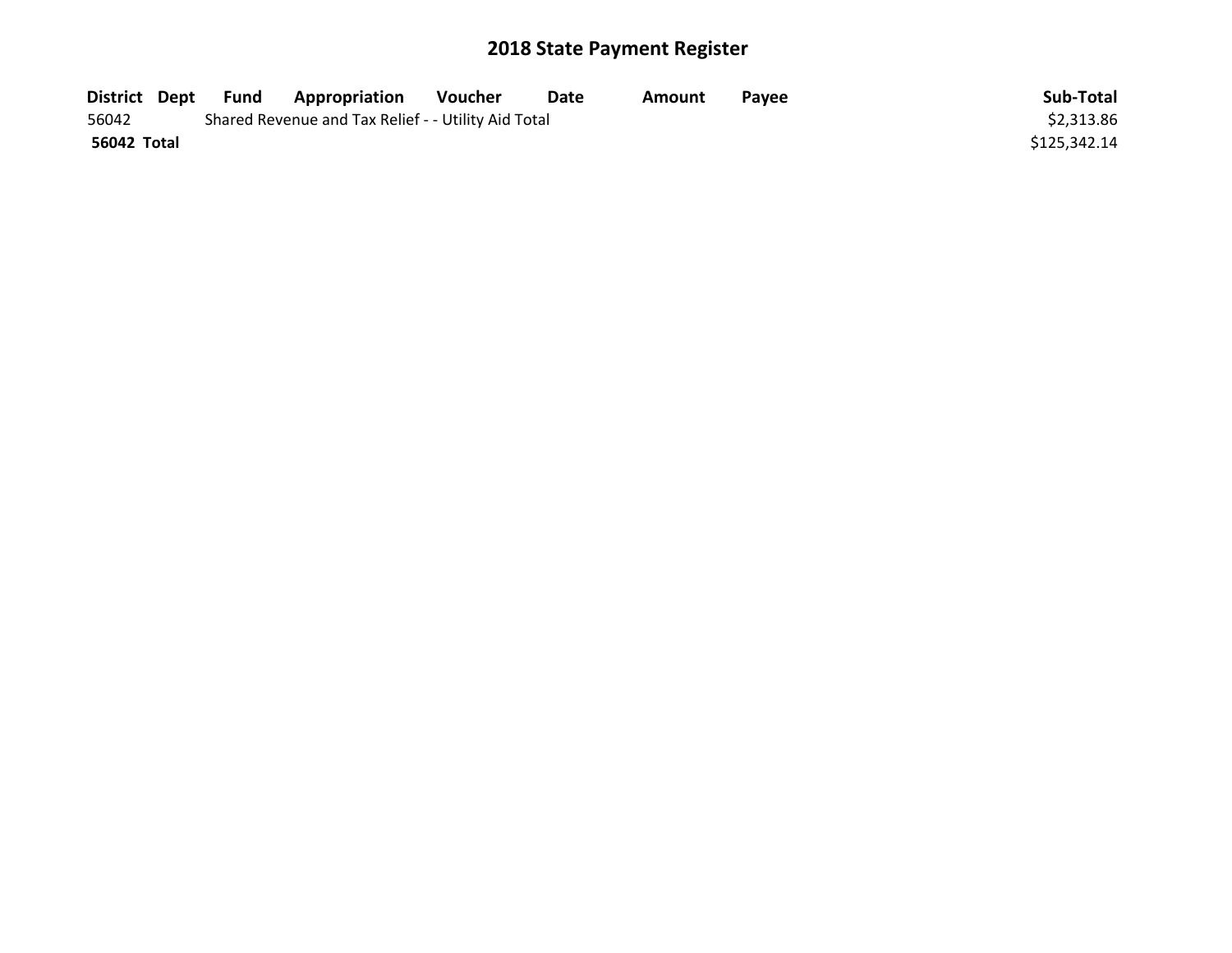# 2018 State Payment Register

| District | Dept | Fund | Appropriation | Voucher | Date | Amount | Payee | Sub-Total |
|---|---|---|---|---|---|---|---|---|
| 56042 | | Shared Revenue and Tax Relief - - Utility Aid Total | | | | | | $2,313.86 |
| **56042 Total** | | | | | | | | $125,342.14 |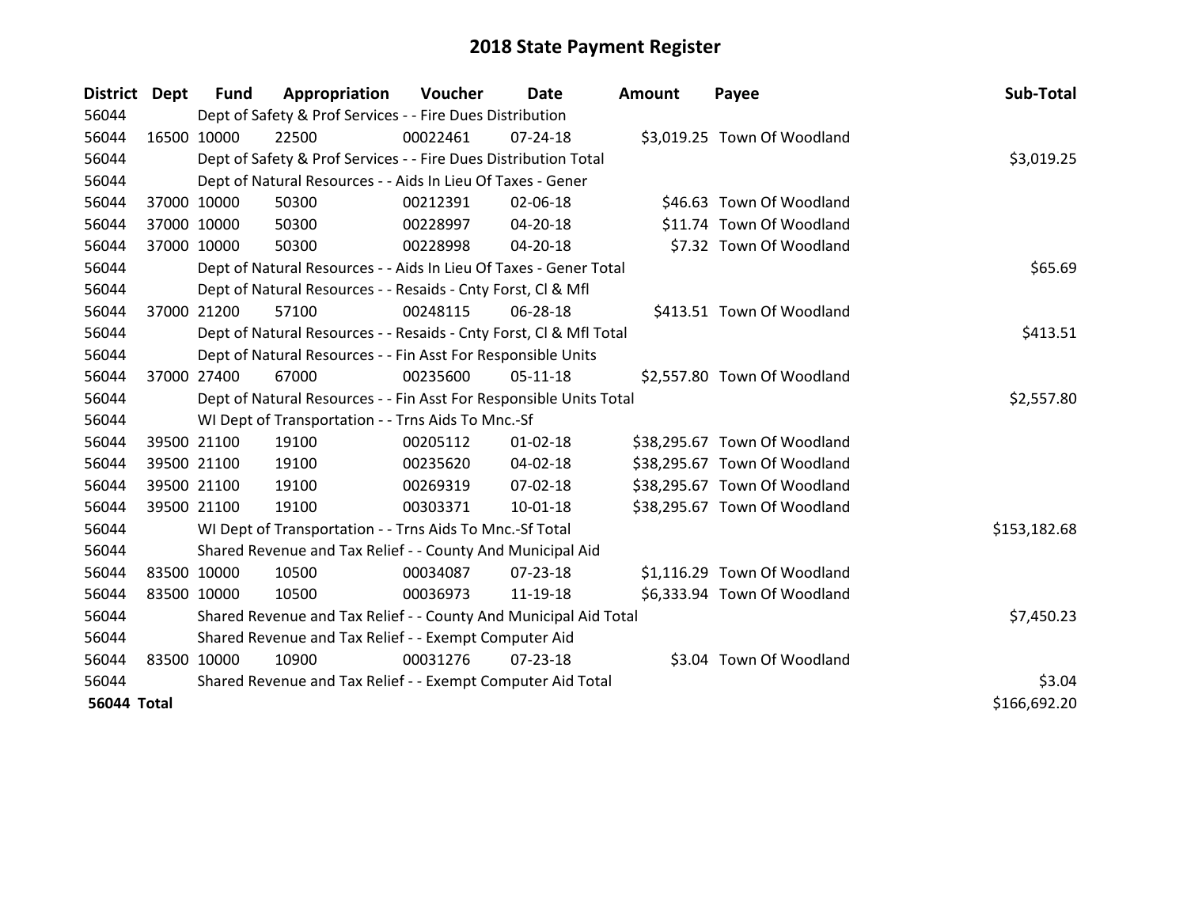# 2018 State Payment Register

| District | Dept | Fund | Appropriation | Voucher | Date | Amount | Payee | Sub-Total |
|---|---|---|---|---|---|---|---|---|
| 56044 | Dept of Safety & Prof Services - - Fire Dues Distribution | | | | | | | |
| 56044 | 16500 | 10000 | 22500 | 00022461 | 07-24-18 | $3,019.25 | Town Of Woodland | |
| 56044 | Dept of Safety & Prof Services - - Fire Dues Distribution Total | | | | | | | $3,019.25 |
| 56044 | Dept of Natural Resources - - Aids In Lieu Of Taxes - Gener | | | | | | | |
| 56044 | 37000 | 10000 | 50300 | 00212391 | 02-06-18 | $46.63 | Town Of Woodland | |
| 56044 | 37000 | 10000 | 50300 | 00228997 | 04-20-18 | $11.74 | Town Of Woodland | |
| 56044 | 37000 | 10000 | 50300 | 00228998 | 04-20-18 | $7.32 | Town Of Woodland | |
| 56044 | Dept of Natural Resources - - Aids In Lieu Of Taxes - Gener Total | | | | | | | $65.69 |
| 56044 | Dept of Natural Resources - - Resaids - Cnty Forst, Cl & Mfl | | | | | | | |
| 56044 | 37000 | 21200 | 57100 | 00248115 | 06-28-18 | $413.51 | Town Of Woodland | |
| 56044 | Dept of Natural Resources - - Resaids - Cnty Forst, Cl & Mfl Total | | | | | | | $413.51 |
| 56044 | Dept of Natural Resources - - Fin Asst For Responsible Units | | | | | | | |
| 56044 | 37000 | 27400 | 67000 | 00235600 | 05-11-18 | $2,557.80 | Town Of Woodland | |
| 56044 | Dept of Natural Resources - - Fin Asst For Responsible Units Total | | | | | | | $2,557.80 |
| 56044 | WI Dept of Transportation - - Trns Aids To Mnc.-Sf | | | | | | | |
| 56044 | 39500 | 21100 | 19100 | 00205112 | 01-02-18 | $38,295.67 | Town Of Woodland | |
| 56044 | 39500 | 21100 | 19100 | 00235620 | 04-02-18 | $38,295.67 | Town Of Woodland | |
| 56044 | 39500 | 21100 | 19100 | 00269319 | 07-02-18 | $38,295.67 | Town Of Woodland | |
| 56044 | 39500 | 21100 | 19100 | 00303371 | 10-01-18 | $38,295.67 | Town Of Woodland | |
| 56044 | WI Dept of Transportation - - Trns Aids To Mnc.-Sf Total | | | | | | | $153,182.68 |
| 56044 | Shared Revenue and Tax Relief - - County And Municipal Aid | | | | | | | |
| 56044 | 83500 | 10000 | 10500 | 00034087 | 07-23-18 | $1,116.29 | Town Of Woodland | |
| 56044 | 83500 | 10000 | 10500 | 00036973 | 11-19-18 | $6,333.94 | Town Of Woodland | |
| 56044 | Shared Revenue and Tax Relief - - County And Municipal Aid Total | | | | | | | $7,450.23 |
| 56044 | Shared Revenue and Tax Relief - - Exempt Computer Aid | | | | | | | |
| 56044 | 83500 | 10000 | 10900 | 00031276 | 07-23-18 | $3.04 | Town Of Woodland | |
| 56044 | Shared Revenue and Tax Relief - - Exempt Computer Aid Total | | | | | | | $3.04 |
| **56044 Total** | | | | | | | | $166,692.20 |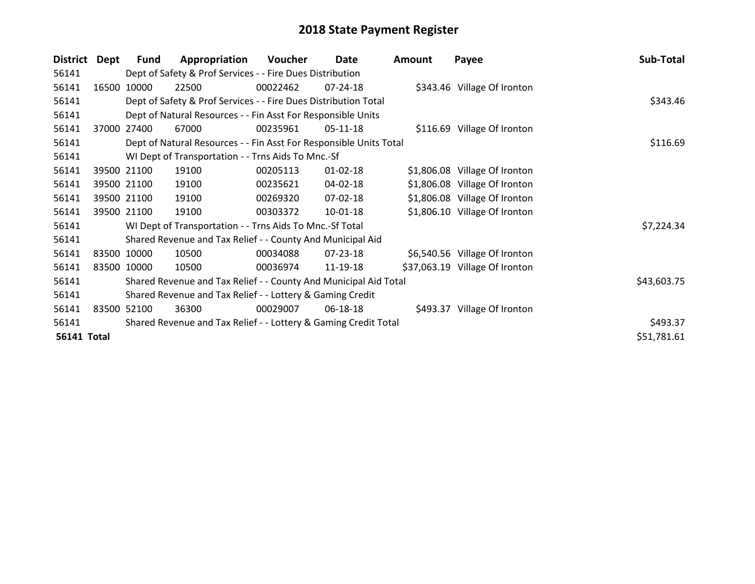# 2018 State Payment Register

| District | Dept | Fund | Appropriation | Voucher | Date | Amount | Payee | Sub-Total |
|---|---|---|---|---|---|---|---|---|
| 56141 | | Dept of Safety & Prof Services - - Fire Dues Distribution | | | | | | |
| 56141 | 16500 | 10000 | 22500 | 00022462 | 07-24-18 | $343.46 | Village Of Ironton | |
| 56141 | | Dept of Safety & Prof Services - - Fire Dues Distribution Total | | | | | | $343.46 |
| 56141 | | Dept of Natural Resources - - Fin Asst For Responsible Units | | | | | | |
| 56141 | 37000 | 27400 | 67000 | 00235961 | 05-11-18 | $116.69 | Village Of Ironton | |
| 56141 | | Dept of Natural Resources - - Fin Asst For Responsible Units Total | | | | | | $116.69 |
| 56141 | | WI Dept of Transportation - - Trns Aids To Mnc.-Sf | | | | | | |
| 56141 | 39500 | 21100 | 19100 | 00205113 | 01-02-18 | $1,806.08 | Village Of Ironton | |
| 56141 | 39500 | 21100 | 19100 | 00235621 | 04-02-18 | $1,806.08 | Village Of Ironton | |
| 56141 | 39500 | 21100 | 19100 | 00269320 | 07-02-18 | $1,806.08 | Village Of Ironton | |
| 56141 | 39500 | 21100 | 19100 | 00303372 | 10-01-18 | $1,806.10 | Village Of Ironton | |
| 56141 | | WI Dept of Transportation - - Trns Aids To Mnc.-Sf Total | | | | | | $7,224.34 |
| 56141 | | Shared Revenue and Tax Relief - - County And Municipal Aid | | | | | | |
| 56141 | 83500 | 10000 | 10500 | 00034088 | 07-23-18 | $6,540.56 | Village Of Ironton | |
| 56141 | 83500 | 10000 | 10500 | 00036974 | 11-19-18 | $37,063.19 | Village Of Ironton | |
| 56141 | | Shared Revenue and Tax Relief - - County And Municipal Aid Total | | | | | | $43,603.75 |
| 56141 | | Shared Revenue and Tax Relief - - Lottery & Gaming Credit | | | | | | |
| 56141 | 83500 | 52100 | 36300 | 00029007 | 06-18-18 | $493.37 | Village Of Ironton | |
| 56141 | | Shared Revenue and Tax Relief - - Lottery & Gaming Credit Total | | | | | | $493.37 |
| **56141 Total** | | | | | | | | $51,781.61 |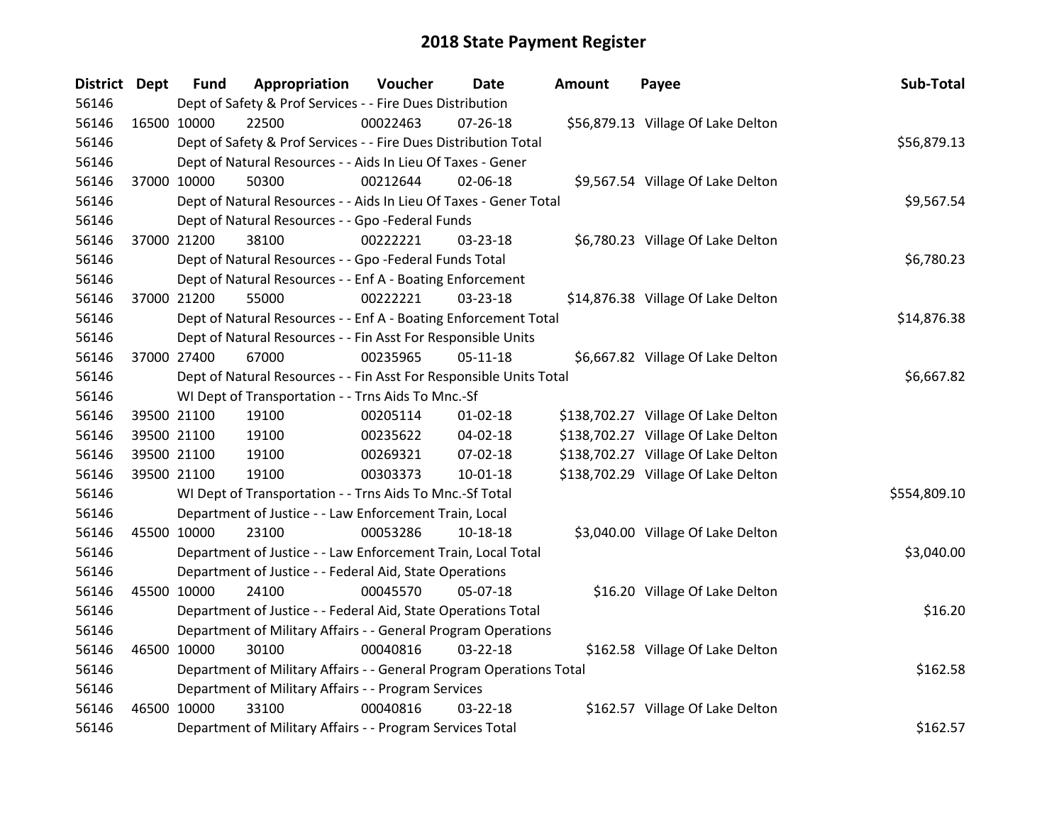# 2018 State Payment Register

| District | Dept | Fund | Appropriation | Voucher | Date | Amount | Payee | Sub-Total |
|---|---|---|---|---|---|---|---|---|
| 56146 | | Dept of Safety & Prof Services - - Fire Dues Distribution | | | | | | |
| 56146 | 16500 | 10000 | 22500 | 00022463 | 07-26-18 | $56,879.13 | Village Of Lake Delton | |
| 56146 | | Dept of Safety & Prof Services - - Fire Dues Distribution Total | | | | | | $56,879.13 |
| 56146 | | Dept of Natural Resources - - Aids In Lieu Of Taxes - Gener | | | | | | |
| 56146 | 37000 | 10000 | 50300 | 00212644 | 02-06-18 | $9,567.54 | Village Of Lake Delton | |
| 56146 | | Dept of Natural Resources - - Aids In Lieu Of Taxes - Gener Total | | | | | | $9,567.54 |
| 56146 | | Dept of Natural Resources - - Gpo -Federal Funds | | | | | | |
| 56146 | 37000 | 21200 | 38100 | 00222221 | 03-23-18 | $6,780.23 | Village Of Lake Delton | |
| 56146 | | Dept of Natural Resources - - Gpo -Federal Funds Total | | | | | | $6,780.23 |
| 56146 | | Dept of Natural Resources - - Enf A - Boating Enforcement | | | | | | |
| 56146 | 37000 | 21200 | 55000 | 00222221 | 03-23-18 | $14,876.38 | Village Of Lake Delton | |
| 56146 | | Dept of Natural Resources - - Enf A - Boating Enforcement Total | | | | | | $14,876.38 |
| 56146 | | Dept of Natural Resources - - Fin Asst For Responsible Units | | | | | | |
| 56146 | 37000 | 27400 | 67000 | 00235965 | 05-11-18 | $6,667.82 | Village Of Lake Delton | |
| 56146 | | Dept of Natural Resources - - Fin Asst For Responsible Units Total | | | | | | $6,667.82 |
| 56146 | | WI Dept of Transportation - - Trns Aids To Mnc.-Sf | | | | | | |
| 56146 | 39500 | 21100 | 19100 | 00205114 | 01-02-18 | $138,702.27 | Village Of Lake Delton | |
| 56146 | 39500 | 21100 | 19100 | 00235622 | 04-02-18 | $138,702.27 | Village Of Lake Delton | |
| 56146 | 39500 | 21100 | 19100 | 00269321 | 07-02-18 | $138,702.27 | Village Of Lake Delton | |
| 56146 | 39500 | 21100 | 19100 | 00303373 | 10-01-18 | $138,702.29 | Village Of Lake Delton | |
| 56146 | | WI Dept of Transportation - - Trns Aids To Mnc.-Sf Total | | | | | | $554,809.10 |
| 56146 | | Department of Justice - - Law Enforcement Train, Local | | | | | | |
| 56146 | 45500 | 10000 | 23100 | 00053286 | 10-18-18 | $3,040.00 | Village Of Lake Delton | |
| 56146 | | Department of Justice - - Law Enforcement Train, Local Total | | | | | | $3,040.00 |
| 56146 | | Department of Justice - - Federal Aid, State Operations | | | | | | |
| 56146 | 45500 | 10000 | 24100 | 00045570 | 05-07-18 | $16.20 | Village Of Lake Delton | |
| 56146 | | Department of Justice - - Federal Aid, State Operations Total | | | | | | $16.20 |
| 56146 | | Department of Military Affairs - - General Program Operations | | | | | | |
| 56146 | 46500 | 10000 | 30100 | 00040816 | 03-22-18 | $162.58 | Village Of Lake Delton | |
| 56146 | | Department of Military Affairs - - General Program Operations Total | | | | | | $162.58 |
| 56146 | | Department of Military Affairs - - Program Services | | | | | | |
| 56146 | 46500 | 10000 | 33100 | 00040816 | 03-22-18 | $162.57 | Village Of Lake Delton | |
| 56146 | | Department of Military Affairs - - Program Services Total | | | | | | $162.57 |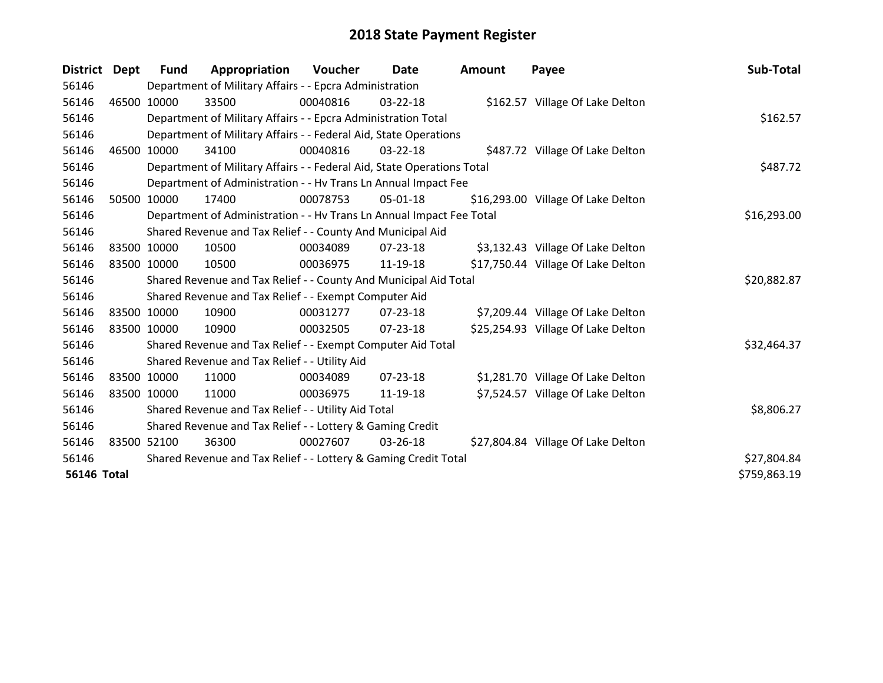# 2018 State Payment Register

| District | Dept | Fund | Appropriation | Voucher | Date | Amount | Payee | Sub-Total |
|---|---|---|---|---|---|---|---|---|
| 56146 | | Department of Military Affairs - - Epcra Administration | | | | | | |
| 56146 | 46500 | 10000 | 33500 | 00040816 | 03-22-18 | $162.57 | Village Of Lake Delton | |
| 56146 | | Department of Military Affairs - - Epcra Administration Total | | | | | | $162.57 |
| 56146 | | Department of Military Affairs - - Federal Aid, State Operations | | | | | | |
| 56146 | 46500 | 10000 | 34100 | 00040816 | 03-22-18 | $487.72 | Village Of Lake Delton | |
| 56146 | | Department of Military Affairs - - Federal Aid, State Operations Total | | | | | | $487.72 |
| 56146 | | Department of Administration - - Hv Trans Ln Annual Impact Fee | | | | | | |
| 56146 | 50500 | 10000 | 17400 | 00078753 | 05-01-18 | $16,293.00 | Village Of Lake Delton | |
| 56146 | | Department of Administration - - Hv Trans Ln Annual Impact Fee Total | | | | | | $16,293.00 |
| 56146 | | Shared Revenue and Tax Relief - - County And Municipal Aid | | | | | | |
| 56146 | 83500 | 10000 | 10500 | 00034089 | 07-23-18 | $3,132.43 | Village Of Lake Delton | |
| 56146 | 83500 | 10000 | 10500 | 00036975 | 11-19-18 | $17,750.44 | Village Of Lake Delton | |
| 56146 | | Shared Revenue and Tax Relief - - County And Municipal Aid Total | | | | | | $20,882.87 |
| 56146 | | Shared Revenue and Tax Relief - - Exempt Computer Aid | | | | | | |
| 56146 | 83500 | 10000 | 10900 | 00031277 | 07-23-18 | $7,209.44 | Village Of Lake Delton | |
| 56146 | 83500 | 10000 | 10900 | 00032505 | 07-23-18 | $25,254.93 | Village Of Lake Delton | |
| 56146 | | Shared Revenue and Tax Relief - - Exempt Computer Aid Total | | | | | | $32,464.37 |
| 56146 | | Shared Revenue and Tax Relief - - Utility Aid | | | | | | |
| 56146 | 83500 | 10000 | 11000 | 00034089 | 07-23-18 | $1,281.70 | Village Of Lake Delton | |
| 56146 | 83500 | 10000 | 11000 | 00036975 | 11-19-18 | $7,524.57 | Village Of Lake Delton | |
| 56146 | | Shared Revenue and Tax Relief - - Utility Aid Total | | | | | | $8,806.27 |
| 56146 | | Shared Revenue and Tax Relief - - Lottery & Gaming Credit | | | | | | |
| 56146 | 83500 | 52100 | 36300 | 00027607 | 03-26-18 | $27,804.84 | Village Of Lake Delton | |
| 56146 | | Shared Revenue and Tax Relief - - Lottery & Gaming Credit Total | | | | | | $27,804.84 |
| **56146 Total** | | | | | | | | $759,863.19 |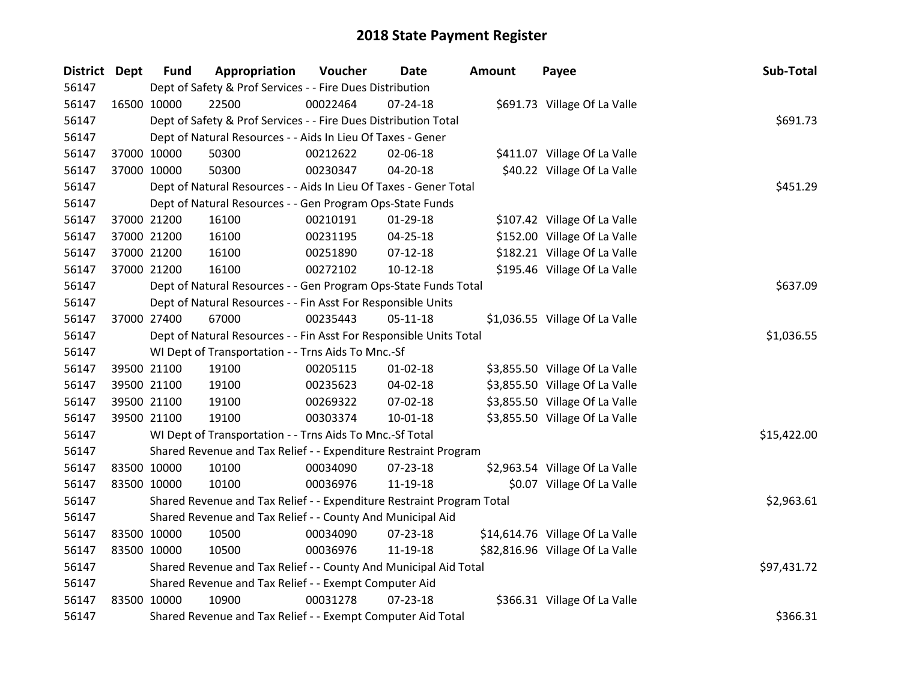# 2018 State Payment Register

| District | Dept | Fund | Appropriation | Voucher | Date | Amount | Payee | Sub-Total |
|---|---|---|---|---|---|---|---|---|
| 56147 | | Dept of Safety & Prof Services - - Fire Dues Distribution | | | | | | |
| 56147 | 16500 | 10000 | 22500 | 00022464 | 07-24-18 | $691.73 | Village Of La Valle | |
| 56147 | | Dept of Safety & Prof Services - - Fire Dues Distribution Total | | | | | | $691.73 |
| 56147 | | Dept of Natural Resources - - Aids In Lieu Of Taxes - Gener | | | | | | |
| 56147 | 37000 | 10000 | 50300 | 00212622 | 02-06-18 | $411.07 | Village Of La Valle | |
| 56147 | 37000 | 10000 | 50300 | 00230347 | 04-20-18 | $40.22 | Village Of La Valle | |
| 56147 | | Dept of Natural Resources - - Aids In Lieu Of Taxes - Gener Total | | | | | | $451.29 |
| 56147 | | Dept of Natural Resources - - Gen Program Ops-State Funds | | | | | | |
| 56147 | 37000 | 21200 | 16100 | 00210191 | 01-29-18 | $107.42 | Village Of La Valle | |
| 56147 | 37000 | 21200 | 16100 | 00231195 | 04-25-18 | $152.00 | Village Of La Valle | |
| 56147 | 37000 | 21200 | 16100 | 00251890 | 07-12-18 | $182.21 | Village Of La Valle | |
| 56147 | 37000 | 21200 | 16100 | 00272102 | 10-12-18 | $195.46 | Village Of La Valle | |
| 56147 | | Dept of Natural Resources - - Gen Program Ops-State Funds Total | | | | | | $637.09 |
| 56147 | | Dept of Natural Resources - - Fin Asst For Responsible Units | | | | | | |
| 56147 | 37000 | 27400 | 67000 | 00235443 | 05-11-18 | $1,036.55 | Village Of La Valle | |
| 56147 | | Dept of Natural Resources - - Fin Asst For Responsible Units Total | | | | | | $1,036.55 |
| 56147 | | WI Dept of Transportation - - Trns Aids To Mnc.-Sf | | | | | | |
| 56147 | 39500 | 21100 | 19100 | 00205115 | 01-02-18 | $3,855.50 | Village Of La Valle | |
| 56147 | 39500 | 21100 | 19100 | 00235623 | 04-02-18 | $3,855.50 | Village Of La Valle | |
| 56147 | 39500 | 21100 | 19100 | 00269322 | 07-02-18 | $3,855.50 | Village Of La Valle | |
| 56147 | 39500 | 21100 | 19100 | 00303374 | 10-01-18 | $3,855.50 | Village Of La Valle | |
| 56147 | | WI Dept of Transportation - - Trns Aids To Mnc.-Sf Total | | | | | | $15,422.00 |
| 56147 | | Shared Revenue and Tax Relief - - Expenditure Restraint Program | | | | | | |
| 56147 | 83500 | 10000 | 10100 | 00034090 | 07-23-18 | $2,963.54 | Village Of La Valle | |
| 56147 | 83500 | 10000 | 10100 | 00036976 | 11-19-18 | $0.07 | Village Of La Valle | |
| 56147 | | Shared Revenue and Tax Relief - - Expenditure Restraint Program Total | | | | | | $2,963.61 |
| 56147 | | Shared Revenue and Tax Relief - - County And Municipal Aid | | | | | | |
| 56147 | 83500 | 10000 | 10500 | 00034090 | 07-23-18 | $14,614.76 | Village Of La Valle | |
| 56147 | 83500 | 10000 | 10500 | 00036976 | 11-19-18 | $82,816.96 | Village Of La Valle | |
| 56147 | | Shared Revenue and Tax Relief - - County And Municipal Aid Total | | | | | | $97,431.72 |
| 56147 | | Shared Revenue and Tax Relief - - Exempt Computer Aid | | | | | | |
| 56147 | 83500 | 10000 | 10900 | 00031278 | 07-23-18 | $366.31 | Village Of La Valle | |
| 56147 | | Shared Revenue and Tax Relief - - Exempt Computer Aid Total | | | | | | $366.31 |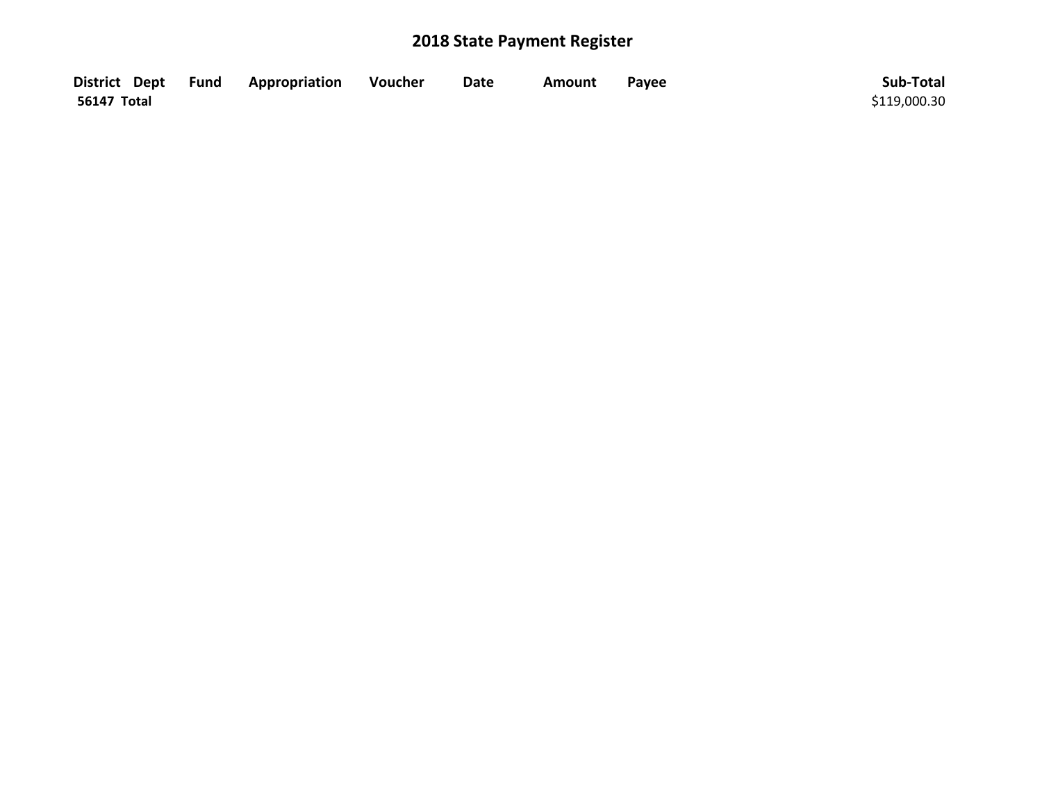# 2018 State Payment Register

| District | Dept | Fund | Appropriation | Voucher | Date | Amount | Payee | Sub-Total |
|---|---|---|---|---|---|---|---|---|
| **56147 Total** | | | | | | | | $119,000.30 |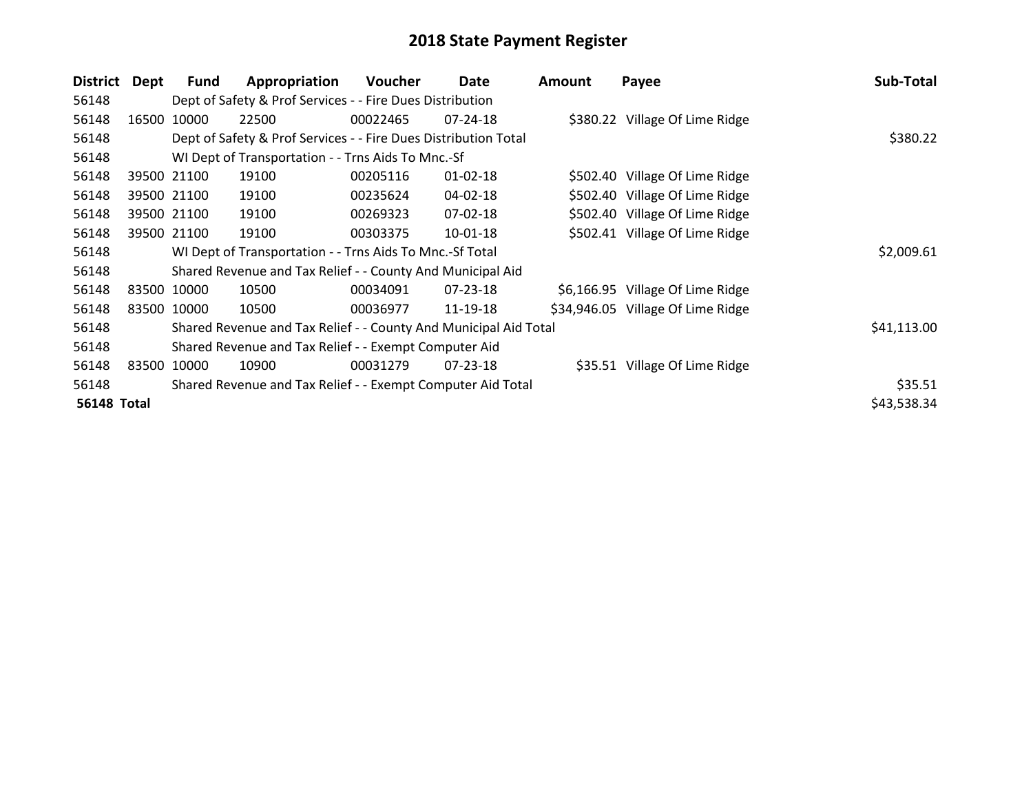# 2018 State Payment Register

| District | Dept | Fund | Appropriation | Voucher | Date | Amount | Payee | Sub-Total |
|---|---|---|---|---|---|---|---|---|
| 56148 | | Dept of Safety & Prof Services - - Fire Dues Distribution | | | | | | |
| 56148 | 16500 | 10000 | 22500 | 00022465 | 07-24-18 | $380.22 | Village Of Lime Ridge | |
| 56148 | | Dept of Safety & Prof Services - - Fire Dues Distribution Total | | | | | | $380.22 |
| 56148 | | WI Dept of Transportation - - Trns Aids To Mnc.-Sf | | | | | | |
| 56148 | 39500 | 21100 | 19100 | 00205116 | 01-02-18 | $502.40 | Village Of Lime Ridge | |
| 56148 | 39500 | 21100 | 19100 | 00235624 | 04-02-18 | $502.40 | Village Of Lime Ridge | |
| 56148 | 39500 | 21100 | 19100 | 00269323 | 07-02-18 | $502.40 | Village Of Lime Ridge | |
| 56148 | 39500 | 21100 | 19100 | 00303375 | 10-01-18 | $502.41 | Village Of Lime Ridge | |
| 56148 | | WI Dept of Transportation - - Trns Aids To Mnc.-Sf Total | | | | | | $2,009.61 |
| 56148 | | Shared Revenue and Tax Relief - - County And Municipal Aid | | | | | | |
| 56148 | 83500 | 10000 | 10500 | 00034091 | 07-23-18 | $6,166.95 | Village Of Lime Ridge | |
| 56148 | 83500 | 10000 | 10500 | 00036977 | 11-19-18 | $34,946.05 | Village Of Lime Ridge | |
| 56148 | | Shared Revenue and Tax Relief - - County And Municipal Aid Total | | | | | | $41,113.00 |
| 56148 | | Shared Revenue and Tax Relief - - Exempt Computer Aid | | | | | | |
| 56148 | 83500 | 10000 | 10900 | 00031279 | 07-23-18 | $35.51 | Village Of Lime Ridge | |
| 56148 | | Shared Revenue and Tax Relief - - Exempt Computer Aid Total | | | | | | $35.51 |
| **56148 Total** | | | | | | | | $43,538.34 |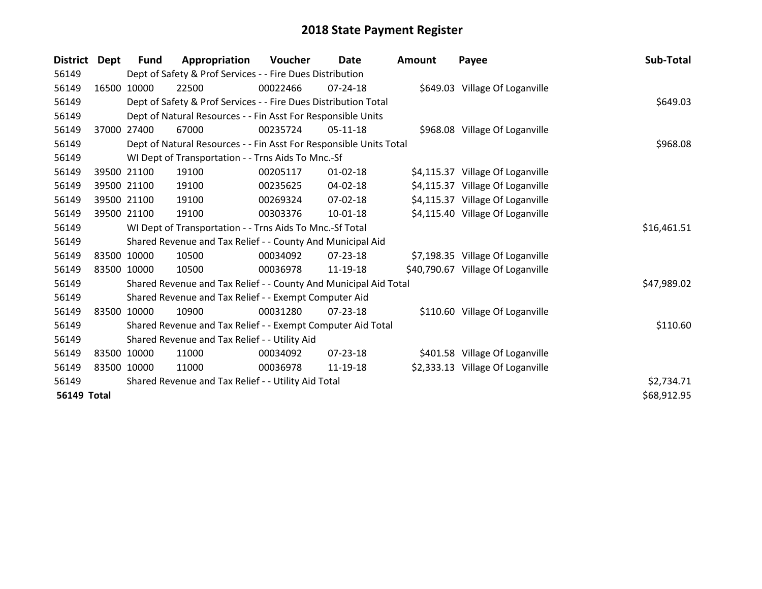# 2018 State Payment Register

| District | Dept | Fund | Appropriation | Voucher | Date | Amount | Payee | Sub-Total |
|---|---|---|---|---|---|---|---|---|
| 56149 | | Dept of Safety & Prof Services - - Fire Dues Distribution | | | | | | |
| 56149 | 16500 | 10000 | 22500 | 00022466 | 07-24-18 | $649.03 | Village Of Loganville | |
| 56149 | | Dept of Safety & Prof Services - - Fire Dues Distribution Total | | | | | | $649.03 |
| 56149 | | Dept of Natural Resources - - Fin Asst For Responsible Units | | | | | | |
| 56149 | 37000 | 27400 | 67000 | 00235724 | 05-11-18 | $968.08 | Village Of Loganville | |
| 56149 | | Dept of Natural Resources - - Fin Asst For Responsible Units Total | | | | | | $968.08 |
| 56149 | | WI Dept of Transportation - - Trns Aids To Mnc.-Sf | | | | | | |
| 56149 | 39500 | 21100 | 19100 | 00205117 | 01-02-18 | $4,115.37 | Village Of Loganville | |
| 56149 | 39500 | 21100 | 19100 | 00235625 | 04-02-18 | $4,115.37 | Village Of Loganville | |
| 56149 | 39500 | 21100 | 19100 | 00269324 | 07-02-18 | $4,115.37 | Village Of Loganville | |
| 56149 | 39500 | 21100 | 19100 | 00303376 | 10-01-18 | $4,115.40 | Village Of Loganville | |
| 56149 | | WI Dept of Transportation - - Trns Aids To Mnc.-Sf Total | | | | | | $16,461.51 |
| 56149 | | Shared Revenue and Tax Relief - - County And Municipal Aid | | | | | | |
| 56149 | 83500 | 10000 | 10500 | 00034092 | 07-23-18 | $7,198.35 | Village Of Loganville | |
| 56149 | 83500 | 10000 | 10500 | 00036978 | 11-19-18 | $40,790.67 | Village Of Loganville | |
| 56149 | | Shared Revenue and Tax Relief - - County And Municipal Aid Total | | | | | | $47,989.02 |
| 56149 | | Shared Revenue and Tax Relief - - Exempt Computer Aid | | | | | | |
| 56149 | 83500 | 10000 | 10900 | 00031280 | 07-23-18 | $110.60 | Village Of Loganville | |
| 56149 | | Shared Revenue and Tax Relief - - Exempt Computer Aid Total | | | | | | $110.60 |
| 56149 | | Shared Revenue and Tax Relief - - Utility Aid | | | | | | |
| 56149 | 83500 | 10000 | 11000 | 00034092 | 07-23-18 | $401.58 | Village Of Loganville | |
| 56149 | 83500 | 10000 | 11000 | 00036978 | 11-19-18 | $2,333.13 | Village Of Loganville | |
| 56149 | | Shared Revenue and Tax Relief - - Utility Aid Total | | | | | | $2,734.71 |
| **56149 Total** | | | | | | | | $68,912.95 |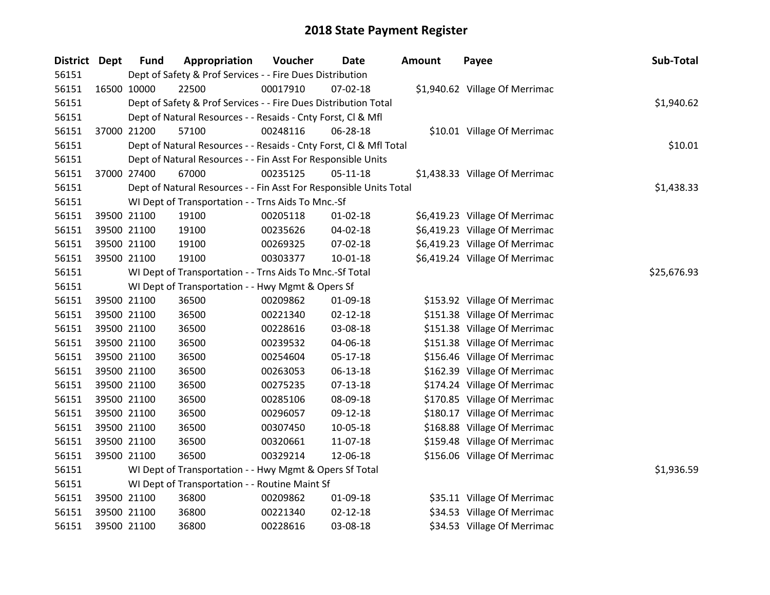# 2018 State Payment Register

| District | Dept | Fund | Appropriation | Voucher | Date | Amount | Payee | Sub-Total |
|---|---|---|---|---|---|---|---|---|
| 56151 | | Dept of Safety & Prof Services - - Fire Dues Distribution | | | | | | |
| 56151 | 16500 | 10000 | 22500 | 00017910 | 07-02-18 | $1,940.62 | Village Of Merrimac | |
| 56151 | | Dept of Safety & Prof Services - - Fire Dues Distribution Total | | | | | | $1,940.62 |
| 56151 | | Dept of Natural Resources - - Resaids - Cnty Forst, Cl & Mfl | | | | | | |
| 56151 | 37000 | 21200 | 57100 | 00248116 | 06-28-18 | $10.01 | Village Of Merrimac | |
| 56151 | | Dept of Natural Resources - - Resaids - Cnty Forst, Cl & Mfl Total | | | | | | $10.01 |
| 56151 | | Dept of Natural Resources - - Fin Asst For Responsible Units | | | | | | |
| 56151 | 37000 | 27400 | 67000 | 00235125 | 05-11-18 | $1,438.33 | Village Of Merrimac | |
| 56151 | | Dept of Natural Resources - - Fin Asst For Responsible Units Total | | | | | | $1,438.33 |
| 56151 | | WI Dept of Transportation - - Trns Aids To Mnc.-Sf | | | | | | |
| 56151 | 39500 | 21100 | 19100 | 00205118 | 01-02-18 | $6,419.23 | Village Of Merrimac | |
| 56151 | 39500 | 21100 | 19100 | 00235626 | 04-02-18 | $6,419.23 | Village Of Merrimac | |
| 56151 | 39500 | 21100 | 19100 | 00269325 | 07-02-18 | $6,419.23 | Village Of Merrimac | |
| 56151 | 39500 | 21100 | 19100 | 00303377 | 10-01-18 | $6,419.24 | Village Of Merrimac | |
| 56151 | | WI Dept of Transportation - - Trns Aids To Mnc.-Sf Total | | | | | | $25,676.93 |
| 56151 | | WI Dept of Transportation - - Hwy Mgmt & Opers Sf | | | | | | |
| 56151 | 39500 | 21100 | 36500 | 00209862 | 01-09-18 | $153.92 | Village Of Merrimac | |
| 56151 | 39500 | 21100 | 36500 | 00221340 | 02-12-18 | $151.38 | Village Of Merrimac | |
| 56151 | 39500 | 21100 | 36500 | 00228616 | 03-08-18 | $151.38 | Village Of Merrimac | |
| 56151 | 39500 | 21100 | 36500 | 00239532 | 04-06-18 | $151.38 | Village Of Merrimac | |
| 56151 | 39500 | 21100 | 36500 | 00254604 | 05-17-18 | $156.46 | Village Of Merrimac | |
| 56151 | 39500 | 21100 | 36500 | 00263053 | 06-13-18 | $162.39 | Village Of Merrimac | |
| 56151 | 39500 | 21100 | 36500 | 00275235 | 07-13-18 | $174.24 | Village Of Merrimac | |
| 56151 | 39500 | 21100 | 36500 | 00285106 | 08-09-18 | $170.85 | Village Of Merrimac | |
| 56151 | 39500 | 21100 | 36500 | 00296057 | 09-12-18 | $180.17 | Village Of Merrimac | |
| 56151 | 39500 | 21100 | 36500 | 00307450 | 10-05-18 | $168.88 | Village Of Merrimac | |
| 56151 | 39500 | 21100 | 36500 | 00320661 | 11-07-18 | $159.48 | Village Of Merrimac | |
| 56151 | 39500 | 21100 | 36500 | 00329214 | 12-06-18 | $156.06 | Village Of Merrimac | |
| 56151 | | WI Dept of Transportation - - Hwy Mgmt & Opers Sf Total | | | | | | $1,936.59 |
| 56151 | | WI Dept of Transportation - - Routine Maint Sf | | | | | | |
| 56151 | 39500 | 21100 | 36800 | 00209862 | 01-09-18 | $35.11 | Village Of Merrimac | |
| 56151 | 39500 | 21100 | 36800 | 00221340 | 02-12-18 | $34.53 | Village Of Merrimac | |
| 56151 | 39500 | 21100 | 36800 | 00228616 | 03-08-18 | $34.53 | Village Of Merrimac | |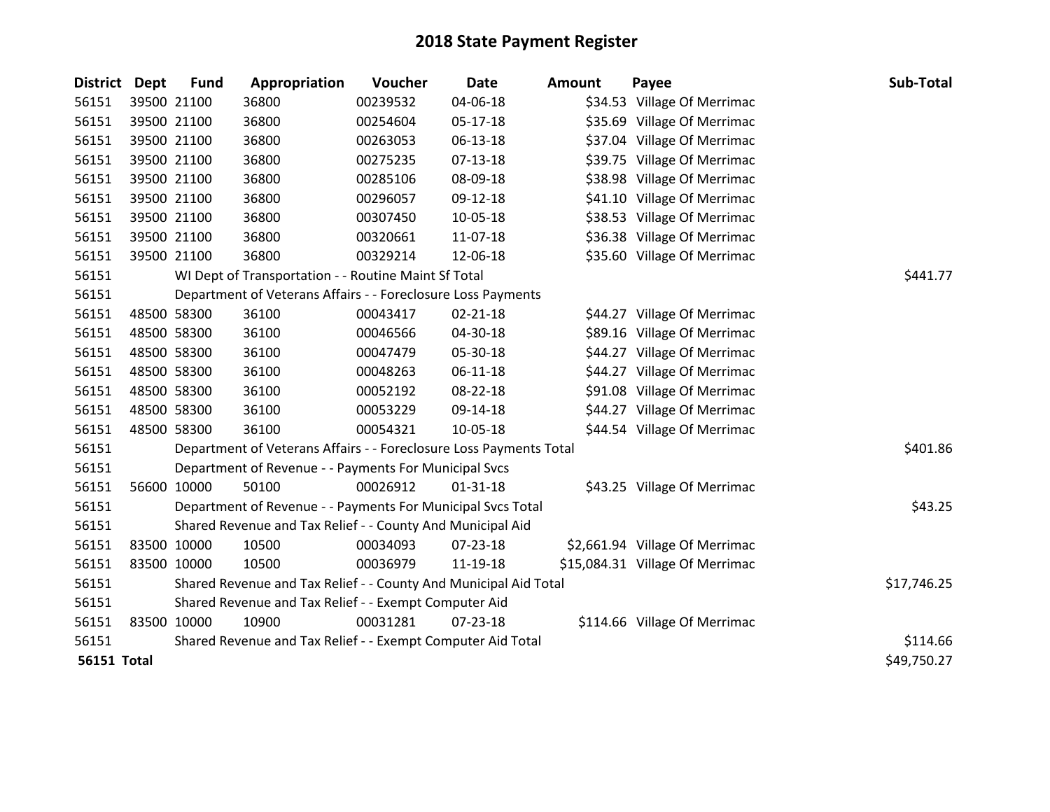# 2018 State Payment Register

| District | Dept | Fund | Appropriation | Voucher | Date | Amount | Payee | Sub-Total |
|---|---|---|---|---|---|---|---|---|
| 56151 | 39500 | 21100 | 36800 | 00239532 | 04-06-18 | $34.53 | Village Of Merrimac | |
| 56151 | 39500 | 21100 | 36800 | 00254604 | 05-17-18 | $35.69 | Village Of Merrimac | |
| 56151 | 39500 | 21100 | 36800 | 00263053 | 06-13-18 | $37.04 | Village Of Merrimac | |
| 56151 | 39500 | 21100 | 36800 | 00275235 | 07-13-18 | $39.75 | Village Of Merrimac | |
| 56151 | 39500 | 21100 | 36800 | 00285106 | 08-09-18 | $38.98 | Village Of Merrimac | |
| 56151 | 39500 | 21100 | 36800 | 00296057 | 09-12-18 | $41.10 | Village Of Merrimac | |
| 56151 | 39500 | 21100 | 36800 | 00307450 | 10-05-18 | $38.53 | Village Of Merrimac | |
| 56151 | 39500 | 21100 | 36800 | 00320661 | 11-07-18 | $36.38 | Village Of Merrimac | |
| 56151 | 39500 | 21100 | 36800 | 00329214 | 12-06-18 | $35.60 | Village Of Merrimac | |
| 56151 | | WI Dept of Transportation - - Routine Maint Sf Total | | | | | | $441.77 |
| 56151 | | Department of Veterans Affairs - - Foreclosure Loss Payments | | | | | | |
| 56151 | 48500 | 58300 | 36100 | 00043417 | 02-21-18 | $44.27 | Village Of Merrimac | |
| 56151 | 48500 | 58300 | 36100 | 00046566 | 04-30-18 | $89.16 | Village Of Merrimac | |
| 56151 | 48500 | 58300 | 36100 | 00047479 | 05-30-18 | $44.27 | Village Of Merrimac | |
| 56151 | 48500 | 58300 | 36100 | 00048263 | 06-11-18 | $44.27 | Village Of Merrimac | |
| 56151 | 48500 | 58300 | 36100 | 00052192 | 08-22-18 | $91.08 | Village Of Merrimac | |
| 56151 | 48500 | 58300 | 36100 | 00053229 | 09-14-18 | $44.27 | Village Of Merrimac | |
| 56151 | 48500 | 58300 | 36100 | 00054321 | 10-05-18 | $44.54 | Village Of Merrimac | |
| 56151 | | Department of Veterans Affairs - - Foreclosure Loss Payments Total | | | | | | $401.86 |
| 56151 | | Department of Revenue - - Payments For Municipal Svcs | | | | | | |
| 56151 | 56600 | 10000 | 50100 | 00026912 | 01-31-18 | $43.25 | Village Of Merrimac | |
| 56151 | | Department of Revenue - - Payments For Municipal Svcs Total | | | | | | $43.25 |
| 56151 | | Shared Revenue and Tax Relief - - County And Municipal Aid | | | | | | |
| 56151 | 83500 | 10000 | 10500 | 00034093 | 07-23-18 | $2,661.94 | Village Of Merrimac | |
| 56151 | 83500 | 10000 | 10500 | 00036979 | 11-19-18 | $15,084.31 | Village Of Merrimac | |
| 56151 | | Shared Revenue and Tax Relief - - County And Municipal Aid Total | | | | | | $17,746.25 |
| 56151 | | Shared Revenue and Tax Relief - - Exempt Computer Aid | | | | | | |
| 56151 | 83500 | 10000 | 10900 | 00031281 | 07-23-18 | $114.66 | Village Of Merrimac | |
| 56151 | | Shared Revenue and Tax Relief - - Exempt Computer Aid Total | | | | | | $114.66 |
| **56151 Total** | | | | | | | | $49,750.27 |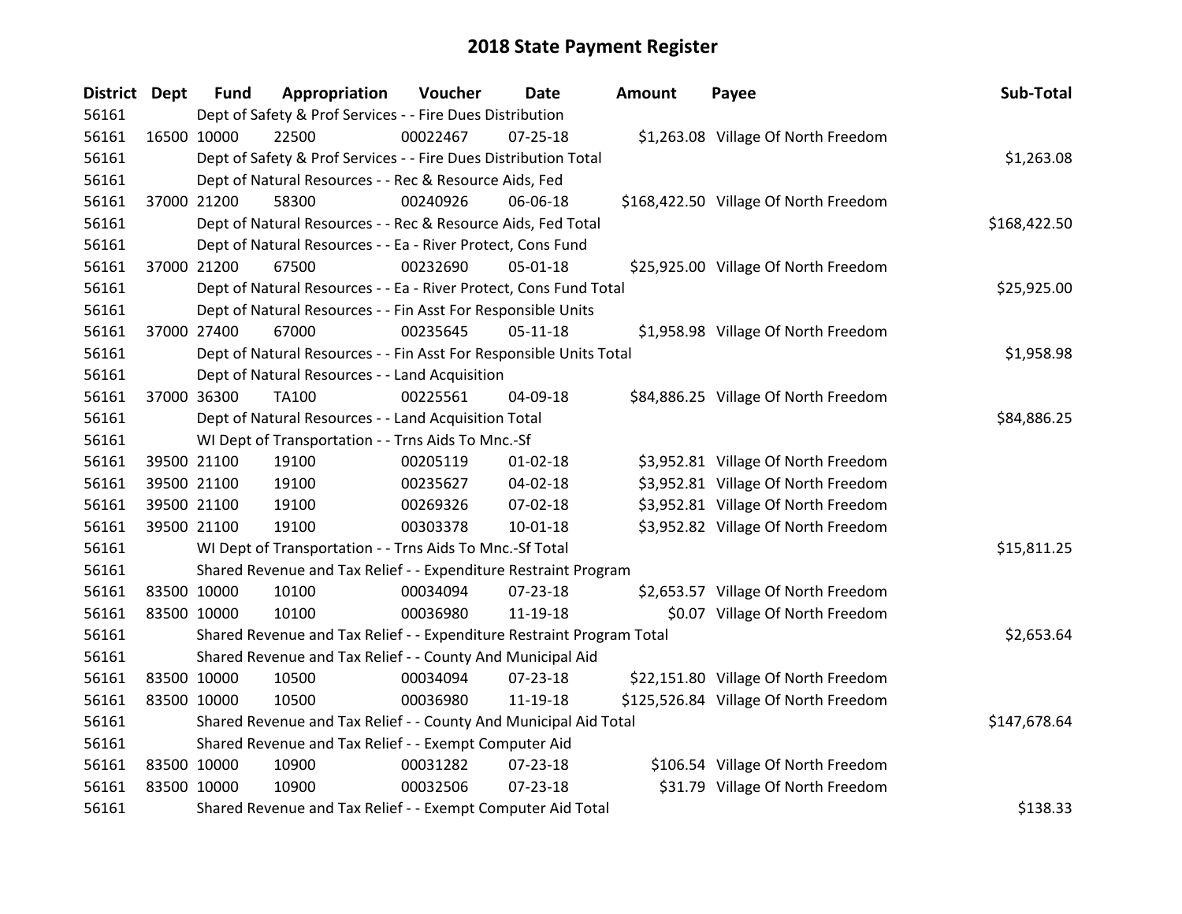# 2018 State Payment Register

| District | Dept | Fund | Appropriation | Voucher | Date | Amount | Payee | Sub-Total |
|---|---|---|---|---|---|---|---|---|
| 56161 | | Dept of Safety & Prof Services - - Fire Dues Distribution | | | | | | |
| 56161 | 16500 | 10000 | 22500 | 00022467 | 07-25-18 | $1,263.08 | Village Of North Freedom | |
| 56161 | | Dept of Safety & Prof Services - - Fire Dues Distribution Total | | | | | | $1,263.08 |
| 56161 | | Dept of Natural Resources - - Rec & Resource Aids, Fed | | | | | | |
| 56161 | 37000 | 21200 | 58300 | 00240926 | 06-06-18 | $168,422.50 | Village Of North Freedom | |
| 56161 | | Dept of Natural Resources - - Rec & Resource Aids, Fed Total | | | | | | $168,422.50 |
| 56161 | | Dept of Natural Resources - - Ea - River Protect, Cons Fund | | | | | | |
| 56161 | 37000 | 21200 | 67500 | 00232690 | 05-01-18 | $25,925.00 | Village Of North Freedom | |
| 56161 | | Dept of Natural Resources - - Ea - River Protect, Cons Fund Total | | | | | | $25,925.00 |
| 56161 | | Dept of Natural Resources - - Fin Asst For Responsible Units | | | | | | |
| 56161 | 37000 | 27400 | 67000 | 00235645 | 05-11-18 | $1,958.98 | Village Of North Freedom | |
| 56161 | | Dept of Natural Resources - - Fin Asst For Responsible Units Total | | | | | | $1,958.98 |
| 56161 | | Dept of Natural Resources - - Land Acquisition | | | | | | |
| 56161 | 37000 | 36300 | TA100 | 00225561 | 04-09-18 | $84,886.25 | Village Of North Freedom | |
| 56161 | | Dept of Natural Resources - - Land Acquisition Total | | | | | | $84,886.25 |
| 56161 | | WI Dept of Transportation - - Trns Aids To Mnc.-Sf | | | | | | |
| 56161 | 39500 | 21100 | 19100 | 00205119 | 01-02-18 | $3,952.81 | Village Of North Freedom | |
| 56161 | 39500 | 21100 | 19100 | 00235627 | 04-02-18 | $3,952.81 | Village Of North Freedom | |
| 56161 | 39500 | 21100 | 19100 | 00269326 | 07-02-18 | $3,952.81 | Village Of North Freedom | |
| 56161 | 39500 | 21100 | 19100 | 00303378 | 10-01-18 | $3,952.82 | Village Of North Freedom | |
| 56161 | | WI Dept of Transportation - - Trns Aids To Mnc.-Sf Total | | | | | | $15,811.25 |
| 56161 | | Shared Revenue and Tax Relief - - Expenditure Restraint Program | | | | | | |
| 56161 | 83500 | 10000 | 10100 | 00034094 | 07-23-18 | $2,653.57 | Village Of North Freedom | |
| 56161 | 83500 | 10000 | 10100 | 00036980 | 11-19-18 | $0.07 | Village Of North Freedom | |
| 56161 | | Shared Revenue and Tax Relief - - Expenditure Restraint Program Total | | | | | | $2,653.64 |
| 56161 | | Shared Revenue and Tax Relief - - County And Municipal Aid | | | | | | |
| 56161 | 83500 | 10000 | 10500 | 00034094 | 07-23-18 | $22,151.80 | Village Of North Freedom | |
| 56161 | 83500 | 10000 | 10500 | 00036980 | 11-19-18 | $125,526.84 | Village Of North Freedom | |
| 56161 | | Shared Revenue and Tax Relief - - County And Municipal Aid Total | | | | | | $147,678.64 |
| 56161 | | Shared Revenue and Tax Relief - - Exempt Computer Aid | | | | | | |
| 56161 | 83500 | 10000 | 10900 | 00031282 | 07-23-18 | $106.54 | Village Of North Freedom | |
| 56161 | 83500 | 10000 | 10900 | 00032506 | 07-23-18 | $31.79 | Village Of North Freedom | |
| 56161 | | Shared Revenue and Tax Relief - - Exempt Computer Aid Total | | | | | | $138.33 |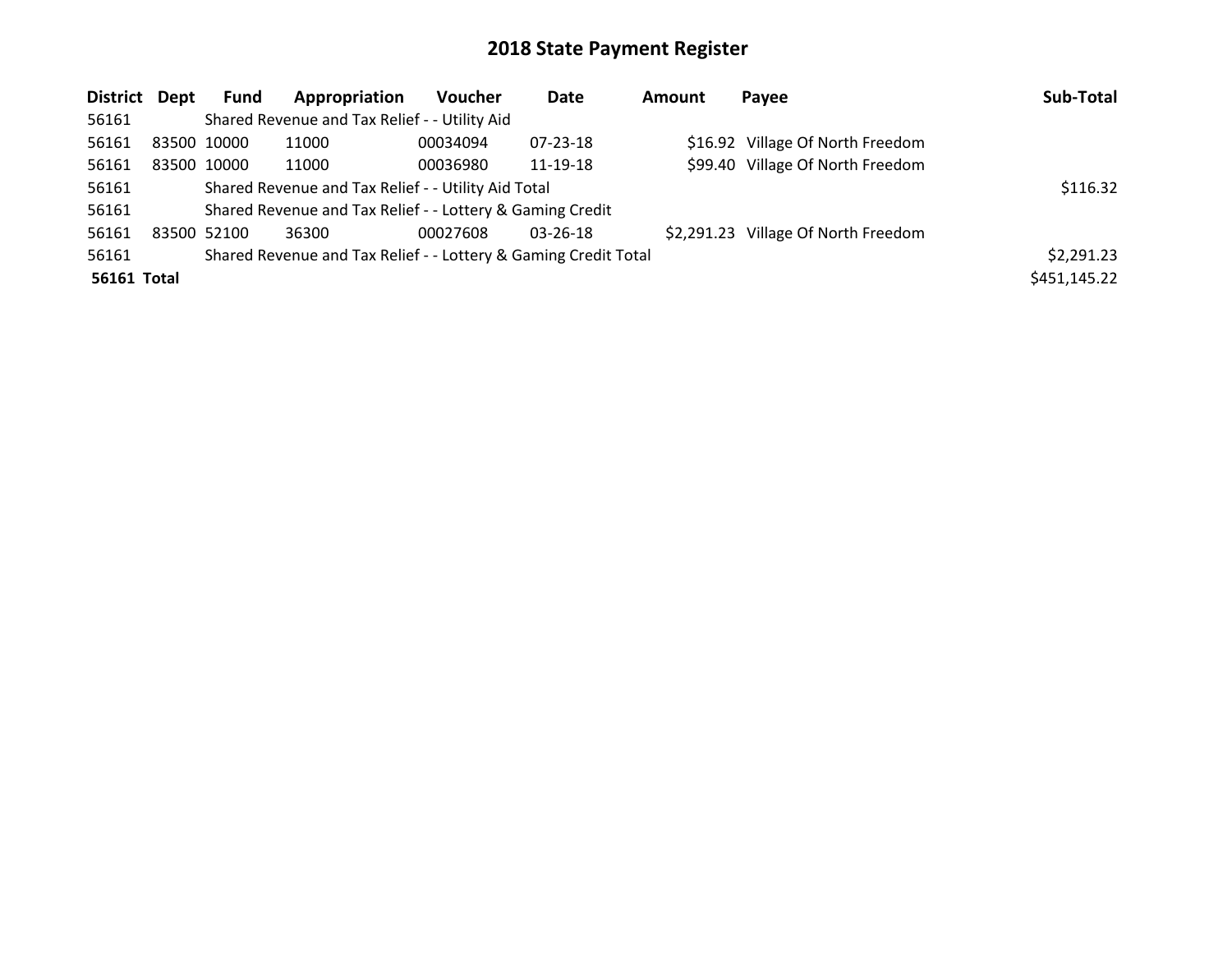# 2018 State Payment Register

| District | Dept | Fund | Appropriation | Voucher | Date | Amount | Payee | Sub-Total |
|---|---|---|---|---|---|---|---|---|
| 56161 | | Shared Revenue and Tax Relief - - Utility Aid | | | | | | |
| 56161 | 83500 | 10000 | 11000 | 00034094 | 07-23-18 | $16.92 | Village Of North Freedom | |
| 56161 | 83500 | 10000 | 11000 | 00036980 | 11-19-18 | $99.40 | Village Of North Freedom | |
| 56161 | | Shared Revenue and Tax Relief - - Utility Aid Total | | | | | | $116.32 |
| 56161 | | Shared Revenue and Tax Relief - - Lottery & Gaming Credit | | | | | | |
| 56161 | 83500 | 52100 | 36300 | 00027608 | 03-26-18 | $2,291.23 | Village Of North Freedom | |
| 56161 | | Shared Revenue and Tax Relief - - Lottery & Gaming Credit Total | | | | | | $2,291.23 |
| **56161 Total** | | | | | | | | $451,145.22 |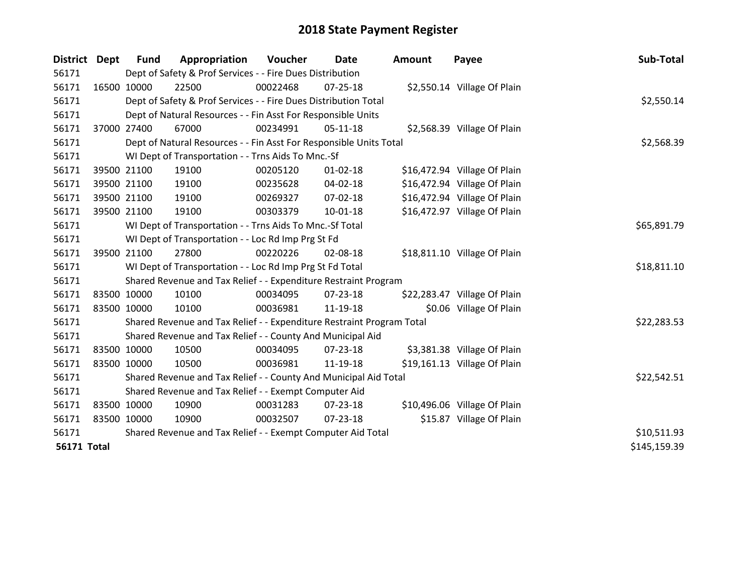# 2018 State Payment Register

| District | Dept | Fund | Appropriation | Voucher | Date | Amount | Payee | Sub-Total |
|---|---|---|---|---|---|---|---|---|
| 56171 | Dept of Safety & Prof Services - - Fire Dues Distribution | | | | | | | |
| 56171 | 16500 | 10000 | 22500 | 00022468 | 07-25-18 | $2,550.14 | Village Of Plain | |
| 56171 | Dept of Safety & Prof Services - - Fire Dues Distribution Total | | | | | | | $2,550.14 |
| 56171 | Dept of Natural Resources - - Fin Asst For Responsible Units | | | | | | | |
| 56171 | 37000 | 27400 | 67000 | 00234991 | 05-11-18 | $2,568.39 | Village Of Plain | |
| 56171 | Dept of Natural Resources - - Fin Asst For Responsible Units Total | | | | | | | $2,568.39 |
| 56171 | WI Dept of Transportation - - Trns Aids To Mnc.-Sf | | | | | | | |
| 56171 | 39500 | 21100 | 19100 | 00205120 | 01-02-18 | $16,472.94 | Village Of Plain | |
| 56171 | 39500 | 21100 | 19100 | 00235628 | 04-02-18 | $16,472.94 | Village Of Plain | |
| 56171 | 39500 | 21100 | 19100 | 00269327 | 07-02-18 | $16,472.94 | Village Of Plain | |
| 56171 | 39500 | 21100 | 19100 | 00303379 | 10-01-18 | $16,472.97 | Village Of Plain | |
| 56171 | WI Dept of Transportation - - Trns Aids To Mnc.-Sf Total | | | | | | | $65,891.79 |
| 56171 | WI Dept of Transportation - - Loc Rd Imp Prg St Fd | | | | | | | |
| 56171 | 39500 | 21100 | 27800 | 00220226 | 02-08-18 | $18,811.10 | Village Of Plain | |
| 56171 | WI Dept of Transportation - - Loc Rd Imp Prg St Fd Total | | | | | | | $18,811.10 |
| 56171 | Shared Revenue and Tax Relief - - Expenditure Restraint Program | | | | | | | |
| 56171 | 83500 | 10000 | 10100 | 00034095 | 07-23-18 | $22,283.47 | Village Of Plain | |
| 56171 | 83500 | 10000 | 10100 | 00036981 | 11-19-18 | $0.06 | Village Of Plain | |
| 56171 | Shared Revenue and Tax Relief - - Expenditure Restraint Program Total | | | | | | | $22,283.53 |
| 56171 | Shared Revenue and Tax Relief - - County And Municipal Aid | | | | | | | |
| 56171 | 83500 | 10000 | 10500 | 00034095 | 07-23-18 | $3,381.38 | Village Of Plain | |
| 56171 | 83500 | 10000 | 10500 | 00036981 | 11-19-18 | $19,161.13 | Village Of Plain | |
| 56171 | Shared Revenue and Tax Relief - - County And Municipal Aid Total | | | | | | | $22,542.51 |
| 56171 | Shared Revenue and Tax Relief - - Exempt Computer Aid | | | | | | | |
| 56171 | 83500 | 10000 | 10900 | 00031283 | 07-23-18 | $10,496.06 | Village Of Plain | |
| 56171 | 83500 | 10000 | 10900 | 00032507 | 07-23-18 | $15.87 | Village Of Plain | |
| 56171 | Shared Revenue and Tax Relief - - Exempt Computer Aid Total | | | | | | | $10,511.93 |
| **56171 Total** | | | | | | | | $145,159.39 |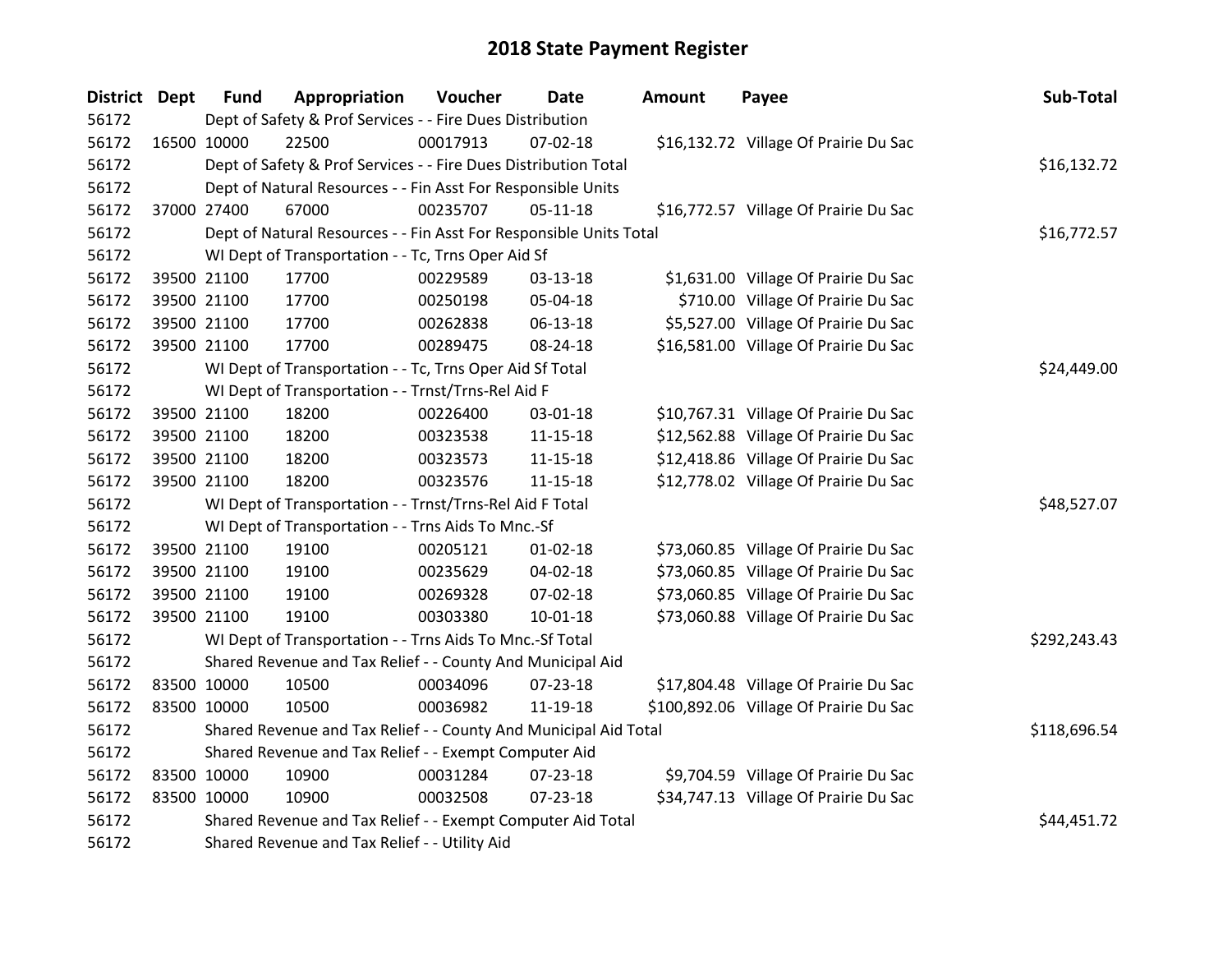# 2018 State Payment Register

| District | Dept | Fund | Appropriation | Voucher | Date | Amount | Payee | Sub-Total |
|---|---|---|---|---|---|---|---|---|
| 56172 | | Dept of Safety & Prof Services - - Fire Dues Distribution | | | | | | |
| 56172 | 16500 | 10000 | 22500 | 00017913 | 07-02-18 | $16,132.72 | Village Of Prairie Du Sac | |
| 56172 | | Dept of Safety & Prof Services - - Fire Dues Distribution Total | | | | | | $16,132.72 |
| 56172 | | Dept of Natural Resources - - Fin Asst For Responsible Units | | | | | | |
| 56172 | 37000 | 27400 | 67000 | 00235707 | 05-11-18 | $16,772.57 | Village Of Prairie Du Sac | |
| 56172 | | Dept of Natural Resources - - Fin Asst For Responsible Units Total | | | | | | $16,772.57 |
| 56172 | | WI Dept of Transportation - - Tc, Trns Oper Aid Sf | | | | | | |
| 56172 | 39500 | 21100 | 17700 | 00229589 | 03-13-18 | $1,631.00 | Village Of Prairie Du Sac | |
| 56172 | 39500 | 21100 | 17700 | 00250198 | 05-04-18 | $710.00 | Village Of Prairie Du Sac | |
| 56172 | 39500 | 21100 | 17700 | 00262838 | 06-13-18 | $5,527.00 | Village Of Prairie Du Sac | |
| 56172 | 39500 | 21100 | 17700 | 00289475 | 08-24-18 | $16,581.00 | Village Of Prairie Du Sac | |
| 56172 | | WI Dept of Transportation - - Tc, Trns Oper Aid Sf Total | | | | | | $24,449.00 |
| 56172 | | WI Dept of Transportation - - Trnst/Trns-Rel Aid F | | | | | | |
| 56172 | 39500 | 21100 | 18200 | 00226400 | 03-01-18 | $10,767.31 | Village Of Prairie Du Sac | |
| 56172 | 39500 | 21100 | 18200 | 00323538 | 11-15-18 | $12,562.88 | Village Of Prairie Du Sac | |
| 56172 | 39500 | 21100 | 18200 | 00323573 | 11-15-18 | $12,418.86 | Village Of Prairie Du Sac | |
| 56172 | 39500 | 21100 | 18200 | 00323576 | 11-15-18 | $12,778.02 | Village Of Prairie Du Sac | |
| 56172 | | WI Dept of Transportation - - Trnst/Trns-Rel Aid F Total | | | | | | $48,527.07 |
| 56172 | | WI Dept of Transportation - - Trns Aids To Mnc.-Sf | | | | | | |
| 56172 | 39500 | 21100 | 19100 | 00205121 | 01-02-18 | $73,060.85 | Village Of Prairie Du Sac | |
| 56172 | 39500 | 21100 | 19100 | 00235629 | 04-02-18 | $73,060.85 | Village Of Prairie Du Sac | |
| 56172 | 39500 | 21100 | 19100 | 00269328 | 07-02-18 | $73,060.85 | Village Of Prairie Du Sac | |
| 56172 | 39500 | 21100 | 19100 | 00303380 | 10-01-18 | $73,060.88 | Village Of Prairie Du Sac | |
| 56172 | | WI Dept of Transportation - - Trns Aids To Mnc.-Sf Total | | | | | | $292,243.43 |
| 56172 | | Shared Revenue and Tax Relief - - County And Municipal Aid | | | | | | |
| 56172 | 83500 | 10000 | 10500 | 00034096 | 07-23-18 | $17,804.48 | Village Of Prairie Du Sac | |
| 56172 | 83500 | 10000 | 10500 | 00036982 | 11-19-18 | $100,892.06 | Village Of Prairie Du Sac | |
| 56172 | | Shared Revenue and Tax Relief - - County And Municipal Aid Total | | | | | | $118,696.54 |
| 56172 | | Shared Revenue and Tax Relief - - Exempt Computer Aid | | | | | | |
| 56172 | 83500 | 10000 | 10900 | 00031284 | 07-23-18 | $9,704.59 | Village Of Prairie Du Sac | |
| 56172 | 83500 | 10000 | 10900 | 00032508 | 07-23-18 | $34,747.13 | Village Of Prairie Du Sac | |
| 56172 | | Shared Revenue and Tax Relief - - Exempt Computer Aid Total | | | | | | $44,451.72 |
| 56172 | | Shared Revenue and Tax Relief - - Utility Aid | | | | | | |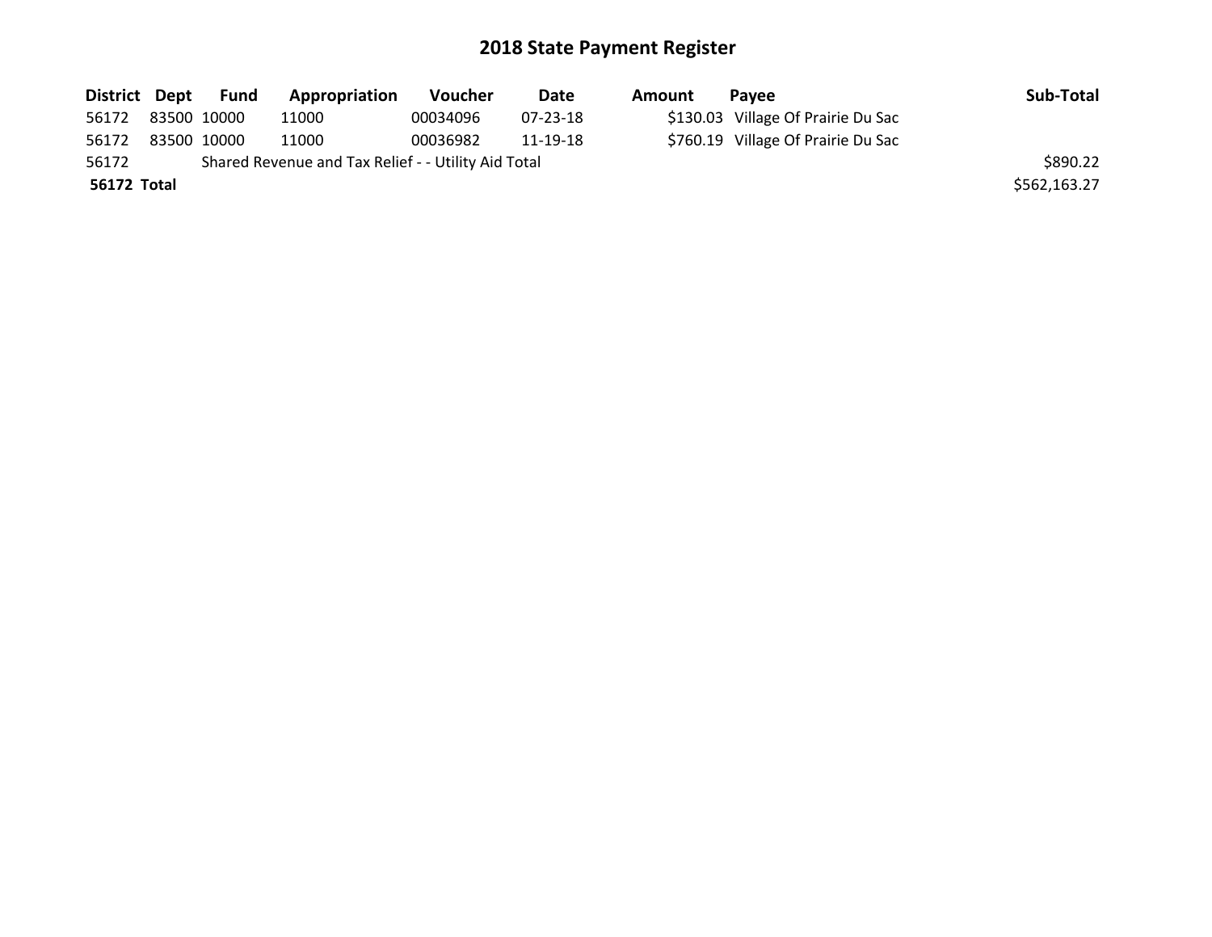# 2018 State Payment Register

| District | Dept | Fund | Appropriation | Voucher | Date | Amount | Payee | Sub-Total |
|---|---|---|---|---|---|---|---|---|
| 56172 | 83500 | 10000 | 11000 | 00034096 | 07-23-18 | $130.03 | Village Of Prairie Du Sac | |
| 56172 | 83500 | 10000 | 11000 | 00036982 | 11-19-18 | $760.19 | Village Of Prairie Du Sac | |
| 56172 | | Shared Revenue and Tax Relief - - Utility Aid Total | | | | | | $890.22 |
| **56172 Total** | | | | | | | | $562,163.27 |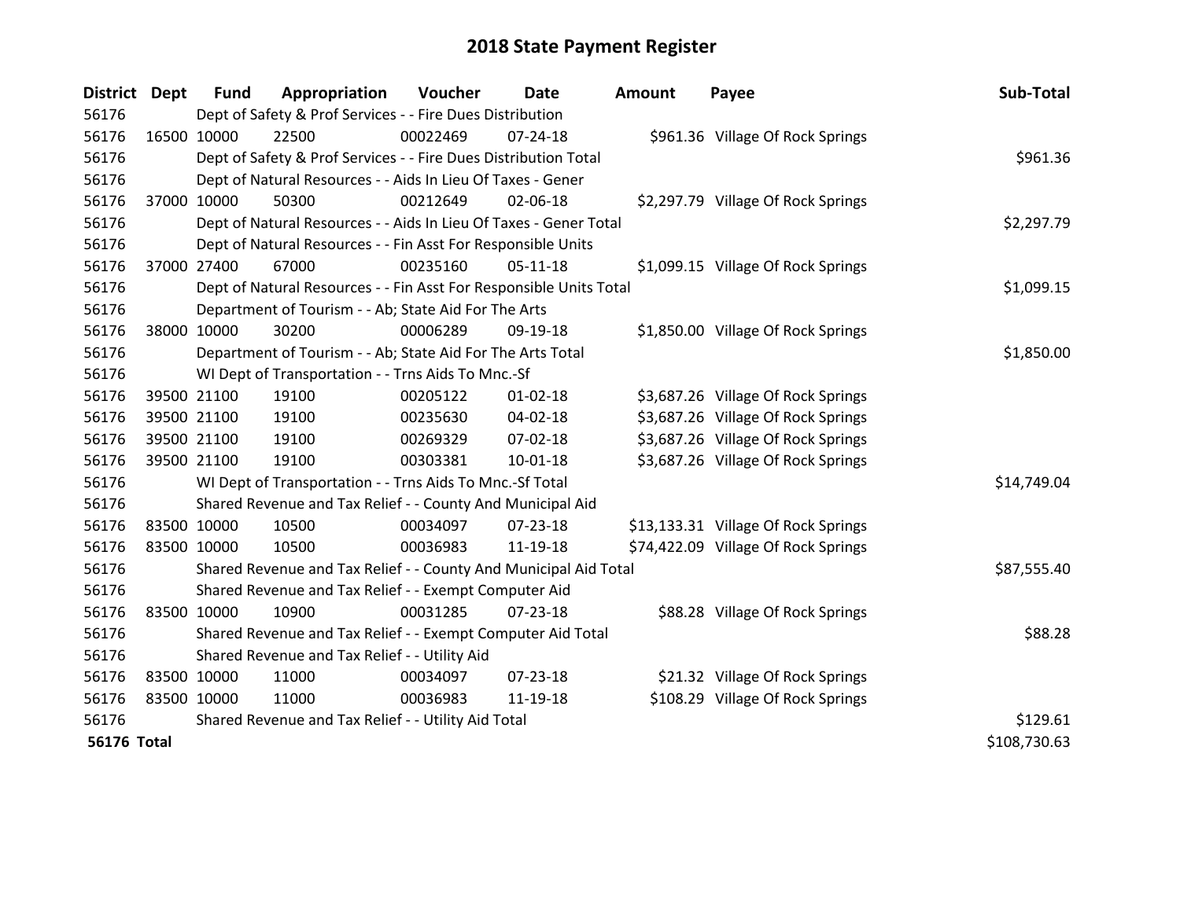# 2018 State Payment Register

| District | Dept | Fund | Appropriation | Voucher | Date | Amount | Payee | Sub-Total |
|---|---|---|---|---|---|---|---|---|
| 56176 | | Dept of Safety & Prof Services - - Fire Dues Distribution | | | | | | |
| 56176 | 16500 | 10000 | 22500 | 00022469 | 07-24-18 | $961.36 | Village Of Rock Springs | |
| 56176 | | Dept of Safety & Prof Services - - Fire Dues Distribution Total | | | | | | $961.36 |
| 56176 | | Dept of Natural Resources - - Aids In Lieu Of Taxes - Gener | | | | | | |
| 56176 | 37000 | 10000 | 50300 | 00212649 | 02-06-18 | $2,297.79 | Village Of Rock Springs | |
| 56176 | | Dept of Natural Resources - - Aids In Lieu Of Taxes - Gener Total | | | | | | $2,297.79 |
| 56176 | | Dept of Natural Resources - - Fin Asst For Responsible Units | | | | | | |
| 56176 | 37000 | 27400 | 67000 | 00235160 | 05-11-18 | $1,099.15 | Village Of Rock Springs | |
| 56176 | | Dept of Natural Resources - - Fin Asst For Responsible Units Total | | | | | | $1,099.15 |
| 56176 | | Department of Tourism - - Ab; State Aid For The Arts | | | | | | |
| 56176 | 38000 | 10000 | 30200 | 00006289 | 09-19-18 | $1,850.00 | Village Of Rock Springs | |
| 56176 | | Department of Tourism - - Ab; State Aid For The Arts Total | | | | | | $1,850.00 |
| 56176 | | WI Dept of Transportation - - Trns Aids To Mnc.-Sf | | | | | | |
| 56176 | 39500 | 21100 | 19100 | 00205122 | 01-02-18 | $3,687.26 | Village Of Rock Springs | |
| 56176 | 39500 | 21100 | 19100 | 00235630 | 04-02-18 | $3,687.26 | Village Of Rock Springs | |
| 56176 | 39500 | 21100 | 19100 | 00269329 | 07-02-18 | $3,687.26 | Village Of Rock Springs | |
| 56176 | 39500 | 21100 | 19100 | 00303381 | 10-01-18 | $3,687.26 | Village Of Rock Springs | |
| 56176 | | WI Dept of Transportation - - Trns Aids To Mnc.-Sf Total | | | | | | $14,749.04 |
| 56176 | | Shared Revenue and Tax Relief - - County And Municipal Aid | | | | | | |
| 56176 | 83500 | 10000 | 10500 | 00034097 | 07-23-18 | $13,133.31 | Village Of Rock Springs | |
| 56176 | 83500 | 10000 | 10500 | 00036983 | 11-19-18 | $74,422.09 | Village Of Rock Springs | |
| 56176 | | Shared Revenue and Tax Relief - - County And Municipal Aid Total | | | | | | $87,555.40 |
| 56176 | | Shared Revenue and Tax Relief - - Exempt Computer Aid | | | | | | |
| 56176 | 83500 | 10000 | 10900 | 00031285 | 07-23-18 | $88.28 | Village Of Rock Springs | |
| 56176 | | Shared Revenue and Tax Relief - - Exempt Computer Aid Total | | | | | | $88.28 |
| 56176 | | Shared Revenue and Tax Relief - - Utility Aid | | | | | | |
| 56176 | 83500 | 10000 | 11000 | 00034097 | 07-23-18 | $21.32 | Village Of Rock Springs | |
| 56176 | 83500 | 10000 | 11000 | 00036983 | 11-19-18 | $108.29 | Village Of Rock Springs | |
| 56176 | | Shared Revenue and Tax Relief - - Utility Aid Total | | | | | | $129.61 |
| **56176 Total** | | | | | | | | $108,730.63 |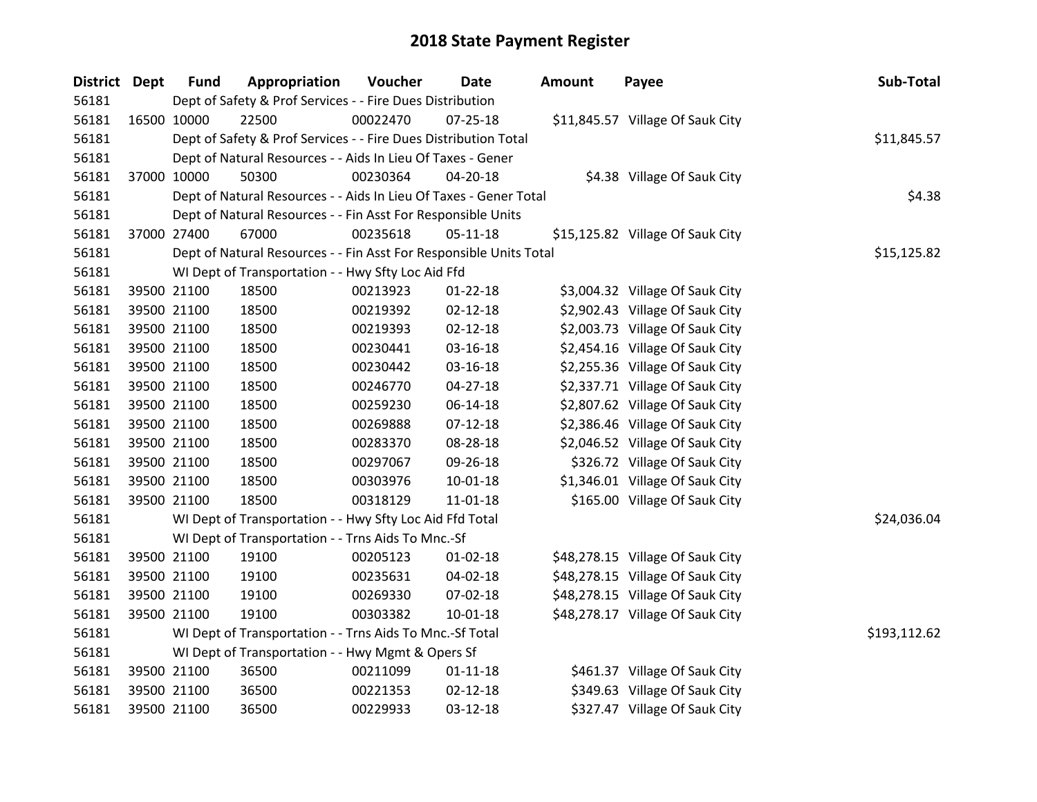# 2018 State Payment Register

| District | Dept | Fund | Appropriation | Voucher | Date | Amount | Payee | Sub-Total |
|---|---|---|---|---|---|---|---|---|
| 56181 | | Dept of Safety & Prof Services - - Fire Dues Distribution | | | | | | |
| 56181 | 16500 | 10000 | 22500 | 00022470 | 07-25-18 | $11,845.57 | Village Of Sauk City | |
| 56181 | | Dept of Safety & Prof Services - - Fire Dues Distribution Total | | | | | | $11,845.57 |
| 56181 | | Dept of Natural Resources - - Aids In Lieu Of Taxes - Gener | | | | | | |
| 56181 | 37000 | 10000 | 50300 | 00230364 | 04-20-18 | $4.38 | Village Of Sauk City | |
| 56181 | | Dept of Natural Resources - - Aids In Lieu Of Taxes - Gener Total | | | | | | $4.38 |
| 56181 | | Dept of Natural Resources - - Fin Asst For Responsible Units | | | | | | |
| 56181 | 37000 | 27400 | 67000 | 00235618 | 05-11-18 | $15,125.82 | Village Of Sauk City | |
| 56181 | | Dept of Natural Resources - - Fin Asst For Responsible Units Total | | | | | | $15,125.82 |
| 56181 | | WI Dept of Transportation - - Hwy Sfty Loc Aid Ffd | | | | | | |
| 56181 | 39500 | 21100 | 18500 | 00213923 | 01-22-18 | $3,004.32 | Village Of Sauk City | |
| 56181 | 39500 | 21100 | 18500 | 00219392 | 02-12-18 | $2,902.43 | Village Of Sauk City | |
| 56181 | 39500 | 21100 | 18500 | 00219393 | 02-12-18 | $2,003.73 | Village Of Sauk City | |
| 56181 | 39500 | 21100 | 18500 | 00230441 | 03-16-18 | $2,454.16 | Village Of Sauk City | |
| 56181 | 39500 | 21100 | 18500 | 00230442 | 03-16-18 | $2,255.36 | Village Of Sauk City | |
| 56181 | 39500 | 21100 | 18500 | 00246770 | 04-27-18 | $2,337.71 | Village Of Sauk City | |
| 56181 | 39500 | 21100 | 18500 | 00259230 | 06-14-18 | $2,807.62 | Village Of Sauk City | |
| 56181 | 39500 | 21100 | 18500 | 00269888 | 07-12-18 | $2,386.46 | Village Of Sauk City | |
| 56181 | 39500 | 21100 | 18500 | 00283370 | 08-28-18 | $2,046.52 | Village Of Sauk City | |
| 56181 | 39500 | 21100 | 18500 | 00297067 | 09-26-18 | $326.72 | Village Of Sauk City | |
| 56181 | 39500 | 21100 | 18500 | 00303976 | 10-01-18 | $1,346.01 | Village Of Sauk City | |
| 56181 | 39500 | 21100 | 18500 | 00318129 | 11-01-18 | $165.00 | Village Of Sauk City | |
| 56181 | | WI Dept of Transportation - - Hwy Sfty Loc Aid Ffd Total | | | | | | $24,036.04 |
| 56181 | | WI Dept of Transportation - - Trns Aids To Mnc.-Sf | | | | | | |
| 56181 | 39500 | 21100 | 19100 | 00205123 | 01-02-18 | $48,278.15 | Village Of Sauk City | |
| 56181 | 39500 | 21100 | 19100 | 00235631 | 04-02-18 | $48,278.15 | Village Of Sauk City | |
| 56181 | 39500 | 21100 | 19100 | 00269330 | 07-02-18 | $48,278.15 | Village Of Sauk City | |
| 56181 | 39500 | 21100 | 19100 | 00303382 | 10-01-18 | $48,278.17 | Village Of Sauk City | |
| 56181 | | WI Dept of Transportation - - Trns Aids To Mnc.-Sf Total | | | | | | $193,112.62 |
| 56181 | | WI Dept of Transportation - - Hwy Mgmt & Opers Sf | | | | | | |
| 56181 | 39500 | 21100 | 36500 | 00211099 | 01-11-18 | $461.37 | Village Of Sauk City | |
| 56181 | 39500 | 21100 | 36500 | 00221353 | 02-12-18 | $349.63 | Village Of Sauk City | |
| 56181 | 39500 | 21100 | 36500 | 00229933 | 03-12-18 | $327.47 | Village Of Sauk City | |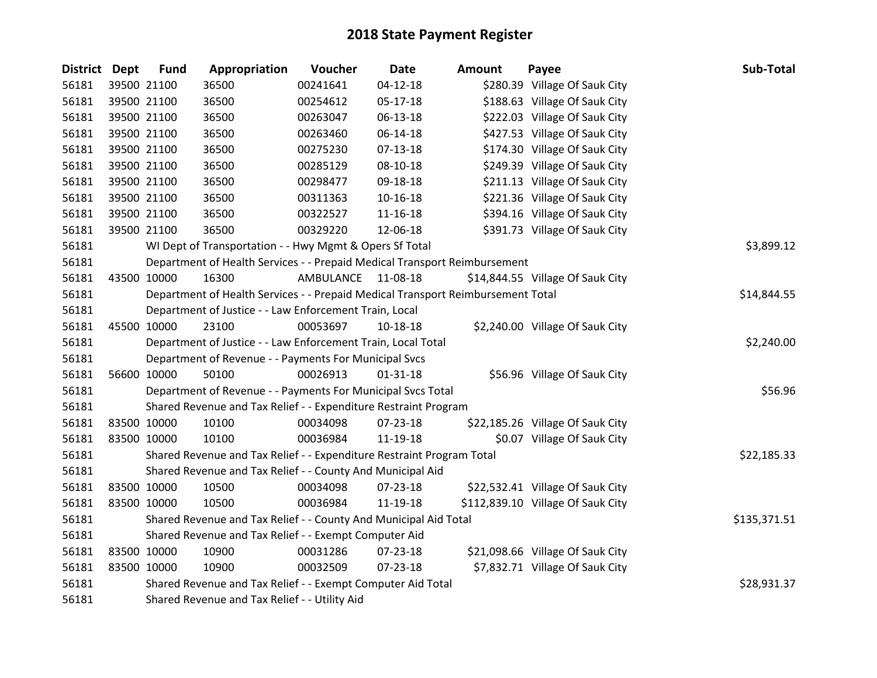# 2018 State Payment Register

| District | Dept | Fund | Appropriation | Voucher | Date | Amount | Payee | Sub-Total |
|---|---|---|---|---|---|---|---|---|
| 56181 | 39500 | 21100 | 36500 | 00241641 | 04-12-18 | $280.39 | Village Of Sauk City | |
| 56181 | 39500 | 21100 | 36500 | 00254612 | 05-17-18 | $188.63 | Village Of Sauk City | |
| 56181 | 39500 | 21100 | 36500 | 00263047 | 06-13-18 | $222.03 | Village Of Sauk City | |
| 56181 | 39500 | 21100 | 36500 | 00263460 | 06-14-18 | $427.53 | Village Of Sauk City | |
| 56181 | 39500 | 21100 | 36500 | 00275230 | 07-13-18 | $174.30 | Village Of Sauk City | |
| 56181 | 39500 | 21100 | 36500 | 00285129 | 08-10-18 | $249.39 | Village Of Sauk City | |
| 56181 | 39500 | 21100 | 36500 | 00298477 | 09-18-18 | $211.13 | Village Of Sauk City | |
| 56181 | 39500 | 21100 | 36500 | 00311363 | 10-16-18 | $221.36 | Village Of Sauk City | |
| 56181 | 39500 | 21100 | 36500 | 00322527 | 11-16-18 | $394.16 | Village Of Sauk City | |
| 56181 | 39500 | 21100 | 36500 | 00329220 | 12-06-18 | $391.73 | Village Of Sauk City | |
| 56181 | | | WI Dept of Transportation - - Hwy Mgmt & Opers Sf Total | | | | | $3,899.12 |
| 56181 | | | Department of Health Services - - Prepaid Medical Transport Reimbursement | | | | | |
| 56181 | 43500 | 10000 | 16300 | AMBULANCE | 11-08-18 | $14,844.55 | Village Of Sauk City | |
| 56181 | | | Department of Health Services - - Prepaid Medical Transport Reimbursement Total | | | | | $14,844.55 |
| 56181 | | | Department of Justice - - Law Enforcement Train, Local | | | | | |
| 56181 | 45500 | 10000 | 23100 | 00053697 | 10-18-18 | $2,240.00 | Village Of Sauk City | |
| 56181 | | | Department of Justice - - Law Enforcement Train, Local Total | | | | | $2,240.00 |
| 56181 | | | Department of Revenue - - Payments For Municipal Svcs | | | | | |
| 56181 | 56600 | 10000 | 50100 | 00026913 | 01-31-18 | $56.96 | Village Of Sauk City | |
| 56181 | | | Department of Revenue - - Payments For Municipal Svcs Total | | | | | $56.96 |
| 56181 | | | Shared Revenue and Tax Relief - - Expenditure Restraint Program | | | | | |
| 56181 | 83500 | 10000 | 10100 | 00034098 | 07-23-18 | $22,185.26 | Village Of Sauk City | |
| 56181 | 83500 | 10000 | 10100 | 00036984 | 11-19-18 | $0.07 | Village Of Sauk City | |
| 56181 | | | Shared Revenue and Tax Relief - - Expenditure Restraint Program Total | | | | | $22,185.33 |
| 56181 | | | Shared Revenue and Tax Relief - - County And Municipal Aid | | | | | |
| 56181 | 83500 | 10000 | 10500 | 00034098 | 07-23-18 | $22,532.41 | Village Of Sauk City | |
| 56181 | 83500 | 10000 | 10500 | 00036984 | 11-19-18 | $112,839.10 | Village Of Sauk City | |
| 56181 | | | Shared Revenue and Tax Relief - - County And Municipal Aid Total | | | | | $135,371.51 |
| 56181 | | | Shared Revenue and Tax Relief - - Exempt Computer Aid | | | | | |
| 56181 | 83500 | 10000 | 10900 | 00031286 | 07-23-18 | $21,098.66 | Village Of Sauk City | |
| 56181 | 83500 | 10000 | 10900 | 00032509 | 07-23-18 | $7,832.71 | Village Of Sauk City | |
| 56181 | | | Shared Revenue and Tax Relief - - Exempt Computer Aid Total | | | | | $28,931.37 |
| 56181 | | | Shared Revenue and Tax Relief - - Utility Aid | | | | | |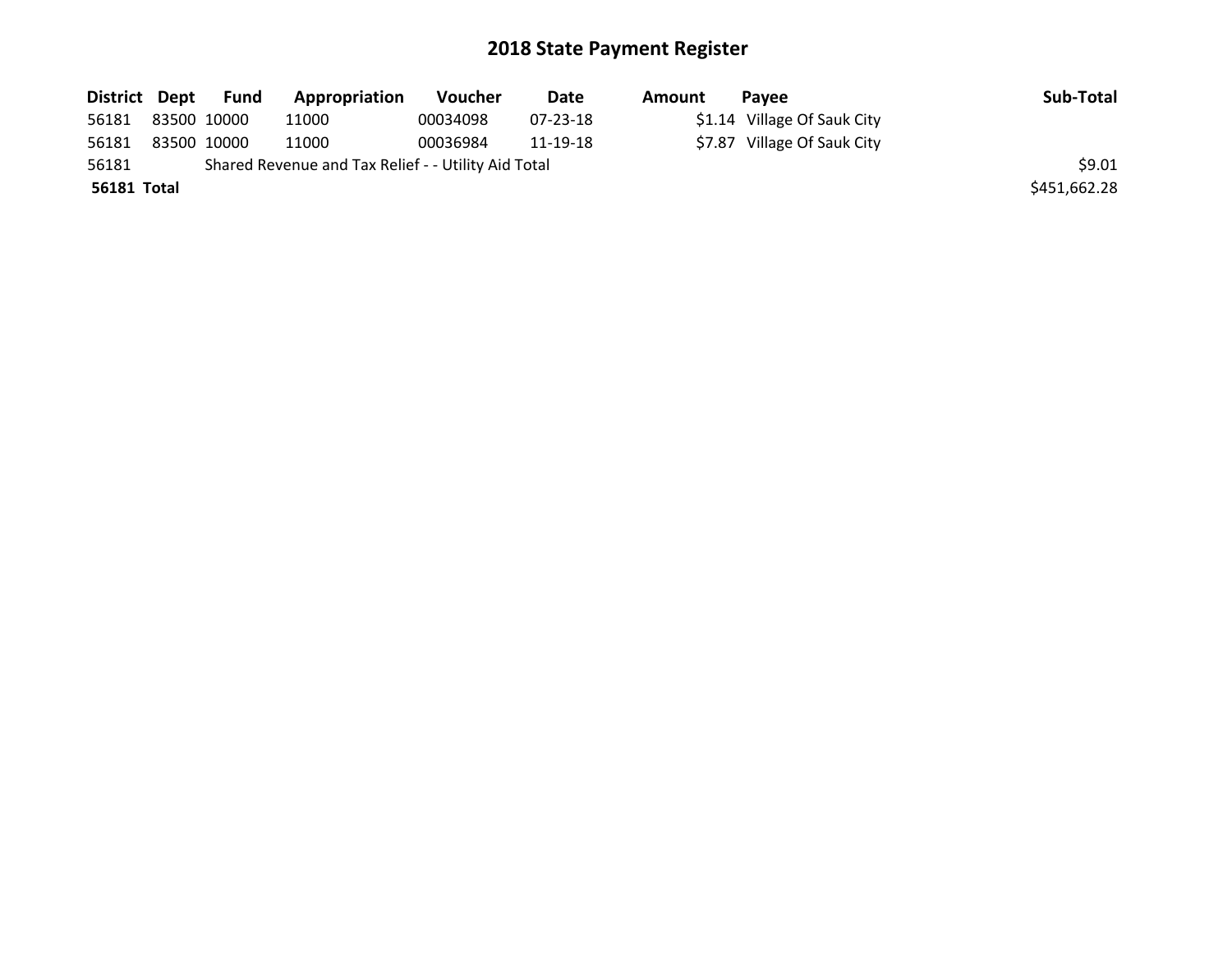# 2018 State Payment Register

| District | Dept | Fund | Appropriation | Voucher | Date | Amount | Payee | Sub-Total |
|---|---|---|---|---|---|---|---|---|
| 56181 | 83500 | 10000 | 11000 | 00034098 | 07-23-18 | $1.14 | Village Of Sauk City | |
| 56181 | 83500 | 10000 | 11000 | 00036984 | 11-19-18 | $7.87 | Village Of Sauk City | |
| 56181 | | Shared Revenue and Tax Relief - - Utility Aid Total | | | | | | $9.01 |
| **56181 Total** | | | | | | | | $451,662.28 |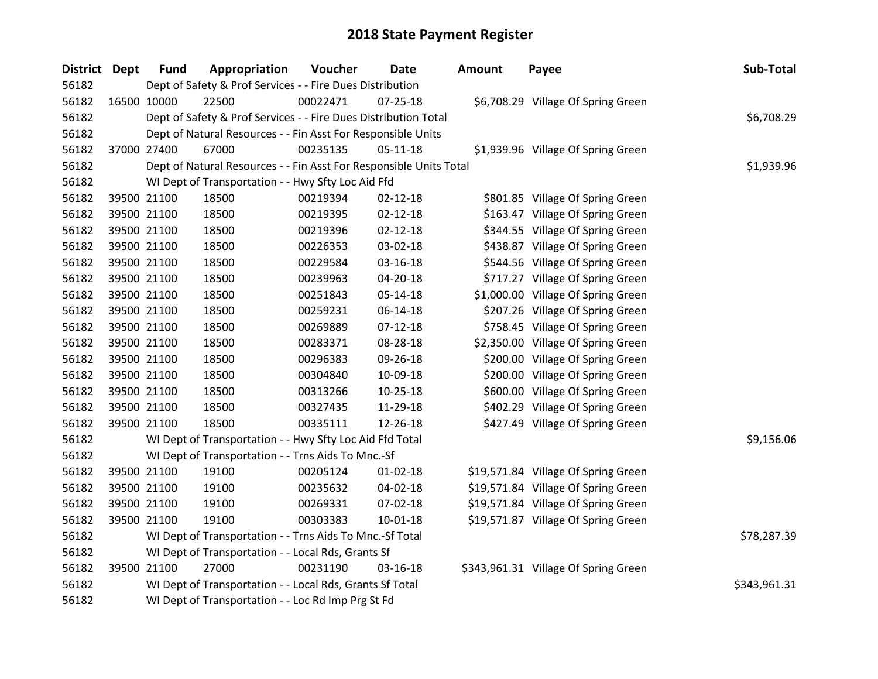# 2018 State Payment Register

| District | Dept | Fund | Appropriation | Voucher | Date | Amount | Payee | Sub-Total |
|---|---|---|---|---|---|---|---|---|
| 56182 | | Dept of Safety & Prof Services - - Fire Dues Distribution | | | | | | |
| 56182 | 16500 | 10000 | 22500 | 00022471 | 07-25-18 | $6,708.29 | Village Of Spring Green | |
| 56182 | | Dept of Safety & Prof Services - - Fire Dues Distribution Total | | | | | | $6,708.29 |
| 56182 | | Dept of Natural Resources - - Fin Asst For Responsible Units | | | | | | |
| 56182 | 37000 | 27400 | 67000 | 00235135 | 05-11-18 | $1,939.96 | Village Of Spring Green | |
| 56182 | | Dept of Natural Resources - - Fin Asst For Responsible Units Total | | | | | | $1,939.96 |
| 56182 | | WI Dept of Transportation - - Hwy Sfty Loc Aid Ffd | | | | | | |
| 56182 | 39500 | 21100 | 18500 | 00219394 | 02-12-18 | $801.85 | Village Of Spring Green | |
| 56182 | 39500 | 21100 | 18500 | 00219395 | 02-12-18 | $163.47 | Village Of Spring Green | |
| 56182 | 39500 | 21100 | 18500 | 00219396 | 02-12-18 | $344.55 | Village Of Spring Green | |
| 56182 | 39500 | 21100 | 18500 | 00226353 | 03-02-18 | $438.87 | Village Of Spring Green | |
| 56182 | 39500 | 21100 | 18500 | 00229584 | 03-16-18 | $544.56 | Village Of Spring Green | |
| 56182 | 39500 | 21100 | 18500 | 00239963 | 04-20-18 | $717.27 | Village Of Spring Green | |
| 56182 | 39500 | 21100 | 18500 | 00251843 | 05-14-18 | $1,000.00 | Village Of Spring Green | |
| 56182 | 39500 | 21100 | 18500 | 00259231 | 06-14-18 | $207.26 | Village Of Spring Green | |
| 56182 | 39500 | 21100 | 18500 | 00269889 | 07-12-18 | $758.45 | Village Of Spring Green | |
| 56182 | 39500 | 21100 | 18500 | 00283371 | 08-28-18 | $2,350.00 | Village Of Spring Green | |
| 56182 | 39500 | 21100 | 18500 | 00296383 | 09-26-18 | $200.00 | Village Of Spring Green | |
| 56182 | 39500 | 21100 | 18500 | 00304840 | 10-09-18 | $200.00 | Village Of Spring Green | |
| 56182 | 39500 | 21100 | 18500 | 00313266 | 10-25-18 | $600.00 | Village Of Spring Green | |
| 56182 | 39500 | 21100 | 18500 | 00327435 | 11-29-18 | $402.29 | Village Of Spring Green | |
| 56182 | 39500 | 21100 | 18500 | 00335111 | 12-26-18 | $427.49 | Village Of Spring Green | |
| 56182 | | WI Dept of Transportation - - Hwy Sfty Loc Aid Ffd Total | | | | | | $9,156.06 |
| 56182 | | WI Dept of Transportation - - Trns Aids To Mnc.-Sf | | | | | | |
| 56182 | 39500 | 21100 | 19100 | 00205124 | 01-02-18 | $19,571.84 | Village Of Spring Green | |
| 56182 | 39500 | 21100 | 19100 | 00235632 | 04-02-18 | $19,571.84 | Village Of Spring Green | |
| 56182 | 39500 | 21100 | 19100 | 00269331 | 07-02-18 | $19,571.84 | Village Of Spring Green | |
| 56182 | 39500 | 21100 | 19100 | 00303383 | 10-01-18 | $19,571.87 | Village Of Spring Green | |
| 56182 | | WI Dept of Transportation - - Trns Aids To Mnc.-Sf Total | | | | | | $78,287.39 |
| 56182 | | WI Dept of Transportation - - Local Rds, Grants Sf | | | | | | |
| 56182 | 39500 | 21100 | 27000 | 00231190 | 03-16-18 | $343,961.31 | Village Of Spring Green | |
| 56182 | | WI Dept of Transportation - - Local Rds, Grants Sf Total | | | | | | $343,961.31 |
| 56182 | | WI Dept of Transportation - - Loc Rd Imp Prg St Fd | | | | | | |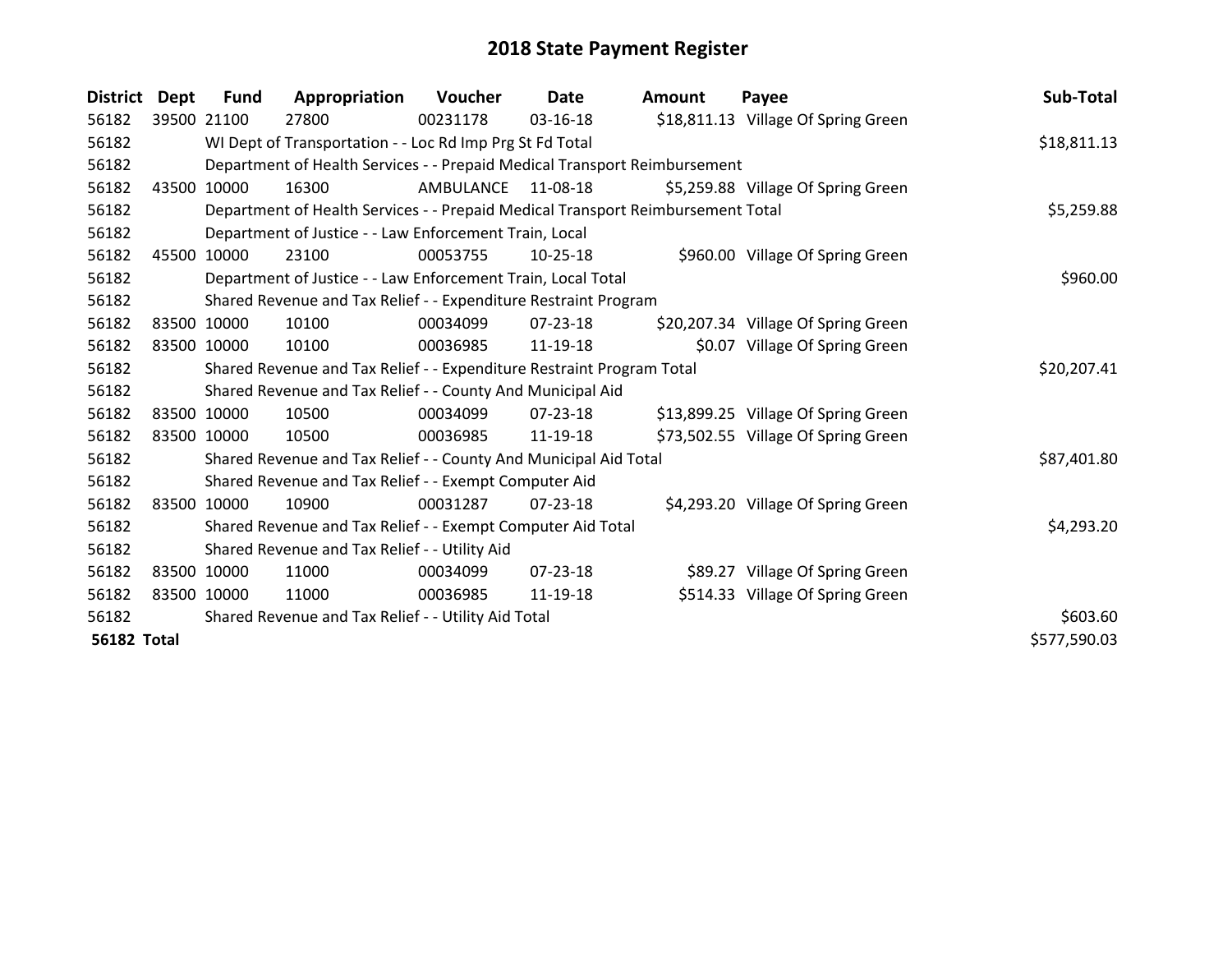# 2018 State Payment Register

| District | Dept | Fund | Appropriation | Voucher | Date | Amount | Payee | Sub-Total |
|---|---|---|---|---|---|---|---|---|
| 56182 | 39500 | 21100 | 27800 | 00231178 | 03-16-18 | $18,811.13 | Village Of Spring Green | |
| 56182 | | WI Dept of Transportation - - Loc Rd Imp Prg St Fd Total | | | | | | $18,811.13 |
| 56182 | | Department of Health Services - - Prepaid Medical Transport Reimbursement | | | | | | |
| 56182 | 43500 | 10000 | 16300 | AMBULANCE | 11-08-18 | $5,259.88 | Village Of Spring Green | |
| 56182 | | Department of Health Services - - Prepaid Medical Transport Reimbursement Total | | | | | | $5,259.88 |
| 56182 | | Department of Justice - - Law Enforcement Train, Local | | | | | | |
| 56182 | 45500 | 10000 | 23100 | 00053755 | 10-25-18 | $960.00 | Village Of Spring Green | |
| 56182 | | Department of Justice - - Law Enforcement Train, Local Total | | | | | | $960.00 |
| 56182 | | Shared Revenue and Tax Relief - - Expenditure Restraint Program | | | | | | |
| 56182 | 83500 | 10000 | 10100 | 00034099 | 07-23-18 | $20,207.34 | Village Of Spring Green | |
| 56182 | 83500 | 10000 | 10100 | 00036985 | 11-19-18 | $0.07 | Village Of Spring Green | |
| 56182 | | Shared Revenue and Tax Relief - - Expenditure Restraint Program Total | | | | | | $20,207.41 |
| 56182 | | Shared Revenue and Tax Relief - - County And Municipal Aid | | | | | | |
| 56182 | 83500 | 10000 | 10500 | 00034099 | 07-23-18 | $13,899.25 | Village Of Spring Green | |
| 56182 | 83500 | 10000 | 10500 | 00036985 | 11-19-18 | $73,502.55 | Village Of Spring Green | |
| 56182 | | Shared Revenue and Tax Relief - - County And Municipal Aid Total | | | | | | $87,401.80 |
| 56182 | | Shared Revenue and Tax Relief - - Exempt Computer Aid | | | | | | |
| 56182 | 83500 | 10000 | 10900 | 00031287 | 07-23-18 | $4,293.20 | Village Of Spring Green | |
| 56182 | | Shared Revenue and Tax Relief - - Exempt Computer Aid Total | | | | | | $4,293.20 |
| 56182 | | Shared Revenue and Tax Relief - - Utility Aid | | | | | | |
| 56182 | 83500 | 10000 | 11000 | 00034099 | 07-23-18 | $89.27 | Village Of Spring Green | |
| 56182 | 83500 | 10000 | 11000 | 00036985 | 11-19-18 | $514.33 | Village Of Spring Green | |
| 56182 | | Shared Revenue and Tax Relief - - Utility Aid Total | | | | | | $603.60 |
| **56182 Total** | | | | | | | | $577,590.03 |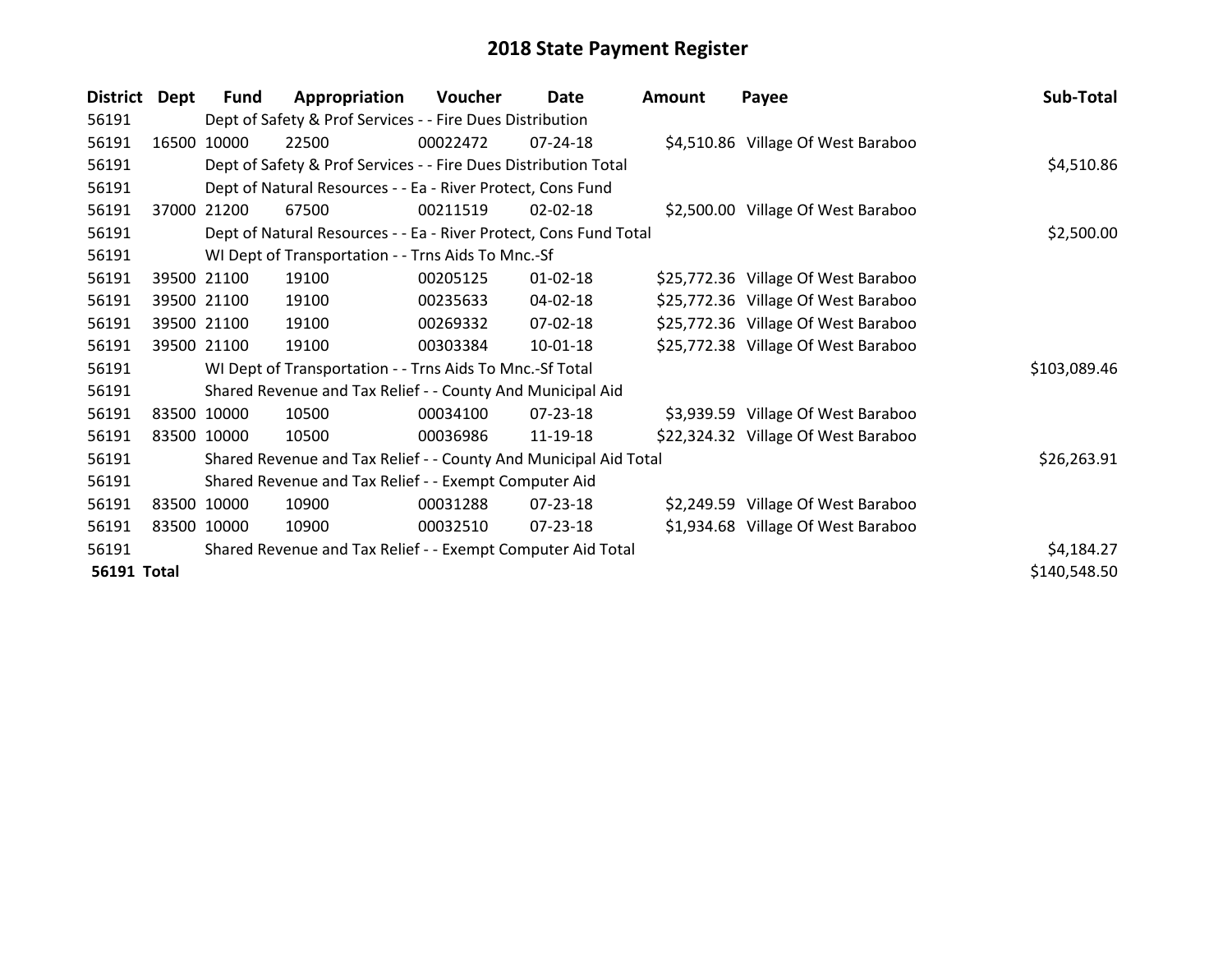# 2018 State Payment Register

| District | Dept | Fund | Appropriation | Voucher | Date | Amount | Payee | Sub-Total |
|---|---|---|---|---|---|---|---|---|
| 56191 | | Dept of Safety & Prof Services - - Fire Dues Distribution | | | | | | |
| 56191 | 16500 | 10000 | 22500 | 00022472 | 07-24-18 | $4,510.86 | Village Of West Baraboo | |
| 56191 | | Dept of Safety & Prof Services - - Fire Dues Distribution Total | | | | | | $4,510.86 |
| 56191 | | Dept of Natural Resources - - Ea - River Protect, Cons Fund | | | | | | |
| 56191 | 37000 | 21200 | 67500 | 00211519 | 02-02-18 | $2,500.00 | Village Of West Baraboo | |
| 56191 | | Dept of Natural Resources - - Ea - River Protect, Cons Fund Total | | | | | | $2,500.00 |
| 56191 | | WI Dept of Transportation - - Trns Aids To Mnc.-Sf | | | | | | |
| 56191 | 39500 | 21100 | 19100 | 00205125 | 01-02-18 | $25,772.36 | Village Of West Baraboo | |
| 56191 | 39500 | 21100 | 19100 | 00235633 | 04-02-18 | $25,772.36 | Village Of West Baraboo | |
| 56191 | 39500 | 21100 | 19100 | 00269332 | 07-02-18 | $25,772.36 | Village Of West Baraboo | |
| 56191 | 39500 | 21100 | 19100 | 00303384 | 10-01-18 | $25,772.38 | Village Of West Baraboo | |
| 56191 | | WI Dept of Transportation - - Trns Aids To Mnc.-Sf Total | | | | | | $103,089.46 |
| 56191 | | Shared Revenue and Tax Relief - - County And Municipal Aid | | | | | | |
| 56191 | 83500 | 10000 | 10500 | 00034100 | 07-23-18 | $3,939.59 | Village Of West Baraboo | |
| 56191 | 83500 | 10000 | 10500 | 00036986 | 11-19-18 | $22,324.32 | Village Of West Baraboo | |
| 56191 | | Shared Revenue and Tax Relief - - County And Municipal Aid Total | | | | | | $26,263.91 |
| 56191 | | Shared Revenue and Tax Relief - - Exempt Computer Aid | | | | | | |
| 56191 | 83500 | 10000 | 10900 | 00031288 | 07-23-18 | $2,249.59 | Village Of West Baraboo | |
| 56191 | 83500 | 10000 | 10900 | 00032510 | 07-23-18 | $1,934.68 | Village Of West Baraboo | |
| 56191 | | Shared Revenue and Tax Relief - - Exempt Computer Aid Total | | | | | | $4,184.27 |
| **56191 Total** | | | | | | | | $140,548.50 |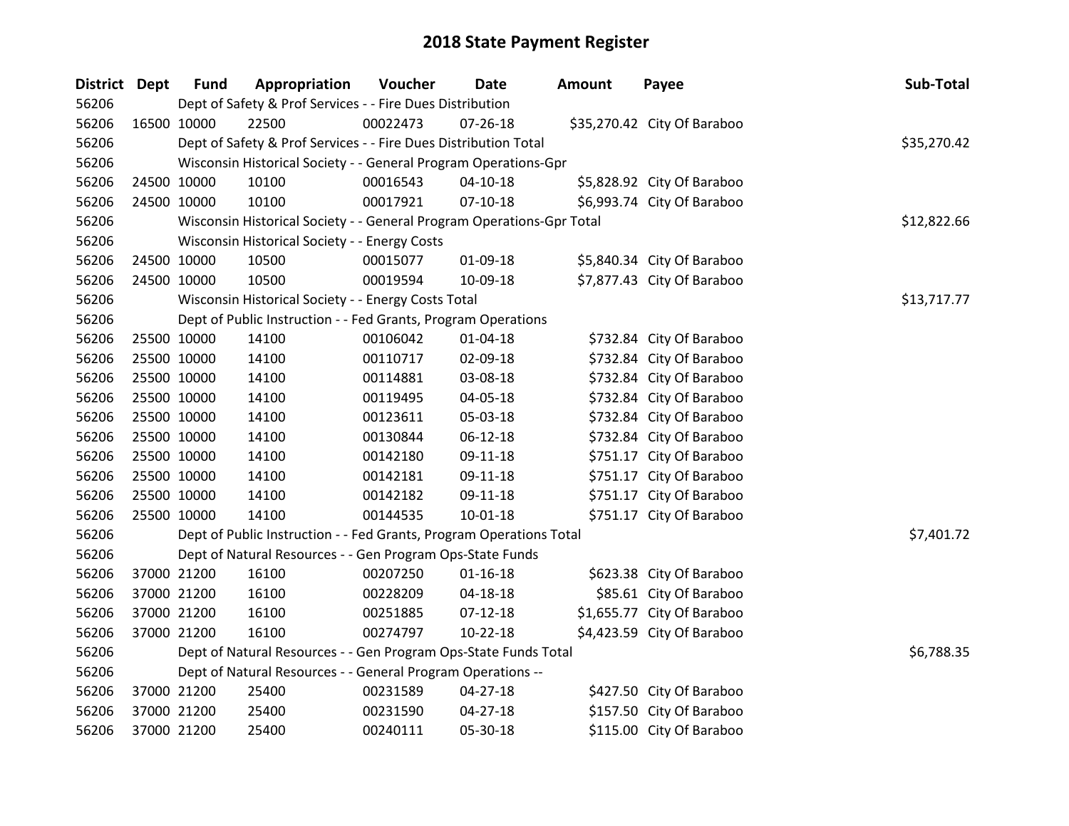# 2018 State Payment Register

| District | Dept | Fund | Appropriation | Voucher | Date | Amount | Payee | Sub-Total |
|---|---|---|---|---|---|---|---|---|
| 56206 | | Dept of Safety & Prof Services - - Fire Dues Distribution | | | | | | |
| 56206 | 16500 | 10000 | 22500 | 00022473 | 07-26-18 | $35,270.42 | City Of Baraboo | |
| 56206 | | Dept of Safety & Prof Services - - Fire Dues Distribution Total | | | | | | $35,270.42 |
| 56206 | | Wisconsin Historical Society - - General Program Operations-Gpr | | | | | | |
| 56206 | 24500 | 10000 | 10100 | 00016543 | 04-10-18 | $5,828.92 | City Of Baraboo | |
| 56206 | 24500 | 10000 | 10100 | 00017921 | 07-10-18 | $6,993.74 | City Of Baraboo | |
| 56206 | | Wisconsin Historical Society - - General Program Operations-Gpr Total | | | | | | $12,822.66 |
| 56206 | | Wisconsin Historical Society - - Energy Costs | | | | | | |
| 56206 | 24500 | 10000 | 10500 | 00015077 | 01-09-18 | $5,840.34 | City Of Baraboo | |
| 56206 | 24500 | 10000 | 10500 | 00019594 | 10-09-18 | $7,877.43 | City Of Baraboo | |
| 56206 | | Wisconsin Historical Society - - Energy Costs Total | | | | | | $13,717.77 |
| 56206 | | Dept of Public Instruction - - Fed Grants, Program Operations | | | | | | |
| 56206 | 25500 | 10000 | 14100 | 00106042 | 01-04-18 | $732.84 | City Of Baraboo | |
| 56206 | 25500 | 10000 | 14100 | 00110717 | 02-09-18 | $732.84 | City Of Baraboo | |
| 56206 | 25500 | 10000 | 14100 | 00114881 | 03-08-18 | $732.84 | City Of Baraboo | |
| 56206 | 25500 | 10000 | 14100 | 00119495 | 04-05-18 | $732.84 | City Of Baraboo | |
| 56206 | 25500 | 10000 | 14100 | 00123611 | 05-03-18 | $732.84 | City Of Baraboo | |
| 56206 | 25500 | 10000 | 14100 | 00130844 | 06-12-18 | $732.84 | City Of Baraboo | |
| 56206 | 25500 | 10000 | 14100 | 00142180 | 09-11-18 | $751.17 | City Of Baraboo | |
| 56206 | 25500 | 10000 | 14100 | 00142181 | 09-11-18 | $751.17 | City Of Baraboo | |
| 56206 | 25500 | 10000 | 14100 | 00142182 | 09-11-18 | $751.17 | City Of Baraboo | |
| 56206 | 25500 | 10000 | 14100 | 00144535 | 10-01-18 | $751.17 | City Of Baraboo | |
| 56206 | | Dept of Public Instruction - - Fed Grants, Program Operations Total | | | | | | $7,401.72 |
| 56206 | | Dept of Natural Resources - - Gen Program Ops-State Funds | | | | | | |
| 56206 | 37000 | 21200 | 16100 | 00207250 | 01-16-18 | $623.38 | City Of Baraboo | |
| 56206 | 37000 | 21200 | 16100 | 00228209 | 04-18-18 | $85.61 | City Of Baraboo | |
| 56206 | 37000 | 21200 | 16100 | 00251885 | 07-12-18 | $1,655.77 | City Of Baraboo | |
| 56206 | 37000 | 21200 | 16100 | 00274797 | 10-22-18 | $4,423.59 | City Of Baraboo | |
| 56206 | | Dept of Natural Resources - - Gen Program Ops-State Funds Total | | | | | | $6,788.35 |
| 56206 | | Dept of Natural Resources - - General Program Operations -- | | | | | | |
| 56206 | 37000 | 21200 | 25400 | 00231589 | 04-27-18 | $427.50 | City Of Baraboo | |
| 56206 | 37000 | 21200 | 25400 | 00231590 | 04-27-18 | $157.50 | City Of Baraboo | |
| 56206 | 37000 | 21200 | 25400 | 00240111 | 05-30-18 | $115.00 | City Of Baraboo | |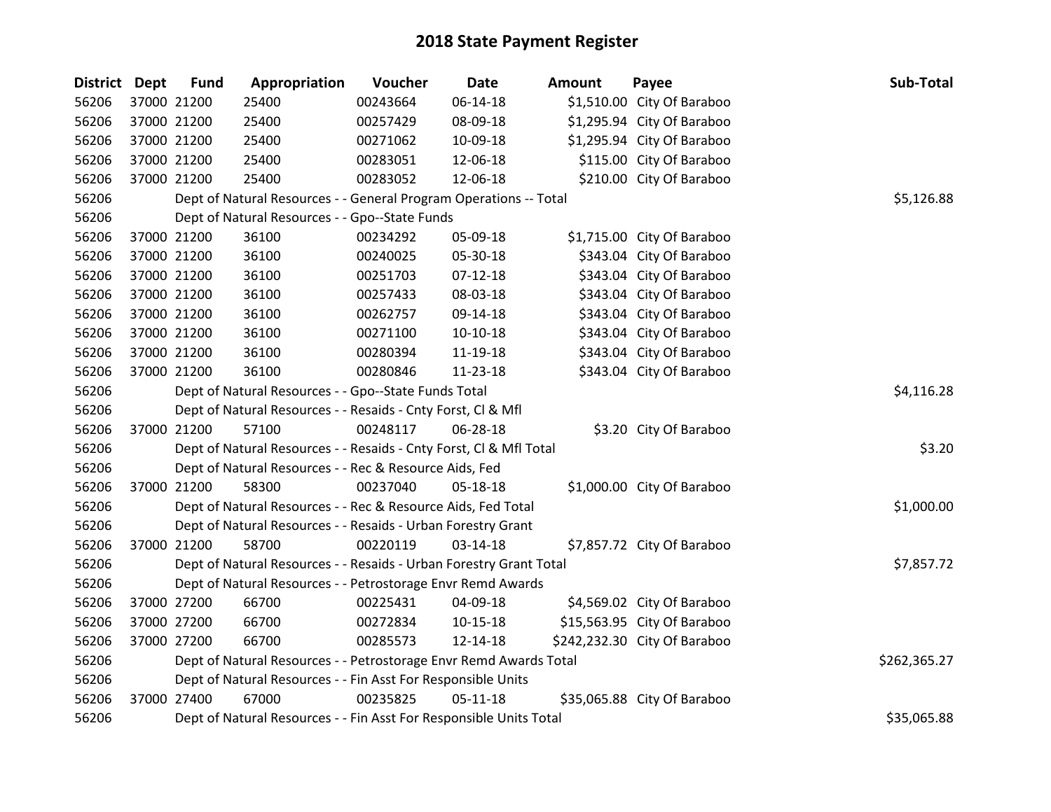# 2018 State Payment Register

| District | Dept | Fund | Appropriation | Voucher | Date | Amount | Payee | Sub-Total |
|---|---|---|---|---|---|---|---|---|
| 56206 | 37000 | 21200 | 25400 | 00243664 | 06-14-18 | $1,510.00 | City Of Baraboo | |
| 56206 | 37000 | 21200 | 25400 | 00257429 | 08-09-18 | $1,295.94 | City Of Baraboo | |
| 56206 | 37000 | 21200 | 25400 | 00271062 | 10-09-18 | $1,295.94 | City Of Baraboo | |
| 56206 | 37000 | 21200 | 25400 | 00283051 | 12-06-18 | $115.00 | City Of Baraboo | |
| 56206 | 37000 | 21200 | 25400 | 00283052 | 12-06-18 | $210.00 | City Of Baraboo | |
| 56206 | | Dept of Natural Resources - - General Program Operations -- Total | | | | | | $5,126.88 |
| 56206 | | Dept of Natural Resources - - Gpo--State Funds | | | | | | |
| 56206 | 37000 | 21200 | 36100 | 00234292 | 05-09-18 | $1,715.00 | City Of Baraboo | |
| 56206 | 37000 | 21200 | 36100 | 00240025 | 05-30-18 | $343.04 | City Of Baraboo | |
| 56206 | 37000 | 21200 | 36100 | 00251703 | 07-12-18 | $343.04 | City Of Baraboo | |
| 56206 | 37000 | 21200 | 36100 | 00257433 | 08-03-18 | $343.04 | City Of Baraboo | |
| 56206 | 37000 | 21200 | 36100 | 00262757 | 09-14-18 | $343.04 | City Of Baraboo | |
| 56206 | 37000 | 21200 | 36100 | 00271100 | 10-10-18 | $343.04 | City Of Baraboo | |
| 56206 | 37000 | 21200 | 36100 | 00280394 | 11-19-18 | $343.04 | City Of Baraboo | |
| 56206 | 37000 | 21200 | 36100 | 00280846 | 11-23-18 | $343.04 | City Of Baraboo | |
| 56206 | | Dept of Natural Resources - - Gpo--State Funds Total | | | | | | $4,116.28 |
| 56206 | | Dept of Natural Resources - - Resaids - Cnty Forst, Cl & Mfl | | | | | | |
| 56206 | 37000 | 21200 | 57100 | 00248117 | 06-28-18 | $3.20 | City Of Baraboo | |
| 56206 | | Dept of Natural Resources - - Resaids - Cnty Forst, Cl & Mfl Total | | | | | | $3.20 |
| 56206 | | Dept of Natural Resources - - Rec & Resource Aids, Fed | | | | | | |
| 56206 | 37000 | 21200 | 58300 | 00237040 | 05-18-18 | $1,000.00 | City Of Baraboo | |
| 56206 | | Dept of Natural Resources - - Rec & Resource Aids, Fed Total | | | | | | $1,000.00 |
| 56206 | | Dept of Natural Resources - - Resaids - Urban Forestry Grant | | | | | | |
| 56206 | 37000 | 21200 | 58700 | 00220119 | 03-14-18 | $7,857.72 | City Of Baraboo | |
| 56206 | | Dept of Natural Resources - - Resaids - Urban Forestry Grant Total | | | | | | $7,857.72 |
| 56206 | | Dept of Natural Resources - - Petrostorage Envr Remd Awards | | | | | | |
| 56206 | 37000 | 27200 | 66700 | 00225431 | 04-09-18 | $4,569.02 | City Of Baraboo | |
| 56206 | 37000 | 27200 | 66700 | 00272834 | 10-15-18 | $15,563.95 | City Of Baraboo | |
| 56206 | 37000 | 27200 | 66700 | 00285573 | 12-14-18 | $242,232.30 | City Of Baraboo | |
| 56206 | | Dept of Natural Resources - - Petrostorage Envr Remd Awards Total | | | | | | $262,365.27 |
| 56206 | | Dept of Natural Resources - - Fin Asst For Responsible Units | | | | | | |
| 56206 | 37000 | 27400 | 67000 | 00235825 | 05-11-18 | $35,065.88 | City Of Baraboo | |
| 56206 | | Dept of Natural Resources - - Fin Asst For Responsible Units Total | | | | | | $35,065.88 |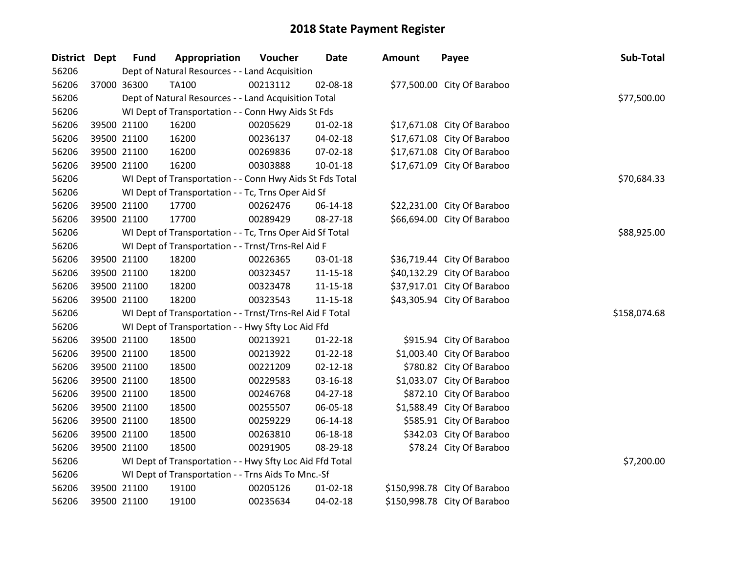# 2018 State Payment Register

| District | Dept | Fund | Appropriation | Voucher | Date | Amount | Payee | Sub-Total |
|---|---|---|---|---|---|---|---|---|
| 56206 | | Dept of Natural Resources - - Land Acquisition | | | | | | |
| 56206 | 37000 | 36300 | TA100 | 00213112 | 02-08-18 | $77,500.00 | City Of Baraboo | |
| 56206 | | Dept of Natural Resources - - Land Acquisition Total | | | | | | $77,500.00 |
| 56206 | | WI Dept of Transportation - - Conn Hwy Aids St Fds | | | | | | |
| 56206 | 39500 | 21100 | 16200 | 00205629 | 01-02-18 | $17,671.08 | City Of Baraboo | |
| 56206 | 39500 | 21100 | 16200 | 00236137 | 04-02-18 | $17,671.08 | City Of Baraboo | |
| 56206 | 39500 | 21100 | 16200 | 00269836 | 07-02-18 | $17,671.08 | City Of Baraboo | |
| 56206 | 39500 | 21100 | 16200 | 00303888 | 10-01-18 | $17,671.09 | City Of Baraboo | |
| 56206 | | WI Dept of Transportation - - Conn Hwy Aids St Fds Total | | | | | | $70,684.33 |
| 56206 | | WI Dept of Transportation - - Tc, Trns Oper Aid Sf | | | | | | |
| 56206 | 39500 | 21100 | 17700 | 00262476 | 06-14-18 | $22,231.00 | City Of Baraboo | |
| 56206 | 39500 | 21100 | 17700 | 00289429 | 08-27-18 | $66,694.00 | City Of Baraboo | |
| 56206 | | WI Dept of Transportation - - Tc, Trns Oper Aid Sf Total | | | | | | $88,925.00 |
| 56206 | | WI Dept of Transportation - - Trnst/Trns-Rel Aid F | | | | | | |
| 56206 | 39500 | 21100 | 18200 | 00226365 | 03-01-18 | $36,719.44 | City Of Baraboo | |
| 56206 | 39500 | 21100 | 18200 | 00323457 | 11-15-18 | $40,132.29 | City Of Baraboo | |
| 56206 | 39500 | 21100 | 18200 | 00323478 | 11-15-18 | $37,917.01 | City Of Baraboo | |
| 56206 | 39500 | 21100 | 18200 | 00323543 | 11-15-18 | $43,305.94 | City Of Baraboo | |
| 56206 | | WI Dept of Transportation - - Trnst/Trns-Rel Aid F Total | | | | | | $158,074.68 |
| 56206 | | WI Dept of Transportation - - Hwy Sfty Loc Aid Ffd | | | | | | |
| 56206 | 39500 | 21100 | 18500 | 00213921 | 01-22-18 | $915.94 | City Of Baraboo | |
| 56206 | 39500 | 21100 | 18500 | 00213922 | 01-22-18 | $1,003.40 | City Of Baraboo | |
| 56206 | 39500 | 21100 | 18500 | 00221209 | 02-12-18 | $780.82 | City Of Baraboo | |
| 56206 | 39500 | 21100 | 18500 | 00229583 | 03-16-18 | $1,033.07 | City Of Baraboo | |
| 56206 | 39500 | 21100 | 18500 | 00246768 | 04-27-18 | $872.10 | City Of Baraboo | |
| 56206 | 39500 | 21100 | 18500 | 00255507 | 06-05-18 | $1,588.49 | City Of Baraboo | |
| 56206 | 39500 | 21100 | 18500 | 00259229 | 06-14-18 | $585.91 | City Of Baraboo | |
| 56206 | 39500 | 21100 | 18500 | 00263810 | 06-18-18 | $342.03 | City Of Baraboo | |
| 56206 | 39500 | 21100 | 18500 | 00291905 | 08-29-18 | $78.24 | City Of Baraboo | |
| 56206 | | WI Dept of Transportation - - Hwy Sfty Loc Aid Ffd Total | | | | | | $7,200.00 |
| 56206 | | WI Dept of Transportation - - Trns Aids To Mnc.-Sf | | | | | | |
| 56206 | 39500 | 21100 | 19100 | 00205126 | 01-02-18 | $150,998.78 | City Of Baraboo | |
| 56206 | 39500 | 21100 | 19100 | 00235634 | 04-02-18 | $150,998.78 | City Of Baraboo | |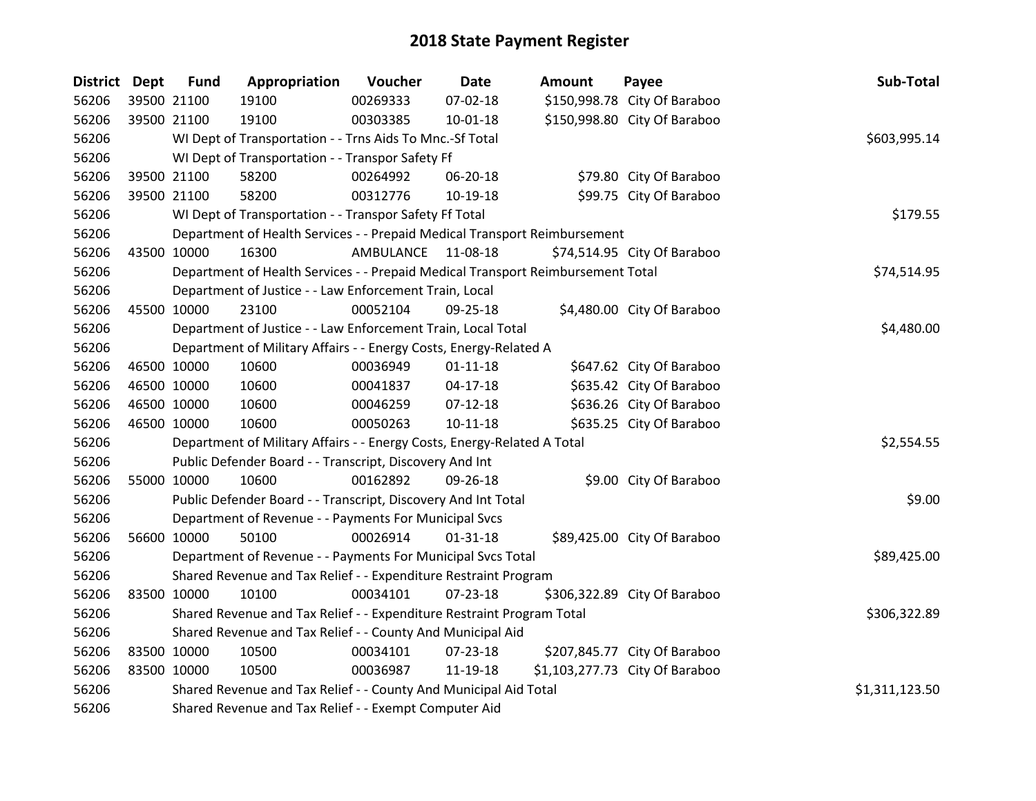# 2018 State Payment Register

| District | Dept | Fund | Appropriation | Voucher | Date | Amount | Payee | Sub-Total |
|---|---|---|---|---|---|---|---|---|
| 56206 | 39500 | 21100 | 19100 | 00269333 | 07-02-18 | $150,998.78 | City Of Baraboo | |
| 56206 | 39500 | 21100 | 19100 | 00303385 | 10-01-18 | $150,998.80 | City Of Baraboo | |
| 56206 | | WI Dept of Transportation - - Trns Aids To Mnc.-Sf Total | | | | | | $603,995.14 |
| 56206 | | WI Dept of Transportation - - Transpor Safety Ff | | | | | | |
| 56206 | 39500 | 21100 | 58200 | 00264992 | 06-20-18 | $79.80 | City Of Baraboo | |
| 56206 | 39500 | 21100 | 58200 | 00312776 | 10-19-18 | $99.75 | City Of Baraboo | |
| 56206 | | WI Dept of Transportation - - Transpor Safety Ff Total | | | | | | $179.55 |
| 56206 | | Department of Health Services - - Prepaid Medical Transport Reimbursement | | | | | | |
| 56206 | 43500 | 10000 | 16300 | AMBULANCE | 11-08-18 | $74,514.95 | City Of Baraboo | |
| 56206 | | Department of Health Services - - Prepaid Medical Transport Reimbursement Total | | | | | | $74,514.95 |
| 56206 | | Department of Justice - - Law Enforcement Train, Local | | | | | | |
| 56206 | 45500 | 10000 | 23100 | 00052104 | 09-25-18 | $4,480.00 | City Of Baraboo | |
| 56206 | | Department of Justice - - Law Enforcement Train, Local Total | | | | | | $4,480.00 |
| 56206 | | Department of Military Affairs - - Energy Costs, Energy-Related A | | | | | | |
| 56206 | 46500 | 10000 | 10600 | 00036949 | 01-11-18 | $647.62 | City Of Baraboo | |
| 56206 | 46500 | 10000 | 10600 | 00041837 | 04-17-18 | $635.42 | City Of Baraboo | |
| 56206 | 46500 | 10000 | 10600 | 00046259 | 07-12-18 | $636.26 | City Of Baraboo | |
| 56206 | 46500 | 10000 | 10600 | 00050263 | 10-11-18 | $635.25 | City Of Baraboo | |
| 56206 | | Department of Military Affairs - - Energy Costs, Energy-Related A Total | | | | | | $2,554.55 |
| 56206 | | Public Defender Board - - Transcript, Discovery And Int | | | | | | |
| 56206 | 55000 | 10000 | 10600 | 00162892 | 09-26-18 | $9.00 | City Of Baraboo | |
| 56206 | | Public Defender Board - - Transcript, Discovery And Int Total | | | | | | $9.00 |
| 56206 | | Department of Revenue - - Payments For Municipal Svcs | | | | | | |
| 56206 | 56600 | 10000 | 50100 | 00026914 | 01-31-18 | $89,425.00 | City Of Baraboo | |
| 56206 | | Department of Revenue - - Payments For Municipal Svcs Total | | | | | | $89,425.00 |
| 56206 | | Shared Revenue and Tax Relief - - Expenditure Restraint Program | | | | | | |
| 56206 | 83500 | 10000 | 10100 | 00034101 | 07-23-18 | $306,322.89 | City Of Baraboo | |
| 56206 | | Shared Revenue and Tax Relief - - Expenditure Restraint Program Total | | | | | | $306,322.89 |
| 56206 | | Shared Revenue and Tax Relief - - County And Municipal Aid | | | | | | |
| 56206 | 83500 | 10000 | 10500 | 00034101 | 07-23-18 | $207,845.77 | City Of Baraboo | |
| 56206 | 83500 | 10000 | 10500 | 00036987 | 11-19-18 | $1,103,277.73 | City Of Baraboo | |
| 56206 | | Shared Revenue and Tax Relief - - County And Municipal Aid Total | | | | | | $1,311,123.50 |
| 56206 | | Shared Revenue and Tax Relief - - Exempt Computer Aid | | | | | | |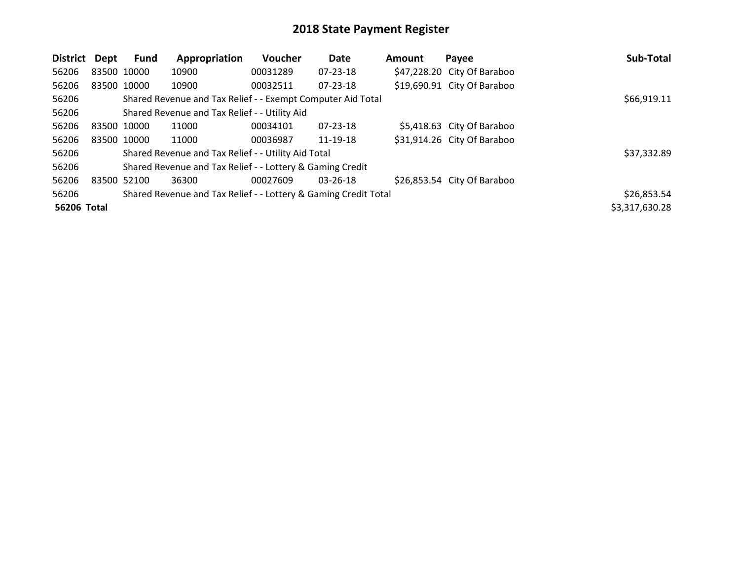# 2018 State Payment Register

| District | Dept | Fund | Appropriation | Voucher | Date | Amount | Payee | Sub-Total |
|---|---|---|---|---|---|---|---|---|
| 56206 | 83500 | 10000 | 10900 | 00031289 | 07-23-18 | $47,228.20 | City Of Baraboo | |
| 56206 | 83500 | 10000 | 10900 | 00032511 | 07-23-18 | $19,690.91 | City Of Baraboo | |
| 56206 | | Shared Revenue and Tax Relief - - Exempt Computer Aid Total | | | | | | $66,919.11 |
| 56206 | | Shared Revenue and Tax Relief - - Utility Aid | | | | | | |
| 56206 | 83500 | 10000 | 11000 | 00034101 | 07-23-18 | $5,418.63 | City Of Baraboo | |
| 56206 | 83500 | 10000 | 11000 | 00036987 | 11-19-18 | $31,914.26 | City Of Baraboo | |
| 56206 | | Shared Revenue and Tax Relief - - Utility Aid Total | | | | | | $37,332.89 |
| 56206 | | Shared Revenue and Tax Relief - - Lottery & Gaming Credit | | | | | | |
| 56206 | 83500 | 52100 | 36300 | 00027609 | 03-26-18 | $26,853.54 | City Of Baraboo | |
| 56206 | | Shared Revenue and Tax Relief - - Lottery & Gaming Credit Total | | | | | | $26,853.54 |
| **56206 Total** | | | | | | | | $3,317,630.28 |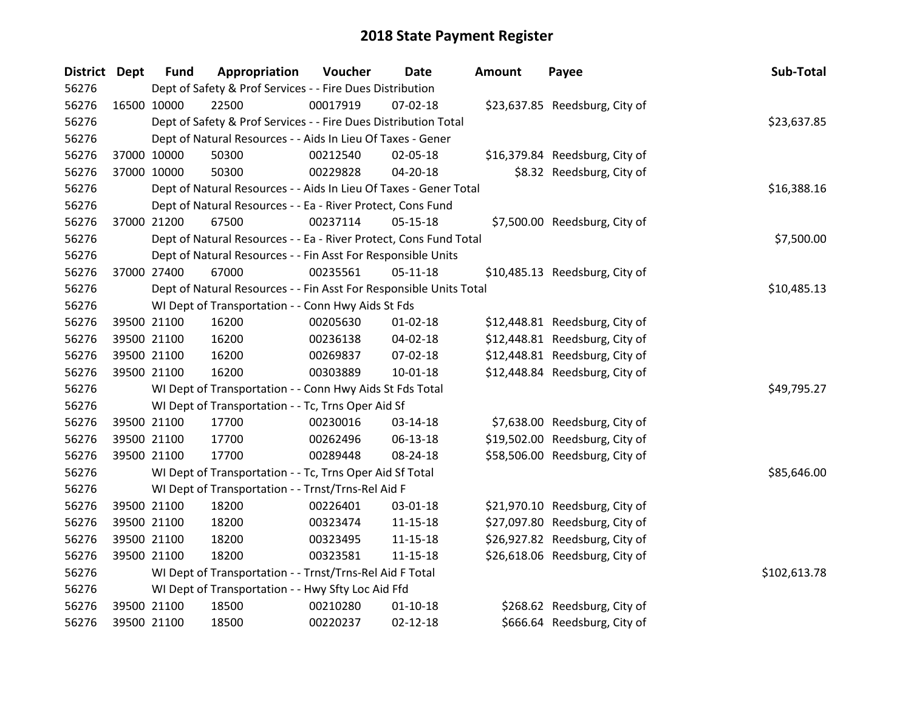# 2018 State Payment Register

| District | Dept | Fund | Appropriation | Voucher | Date | Amount | Payee | Sub-Total |
|---|---|---|---|---|---|---|---|---|
| 56276 | | Dept of Safety & Prof Services - - Fire Dues Distribution | | | | | | |
| 56276 | 16500 | 10000 | 22500 | 00017919 | 07-02-18 | $23,637.85 | Reedsburg, City of | |
| 56276 | | Dept of Safety & Prof Services - - Fire Dues Distribution Total | | | | | | $23,637.85 |
| 56276 | | Dept of Natural Resources - - Aids In Lieu Of Taxes - Gener | | | | | | |
| 56276 | 37000 | 10000 | 50300 | 00212540 | 02-05-18 | $16,379.84 | Reedsburg, City of | |
| 56276 | 37000 | 10000 | 50300 | 00229828 | 04-20-18 | $8.32 | Reedsburg, City of | |
| 56276 | | Dept of Natural Resources - - Aids In Lieu Of Taxes - Gener Total | | | | | | $16,388.16 |
| 56276 | | Dept of Natural Resources - - Ea - River Protect, Cons Fund | | | | | | |
| 56276 | 37000 | 21200 | 67500 | 00237114 | 05-15-18 | $7,500.00 | Reedsburg, City of | |
| 56276 | | Dept of Natural Resources - - Ea - River Protect, Cons Fund Total | | | | | | $7,500.00 |
| 56276 | | Dept of Natural Resources - - Fin Asst For Responsible Units | | | | | | |
| 56276 | 37000 | 27400 | 67000 | 00235561 | 05-11-18 | $10,485.13 | Reedsburg, City of | |
| 56276 | | Dept of Natural Resources - - Fin Asst For Responsible Units Total | | | | | | $10,485.13 |
| 56276 | | WI Dept of Transportation - - Conn Hwy Aids St Fds | | | | | | |
| 56276 | 39500 | 21100 | 16200 | 00205630 | 01-02-18 | $12,448.81 | Reedsburg, City of | |
| 56276 | 39500 | 21100 | 16200 | 00236138 | 04-02-18 | $12,448.81 | Reedsburg, City of | |
| 56276 | 39500 | 21100 | 16200 | 00269837 | 07-02-18 | $12,448.81 | Reedsburg, City of | |
| 56276 | 39500 | 21100 | 16200 | 00303889 | 10-01-18 | $12,448.84 | Reedsburg, City of | |
| 56276 | | WI Dept of Transportation - - Conn Hwy Aids St Fds Total | | | | | | $49,795.27 |
| 56276 | | WI Dept of Transportation - - Tc, Trns Oper Aid Sf | | | | | | |
| 56276 | 39500 | 21100 | 17700 | 00230016 | 03-14-18 | $7,638.00 | Reedsburg, City of | |
| 56276 | 39500 | 21100 | 17700 | 00262496 | 06-13-18 | $19,502.00 | Reedsburg, City of | |
| 56276 | 39500 | 21100 | 17700 | 00289448 | 08-24-18 | $58,506.00 | Reedsburg, City of | |
| 56276 | | WI Dept of Transportation - - Tc, Trns Oper Aid Sf Total | | | | | | $85,646.00 |
| 56276 | | WI Dept of Transportation - - Trnst/Trns-Rel Aid F | | | | | | |
| 56276 | 39500 | 21100 | 18200 | 00226401 | 03-01-18 | $21,970.10 | Reedsburg, City of | |
| 56276 | 39500 | 21100 | 18200 | 00323474 | 11-15-18 | $27,097.80 | Reedsburg, City of | |
| 56276 | 39500 | 21100 | 18200 | 00323495 | 11-15-18 | $26,927.82 | Reedsburg, City of | |
| 56276 | 39500 | 21100 | 18200 | 00323581 | 11-15-18 | $26,618.06 | Reedsburg, City of | |
| 56276 | | WI Dept of Transportation - - Trnst/Trns-Rel Aid F Total | | | | | | $102,613.78 |
| 56276 | | WI Dept of Transportation - - Hwy Sfty Loc Aid Ffd | | | | | | |
| 56276 | 39500 | 21100 | 18500 | 00210280 | 01-10-18 | $268.62 | Reedsburg, City of | |
| 56276 | 39500 | 21100 | 18500 | 00220237 | 02-12-18 | $666.64 | Reedsburg, City of | |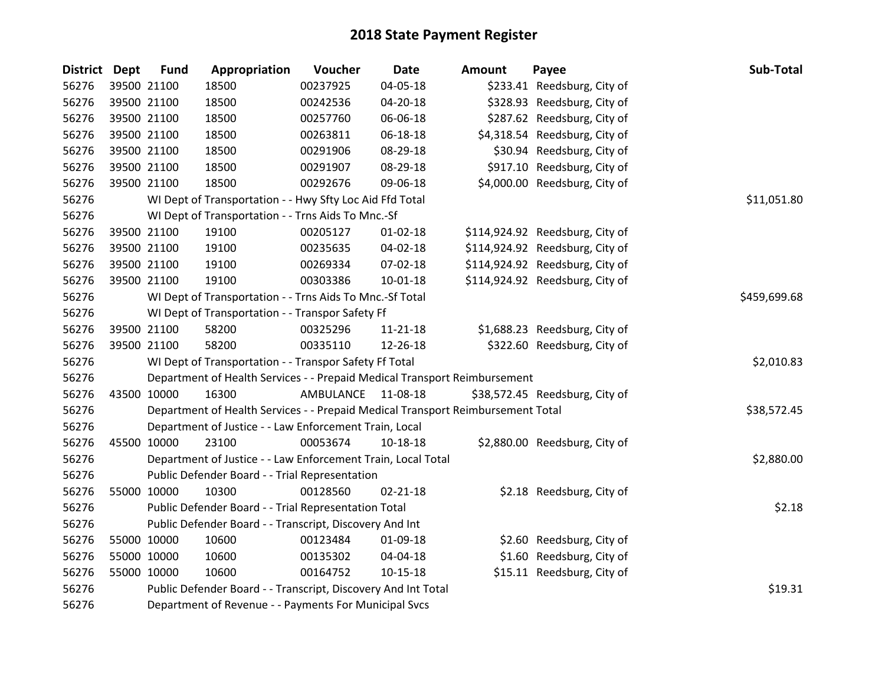# 2018 State Payment Register

| District | Dept | Fund | Appropriation | Voucher | Date | Amount | Payee | Sub-Total |
|---|---|---|---|---|---|---|---|---|
| 56276 | 39500 | 21100 | 18500 | 00237925 | 04-05-18 | $233.41 | Reedsburg, City of | |
| 56276 | 39500 | 21100 | 18500 | 00242536 | 04-20-18 | $328.93 | Reedsburg, City of | |
| 56276 | 39500 | 21100 | 18500 | 00257760 | 06-06-18 | $287.62 | Reedsburg, City of | |
| 56276 | 39500 | 21100 | 18500 | 00263811 | 06-18-18 | $4,318.54 | Reedsburg, City of | |
| 56276 | 39500 | 21100 | 18500 | 00291906 | 08-29-18 | $30.94 | Reedsburg, City of | |
| 56276 | 39500 | 21100 | 18500 | 00291907 | 08-29-18 | $917.10 | Reedsburg, City of | |
| 56276 | 39500 | 21100 | 18500 | 00292676 | 09-06-18 | $4,000.00 | Reedsburg, City of | |
| 56276 | | | WI Dept of Transportation - - Hwy Sfty Loc Aid Ffd Total | | | | | $11,051.80 |
| 56276 | | | WI Dept of Transportation - - Trns Aids To Mnc.-Sf | | | | | |
| 56276 | 39500 | 21100 | 19100 | 00205127 | 01-02-18 | $114,924.92 | Reedsburg, City of | |
| 56276 | 39500 | 21100 | 19100 | 00235635 | 04-02-18 | $114,924.92 | Reedsburg, City of | |
| 56276 | 39500 | 21100 | 19100 | 00269334 | 07-02-18 | $114,924.92 | Reedsburg, City of | |
| 56276 | 39500 | 21100 | 19100 | 00303386 | 10-01-18 | $114,924.92 | Reedsburg, City of | |
| 56276 | | | WI Dept of Transportation - - Trns Aids To Mnc.-Sf Total | | | | | $459,699.68 |
| 56276 | | | WI Dept of Transportation - - Transpor Safety Ff | | | | | |
| 56276 | 39500 | 21100 | 58200 | 00325296 | 11-21-18 | $1,688.23 | Reedsburg, City of | |
| 56276 | 39500 | 21100 | 58200 | 00335110 | 12-26-18 | $322.60 | Reedsburg, City of | |
| 56276 | | | WI Dept of Transportation - - Transpor Safety Ff Total | | | | | $2,010.83 |
| 56276 | | | Department of Health Services - - Prepaid Medical Transport Reimbursement | | | | | |
| 56276 | 43500 | 10000 | 16300 | AMBULANCE | 11-08-18 | $38,572.45 | Reedsburg, City of | |
| 56276 | | | Department of Health Services - - Prepaid Medical Transport Reimbursement Total | | | | | $38,572.45 |
| 56276 | | | Department of Justice - - Law Enforcement Train, Local | | | | | |
| 56276 | 45500 | 10000 | 23100 | 00053674 | 10-18-18 | $2,880.00 | Reedsburg, City of | |
| 56276 | | | Department of Justice - - Law Enforcement Train, Local Total | | | | | $2,880.00 |
| 56276 | | | Public Defender Board - - Trial Representation | | | | | |
| 56276 | 55000 | 10000 | 10300 | 00128560 | 02-21-18 | $2.18 | Reedsburg, City of | |
| 56276 | | | Public Defender Board - - Trial Representation Total | | | | | $2.18 |
| 56276 | | | Public Defender Board - - Transcript, Discovery And Int | | | | | |
| 56276 | 55000 | 10000 | 10600 | 00123484 | 01-09-18 | $2.60 | Reedsburg, City of | |
| 56276 | 55000 | 10000 | 10600 | 00135302 | 04-04-18 | $1.60 | Reedsburg, City of | |
| 56276 | 55000 | 10000 | 10600 | 00164752 | 10-15-18 | $15.11 | Reedsburg, City of | |
| 56276 | | | Public Defender Board - - Transcript, Discovery And Int Total | | | | | $19.31 |
| 56276 | | | Department of Revenue - - Payments For Municipal Svcs | | | | | |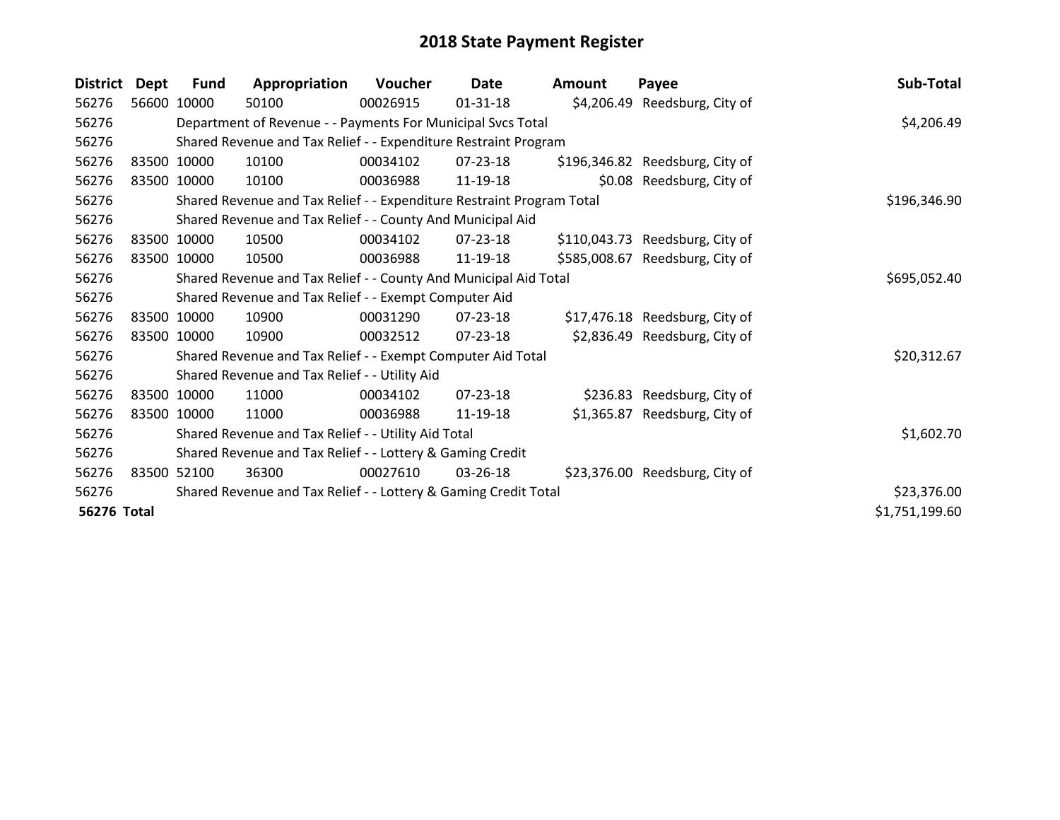# 2018 State Payment Register

| District | Dept | Fund | Appropriation | Voucher | Date | Amount | Payee | Sub-Total |
|---|---|---|---|---|---|---|---|---|
| 56276 | 56600 | 10000 | 50100 | 00026915 | 01-31-18 | $4,206.49 | Reedsburg, City of | |
| 56276 | | Department of Revenue - - Payments For Municipal Svcs Total | | | | | | $4,206.49 |
| 56276 | | Shared Revenue and Tax Relief - - Expenditure Restraint Program | | | | | | |
| 56276 | 83500 | 10000 | 10100 | 00034102 | 07-23-18 | $196,346.82 | Reedsburg, City of | |
| 56276 | 83500 | 10000 | 10100 | 00036988 | 11-19-18 | $0.08 | Reedsburg, City of | |
| 56276 | | Shared Revenue and Tax Relief - - Expenditure Restraint Program Total | | | | | | $196,346.90 |
| 56276 | | Shared Revenue and Tax Relief - - County And Municipal Aid | | | | | | |
| 56276 | 83500 | 10000 | 10500 | 00034102 | 07-23-18 | $110,043.73 | Reedsburg, City of | |
| 56276 | 83500 | 10000 | 10500 | 00036988 | 11-19-18 | $585,008.67 | Reedsburg, City of | |
| 56276 | | Shared Revenue and Tax Relief - - County And Municipal Aid Total | | | | | | $695,052.40 |
| 56276 | | Shared Revenue and Tax Relief - - Exempt Computer Aid | | | | | | |
| 56276 | 83500 | 10000 | 10900 | 00031290 | 07-23-18 | $17,476.18 | Reedsburg, City of | |
| 56276 | 83500 | 10000 | 10900 | 00032512 | 07-23-18 | $2,836.49 | Reedsburg, City of | |
| 56276 | | Shared Revenue and Tax Relief - - Exempt Computer Aid Total | | | | | | $20,312.67 |
| 56276 | | Shared Revenue and Tax Relief - - Utility Aid | | | | | | |
| 56276 | 83500 | 10000 | 11000 | 00034102 | 07-23-18 | $236.83 | Reedsburg, City of | |
| 56276 | 83500 | 10000 | 11000 | 00036988 | 11-19-18 | $1,365.87 | Reedsburg, City of | |
| 56276 | | Shared Revenue and Tax Relief - - Utility Aid Total | | | | | | $1,602.70 |
| 56276 | | Shared Revenue and Tax Relief - - Lottery & Gaming Credit | | | | | | |
| 56276 | 83500 | 52100 | 36300 | 00027610 | 03-26-18 | $23,376.00 | Reedsburg, City of | |
| 56276 | | Shared Revenue and Tax Relief - - Lottery & Gaming Credit Total | | | | | | $23,376.00 |
| **56276 Total** | | | | | | | | $1,751,199.60 |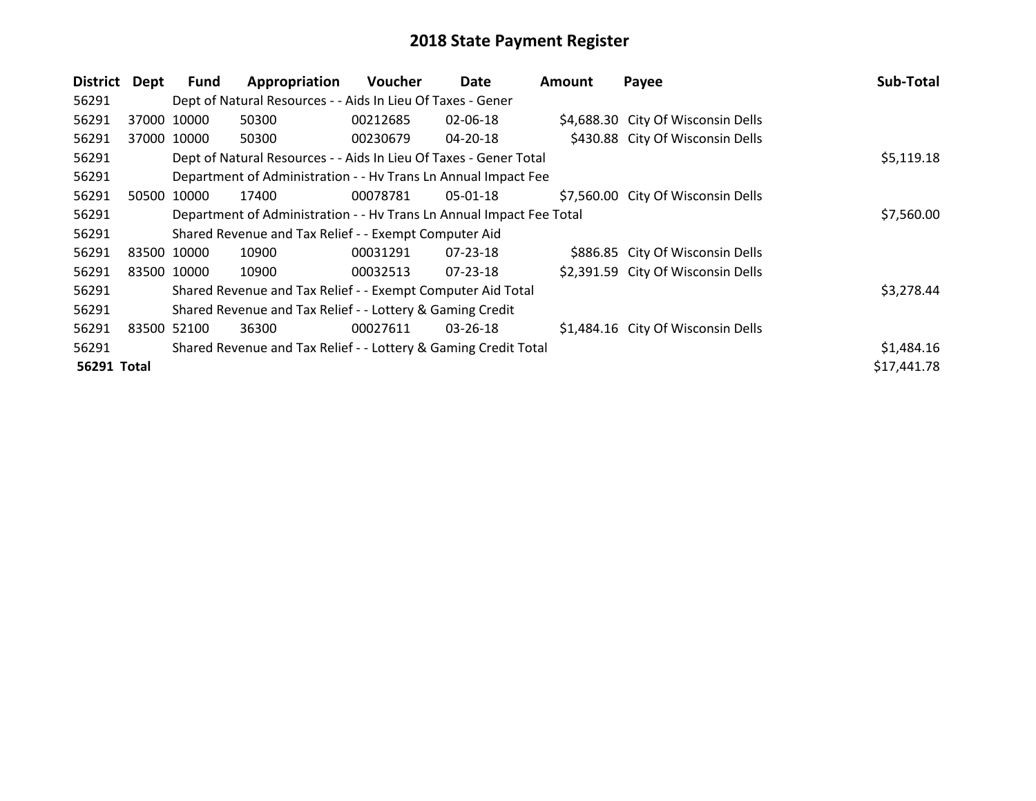# 2018 State Payment Register

| District | Dept | Fund | Appropriation | Voucher | Date | Amount | Payee | Sub-Total |
|---|---|---|---|---|---|---|---|---|
| 56291 | | Dept of Natural Resources - - Aids In Lieu Of Taxes - Gener | | | | | | |
| 56291 | 37000 | 10000 | 50300 | 00212685 | 02-06-18 | $4,688.30 | City Of Wisconsin Dells | |
| 56291 | 37000 | 10000 | 50300 | 00230679 | 04-20-18 | $430.88 | City Of Wisconsin Dells | |
| 56291 | | Dept of Natural Resources - - Aids In Lieu Of Taxes - Gener Total | | | | | | $5,119.18 |
| 56291 | | Department of Administration - - Hv Trans Ln Annual Impact Fee | | | | | | |
| 56291 | 50500 | 10000 | 17400 | 00078781 | 05-01-18 | $7,560.00 | City Of Wisconsin Dells | |
| 56291 | | Department of Administration - - Hv Trans Ln Annual Impact Fee Total | | | | | | $7,560.00 |
| 56291 | | Shared Revenue and Tax Relief - - Exempt Computer Aid | | | | | | |
| 56291 | 83500 | 10000 | 10900 | 00031291 | 07-23-18 | $886.85 | City Of Wisconsin Dells | |
| 56291 | 83500 | 10000 | 10900 | 00032513 | 07-23-18 | $2,391.59 | City Of Wisconsin Dells | |
| 56291 | | Shared Revenue and Tax Relief - - Exempt Computer Aid Total | | | | | | $3,278.44 |
| 56291 | | Shared Revenue and Tax Relief - - Lottery & Gaming Credit | | | | | | |
| 56291 | 83500 | 52100 | 36300 | 00027611 | 03-26-18 | $1,484.16 | City Of Wisconsin Dells | |
| 56291 | | Shared Revenue and Tax Relief - - Lottery & Gaming Credit Total | | | | | | $1,484.16 |
| **56291 Total** | | | | | | | | $17,441.78 |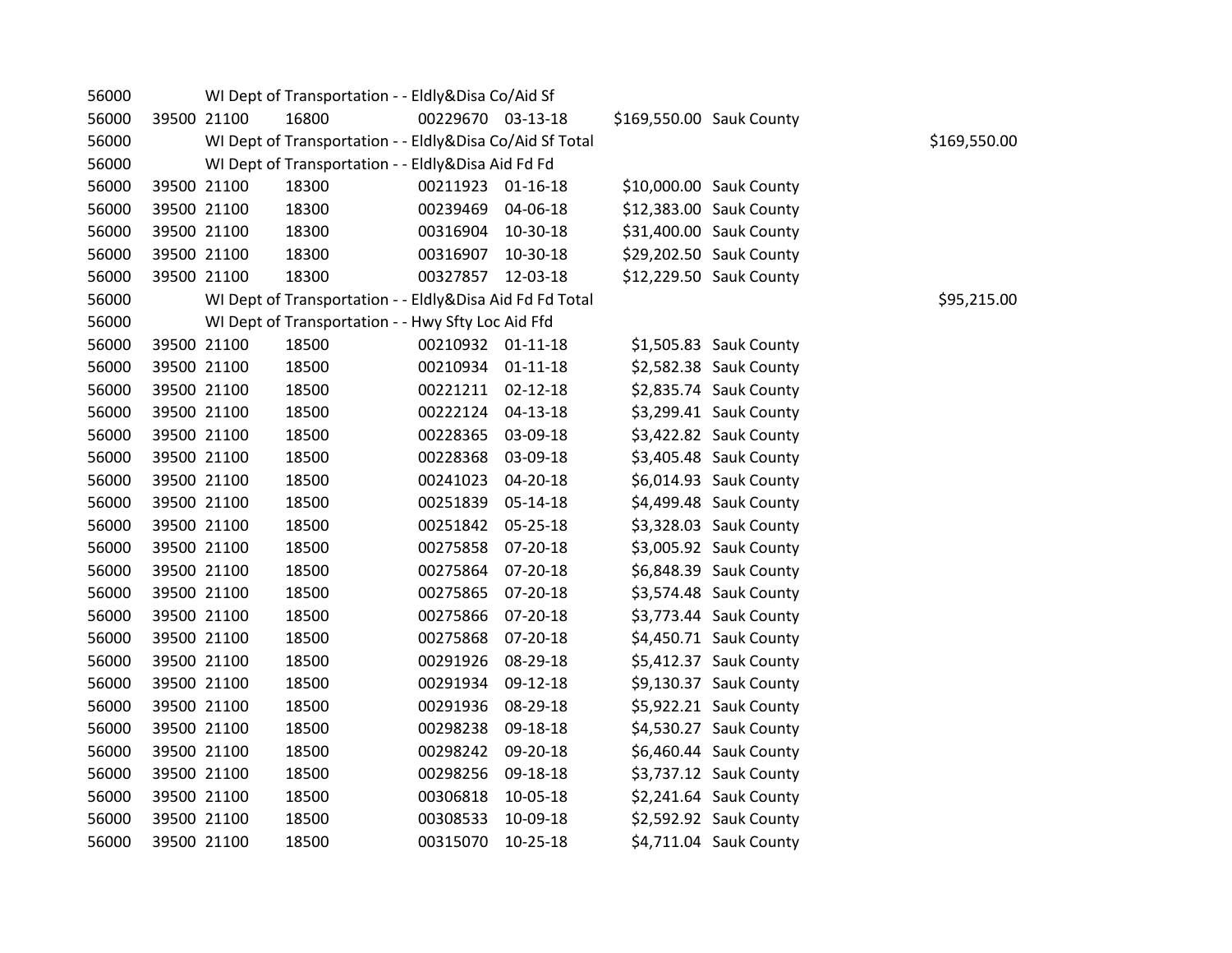| | | | | | | | | |
|---|---|---|---|---|---|---|---|---|
| 56000 | | WI Dept of Transportation - - Eldly&Disa Co/Aid Sf | | | | | | |
| 56000 | 39500 | 21100 | 16800 | 00229670 | 03-13-18 | $169,550.00 | Sauk County | |
| 56000 | | WI Dept of Transportation - - Eldly&Disa Co/Aid Sf Total | | | | | | $169,550.00 |
| 56000 | | WI Dept of Transportation - - Eldly&Disa Aid Fd Fd | | | | | | |
| 56000 | 39500 | 21100 | 18300 | 00211923 | 01-16-18 | $10,000.00 | Sauk County | |
| 56000 | 39500 | 21100 | 18300 | 00239469 | 04-06-18 | $12,383.00 | Sauk County | |
| 56000 | 39500 | 21100 | 18300 | 00316904 | 10-30-18 | $31,400.00 | Sauk County | |
| 56000 | 39500 | 21100 | 18300 | 00316907 | 10-30-18 | $29,202.50 | Sauk County | |
| 56000 | 39500 | 21100 | 18300 | 00327857 | 12-03-18 | $12,229.50 | Sauk County | |
| 56000 | | WI Dept of Transportation - - Eldly&Disa Aid Fd Fd Total | | | | | | $95,215.00 |
| 56000 | | WI Dept of Transportation - - Hwy Sfty Loc Aid Ffd | | | | | | |
| 56000 | 39500 | 21100 | 18500 | 00210932 | 01-11-18 | $1,505.83 | Sauk County | |
| 56000 | 39500 | 21100 | 18500 | 00210934 | 01-11-18 | $2,582.38 | Sauk County | |
| 56000 | 39500 | 21100 | 18500 | 00221211 | 02-12-18 | $2,835.74 | Sauk County | |
| 56000 | 39500 | 21100 | 18500 | 00222124 | 04-13-18 | $3,299.41 | Sauk County | |
| 56000 | 39500 | 21100 | 18500 | 00228365 | 03-09-18 | $3,422.82 | Sauk County | |
| 56000 | 39500 | 21100 | 18500 | 00228368 | 03-09-18 | $3,405.48 | Sauk County | |
| 56000 | 39500 | 21100 | 18500 | 00241023 | 04-20-18 | $6,014.93 | Sauk County | |
| 56000 | 39500 | 21100 | 18500 | 00251839 | 05-14-18 | $4,499.48 | Sauk County | |
| 56000 | 39500 | 21100 | 18500 | 00251842 | 05-25-18 | $3,328.03 | Sauk County | |
| 56000 | 39500 | 21100 | 18500 | 00275858 | 07-20-18 | $3,005.92 | Sauk County | |
| 56000 | 39500 | 21100 | 18500 | 00275864 | 07-20-18 | $6,848.39 | Sauk County | |
| 56000 | 39500 | 21100 | 18500 | 00275865 | 07-20-18 | $3,574.48 | Sauk County | |
| 56000 | 39500 | 21100 | 18500 | 00275866 | 07-20-18 | $3,773.44 | Sauk County | |
| 56000 | 39500 | 21100 | 18500 | 00275868 | 07-20-18 | $4,450.71 | Sauk County | |
| 56000 | 39500 | 21100 | 18500 | 00291926 | 08-29-18 | $5,412.37 | Sauk County | |
| 56000 | 39500 | 21100 | 18500 | 00291934 | 09-12-18 | $9,130.37 | Sauk County | |
| 56000 | 39500 | 21100 | 18500 | 00291936 | 08-29-18 | $5,922.21 | Sauk County | |
| 56000 | 39500 | 21100 | 18500 | 00298238 | 09-18-18 | $4,530.27 | Sauk County | |
| 56000 | 39500 | 21100 | 18500 | 00298242 | 09-20-18 | $6,460.44 | Sauk County | |
| 56000 | 39500 | 21100 | 18500 | 00298256 | 09-18-18 | $3,737.12 | Sauk County | |
| 56000 | 39500 | 21100 | 18500 | 00306818 | 10-05-18 | $2,241.64 | Sauk County | |
| 56000 | 39500 | 21100 | 18500 | 00308533 | 10-09-18 | $2,592.92 | Sauk County | |
| 56000 | 39500 | 21100 | 18500 | 00315070 | 10-25-18 | $4,711.04 | Sauk County | |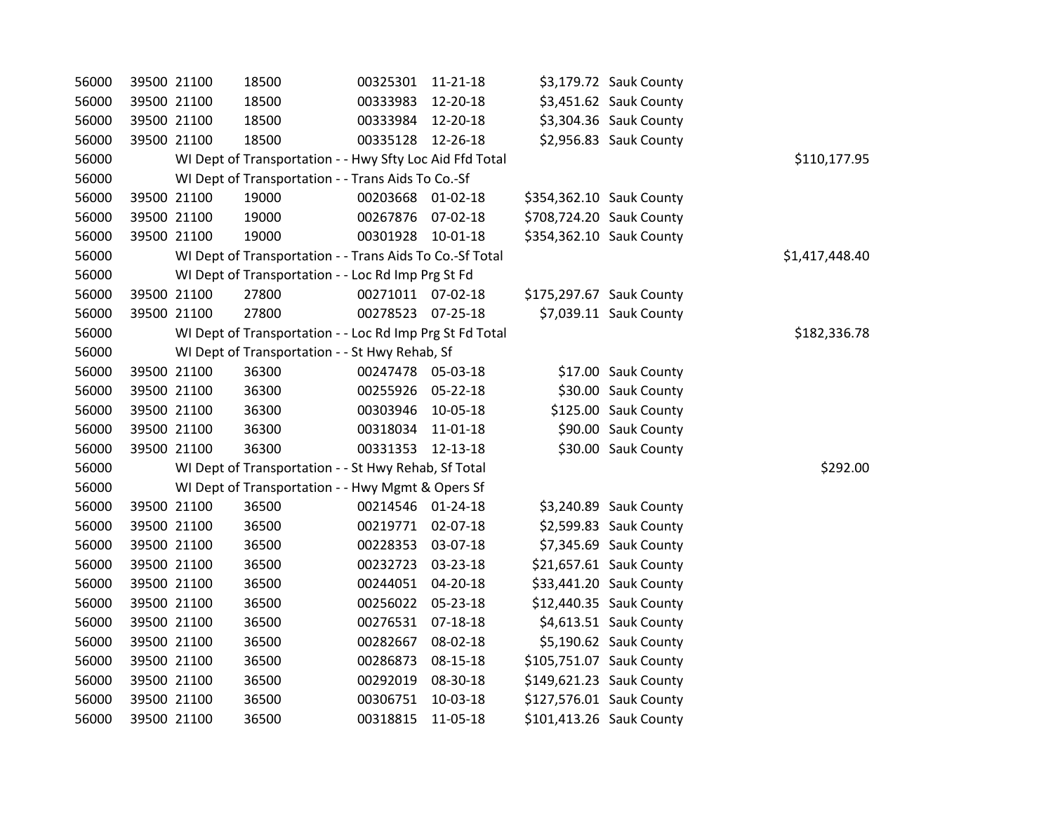| | | | | | | | | |
|---|---|---|---|---|---|---|---|---|
| 56000 | 39500 | 21100 | 18500 | 00325301 | 11-21-18 | $3,179.72 | Sauk County | |
| 56000 | 39500 | 21100 | 18500 | 00333983 | 12-20-18 | $3,451.62 | Sauk County | |
| 56000 | 39500 | 21100 | 18500 | 00333984 | 12-20-18 | $3,304.36 | Sauk County | |
| 56000 | 39500 | 21100 | 18500 | 00335128 | 12-26-18 | $2,956.83 | Sauk County | |
| 56000 | | WI Dept of Transportation - - Hwy Sfty Loc Aid Ffd Total | | | | | | $110,177.95 |
| 56000 | | WI Dept of Transportation - - Trans Aids To Co.-Sf | | | | | | |
| 56000 | 39500 | 21100 | 19000 | 00203668 | 01-02-18 | $354,362.10 | Sauk County | |
| 56000 | 39500 | 21100 | 19000 | 00267876 | 07-02-18 | $708,724.20 | Sauk County | |
| 56000 | 39500 | 21100 | 19000 | 00301928 | 10-01-18 | $354,362.10 | Sauk County | |
| 56000 | | WI Dept of Transportation - - Trans Aids To Co.-Sf Total | | | | | | $1,417,448.40 |
| 56000 | | WI Dept of Transportation - - Loc Rd Imp Prg St Fd | | | | | | |
| 56000 | 39500 | 21100 | 27800 | 00271011 | 07-02-18 | $175,297.67 | Sauk County | |
| 56000 | 39500 | 21100 | 27800 | 00278523 | 07-25-18 | $7,039.11 | Sauk County | |
| 56000 | | WI Dept of Transportation - - Loc Rd Imp Prg St Fd Total | | | | | | $182,336.78 |
| 56000 | | WI Dept of Transportation - - St Hwy Rehab, Sf | | | | | | |
| 56000 | 39500 | 21100 | 36300 | 00247478 | 05-03-18 | $17.00 | Sauk County | |
| 56000 | 39500 | 21100 | 36300 | 00255926 | 05-22-18 | $30.00 | Sauk County | |
| 56000 | 39500 | 21100 | 36300 | 00303946 | 10-05-18 | $125.00 | Sauk County | |
| 56000 | 39500 | 21100 | 36300 | 00318034 | 11-01-18 | $90.00 | Sauk County | |
| 56000 | 39500 | 21100 | 36300 | 00331353 | 12-13-18 | $30.00 | Sauk County | |
| 56000 | | WI Dept of Transportation - - St Hwy Rehab, Sf Total | | | | | | $292.00 |
| 56000 | | WI Dept of Transportation - - Hwy Mgmt & Opers Sf | | | | | | |
| 56000 | 39500 | 21100 | 36500 | 00214546 | 01-24-18 | $3,240.89 | Sauk County | |
| 56000 | 39500 | 21100 | 36500 | 00219771 | 02-07-18 | $2,599.83 | Sauk County | |
| 56000 | 39500 | 21100 | 36500 | 00228353 | 03-07-18 | $7,345.69 | Sauk County | |
| 56000 | 39500 | 21100 | 36500 | 00232723 | 03-23-18 | $21,657.61 | Sauk County | |
| 56000 | 39500 | 21100 | 36500 | 00244051 | 04-20-18 | $33,441.20 | Sauk County | |
| 56000 | 39500 | 21100 | 36500 | 00256022 | 05-23-18 | $12,440.35 | Sauk County | |
| 56000 | 39500 | 21100 | 36500 | 00276531 | 07-18-18 | $4,613.51 | Sauk County | |
| 56000 | 39500 | 21100 | 36500 | 00282667 | 08-02-18 | $5,190.62 | Sauk County | |
| 56000 | 39500 | 21100 | 36500 | 00286873 | 08-15-18 | $105,751.07 | Sauk County | |
| 56000 | 39500 | 21100 | 36500 | 00292019 | 08-30-18 | $149,621.23 | Sauk County | |
| 56000 | 39500 | 21100 | 36500 | 00306751 | 10-03-18 | $127,576.01 | Sauk County | |
| 56000 | 39500 | 21100 | 36500 | 00318815 | 11-05-18 | $101,413.26 | Sauk County | |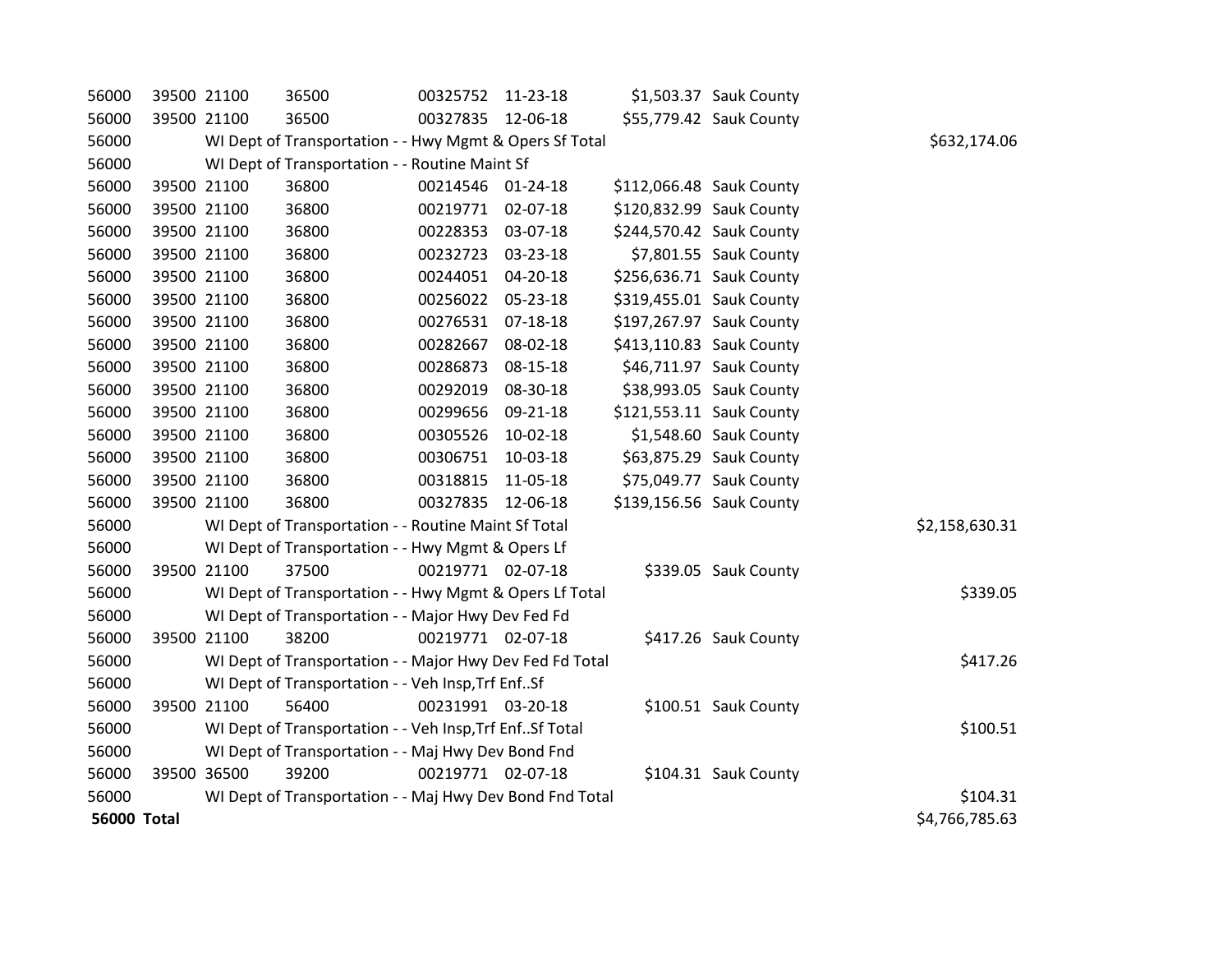| | | | | | | | | |
|---|---|---|---|---|---|---|---|---|
| 56000 | 39500 | 21100 | 36500 | 00325752 | 11-23-18 | $1,503.37 | Sauk County | |
| 56000 | 39500 | 21100 | 36500 | 00327835 | 12-06-18 | $55,779.42 | Sauk County | |
| 56000 | | WI Dept of Transportation - - Hwy Mgmt & Opers Sf Total | | | | | | $632,174.06 |
| 56000 | | WI Dept of Transportation - - Routine Maint Sf | | | | | | |
| 56000 | 39500 | 21100 | 36800 | 00214546 | 01-24-18 | $112,066.48 | Sauk County | |
| 56000 | 39500 | 21100 | 36800 | 00219771 | 02-07-18 | $120,832.99 | Sauk County | |
| 56000 | 39500 | 21100 | 36800 | 00228353 | 03-07-18 | $244,570.42 | Sauk County | |
| 56000 | 39500 | 21100 | 36800 | 00232723 | 03-23-18 | $7,801.55 | Sauk County | |
| 56000 | 39500 | 21100 | 36800 | 00244051 | 04-20-18 | $256,636.71 | Sauk County | |
| 56000 | 39500 | 21100 | 36800 | 00256022 | 05-23-18 | $319,455.01 | Sauk County | |
| 56000 | 39500 | 21100 | 36800 | 00276531 | 07-18-18 | $197,267.97 | Sauk County | |
| 56000 | 39500 | 21100 | 36800 | 00282667 | 08-02-18 | $413,110.83 | Sauk County | |
| 56000 | 39500 | 21100 | 36800 | 00286873 | 08-15-18 | $46,711.97 | Sauk County | |
| 56000 | 39500 | 21100 | 36800 | 00292019 | 08-30-18 | $38,993.05 | Sauk County | |
| 56000 | 39500 | 21100 | 36800 | 00299656 | 09-21-18 | $121,553.11 | Sauk County | |
| 56000 | 39500 | 21100 | 36800 | 00305526 | 10-02-18 | $1,548.60 | Sauk County | |
| 56000 | 39500 | 21100 | 36800 | 00306751 | 10-03-18 | $63,875.29 | Sauk County | |
| 56000 | 39500 | 21100 | 36800 | 00318815 | 11-05-18 | $75,049.77 | Sauk County | |
| 56000 | 39500 | 21100 | 36800 | 00327835 | 12-06-18 | $139,156.56 | Sauk County | |
| 56000 | | WI Dept of Transportation - - Routine Maint Sf Total | | | | | | $2,158,630.31 |
| 56000 | | WI Dept of Transportation - - Hwy Mgmt & Opers Lf | | | | | | |
| 56000 | 39500 | 21100 | 37500 | 00219771 | 02-07-18 | $339.05 | Sauk County | |
| 56000 | | WI Dept of Transportation - - Hwy Mgmt & Opers Lf Total | | | | | | $339.05 |
| 56000 | | WI Dept of Transportation - - Major Hwy Dev Fed Fd | | | | | | |
| 56000 | 39500 | 21100 | 38200 | 00219771 | 02-07-18 | $417.26 | Sauk County | |
| 56000 | | WI Dept of Transportation - - Major Hwy Dev Fed Fd Total | | | | | | $417.26 |
| 56000 | | WI Dept of Transportation - - Veh Insp,Trf Enf..Sf | | | | | | |
| 56000 | 39500 | 21100 | 56400 | 00231991 | 03-20-18 | $100.51 | Sauk County | |
| 56000 | | WI Dept of Transportation - - Veh Insp,Trf Enf..Sf Total | | | | | | $100.51 |
| 56000 | | WI Dept of Transportation - - Maj Hwy Dev Bond Fnd | | | | | | |
| 56000 | 39500 | 36500 | 39200 | 00219771 | 02-07-18 | $104.31 | Sauk County | |
| 56000 | | WI Dept of Transportation - - Maj Hwy Dev Bond Fnd Total | | | | | | $104.31 |
| **56000 Total** | | | | | | | | $4,766,785.63 |